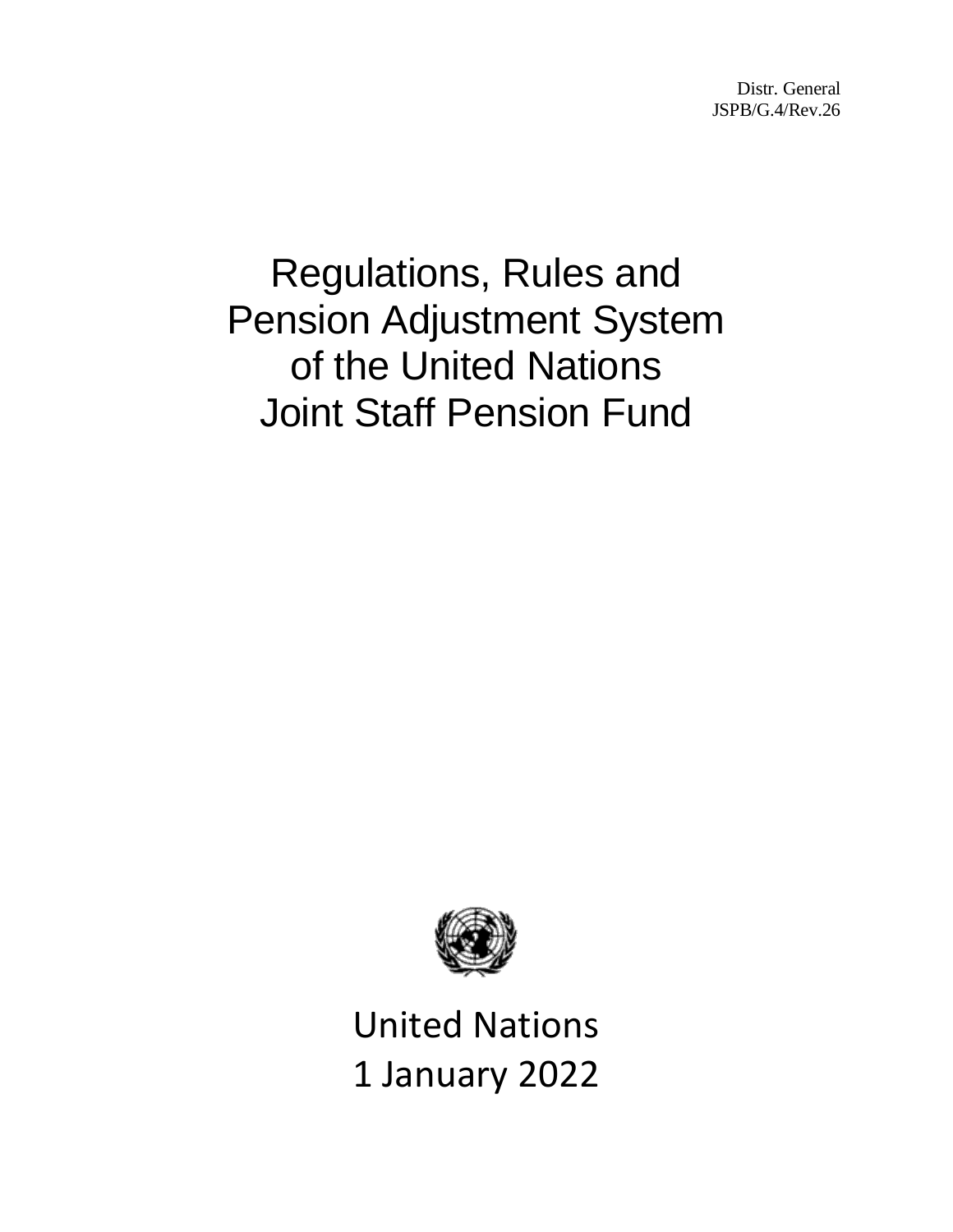Distr. General
JSPB/G.4/Rev.26

# Regulations, Rules and Pension Adjustment System of the United Nations Joint Staff Pension Fund

United Nations
1 January 2022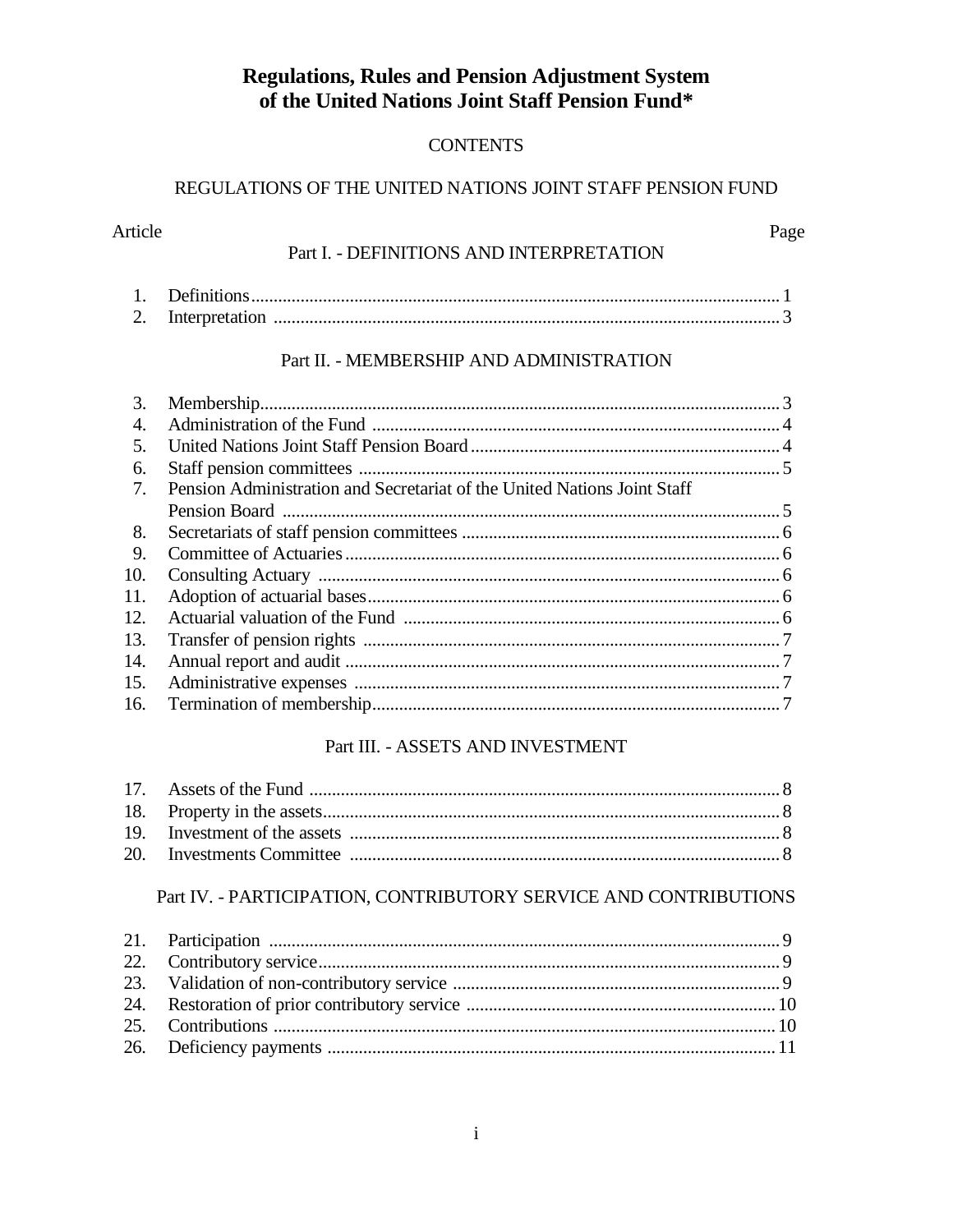# Regulations, Rules and Pension Adjustment System of the United Nations Joint Staff Pension Fund*

## CONTENTS

### REGULATIONS OF THE UNITED NATIONS JOINT STAFF PENSION FUND

| Article | | Page |
|---|---|---|
| | **Part I. - DEFINITIONS AND INTERPRETATION** | |
| 1. | Definitions | 1 |
| 2. | Interpretation | 3 |
| | **Part II. - MEMBERSHIP AND ADMINISTRATION** | |
| 3. | Membership | 3 |
| 4. | Administration of the Fund | 4 |
| 5. | United Nations Joint Staff Pension Board | 4 |
| 6. | Staff pension committees | 5 |
| 7. | Pension Administration and Secretariat of the United Nations Joint Staff Pension Board | 5 |
| 8. | Secretariats of staff pension committees | 6 |
| 9. | Committee of Actuaries | 6 |
| 10. | Consulting Actuary | 6 |
| 11. | Adoption of actuarial bases | 6 |
| 12. | Actuarial valuation of the Fund | 6 |
| 13. | Transfer of pension rights | 7 |
| 14. | Annual report and audit | 7 |
| 15. | Administrative expenses | 7 |
| 16. | Termination of membership | 7 |
| | **Part III. - ASSETS AND INVESTMENT** | |
| 17. | Assets of the Fund | 8 |
| 18. | Property in the assets | 8 |
| 19. | Investment of the assets | 8 |
| 20. | Investments Committee | 8 |
| | **Part IV. - PARTICIPATION, CONTRIBUTORY SERVICE AND CONTRIBUTIONS** | |
| 21. | Participation | 9 |
| 22. | Contributory service | 9 |
| 23. | Validation of non-contributory service | 9 |
| 24. | Restoration of prior contributory service | 10 |
| 25. | Contributions | 10 |
| 26. | Deficiency payments | 11 |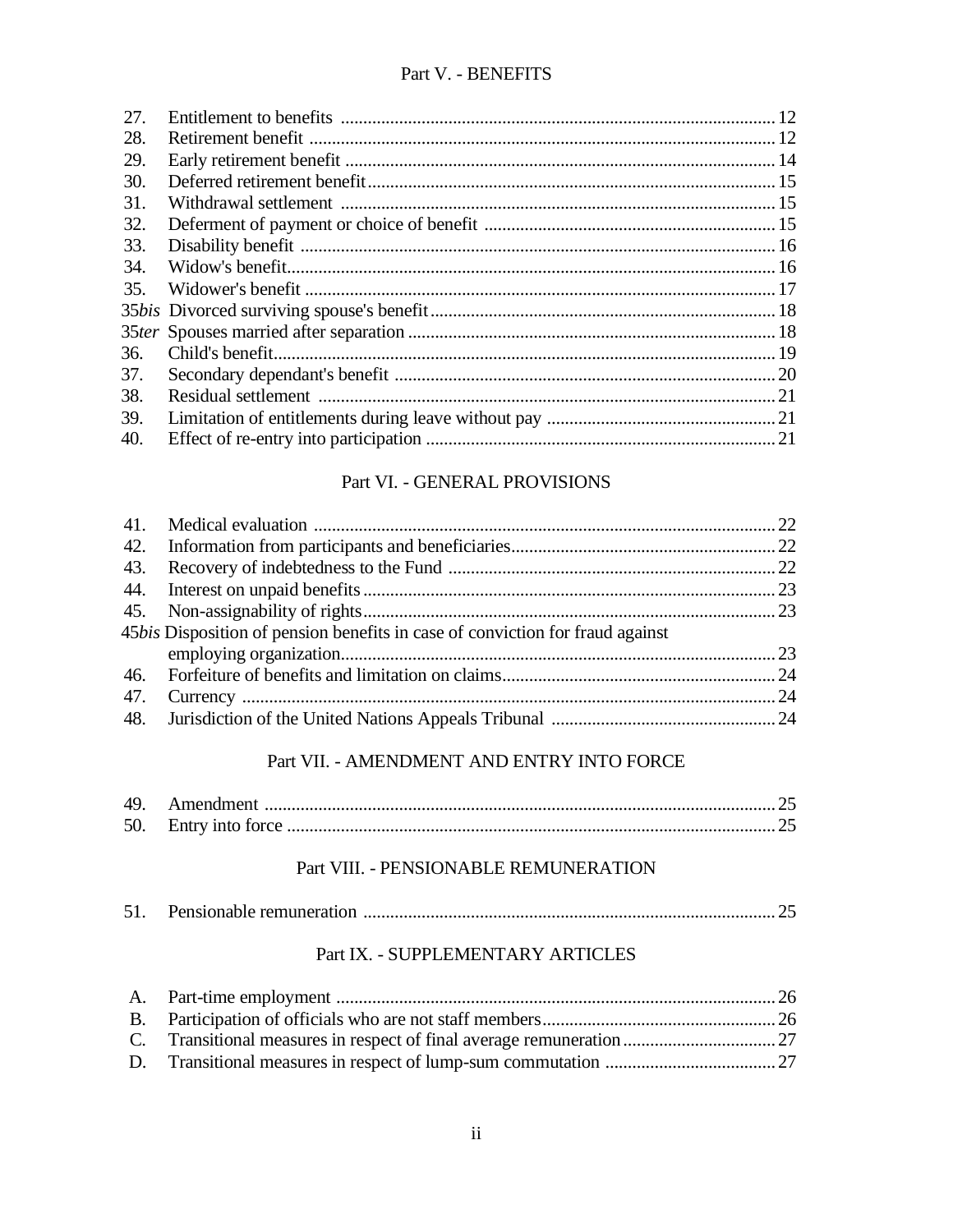## Part V. - BENEFITS

| | | |
|---|---|---|
| 27. | Entitlement to benefits | 12 |
| 28. | Retirement benefit | 12 |
| 29. | Early retirement benefit | 14 |
| 30. | Deferred retirement benefit | 15 |
| 31. | Withdrawal settlement | 15 |
| 32. | Deferment of payment or choice of benefit | 15 |
| 33. | Disability benefit | 16 |
| 34. | Widow's benefit | 16 |
| 35. | Widower's benefit | 17 |
| 35*bis* | Divorced surviving spouse's benefit | 18 |
| 35*ter* | Spouses married after separation | 18 |
| 36. | Child's benefit | 19 |
| 37. | Secondary dependant's benefit | 20 |
| 38. | Residual settlement | 21 |
| 39. | Limitation of entitlements during leave without pay | 21 |
| 40. | Effect of re-entry into participation | 21 |

## Part VI. - GENERAL PROVISIONS

| | | |
|---|---|---|
| 41. | Medical evaluation | 22 |
| 42. | Information from participants and beneficiaries | 22 |
| 43. | Recovery of indebtedness to the Fund | 22 |
| 44. | Interest on unpaid benefits | 23 |
| 45. | Non-assignability of rights | 23 |
| 45*bis* | Disposition of pension benefits in case of conviction for fraud against employing organization | 23 |
| 46. | Forfeiture of benefits and limitation on claims | 24 |
| 47. | Currency | 24 |
| 48. | Jurisdiction of the United Nations Appeals Tribunal | 24 |

## Part VII. - AMENDMENT AND ENTRY INTO FORCE

| | | |
|---|---|---|
| 49. | Amendment | 25 |
| 50. | Entry into force | 25 |

## Part VIII. - PENSIONABLE REMUNERATION

| | | |
|---|---|---|
| 51. | Pensionable remuneration | 25 |

## Part IX. - SUPPLEMENTARY ARTICLES

| | | |
|---|---|---|
| A. | Part-time employment | 26 |
| B. | Participation of officials who are not staff members | 26 |
| C. | Transitional measures in respect of final average remuneration | 27 |
| D. | Transitional measures in respect of lump-sum commutation | 27 |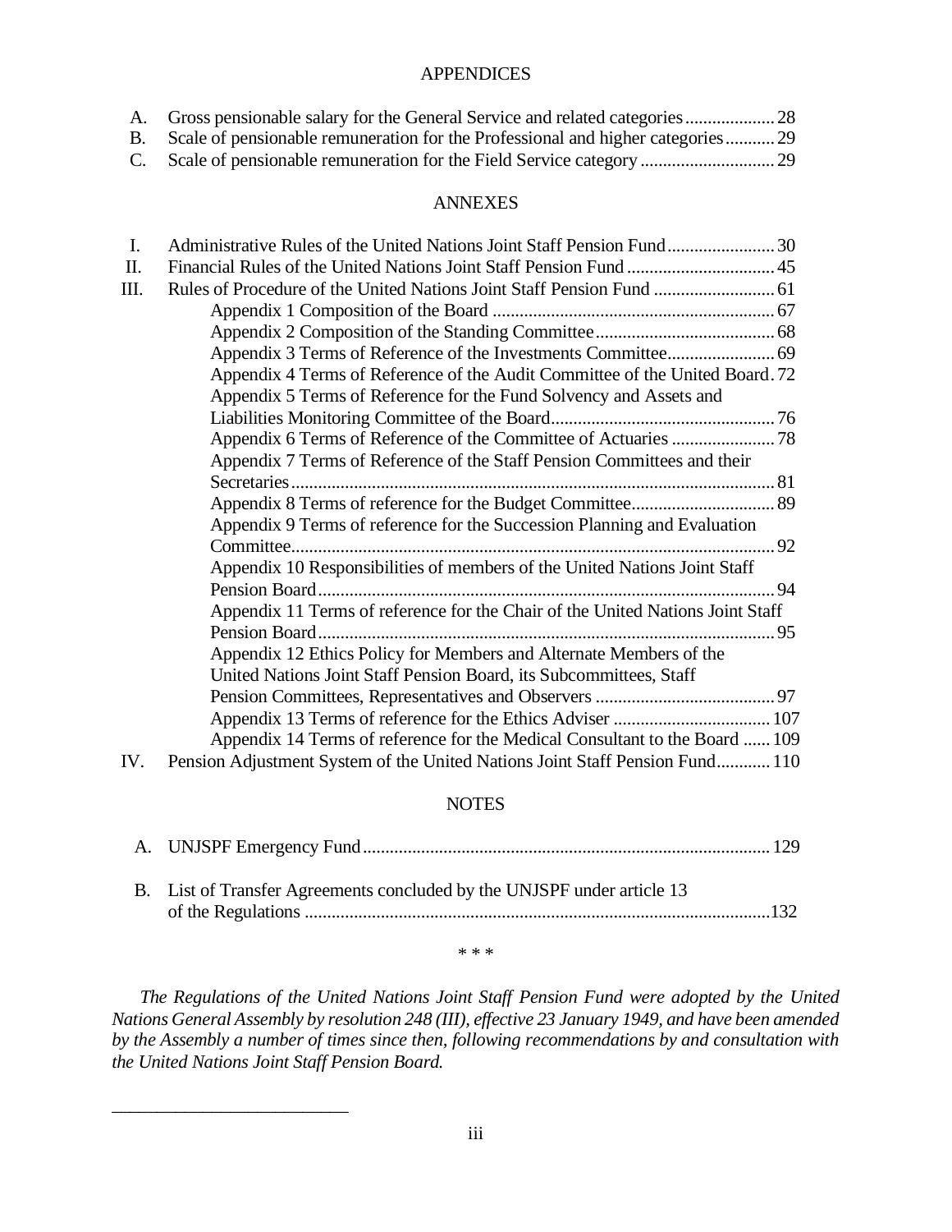## APPENDICES

A. Gross pensionable salary for the General Service and related categories .................... 28

B. Scale of pensionable remuneration for the Professional and higher categories ........... 29

C. Scale of pensionable remuneration for the Field Service category .............................. 29

## ANNEXES

I. Administrative Rules of the United Nations Joint Staff Pension Fund ........................ 30

II. Financial Rules of the United Nations Joint Staff Pension Fund ................................. 45

III. Rules of Procedure of the United Nations Joint Staff Pension Fund ........................... 61

- Appendix 1 Composition of the Board ............................................................... 67
- Appendix 2 Composition of the Standing Committee ........................................ 68
- Appendix 3 Terms of Reference of the Investments Committee ........................ 69
- Appendix 4 Terms of Reference of the Audit Committee of the United Board . 72
- Appendix 5 Terms of Reference for the Fund Solvency and Assets and Liabilities Monitoring Committee of the Board .................................................. 76
- Appendix 6 Terms of Reference of the Committee of Actuaries ....................... 78
- Appendix 7 Terms of Reference of the Staff Pension Committees and their Secretaries ............................................................................................................. 81
- Appendix 8 Terms of reference for the Budget Committee ................................ 89
- Appendix 9 Terms of reference for the Succession Planning and Evaluation Committee ............................................................................................................. 92
- Appendix 10 Responsibilities of members of the United Nations Joint Staff Pension Board ...................................................................................................... 94
- Appendix 11 Terms of reference for the Chair of the United Nations Joint Staff Pension Board ...................................................................................................... 95
- Appendix 12 Ethics Policy for Members and Alternate Members of the United Nations Joint Staff Pension Board, its Subcommittees, Staff Pension Committees, Representatives and Observers ........................................ 97
- Appendix 13 Terms of reference for the Ethics Adviser ................................... 107
- Appendix 14 Terms of reference for the Medical Consultant to the Board ...... 109

IV. Pension Adjustment System of the United Nations Joint Staff Pension Fund ............ 110

## NOTES

A. UNJSPF Emergency Fund ........................................................................................... 129

B. List of Transfer Agreements concluded by the UNJSPF under article 13 of the Regulations ........................................................................................................132

\* \* \*

*The Regulations of the United Nations Joint Staff Pension Fund were adopted by the United Nations General Assembly by resolution 248 (III), effective 23 January 1949, and have been amended by the Assembly a number of times since then, following recommendations by and consultation with the United Nations Joint Staff Pension Board.*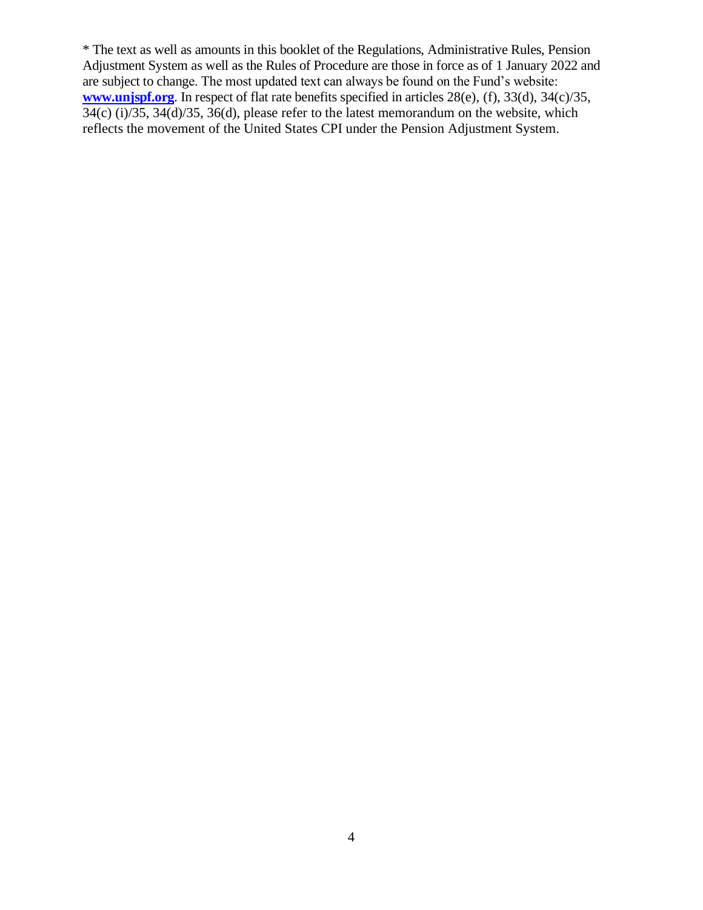* The text as well as amounts in this booklet of the Regulations, Administrative Rules, Pension Adjustment System as well as the Rules of Procedure are those in force as of 1 January 2022 and are subject to change. The most updated text can always be found on the Fund's website: **www.unjspf.org**. In respect of flat rate benefits specified in articles 28(e), (f), 33(d), 34(c)/35, 34(c) (i)/35, 34(d)/35, 36(d), please refer to the latest memorandum on the website, which reflects the movement of the United States CPI under the Pension Adjustment System.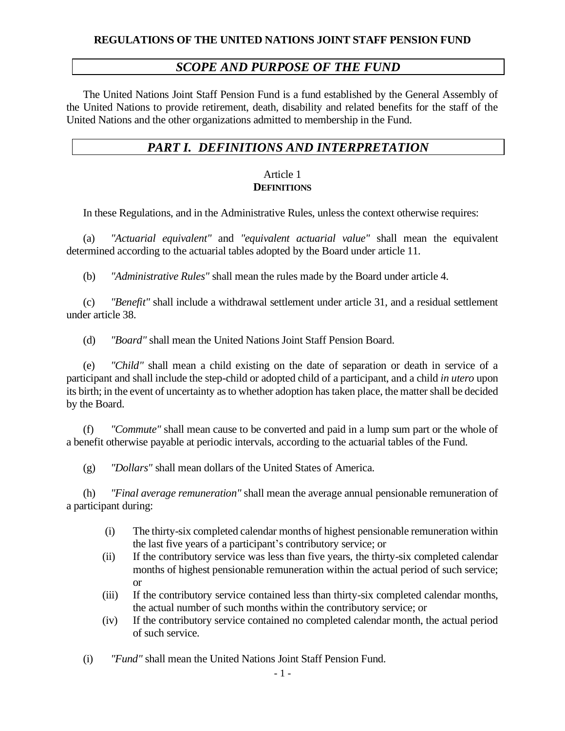**REGULATIONS OF THE UNITED NATIONS JOINT STAFF PENSION FUND**

## *SCOPE AND PURPOSE OF THE FUND*

The United Nations Joint Staff Pension Fund is a fund established by the General Assembly of the United Nations to provide retirement, death, disability and related benefits for the staff of the United Nations and the other organizations admitted to membership in the Fund.

## *PART I. DEFINITIONS AND INTERPRETATION*

### Article 1
### **DEFINITIONS**

In these Regulations, and in the Administrative Rules, unless the context otherwise requires:

(a) *"Actuarial equivalent"* and *"equivalent actuarial value"* shall mean the equivalent determined according to the actuarial tables adopted by the Board under article 11.

(b) *"Administrative Rules"* shall mean the rules made by the Board under article 4.

(c) *"Benefit"* shall include a withdrawal settlement under article 31, and a residual settlement under article 38.

(d) *"Board"* shall mean the United Nations Joint Staff Pension Board.

(e) *"Child"* shall mean a child existing on the date of separation or death in service of a participant and shall include the step-child or adopted child of a participant, and a child *in utero* upon its birth; in the event of uncertainty as to whether adoption has taken place, the matter shall be decided by the Board.

(f) *"Commute"* shall mean cause to be converted and paid in a lump sum part or the whole of a benefit otherwise payable at periodic intervals, according to the actuarial tables of the Fund.

(g) *"Dollars"* shall mean dollars of the United States of America.

(h) *"Final average remuneration"* shall mean the average annual pensionable remuneration of a participant during:

- (i) The thirty-six completed calendar months of highest pensionable remuneration within the last five years of a participant's contributory service; or
- (ii) If the contributory service was less than five years, the thirty-six completed calendar months of highest pensionable remuneration within the actual period of such service; or
- (iii) If the contributory service contained less than thirty-six completed calendar months, the actual number of such months within the contributory service; or
- (iv) If the contributory service contained no completed calendar month, the actual period of such service.

(i) *"Fund"* shall mean the United Nations Joint Staff Pension Fund.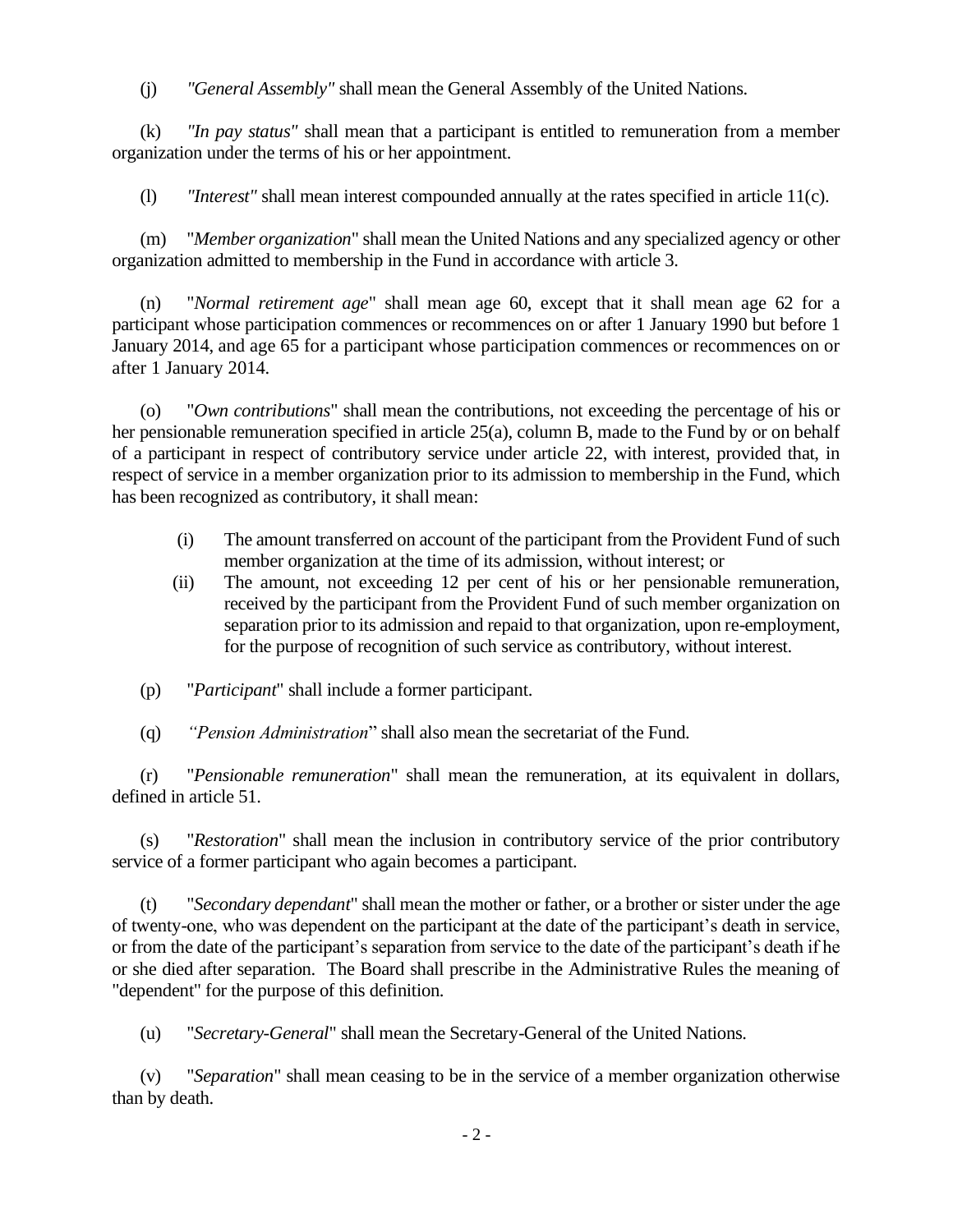(j) *"General Assembly"* shall mean the General Assembly of the United Nations.

(k) *"In pay status"* shall mean that a participant is entitled to remuneration from a member organization under the terms of his or her appointment.

(l) *"Interest"* shall mean interest compounded annually at the rates specified in article 11(c).

(m) "*Member organization*" shall mean the United Nations and any specialized agency or other organization admitted to membership in the Fund in accordance with article 3.

(n) "*Normal retirement age*" shall mean age 60, except that it shall mean age 62 for a participant whose participation commences or recommences on or after 1 January 1990 but before 1 January 2014, and age 65 for a participant whose participation commences or recommences on or after 1 January 2014.

(o) "*Own contributions*" shall mean the contributions, not exceeding the percentage of his or her pensionable remuneration specified in article 25(a), column B, made to the Fund by or on behalf of a participant in respect of contributory service under article 22, with interest, provided that, in respect of service in a member organization prior to its admission to membership in the Fund, which has been recognized as contributory, it shall mean:

(i) The amount transferred on account of the participant from the Provident Fund of such member organization at the time of its admission, without interest; or

(ii) The amount, not exceeding 12 per cent of his or her pensionable remuneration, received by the participant from the Provident Fund of such member organization on separation prior to its admission and repaid to that organization, upon re-employment, for the purpose of recognition of such service as contributory, without interest.

(p) "*Participant*" shall include a former participant.

(q) *"Pension Administration*" shall also mean the secretariat of the Fund.

(r) "*Pensionable remuneration*" shall mean the remuneration, at its equivalent in dollars, defined in article 51.

(s) "*Restoration*" shall mean the inclusion in contributory service of the prior contributory service of a former participant who again becomes a participant.

(t) "*Secondary dependant*" shall mean the mother or father, or a brother or sister under the age of twenty-one, who was dependent on the participant at the date of the participant's death in service, or from the date of the participant's separation from service to the date of the participant's death if he or she died after separation. The Board shall prescribe in the Administrative Rules the meaning of "dependent" for the purpose of this definition.

(u) "*Secretary-General*" shall mean the Secretary-General of the United Nations.

(v) "*Separation*" shall mean ceasing to be in the service of a member organization otherwise than by death.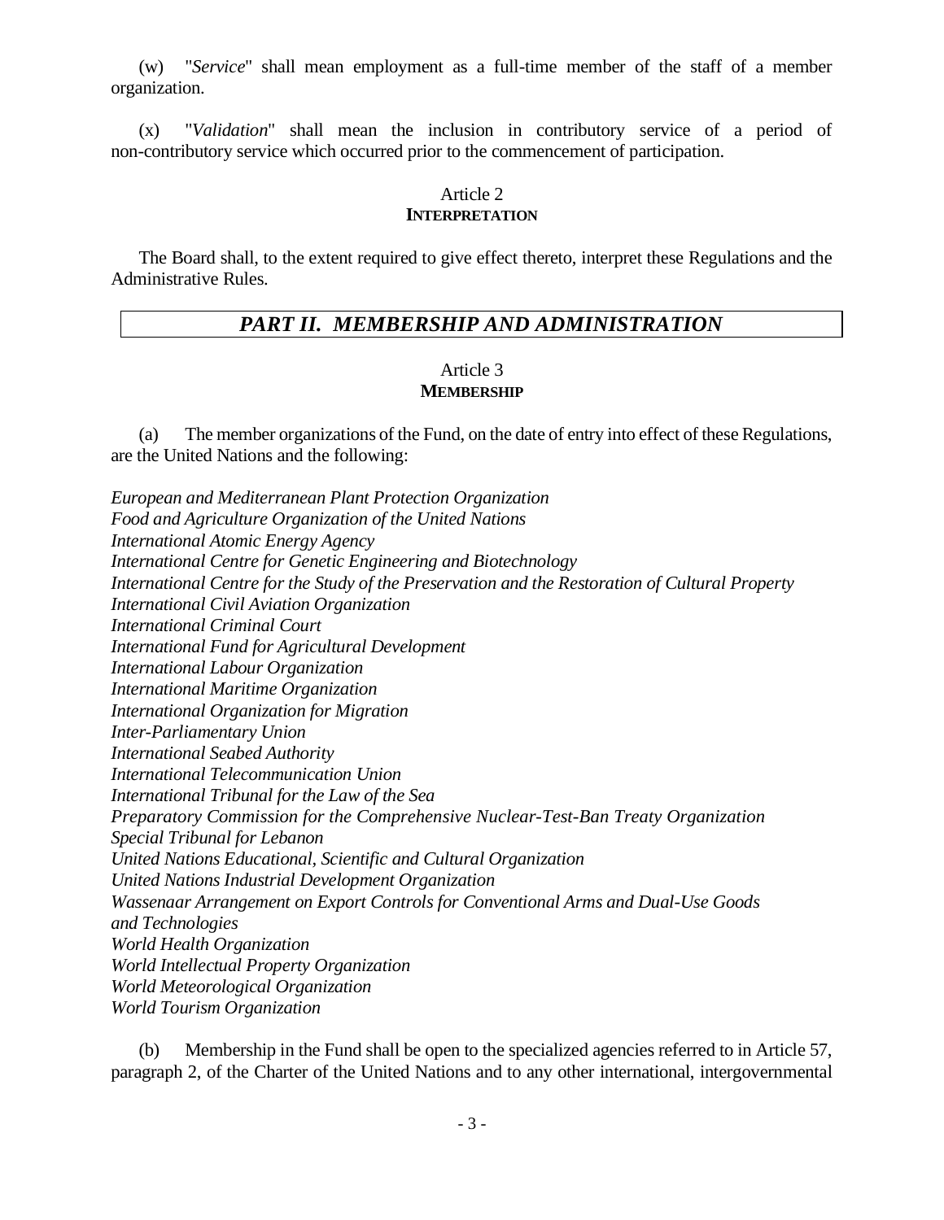(w) "*Service*" shall mean employment as a full-time member of the staff of a member organization.

(x) "*Validation*" shall mean the inclusion in contributory service of a period of non-contributory service which occurred prior to the commencement of participation.

### Article 2
### INTERPRETATION

The Board shall, to the extent required to give effect thereto, interpret these Regulations and the Administrative Rules.

## *PART II. MEMBERSHIP AND ADMINISTRATION*

### Article 3
### MEMBERSHIP

(a) The member organizations of the Fund, on the date of entry into effect of these Regulations, are the United Nations and the following:

*European and Mediterranean Plant Protection Organization*
*Food and Agriculture Organization of the United Nations*
*International Atomic Energy Agency*
*International Centre for Genetic Engineering and Biotechnology*
*International Centre for the Study of the Preservation and the Restoration of Cultural Property*
*International Civil Aviation Organization*
*International Criminal Court*
*International Fund for Agricultural Development*
*International Labour Organization*
*International Maritime Organization*
*International Organization for Migration*
*Inter-Parliamentary Union*
*International Seabed Authority*
*International Telecommunication Union*
*International Tribunal for the Law of the Sea*
*Preparatory Commission for the Comprehensive Nuclear-Test-Ban Treaty Organization*
*Special Tribunal for Lebanon*
*United Nations Educational, Scientific and Cultural Organization*
*United Nations Industrial Development Organization*
*Wassenaar Arrangement on Export Controls for Conventional Arms and Dual-Use Goods and Technologies*
*World Health Organization*
*World Intellectual Property Organization*
*World Meteorological Organization*
*World Tourism Organization*

(b) Membership in the Fund shall be open to the specialized agencies referred to in Article 57, paragraph 2, of the Charter of the United Nations and to any other international, intergovernmental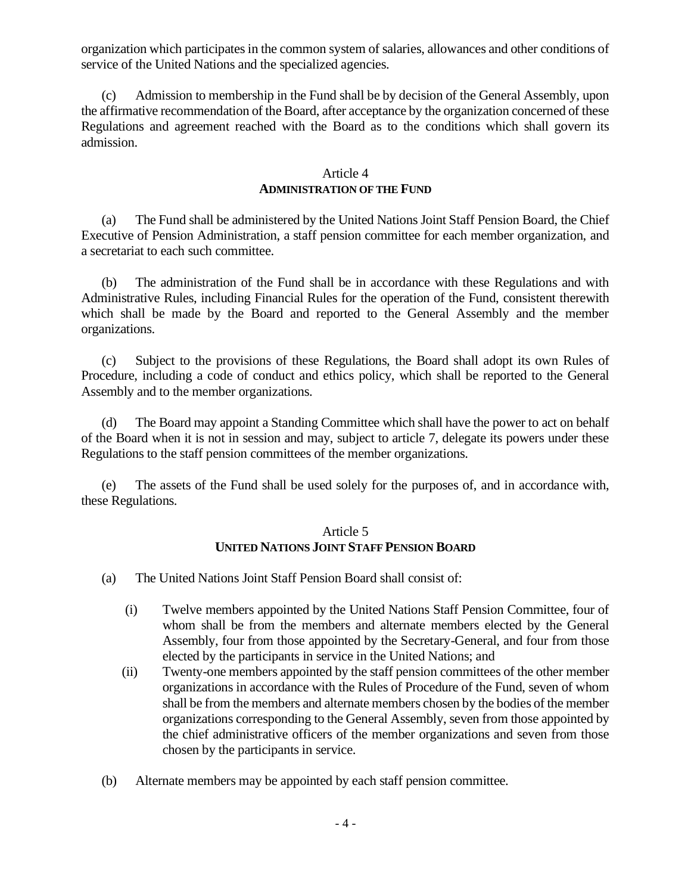organization which participates in the common system of salaries, allowances and other conditions of service of the United Nations and the specialized agencies.

(c) Admission to membership in the Fund shall be by decision of the General Assembly, upon the affirmative recommendation of the Board, after acceptance by the organization concerned of these Regulations and agreement reached with the Board as to the conditions which shall govern its admission.

### Article 4
### ADMINISTRATION OF THE FUND

(a) The Fund shall be administered by the United Nations Joint Staff Pension Board, the Chief Executive of Pension Administration, a staff pension committee for each member organization, and a secretariat to each such committee.

(b) The administration of the Fund shall be in accordance with these Regulations and with Administrative Rules, including Financial Rules for the operation of the Fund, consistent therewith which shall be made by the Board and reported to the General Assembly and the member organizations.

(c) Subject to the provisions of these Regulations, the Board shall adopt its own Rules of Procedure, including a code of conduct and ethics policy, which shall be reported to the General Assembly and to the member organizations.

(d) The Board may appoint a Standing Committee which shall have the power to act on behalf of the Board when it is not in session and may, subject to article 7, delegate its powers under these Regulations to the staff pension committees of the member organizations.

(e) The assets of the Fund shall be used solely for the purposes of, and in accordance with, these Regulations.

### Article 5
### UNITED NATIONS JOINT STAFF PENSION BOARD

(a) The United Nations Joint Staff Pension Board shall consist of:

(i) Twelve members appointed by the United Nations Staff Pension Committee, four of whom shall be from the members and alternate members elected by the General Assembly, four from those appointed by the Secretary-General, and four from those elected by the participants in service in the United Nations; and

(ii) Twenty-one members appointed by the staff pension committees of the other member organizations in accordance with the Rules of Procedure of the Fund, seven of whom shall be from the members and alternate members chosen by the bodies of the member organizations corresponding to the General Assembly, seven from those appointed by the chief administrative officers of the member organizations and seven from those chosen by the participants in service.

(b) Alternate members may be appointed by each staff pension committee.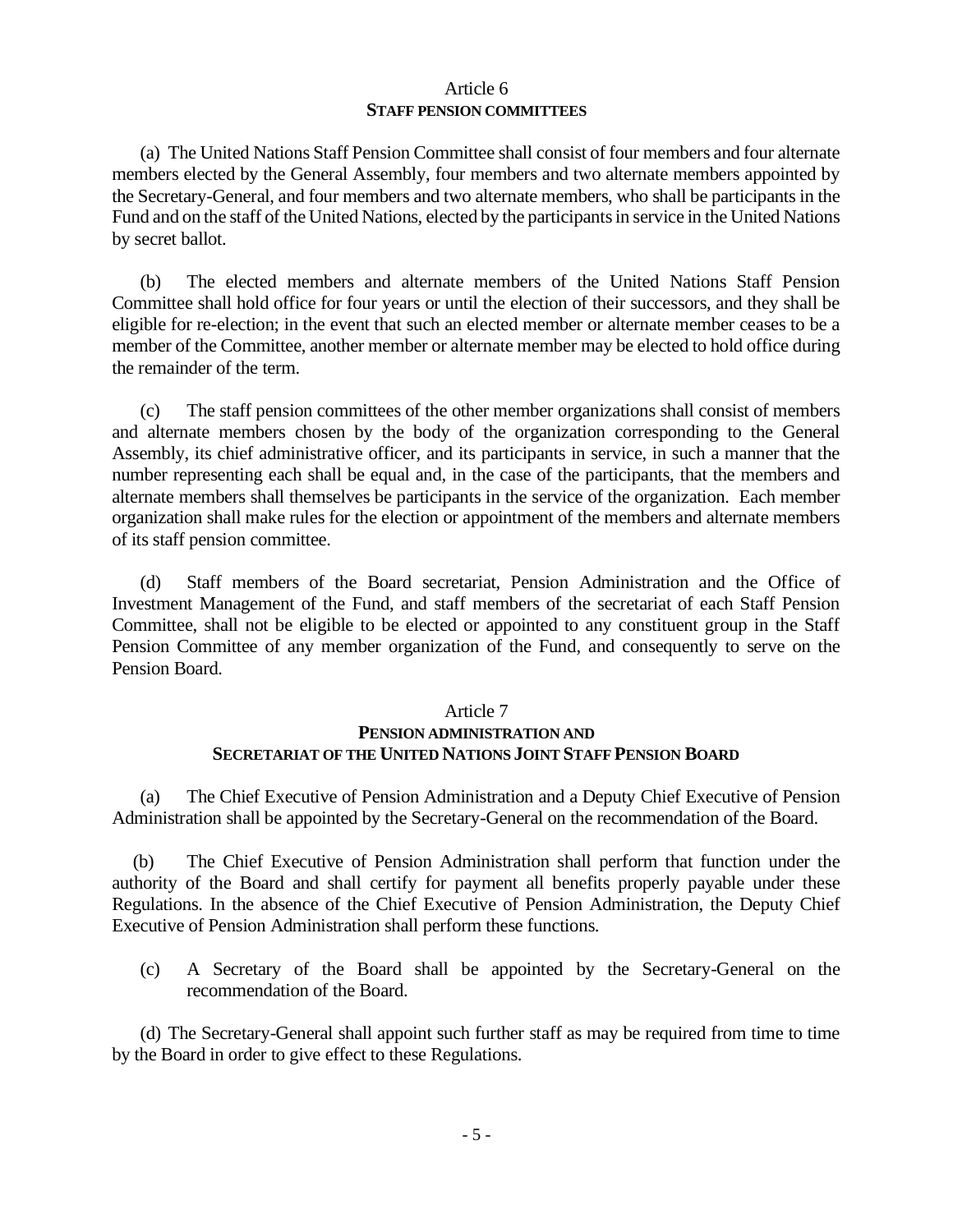## Article 6
### STAFF PENSION COMMITTEES

(a) The United Nations Staff Pension Committee shall consist of four members and four alternate members elected by the General Assembly, four members and two alternate members appointed by the Secretary-General, and four members and two alternate members, who shall be participants in the Fund and on the staff of the United Nations, elected by the participants in service in the United Nations by secret ballot.

(b) The elected members and alternate members of the United Nations Staff Pension Committee shall hold office for four years or until the election of their successors, and they shall be eligible for re-election; in the event that such an elected member or alternate member ceases to be a member of the Committee, another member or alternate member may be elected to hold office during the remainder of the term.

(c) The staff pension committees of the other member organizations shall consist of members and alternate members chosen by the body of the organization corresponding to the General Assembly, its chief administrative officer, and its participants in service, in such a manner that the number representing each shall be equal and, in the case of the participants, that the members and alternate members shall themselves be participants in the service of the organization. Each member organization shall make rules for the election or appointment of the members and alternate members of its staff pension committee.

(d) Staff members of the Board secretariat, Pension Administration and the Office of Investment Management of the Fund, and staff members of the secretariat of each Staff Pension Committee, shall not be eligible to be elected or appointed to any constituent group in the Staff Pension Committee of any member organization of the Fund, and consequently to serve on the Pension Board.

## Article 7
### PENSION ADMINISTRATION AND SECRETARIAT OF THE UNITED NATIONS JOINT STAFF PENSION BOARD

(a) The Chief Executive of Pension Administration and a Deputy Chief Executive of Pension Administration shall be appointed by the Secretary-General on the recommendation of the Board.

(b) The Chief Executive of Pension Administration shall perform that function under the authority of the Board and shall certify for payment all benefits properly payable under these Regulations. In the absence of the Chief Executive of Pension Administration, the Deputy Chief Executive of Pension Administration shall perform these functions.

(c) A Secretary of the Board shall be appointed by the Secretary-General on the recommendation of the Board.

(d) The Secretary-General shall appoint such further staff as may be required from time to time by the Board in order to give effect to these Regulations.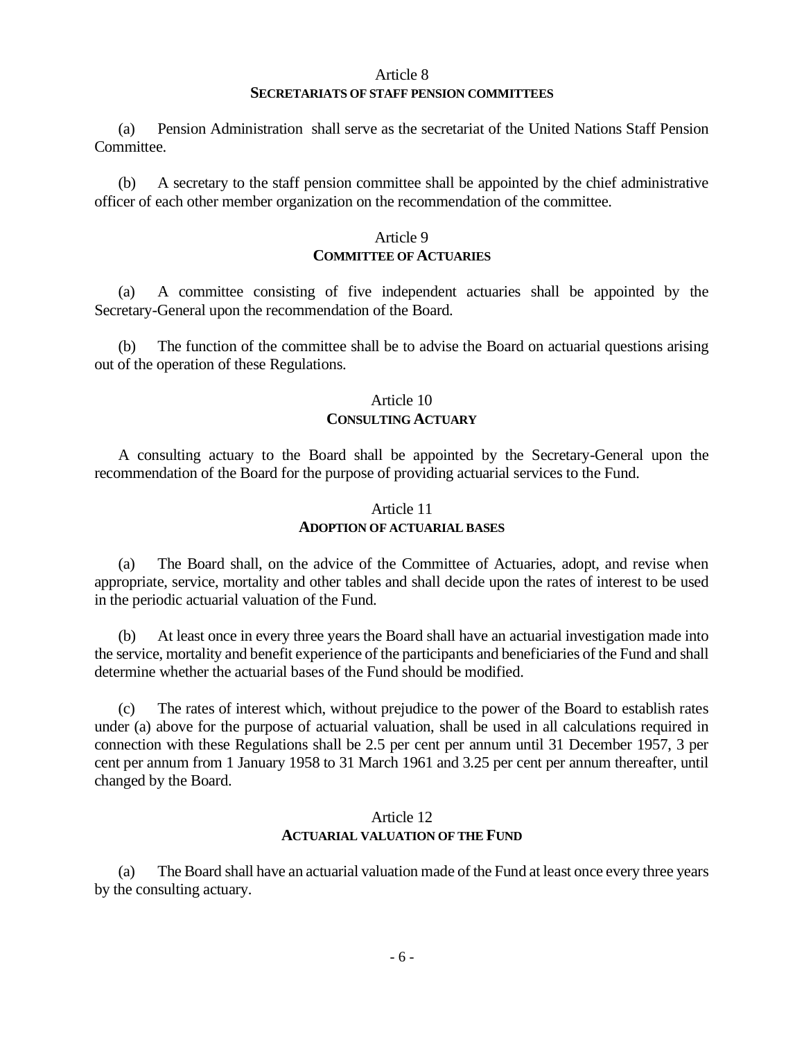### Article 8
**SECRETARIATS OF STAFF PENSION COMMITTEES**

(a) Pension Administration shall serve as the secretariat of the United Nations Staff Pension Committee.

(b) A secretary to the staff pension committee shall be appointed by the chief administrative officer of each other member organization on the recommendation of the committee.

### Article 9
**COMMITTEE OF ACTUARIES**

(a) A committee consisting of five independent actuaries shall be appointed by the Secretary-General upon the recommendation of the Board.

(b) The function of the committee shall be to advise the Board on actuarial questions arising out of the operation of these Regulations.

### Article 10
**CONSULTING ACTUARY**

A consulting actuary to the Board shall be appointed by the Secretary-General upon the recommendation of the Board for the purpose of providing actuarial services to the Fund.

### Article 11
**ADOPTION OF ACTUARIAL BASES**

(a) The Board shall, on the advice of the Committee of Actuaries, adopt, and revise when appropriate, service, mortality and other tables and shall decide upon the rates of interest to be used in the periodic actuarial valuation of the Fund.

(b) At least once in every three years the Board shall have an actuarial investigation made into the service, mortality and benefit experience of the participants and beneficiaries of the Fund and shall determine whether the actuarial bases of the Fund should be modified.

(c) The rates of interest which, without prejudice to the power of the Board to establish rates under (a) above for the purpose of actuarial valuation, shall be used in all calculations required in connection with these Regulations shall be 2.5 per cent per annum until 31 December 1957, 3 per cent per annum from 1 January 1958 to 31 March 1961 and 3.25 per cent per annum thereafter, until changed by the Board.

### Article 12
**ACTUARIAL VALUATION OF THE FUND**

(a) The Board shall have an actuarial valuation made of the Fund at least once every three years by the consulting actuary.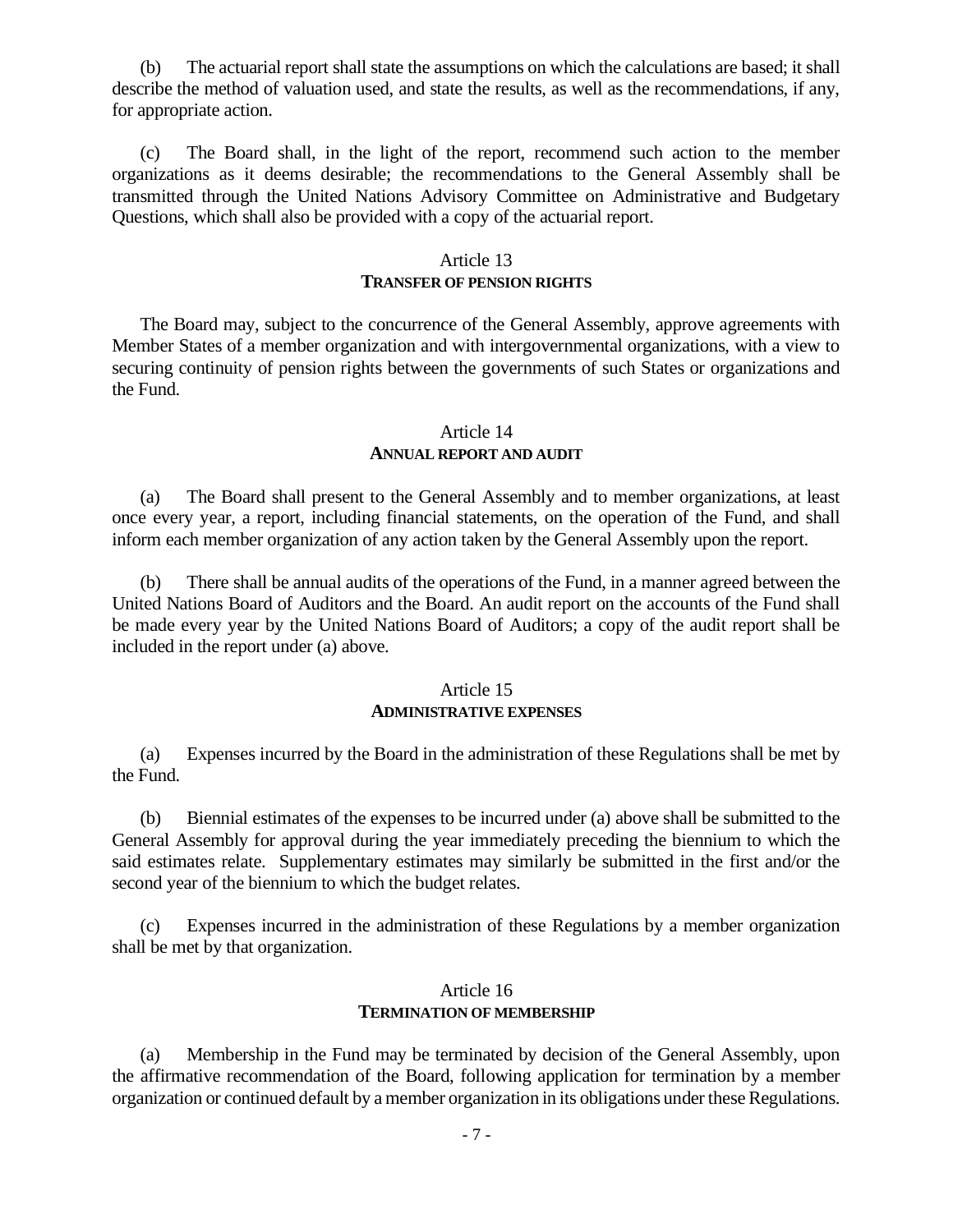(b) The actuarial report shall state the assumptions on which the calculations are based; it shall describe the method of valuation used, and state the results, as well as the recommendations, if any, for appropriate action.

(c) The Board shall, in the light of the report, recommend such action to the member organizations as it deems desirable; the recommendations to the General Assembly shall be transmitted through the United Nations Advisory Committee on Administrative and Budgetary Questions, which shall also be provided with a copy of the actuarial report.

## Article 13
### TRANSFER OF PENSION RIGHTS

The Board may, subject to the concurrence of the General Assembly, approve agreements with Member States of a member organization and with intergovernmental organizations, with a view to securing continuity of pension rights between the governments of such States or organizations and the Fund.

## Article 14
### ANNUAL REPORT AND AUDIT

(a) The Board shall present to the General Assembly and to member organizations, at least once every year, a report, including financial statements, on the operation of the Fund, and shall inform each member organization of any action taken by the General Assembly upon the report.

(b) There shall be annual audits of the operations of the Fund, in a manner agreed between the United Nations Board of Auditors and the Board. An audit report on the accounts of the Fund shall be made every year by the United Nations Board of Auditors; a copy of the audit report shall be included in the report under (a) above.

## Article 15
### ADMINISTRATIVE EXPENSES

(a) Expenses incurred by the Board in the administration of these Regulations shall be met by the Fund.

(b) Biennial estimates of the expenses to be incurred under (a) above shall be submitted to the General Assembly for approval during the year immediately preceding the biennium to which the said estimates relate. Supplementary estimates may similarly be submitted in the first and/or the second year of the biennium to which the budget relates.

(c) Expenses incurred in the administration of these Regulations by a member organization shall be met by that organization.

## Article 16
### TERMINATION OF MEMBERSHIP

(a) Membership in the Fund may be terminated by decision of the General Assembly, upon the affirmative recommendation of the Board, following application for termination by a member organization or continued default by a member organization in its obligations under these Regulations.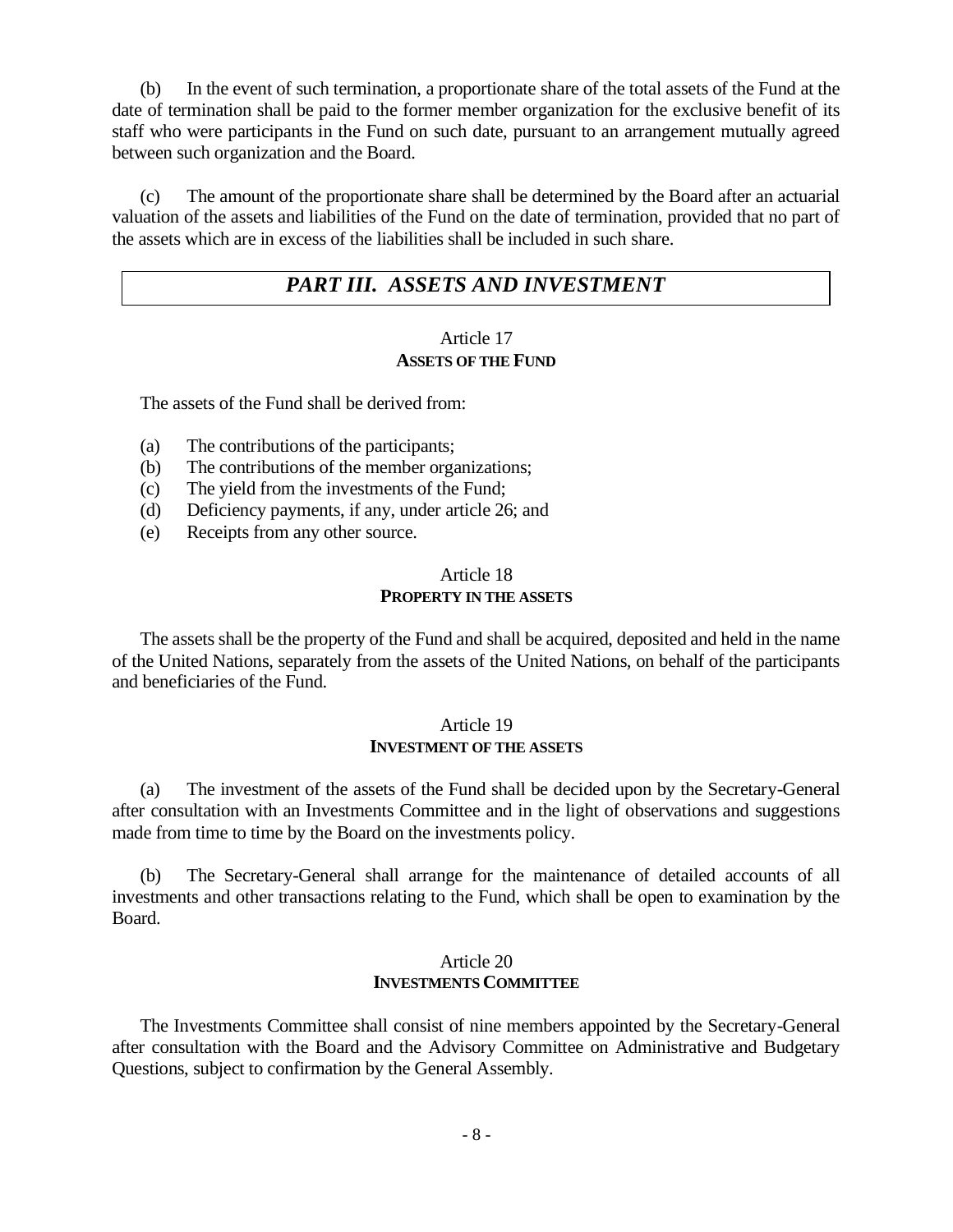(b) In the event of such termination, a proportionate share of the total assets of the Fund at the date of termination shall be paid to the former member organization for the exclusive benefit of its staff who were participants in the Fund on such date, pursuant to an arrangement mutually agreed between such organization and the Board.

(c) The amount of the proportionate share shall be determined by the Board after an actuarial valuation of the assets and liabilities of the Fund on the date of termination, provided that no part of the assets which are in excess of the liabilities shall be included in such share.

# *PART III. ASSETS AND INVESTMENT*

## Article 17
### ASSETS OF THE FUND

The assets of the Fund shall be derived from:

(a) The contributions of the participants;
(b) The contributions of the member organizations;
(c) The yield from the investments of the Fund;
(d) Deficiency payments, if any, under article 26; and
(e) Receipts from any other source.

## Article 18
### PROPERTY IN THE ASSETS

The assets shall be the property of the Fund and shall be acquired, deposited and held in the name of the United Nations, separately from the assets of the United Nations, on behalf of the participants and beneficiaries of the Fund.

## Article 19
### INVESTMENT OF THE ASSETS

(a) The investment of the assets of the Fund shall be decided upon by the Secretary-General after consultation with an Investments Committee and in the light of observations and suggestions made from time to time by the Board on the investments policy.

(b) The Secretary-General shall arrange for the maintenance of detailed accounts of all investments and other transactions relating to the Fund, which shall be open to examination by the Board.

## Article 20
### INVESTMENTS COMMITTEE

The Investments Committee shall consist of nine members appointed by the Secretary-General after consultation with the Board and the Advisory Committee on Administrative and Budgetary Questions, subject to confirmation by the General Assembly.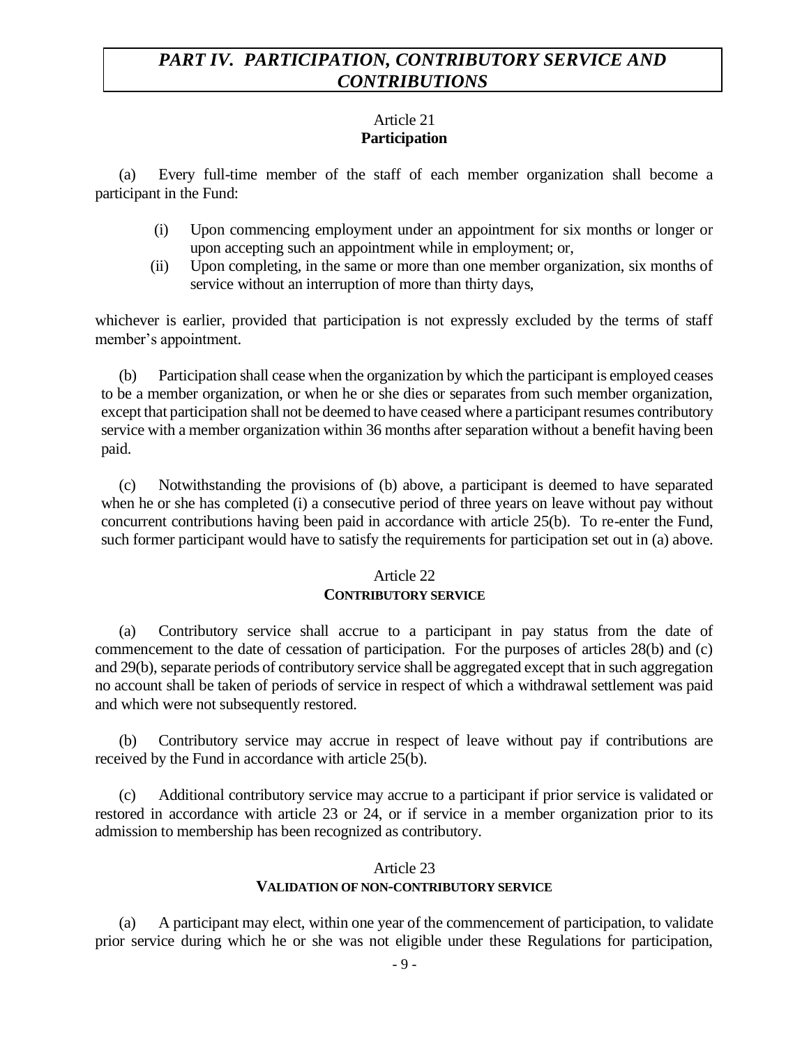# *PART IV. PARTICIPATION, CONTRIBUTORY SERVICE AND CONTRIBUTIONS*

Article 21
**Participation**

(a) Every full-time member of the staff of each member organization shall become a participant in the Fund:

(i) Upon commencing employment under an appointment for six months or longer or upon accepting such an appointment while in employment; or,

(ii) Upon completing, in the same or more than one member organization, six months of service without an interruption of more than thirty days,

whichever is earlier, provided that participation is not expressly excluded by the terms of staff member's appointment.

(b) Participation shall cease when the organization by which the participant is employed ceases to be a member organization, or when he or she dies or separates from such member organization, except that participation shall not be deemed to have ceased where a participant resumes contributory service with a member organization within 36 months after separation without a benefit having been paid.

(c) Notwithstanding the provisions of (b) above, a participant is deemed to have separated when he or she has completed (i) a consecutive period of three years on leave without pay without concurrent contributions having been paid in accordance with article 25(b). To re-enter the Fund, such former participant would have to satisfy the requirements for participation set out in (a) above.

Article 22
**CONTRIBUTORY SERVICE**

(a) Contributory service shall accrue to a participant in pay status from the date of commencement to the date of cessation of participation. For the purposes of articles 28(b) and (c) and 29(b), separate periods of contributory service shall be aggregated except that in such aggregation no account shall be taken of periods of service in respect of which a withdrawal settlement was paid and which were not subsequently restored.

(b) Contributory service may accrue in respect of leave without pay if contributions are received by the Fund in accordance with article 25(b).

(c) Additional contributory service may accrue to a participant if prior service is validated or restored in accordance with article 23 or 24, or if service in a member organization prior to its admission to membership has been recognized as contributory.

Article 23
**VALIDATION OF NON-CONTRIBUTORY SERVICE**

(a) A participant may elect, within one year of the commencement of participation, to validate prior service during which he or she was not eligible under these Regulations for participation,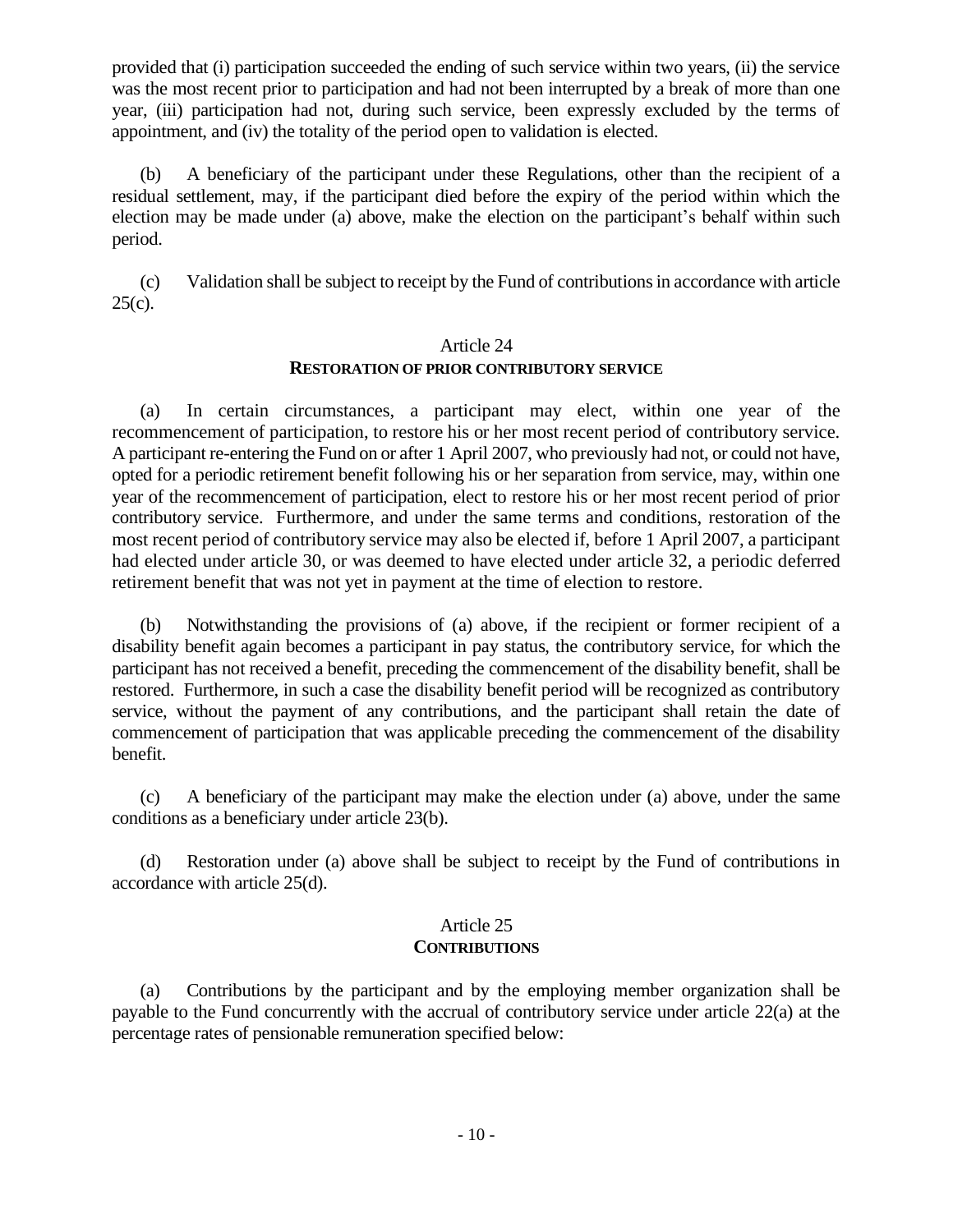provided that (i) participation succeeded the ending of such service within two years, (ii) the service was the most recent prior to participation and had not been interrupted by a break of more than one year, (iii) participation had not, during such service, been expressly excluded by the terms of appointment, and (iv) the totality of the period open to validation is elected.

(b) A beneficiary of the participant under these Regulations, other than the recipient of a residual settlement, may, if the participant died before the expiry of the period within which the election may be made under (a) above, make the election on the participant's behalf within such period.

(c) Validation shall be subject to receipt by the Fund of contributions in accordance with article 25(c).

## Article 24
### RESTORATION OF PRIOR CONTRIBUTORY SERVICE

(a) In certain circumstances, a participant may elect, within one year of the recommencement of participation, to restore his or her most recent period of contributory service. A participant re-entering the Fund on or after 1 April 2007, who previously had not, or could not have, opted for a periodic retirement benefit following his or her separation from service, may, within one year of the recommencement of participation, elect to restore his or her most recent period of prior contributory service. Furthermore, and under the same terms and conditions, restoration of the most recent period of contributory service may also be elected if, before 1 April 2007, a participant had elected under article 30, or was deemed to have elected under article 32, a periodic deferred retirement benefit that was not yet in payment at the time of election to restore.

(b) Notwithstanding the provisions of (a) above, if the recipient or former recipient of a disability benefit again becomes a participant in pay status, the contributory service, for which the participant has not received a benefit, preceding the commencement of the disability benefit, shall be restored. Furthermore, in such a case the disability benefit period will be recognized as contributory service, without the payment of any contributions, and the participant shall retain the date of commencement of participation that was applicable preceding the commencement of the disability benefit.

(c) A beneficiary of the participant may make the election under (a) above, under the same conditions as a beneficiary under article 23(b).

(d) Restoration under (a) above shall be subject to receipt by the Fund of contributions in accordance with article 25(d).

## Article 25
### CONTRIBUTIONS

(a) Contributions by the participant and by the employing member organization shall be payable to the Fund concurrently with the accrual of contributory service under article 22(a) at the percentage rates of pensionable remuneration specified below: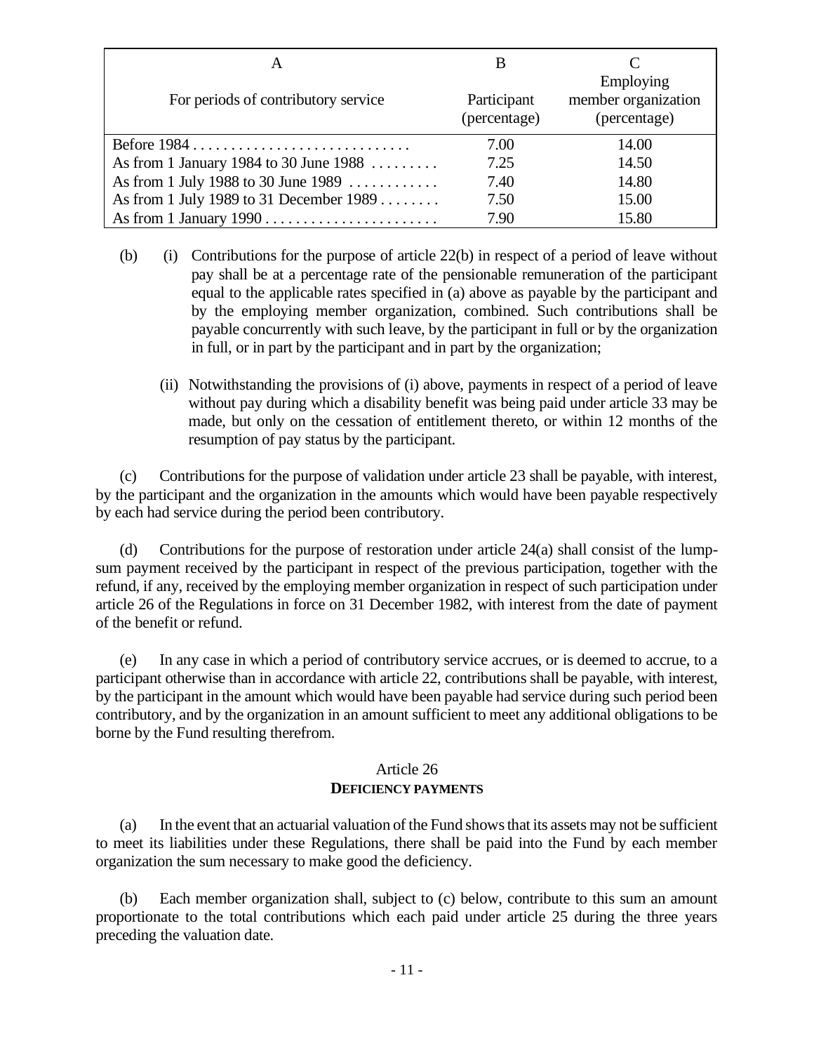| A | B | C |
|---|---|---|
| For periods of contributory service | Participant (percentage) | Employing member organization (percentage) |
| Before 1984 | 7.00 | 14.00 |
| As from 1 January 1984 to 30 June 1988 | 7.25 | 14.50 |
| As from 1 July 1988 to 30 June 1989 | 7.40 | 14.80 |
| As from 1 July 1989 to 31 December 1989 | 7.50 | 15.00 |
| As from 1 January 1990 | 7.90 | 15.80 |

(b) (i) Contributions for the purpose of article 22(b) in respect of a period of leave without pay shall be at a percentage rate of the pensionable remuneration of the participant equal to the applicable rates specified in (a) above as payable by the participant and by the employing member organization, combined. Such contributions shall be payable concurrently with such leave, by the participant in full or by the organization in full, or in part by the participant and in part by the organization;

(ii) Notwithstanding the provisions of (i) above, payments in respect of a period of leave without pay during which a disability benefit was being paid under article 33 may be made, but only on the cessation of entitlement thereto, or within 12 months of the resumption of pay status by the participant.

(c) Contributions for the purpose of validation under article 23 shall be payable, with interest, by the participant and the organization in the amounts which would have been payable respectively by each had service during the period been contributory.

(d) Contributions for the purpose of restoration under article 24(a) shall consist of the lump-sum payment received by the participant in respect of the previous participation, together with the refund, if any, received by the employing member organization in respect of such participation under article 26 of the Regulations in force on 31 December 1982, with interest from the date of payment of the benefit or refund.

(e) In any case in which a period of contributory service accrues, or is deemed to accrue, to a participant otherwise than in accordance with article 22, contributions shall be payable, with interest, by the participant in the amount which would have been payable had service during such period been contributory, and by the organization in an amount sufficient to meet any additional obligations to be borne by the Fund resulting therefrom.

## Article 26
### DEFICIENCY PAYMENTS

(a) In the event that an actuarial valuation of the Fund shows that its assets may not be sufficient to meet its liabilities under these Regulations, there shall be paid into the Fund by each member organization the sum necessary to make good the deficiency.

(b) Each member organization shall, subject to (c) below, contribute to this sum an amount proportionate to the total contributions which each paid under article 25 during the three years preceding the valuation date.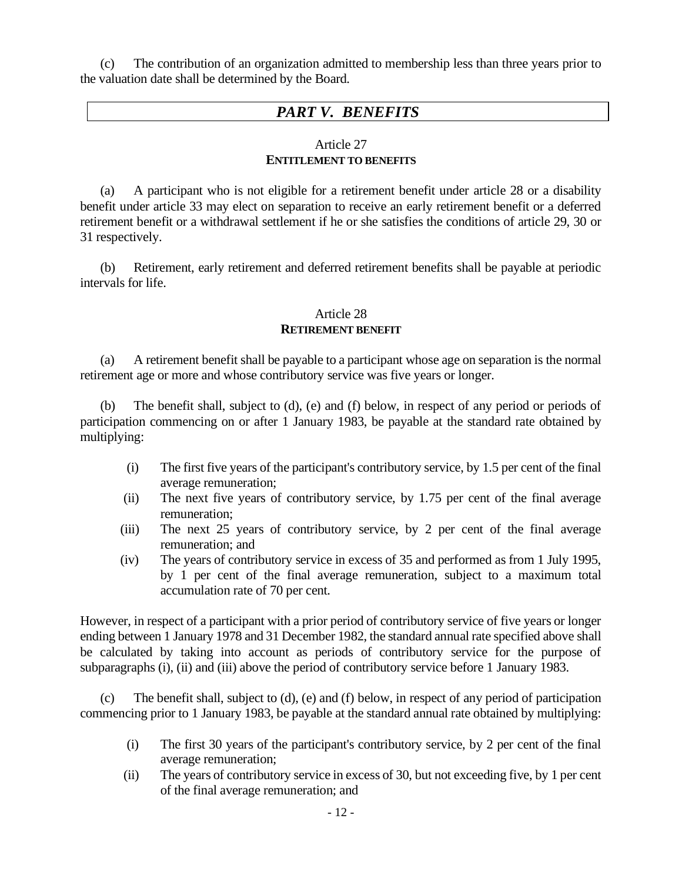(c) The contribution of an organization admitted to membership less than three years prior to the valuation date shall be determined by the Board.

# *PART V. BENEFITS*

## Article 27
**ENTITLEMENT TO BENEFITS**

(a) A participant who is not eligible for a retirement benefit under article 28 or a disability benefit under article 33 may elect on separation to receive an early retirement benefit or a deferred retirement benefit or a withdrawal settlement if he or she satisfies the conditions of article 29, 30 or 31 respectively.

(b) Retirement, early retirement and deferred retirement benefits shall be payable at periodic intervals for life.

## Article 28
**RETIREMENT BENEFIT**

(a) A retirement benefit shall be payable to a participant whose age on separation is the normal retirement age or more and whose contributory service was five years or longer.

(b) The benefit shall, subject to (d), (e) and (f) below, in respect of any period or periods of participation commencing on or after 1 January 1983, be payable at the standard rate obtained by multiplying:

- (i) The first five years of the participant's contributory service, by 1.5 per cent of the final average remuneration;
- (ii) The next five years of contributory service, by 1.75 per cent of the final average remuneration;
- (iii) The next 25 years of contributory service, by 2 per cent of the final average remuneration; and
- (iv) The years of contributory service in excess of 35 and performed as from 1 July 1995, by 1 per cent of the final average remuneration, subject to a maximum total accumulation rate of 70 per cent.

However, in respect of a participant with a prior period of contributory service of five years or longer ending between 1 January 1978 and 31 December 1982, the standard annual rate specified above shall be calculated by taking into account as periods of contributory service for the purpose of subparagraphs (i), (ii) and (iii) above the period of contributory service before 1 January 1983.

(c) The benefit shall, subject to (d), (e) and (f) below, in respect of any period of participation commencing prior to 1 January 1983, be payable at the standard annual rate obtained by multiplying:

- (i) The first 30 years of the participant's contributory service, by 2 per cent of the final average remuneration;
- (ii) The years of contributory service in excess of 30, but not exceeding five, by 1 per cent of the final average remuneration; and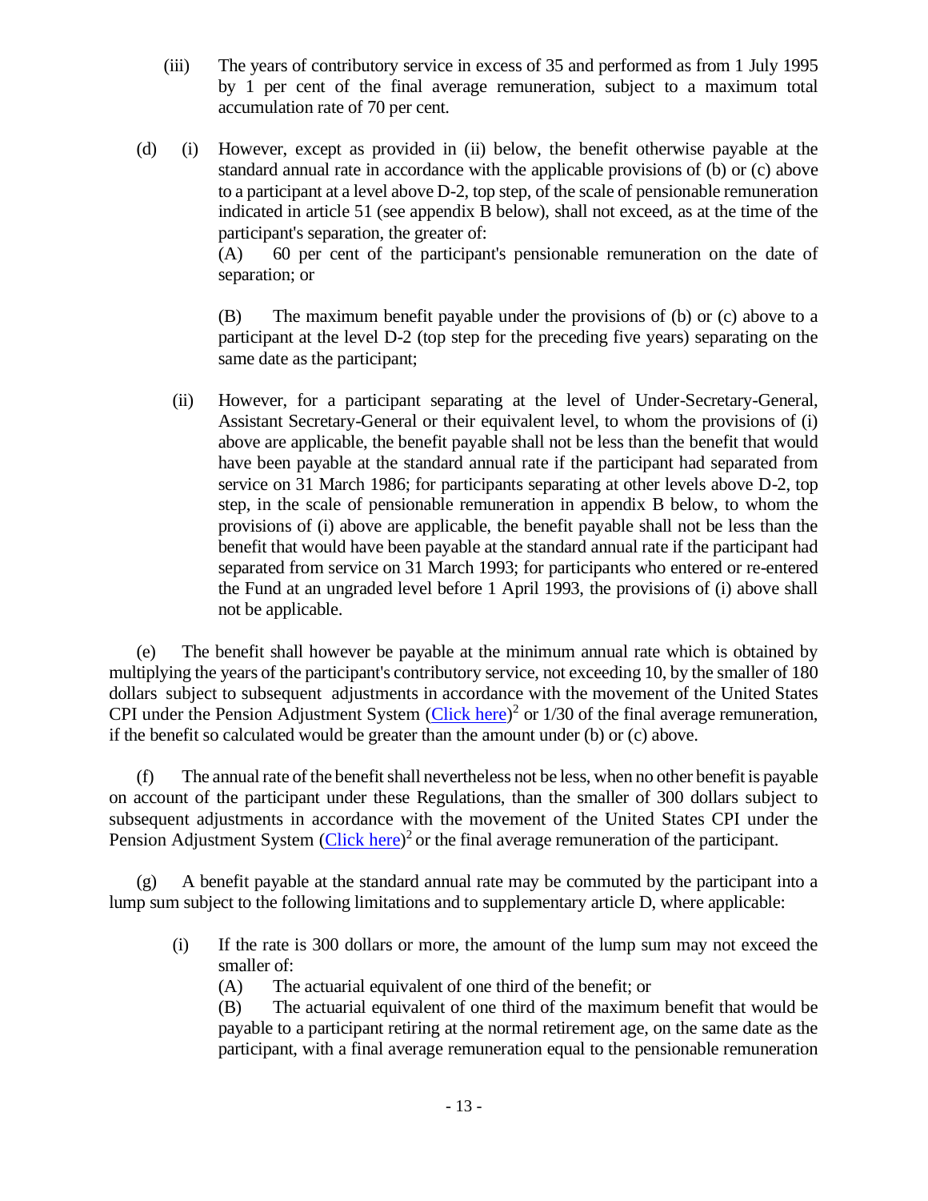(iii) The years of contributory service in excess of 35 and performed as from 1 July 1995 by 1 per cent of the final average remuneration, subject to a maximum total accumulation rate of 70 per cent.

(d) (i) However, except as provided in (ii) below, the benefit otherwise payable at the standard annual rate in accordance with the applicable provisions of (b) or (c) above to a participant at a level above D-2, top step, of the scale of pensionable remuneration indicated in article 51 (see appendix B below), shall not exceed, as at the time of the participant's separation, the greater of:

(A) 60 per cent of the participant's pensionable remuneration on the date of separation; or

(B) The maximum benefit payable under the provisions of (b) or (c) above to a participant at the level D-2 (top step for the preceding five years) separating on the same date as the participant;

(ii) However, for a participant separating at the level of Under-Secretary-General, Assistant Secretary-General or their equivalent level, to whom the provisions of (i) above are applicable, the benefit payable shall not be less than the benefit that would have been payable at the standard annual rate if the participant had separated from service on 31 March 1986; for participants separating at other levels above D-2, top step, in the scale of pensionable remuneration in appendix B below, to whom the provisions of (i) above are applicable, the benefit payable shall not be less than the benefit that would have been payable at the standard annual rate if the participant had separated from service on 31 March 1993; for participants who entered or re-entered the Fund at an ungraded level before 1 April 1993, the provisions of (i) above shall not be applicable.

(e) The benefit shall however be payable at the minimum annual rate which is obtained by multiplying the years of the participant's contributory service, not exceeding 10, by the smaller of 180 dollars subject to subsequent adjustments in accordance with the movement of the United States CPI under the Pension Adjustment System (Click here)[2] or 1/30 of the final average remuneration, if the benefit so calculated would be greater than the amount under (b) or (c) above.

(f) The annual rate of the benefit shall nevertheless not be less, when no other benefit is payable on account of the participant under these Regulations, than the smaller of 300 dollars subject to subsequent adjustments in accordance with the movement of the United States CPI under the Pension Adjustment System (Click here)[2] or the final average remuneration of the participant.

(g) A benefit payable at the standard annual rate may be commuted by the participant into a lump sum subject to the following limitations and to supplementary article D, where applicable:

(i) If the rate is 300 dollars or more, the amount of the lump sum may not exceed the smaller of:

(A) The actuarial equivalent of one third of the benefit; or

(B) The actuarial equivalent of one third of the maximum benefit that would be payable to a participant retiring at the normal retirement age, on the same date as the participant, with a final average remuneration equal to the pensionable remuneration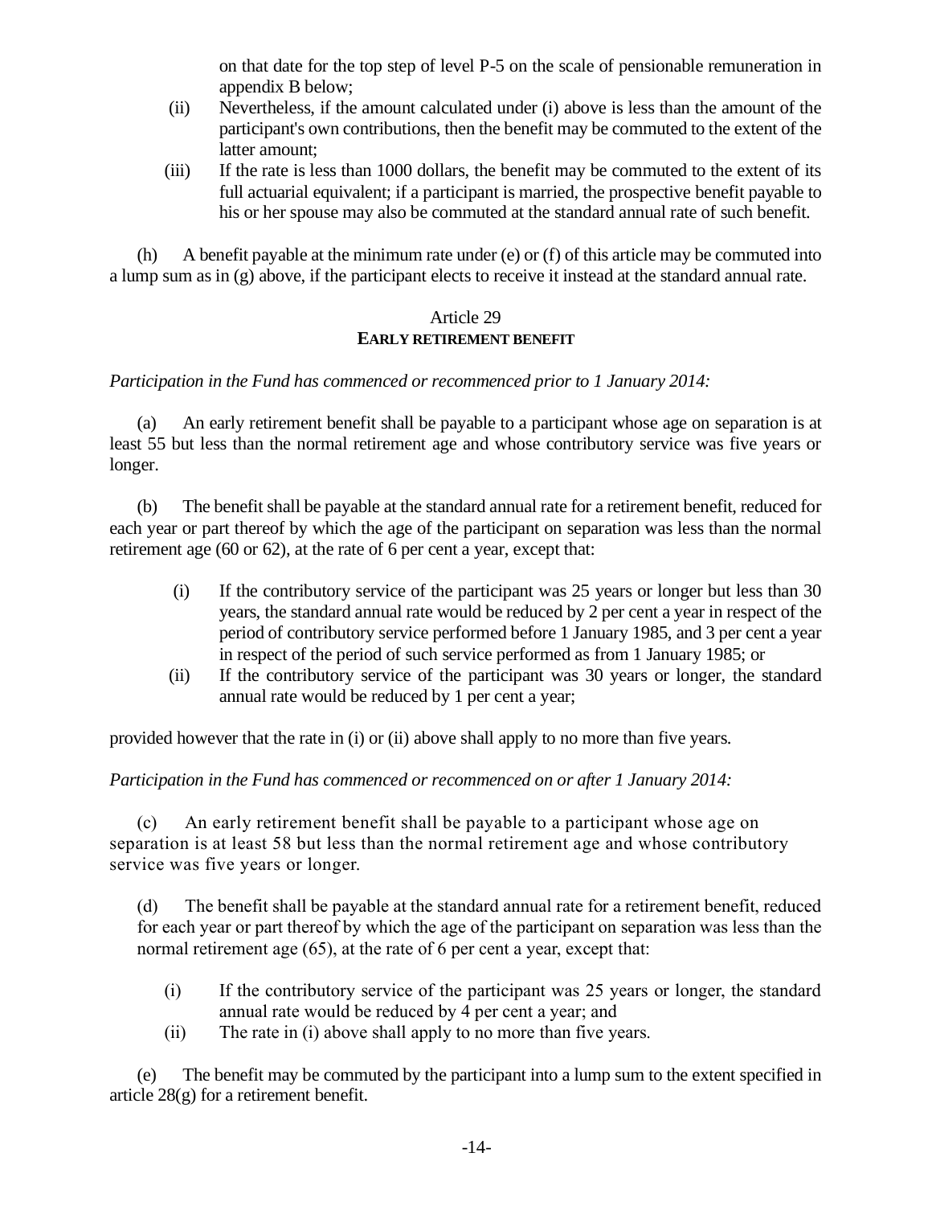on that date for the top step of level P-5 on the scale of pensionable remuneration in appendix B below;

(ii) Nevertheless, if the amount calculated under (i) above is less than the amount of the participant's own contributions, then the benefit may be commuted to the extent of the latter amount;

(iii) If the rate is less than 1000 dollars, the benefit may be commuted to the extent of its full actuarial equivalent; if a participant is married, the prospective benefit payable to his or her spouse may also be commuted at the standard annual rate of such benefit.

(h) A benefit payable at the minimum rate under (e) or (f) of this article may be commuted into a lump sum as in (g) above, if the participant elects to receive it instead at the standard annual rate.

## Article 29
## EARLY RETIREMENT BENEFIT

*Participation in the Fund has commenced or recommenced prior to 1 January 2014:*

(a) An early retirement benefit shall be payable to a participant whose age on separation is at least 55 but less than the normal retirement age and whose contributory service was five years or longer.

(b) The benefit shall be payable at the standard annual rate for a retirement benefit, reduced for each year or part thereof by which the age of the participant on separation was less than the normal retirement age (60 or 62), at the rate of 6 per cent a year, except that:

(i) If the contributory service of the participant was 25 years or longer but less than 30 years, the standard annual rate would be reduced by 2 per cent a year in respect of the period of contributory service performed before 1 January 1985, and 3 per cent a year in respect of the period of such service performed as from 1 January 1985; or

(ii) If the contributory service of the participant was 30 years or longer, the standard annual rate would be reduced by 1 per cent a year;

provided however that the rate in (i) or (ii) above shall apply to no more than five years.

*Participation in the Fund has commenced or recommenced on or after 1 January 2014:*

(c) An early retirement benefit shall be payable to a participant whose age on separation is at least 58 but less than the normal retirement age and whose contributory service was five years or longer.

(d) The benefit shall be payable at the standard annual rate for a retirement benefit, reduced for each year or part thereof by which the age of the participant on separation was less than the normal retirement age (65), at the rate of 6 per cent a year, except that:

(i) If the contributory service of the participant was 25 years or longer, the standard annual rate would be reduced by 4 per cent a year; and

(ii) The rate in (i) above shall apply to no more than five years.

(e) The benefit may be commuted by the participant into a lump sum to the extent specified in article 28(g) for a retirement benefit.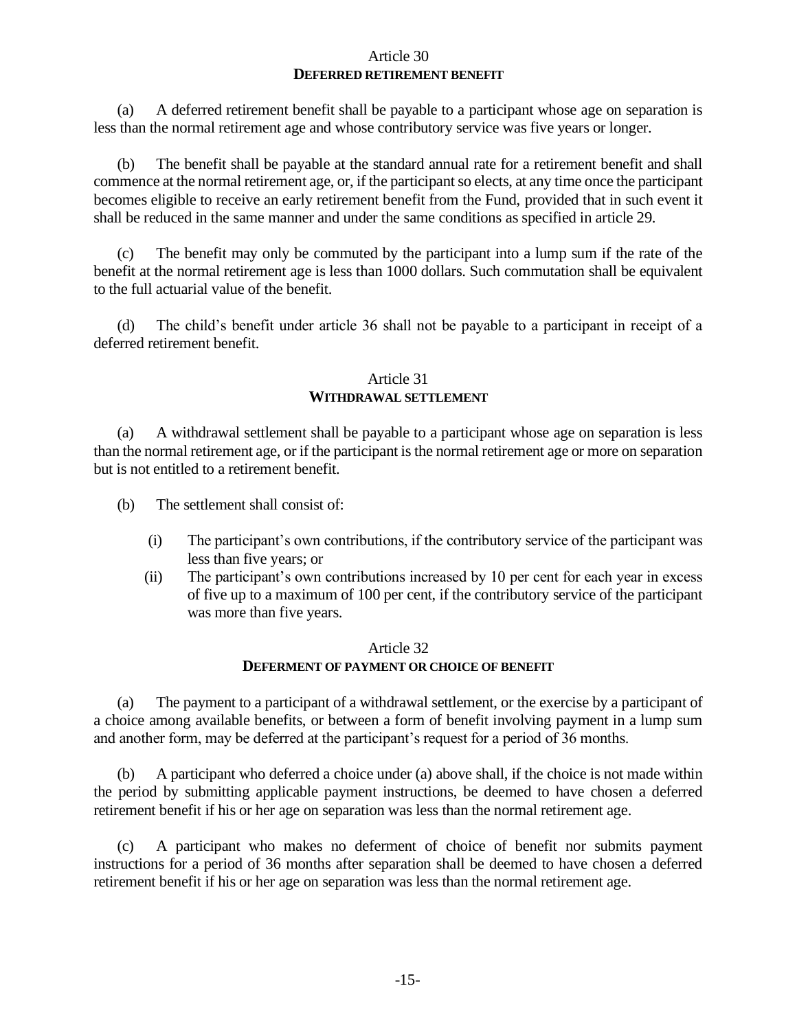## Article 30
### DEFERRED RETIREMENT BENEFIT

(a) A deferred retirement benefit shall be payable to a participant whose age on separation is less than the normal retirement age and whose contributory service was five years or longer.

(b) The benefit shall be payable at the standard annual rate for a retirement benefit and shall commence at the normal retirement age, or, if the participant so elects, at any time once the participant becomes eligible to receive an early retirement benefit from the Fund, provided that in such event it shall be reduced in the same manner and under the same conditions as specified in article 29.

(c) The benefit may only be commuted by the participant into a lump sum if the rate of the benefit at the normal retirement age is less than 1000 dollars. Such commutation shall be equivalent to the full actuarial value of the benefit.

(d) The child's benefit under article 36 shall not be payable to a participant in receipt of a deferred retirement benefit.

## Article 31
### WITHDRAWAL SETTLEMENT

(a) A withdrawal settlement shall be payable to a participant whose age on separation is less than the normal retirement age, or if the participant is the normal retirement age or more on separation but is not entitled to a retirement benefit.

(b) The settlement shall consist of:

- (i) The participant's own contributions, if the contributory service of the participant was less than five years; or
- (ii) The participant's own contributions increased by 10 per cent for each year in excess of five up to a maximum of 100 per cent, if the contributory service of the participant was more than five years.

## Article 32
### DEFERMENT OF PAYMENT OR CHOICE OF BENEFIT

(a) The payment to a participant of a withdrawal settlement, or the exercise by a participant of a choice among available benefits, or between a form of benefit involving payment in a lump sum and another form, may be deferred at the participant's request for a period of 36 months.

(b) A participant who deferred a choice under (a) above shall, if the choice is not made within the period by submitting applicable payment instructions, be deemed to have chosen a deferred retirement benefit if his or her age on separation was less than the normal retirement age.

(c) A participant who makes no deferment of choice of benefit nor submits payment instructions for a period of 36 months after separation shall be deemed to have chosen a deferred retirement benefit if his or her age on separation was less than the normal retirement age.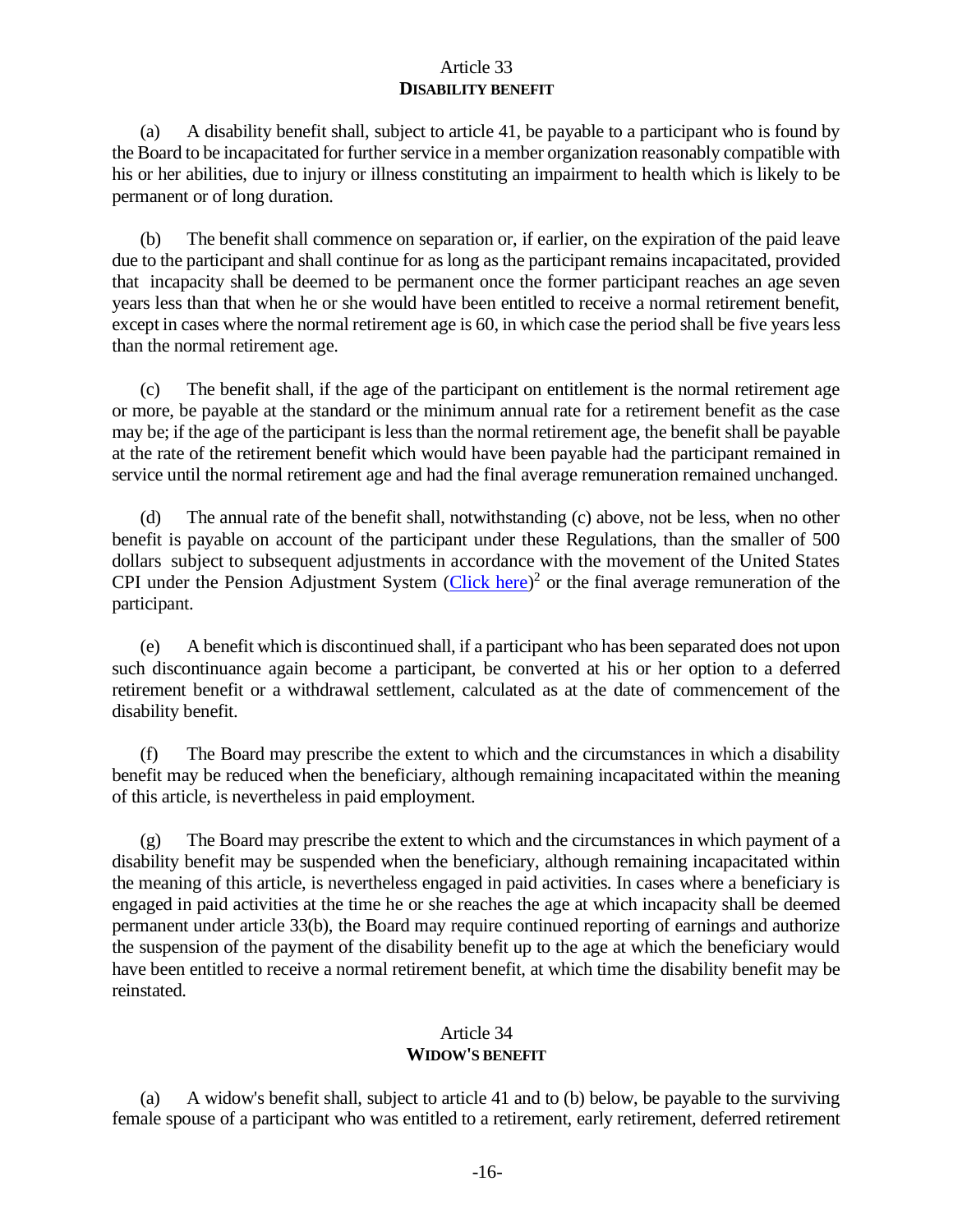## Article 33
**DISABILITY BENEFIT**

(a) A disability benefit shall, subject to article 41, be payable to a participant who is found by the Board to be incapacitated for further service in a member organization reasonably compatible with his or her abilities, due to injury or illness constituting an impairment to health which is likely to be permanent or of long duration.

(b) The benefit shall commence on separation or, if earlier, on the expiration of the paid leave due to the participant and shall continue for as long as the participant remains incapacitated, provided that incapacity shall be deemed to be permanent once the former participant reaches an age seven years less than that when he or she would have been entitled to receive a normal retirement benefit, except in cases where the normal retirement age is 60, in which case the period shall be five years less than the normal retirement age.

(c) The benefit shall, if the age of the participant on entitlement is the normal retirement age or more, be payable at the standard or the minimum annual rate for a retirement benefit as the case may be; if the age of the participant is less than the normal retirement age, the benefit shall be payable at the rate of the retirement benefit which would have been payable had the participant remained in service until the normal retirement age and had the final average remuneration remained unchanged.

(d) The annual rate of the benefit shall, notwithstanding (c) above, not be less, when no other benefit is payable on account of the participant under these Regulations, than the smaller of 500 dollars subject to subsequent adjustments in accordance with the movement of the United States CPI under the Pension Adjustment System (Click here)[2] or the final average remuneration of the participant.

(e) A benefit which is discontinued shall, if a participant who has been separated does not upon such discontinuance again become a participant, be converted at his or her option to a deferred retirement benefit or a withdrawal settlement, calculated as at the date of commencement of the disability benefit.

(f) The Board may prescribe the extent to which and the circumstances in which a disability benefit may be reduced when the beneficiary, although remaining incapacitated within the meaning of this article, is nevertheless in paid employment.

(g) The Board may prescribe the extent to which and the circumstances in which payment of a disability benefit may be suspended when the beneficiary, although remaining incapacitated within the meaning of this article, is nevertheless engaged in paid activities. In cases where a beneficiary is engaged in paid activities at the time he or she reaches the age at which incapacity shall be deemed permanent under article 33(b), the Board may require continued reporting of earnings and authorize the suspension of the payment of the disability benefit up to the age at which the beneficiary would have been entitled to receive a normal retirement benefit, at which time the disability benefit may be reinstated.

## Article 34
**WIDOW'S BENEFIT**

(a) A widow's benefit shall, subject to article 41 and to (b) below, be payable to the surviving female spouse of a participant who was entitled to a retirement, early retirement, deferred retirement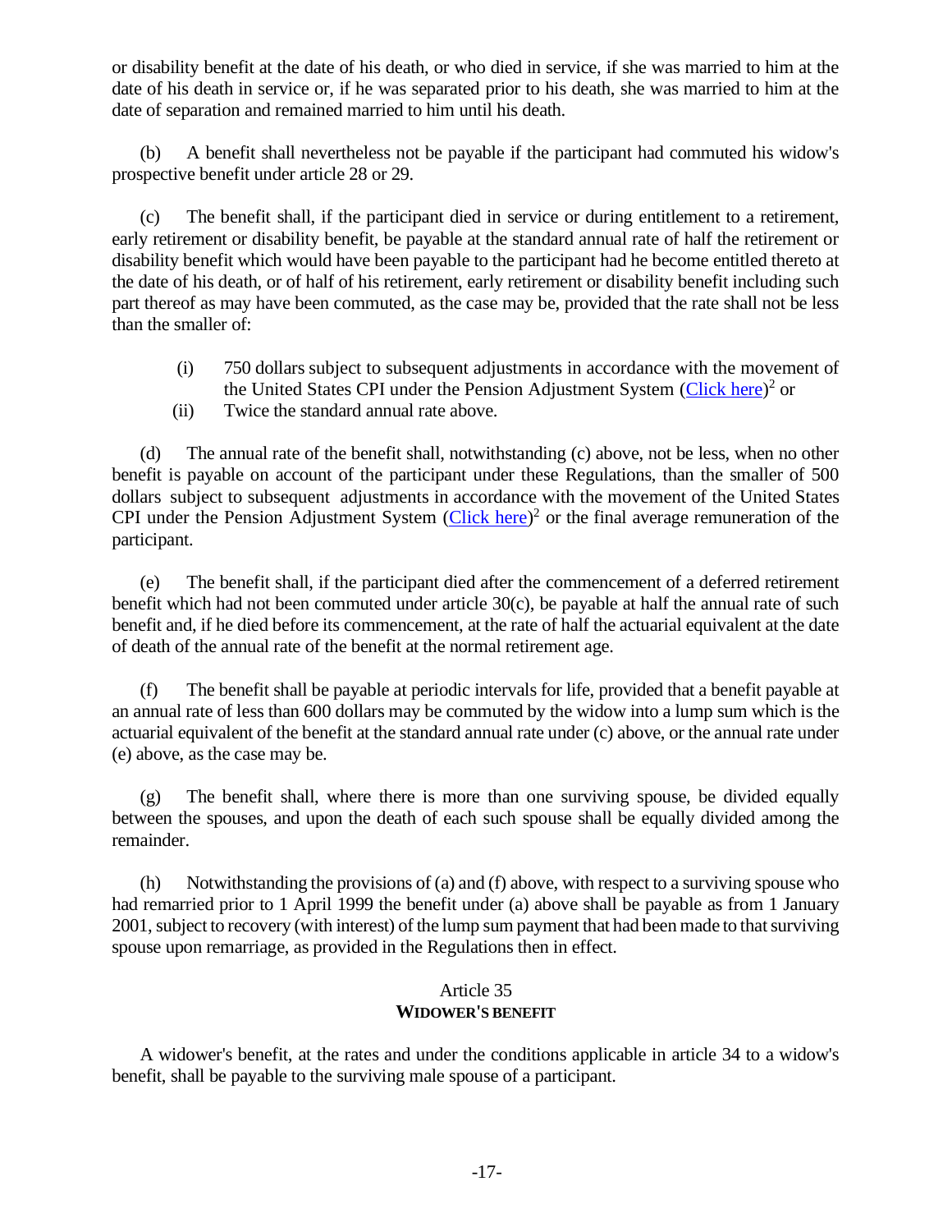or disability benefit at the date of his death, or who died in service, if she was married to him at the date of his death in service or, if he was separated prior to his death, she was married to him at the date of separation and remained married to him until his death.

(b) A benefit shall nevertheless not be payable if the participant had commuted his widow's prospective benefit under article 28 or 29.

(c) The benefit shall, if the participant died in service or during entitlement to a retirement, early retirement or disability benefit, be payable at the standard annual rate of half the retirement or disability benefit which would have been payable to the participant had he become entitled thereto at the date of his death, or of half of his retirement, early retirement or disability benefit including such part thereof as may have been commuted, as the case may be, provided that the rate shall not be less than the smaller of:

(i) 750 dollars subject to subsequent adjustments in accordance with the movement of the United States CPI under the Pension Adjustment System (Click here)[2] or

(ii) Twice the standard annual rate above.

(d) The annual rate of the benefit shall, notwithstanding (c) above, not be less, when no other benefit is payable on account of the participant under these Regulations, than the smaller of 500 dollars subject to subsequent adjustments in accordance with the movement of the United States CPI under the Pension Adjustment System (Click here)[2] or the final average remuneration of the participant.

(e) The benefit shall, if the participant died after the commencement of a deferred retirement benefit which had not been commuted under article 30(c), be payable at half the annual rate of such benefit and, if he died before its commencement, at the rate of half the actuarial equivalent at the date of death of the annual rate of the benefit at the normal retirement age.

(f) The benefit shall be payable at periodic intervals for life, provided that a benefit payable at an annual rate of less than 600 dollars may be commuted by the widow into a lump sum which is the actuarial equivalent of the benefit at the standard annual rate under (c) above, or the annual rate under (e) above, as the case may be.

(g) The benefit shall, where there is more than one surviving spouse, be divided equally between the spouses, and upon the death of each such spouse shall be equally divided among the remainder.

(h) Notwithstanding the provisions of (a) and (f) above, with respect to a surviving spouse who had remarried prior to 1 April 1999 the benefit under (a) above shall be payable as from 1 January 2001, subject to recovery (with interest) of the lump sum payment that had been made to that surviving spouse upon remarriage, as provided in the Regulations then in effect.

## Article 35
## **WIDOWER'S BENEFIT**

A widower's benefit, at the rates and under the conditions applicable in article 34 to a widow's benefit, shall be payable to the surviving male spouse of a participant.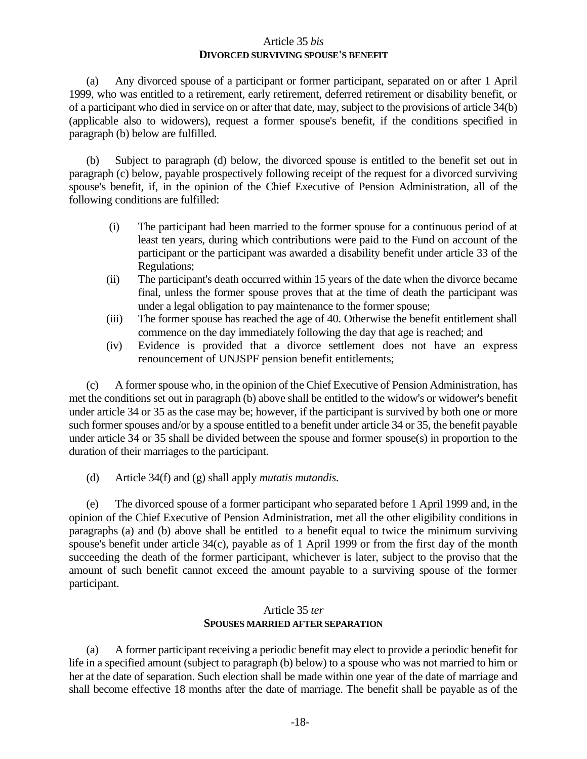## Article 35 *bis*
### DIVORCED SURVIVING SPOUSE'S BENEFIT

(a) Any divorced spouse of a participant or former participant, separated on or after 1 April 1999, who was entitled to a retirement, early retirement, deferred retirement or disability benefit, or of a participant who died in service on or after that date, may, subject to the provisions of article 34(b) (applicable also to widowers), request a former spouse's benefit, if the conditions specified in paragraph (b) below are fulfilled.

(b) Subject to paragraph (d) below, the divorced spouse is entitled to the benefit set out in paragraph (c) below, payable prospectively following receipt of the request for a divorced surviving spouse's benefit, if, in the opinion of the Chief Executive of Pension Administration, all of the following conditions are fulfilled:

- (i) The participant had been married to the former spouse for a continuous period of at least ten years, during which contributions were paid to the Fund on account of the participant or the participant was awarded a disability benefit under article 33 of the Regulations;
- (ii) The participant's death occurred within 15 years of the date when the divorce became final, unless the former spouse proves that at the time of death the participant was under a legal obligation to pay maintenance to the former spouse;
- (iii) The former spouse has reached the age of 40. Otherwise the benefit entitlement shall commence on the day immediately following the day that age is reached; and
- (iv) Evidence is provided that a divorce settlement does not have an express renouncement of UNJSPF pension benefit entitlements;

(c) A former spouse who, in the opinion of the Chief Executive of Pension Administration, has met the conditions set out in paragraph (b) above shall be entitled to the widow's or widower's benefit under article 34 or 35 as the case may be; however, if the participant is survived by both one or more such former spouses and/or by a spouse entitled to a benefit under article 34 or 35, the benefit payable under article 34 or 35 shall be divided between the spouse and former spouse(s) in proportion to the duration of their marriages to the participant.

(d) Article 34(f) and (g) shall apply *mutatis mutandis.*

(e) The divorced spouse of a former participant who separated before 1 April 1999 and, in the opinion of the Chief Executive of Pension Administration, met all the other eligibility conditions in paragraphs (a) and (b) above shall be entitled to a benefit equal to twice the minimum surviving spouse's benefit under article 34(c), payable as of 1 April 1999 or from the first day of the month succeeding the death of the former participant, whichever is later, subject to the proviso that the amount of such benefit cannot exceed the amount payable to a surviving spouse of the former participant.

## Article 35 *ter*
### SPOUSES MARRIED AFTER SEPARATION

(a) A former participant receiving a periodic benefit may elect to provide a periodic benefit for life in a specified amount (subject to paragraph (b) below) to a spouse who was not married to him or her at the date of separation. Such election shall be made within one year of the date of marriage and shall become effective 18 months after the date of marriage. The benefit shall be payable as of the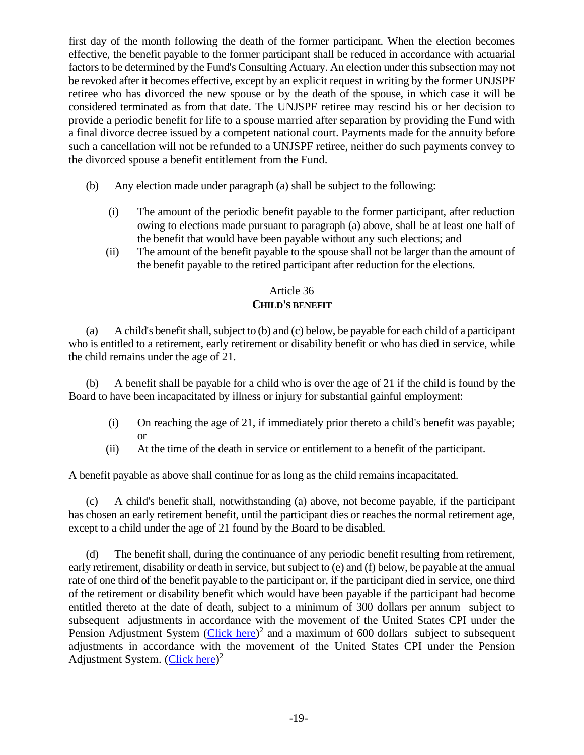first day of the month following the death of the former participant. When the election becomes effective, the benefit payable to the former participant shall be reduced in accordance with actuarial factors to be determined by the Fund's Consulting Actuary. An election under this subsection may not be revoked after it becomes effective, except by an explicit request in writing by the former UNJSPF retiree who has divorced the new spouse or by the death of the spouse, in which case it will be considered terminated as from that date. The UNJSPF retiree may rescind his or her decision to provide a periodic benefit for life to a spouse married after separation by providing the Fund with a final divorce decree issued by a competent national court. Payments made for the annuity before such a cancellation will not be refunded to a UNJSPF retiree, neither do such payments convey to the divorced spouse a benefit entitlement from the Fund.

(b) Any election made under paragraph (a) shall be subject to the following:

(i) The amount of the periodic benefit payable to the former participant, after reduction owing to elections made pursuant to paragraph (a) above, shall be at least one half of the benefit that would have been payable without any such elections; and

(ii) The amount of the benefit payable to the spouse shall not be larger than the amount of the benefit payable to the retired participant after reduction for the elections.

## Article 36
### CHILD'S BENEFIT

(a) A child's benefit shall, subject to (b) and (c) below, be payable for each child of a participant who is entitled to a retirement, early retirement or disability benefit or who has died in service, while the child remains under the age of 21.

(b) A benefit shall be payable for a child who is over the age of 21 if the child is found by the Board to have been incapacitated by illness or injury for substantial gainful employment:

(i) On reaching the age of 21, if immediately prior thereto a child's benefit was payable; or

(ii) At the time of the death in service or entitlement to a benefit of the participant.

A benefit payable as above shall continue for as long as the child remains incapacitated.

(c) A child's benefit shall, notwithstanding (a) above, not become payable, if the participant has chosen an early retirement benefit, until the participant dies or reaches the normal retirement age, except to a child under the age of 21 found by the Board to be disabled.

(d) The benefit shall, during the continuance of any periodic benefit resulting from retirement, early retirement, disability or death in service, but subject to (e) and (f) below, be payable at the annual rate of one third of the benefit payable to the participant or, if the participant died in service, one third of the retirement or disability benefit which would have been payable if the participant had become entitled thereto at the date of death, subject to a minimum of 300 dollars per annum subject to subsequent adjustments in accordance with the movement of the United States CPI under the Pension Adjustment System (Click here)[2] and a maximum of 600 dollars subject to subsequent adjustments in accordance with the movement of the United States CPI under the Pension Adjustment System. (Click here)[2]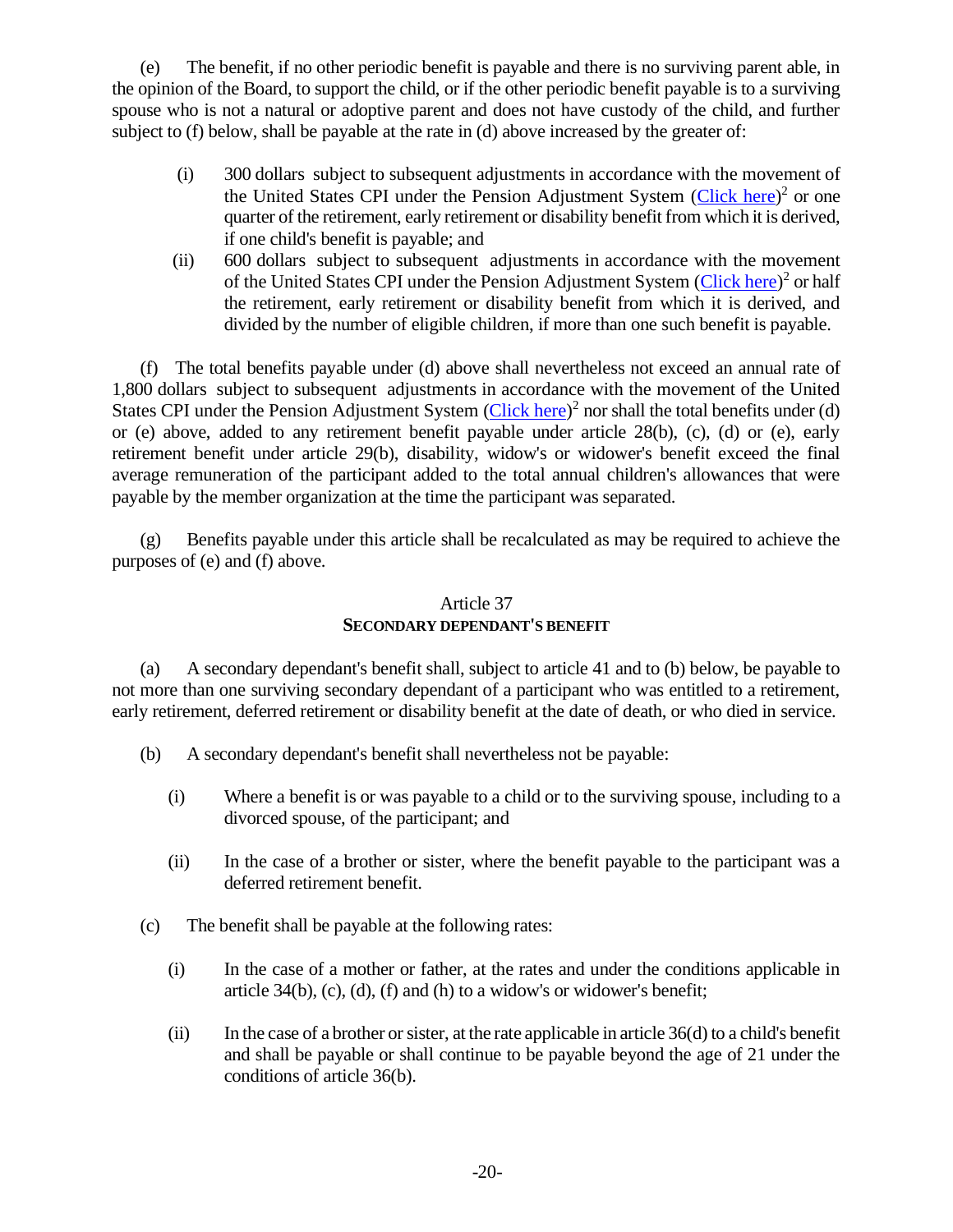(e) The benefit, if no other periodic benefit is payable and there is no surviving parent able, in the opinion of the Board, to support the child, or if the other periodic benefit payable is to a surviving spouse who is not a natural or adoptive parent and does not have custody of the child, and further subject to (f) below, shall be payable at the rate in (d) above increased by the greater of:

(i) 300 dollars subject to subsequent adjustments in accordance with the movement of the United States CPI under the Pension Adjustment System (Click here)[2] or one quarter of the retirement, early retirement or disability benefit from which it is derived, if one child's benefit is payable; and

(ii) 600 dollars subject to subsequent adjustments in accordance with the movement of the United States CPI under the Pension Adjustment System (Click here)[2] or half the retirement, early retirement or disability benefit from which it is derived, and divided by the number of eligible children, if more than one such benefit is payable.

(f) The total benefits payable under (d) above shall nevertheless not exceed an annual rate of 1,800 dollars subject to subsequent adjustments in accordance with the movement of the United States CPI under the Pension Adjustment System (Click here)[2] nor shall the total benefits under (d) or (e) above, added to any retirement benefit payable under article 28(b), (c), (d) or (e), early retirement benefit under article 29(b), disability, widow's or widower's benefit exceed the final average remuneration of the participant added to the total annual children's allowances that were payable by the member organization at the time the participant was separated.

(g) Benefits payable under this article shall be recalculated as may be required to achieve the purposes of (e) and (f) above.

## Article 37
### SECONDARY DEPENDANT'S BENEFIT

(a) A secondary dependant's benefit shall, subject to article 41 and to (b) below, be payable to not more than one surviving secondary dependant of a participant who was entitled to a retirement, early retirement, deferred retirement or disability benefit at the date of death, or who died in service.

(b) A secondary dependant's benefit shall nevertheless not be payable:

(i) Where a benefit is or was payable to a child or to the surviving spouse, including to a divorced spouse, of the participant; and

(ii) In the case of a brother or sister, where the benefit payable to the participant was a deferred retirement benefit.

(c) The benefit shall be payable at the following rates:

(i) In the case of a mother or father, at the rates and under the conditions applicable in article 34(b), (c), (d), (f) and (h) to a widow's or widower's benefit;

(ii) In the case of a brother or sister, at the rate applicable in article 36(d) to a child's benefit and shall be payable or shall continue to be payable beyond the age of 21 under the conditions of article 36(b).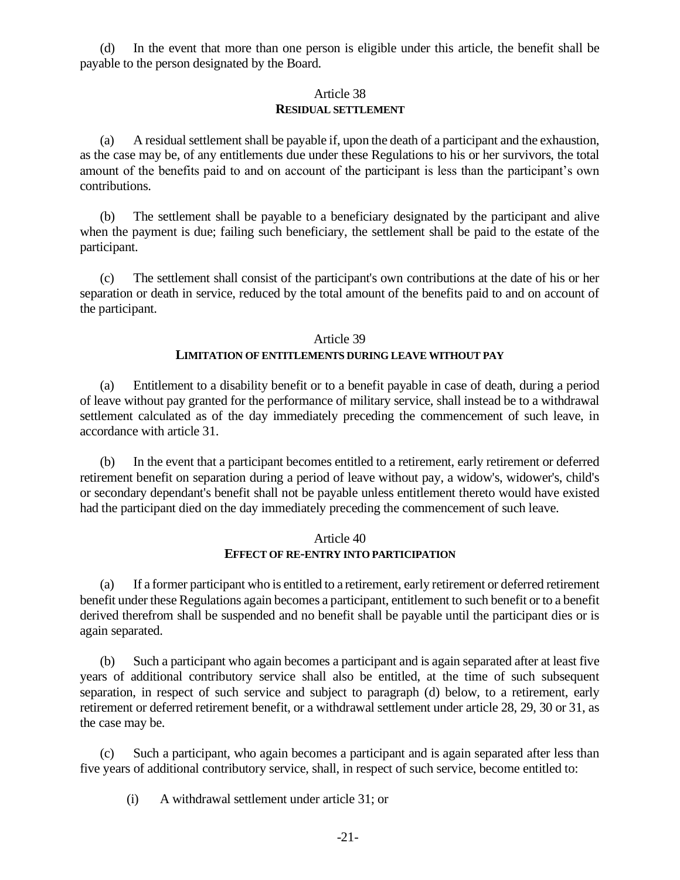(d) In the event that more than one person is eligible under this article, the benefit shall be payable to the person designated by the Board.

## Article 38
## RESIDUAL SETTLEMENT

(a) A residual settlement shall be payable if, upon the death of a participant and the exhaustion, as the case may be, of any entitlements due under these Regulations to his or her survivors, the total amount of the benefits paid to and on account of the participant is less than the participant's own contributions.

(b) The settlement shall be payable to a beneficiary designated by the participant and alive when the payment is due; failing such beneficiary, the settlement shall be paid to the estate of the participant.

(c) The settlement shall consist of the participant's own contributions at the date of his or her separation or death in service, reduced by the total amount of the benefits paid to and on account of the participant.

## Article 39
## LIMITATION OF ENTITLEMENTS DURING LEAVE WITHOUT PAY

(a) Entitlement to a disability benefit or to a benefit payable in case of death, during a period of leave without pay granted for the performance of military service, shall instead be to a withdrawal settlement calculated as of the day immediately preceding the commencement of such leave, in accordance with article 31.

(b) In the event that a participant becomes entitled to a retirement, early retirement or deferred retirement benefit on separation during a period of leave without pay, a widow's, widower's, child's or secondary dependant's benefit shall not be payable unless entitlement thereto would have existed had the participant died on the day immediately preceding the commencement of such leave.

## Article 40
## EFFECT OF RE-ENTRY INTO PARTICIPATION

(a) If a former participant who is entitled to a retirement, early retirement or deferred retirement benefit under these Regulations again becomes a participant, entitlement to such benefit or to a benefit derived therefrom shall be suspended and no benefit shall be payable until the participant dies or is again separated.

(b) Such a participant who again becomes a participant and is again separated after at least five years of additional contributory service shall also be entitled, at the time of such subsequent separation, in respect of such service and subject to paragraph (d) below, to a retirement, early retirement or deferred retirement benefit, or a withdrawal settlement under article 28, 29, 30 or 31, as the case may be.

(c) Such a participant, who again becomes a participant and is again separated after less than five years of additional contributory service, shall, in respect of such service, become entitled to:

(i) A withdrawal settlement under article 31; or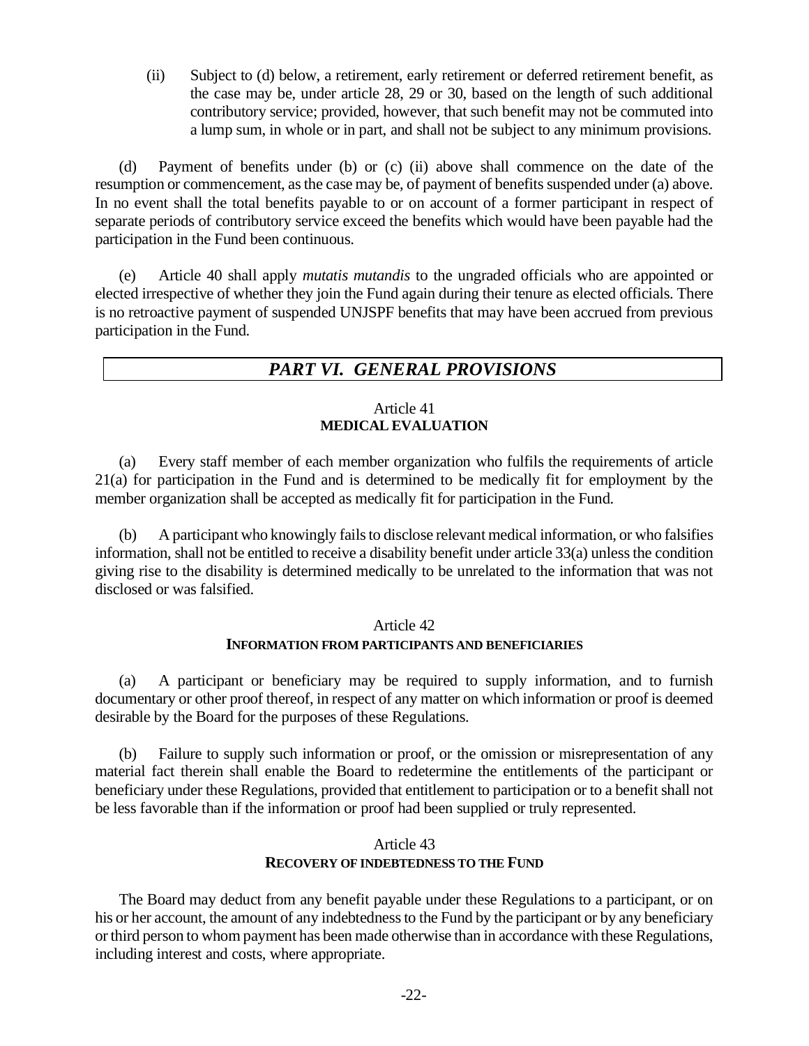(ii) Subject to (d) below, a retirement, early retirement or deferred retirement benefit, as the case may be, under article 28, 29 or 30, based on the length of such additional contributory service; provided, however, that such benefit may not be commuted into a lump sum, in whole or in part, and shall not be subject to any minimum provisions.

(d) Payment of benefits under (b) or (c) (ii) above shall commence on the date of the resumption or commencement, as the case may be, of payment of benefits suspended under (a) above. In no event shall the total benefits payable to or on account of a former participant in respect of separate periods of contributory service exceed the benefits which would have been payable had the participation in the Fund been continuous.

(e) Article 40 shall apply *mutatis mutandis* to the ungraded officials who are appointed or elected irrespective of whether they join the Fund again during their tenure as elected officials. There is no retroactive payment of suspended UNJSPF benefits that may have been accrued from previous participation in the Fund.

# *PART VI. GENERAL PROVISIONS*

## Article 41
## **MEDICAL EVALUATION**

(a) Every staff member of each member organization who fulfils the requirements of article 21(a) for participation in the Fund and is determined to be medically fit for employment by the member organization shall be accepted as medically fit for participation in the Fund.

(b) A participant who knowingly fails to disclose relevant medical information, or who falsifies information, shall not be entitled to receive a disability benefit under article 33(a) unless the condition giving rise to the disability is determined medically to be unrelated to the information that was not disclosed or was falsified.

## Article 42
## **INFORMATION FROM PARTICIPANTS AND BENEFICIARIES**

(a) A participant or beneficiary may be required to supply information, and to furnish documentary or other proof thereof, in respect of any matter on which information or proof is deemed desirable by the Board for the purposes of these Regulations.

(b) Failure to supply such information or proof, or the omission or misrepresentation of any material fact therein shall enable the Board to redetermine the entitlements of the participant or beneficiary under these Regulations, provided that entitlement to participation or to a benefit shall not be less favorable than if the information or proof had been supplied or truly represented.

## Article 43
## **RECOVERY OF INDEBTEDNESS TO THE FUND**

The Board may deduct from any benefit payable under these Regulations to a participant, or on his or her account, the amount of any indebtedness to the Fund by the participant or by any beneficiary or third person to whom payment has been made otherwise than in accordance with these Regulations, including interest and costs, where appropriate.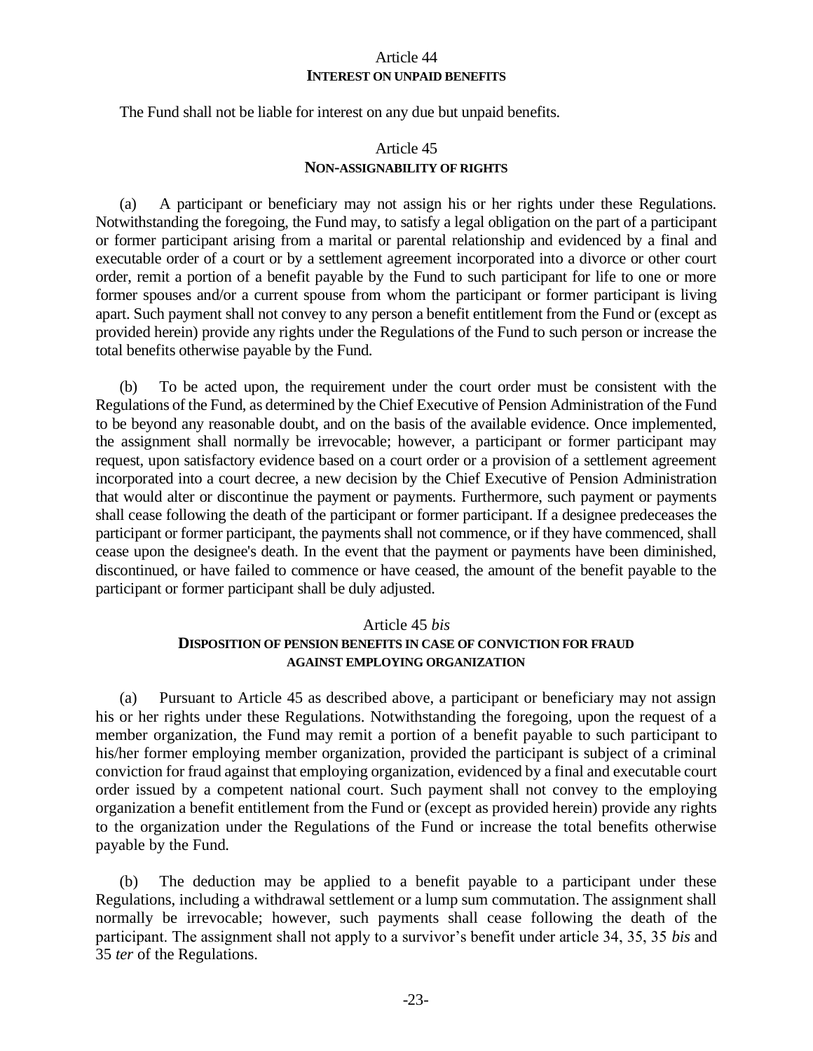### Article 44
**INTEREST ON UNPAID BENEFITS**

The Fund shall not be liable for interest on any due but unpaid benefits.

### Article 45
**NON-ASSIGNABILITY OF RIGHTS**

(a) A participant or beneficiary may not assign his or her rights under these Regulations. Notwithstanding the foregoing, the Fund may, to satisfy a legal obligation on the part of a participant or former participant arising from a marital or parental relationship and evidenced by a final and executable order of a court or by a settlement agreement incorporated into a divorce or other court order, remit a portion of a benefit payable by the Fund to such participant for life to one or more former spouses and/or a current spouse from whom the participant or former participant is living apart. Such payment shall not convey to any person a benefit entitlement from the Fund or (except as provided herein) provide any rights under the Regulations of the Fund to such person or increase the total benefits otherwise payable by the Fund.

(b) To be acted upon, the requirement under the court order must be consistent with the Regulations of the Fund, as determined by the Chief Executive of Pension Administration of the Fund to be beyond any reasonable doubt, and on the basis of the available evidence. Once implemented, the assignment shall normally be irrevocable; however, a participant or former participant may request, upon satisfactory evidence based on a court order or a provision of a settlement agreement incorporated into a court decree, a new decision by the Chief Executive of Pension Administration that would alter or discontinue the payment or payments. Furthermore, such payment or payments shall cease following the death of the participant or former participant. If a designee predeceases the participant or former participant, the payments shall not commence, or if they have commenced, shall cease upon the designee's death. In the event that the payment or payments have been diminished, discontinued, or have failed to commence or have ceased, the amount of the benefit payable to the participant or former participant shall be duly adjusted.

### Article 45 *bis*
**DISPOSITION OF PENSION BENEFITS IN CASE OF CONVICTION FOR FRAUD AGAINST EMPLOYING ORGANIZATION**

(a) Pursuant to Article 45 as described above, a participant or beneficiary may not assign his or her rights under these Regulations. Notwithstanding the foregoing, upon the request of a member organization, the Fund may remit a portion of a benefit payable to such participant to his/her former employing member organization, provided the participant is subject of a criminal conviction for fraud against that employing organization, evidenced by a final and executable court order issued by a competent national court. Such payment shall not convey to the employing organization a benefit entitlement from the Fund or (except as provided herein) provide any rights to the organization under the Regulations of the Fund or increase the total benefits otherwise payable by the Fund.

(b) The deduction may be applied to a benefit payable to a participant under these Regulations, including a withdrawal settlement or a lump sum commutation. The assignment shall normally be irrevocable; however, such payments shall cease following the death of the participant. The assignment shall not apply to a survivor's benefit under article 34, 35, 35 *bis* and 35 *ter* of the Regulations.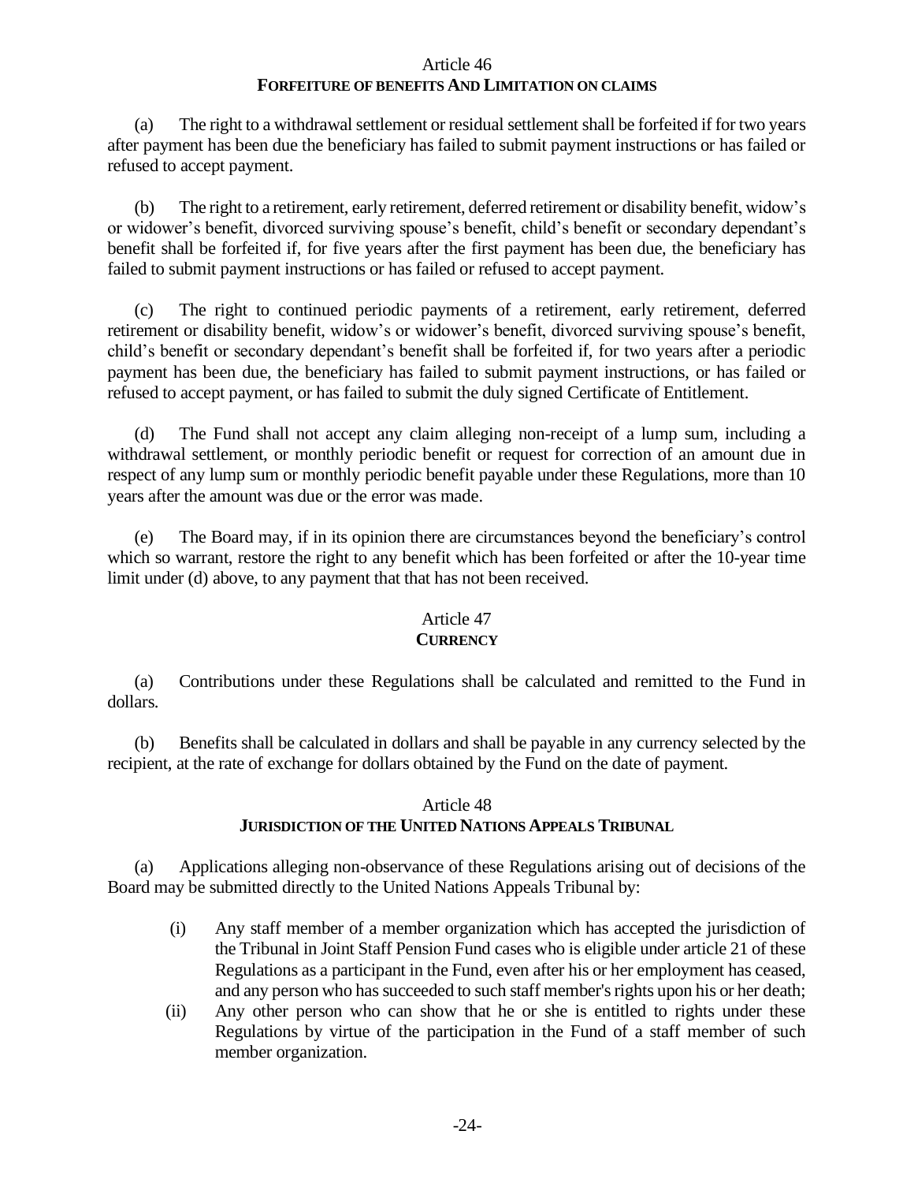## Article 46
### FORFEITURE OF BENEFITS AND LIMITATION ON CLAIMS

(a) The right to a withdrawal settlement or residual settlement shall be forfeited if for two years after payment has been due the beneficiary has failed to submit payment instructions or has failed or refused to accept payment.

(b) The right to a retirement, early retirement, deferred retirement or disability benefit, widow's or widower's benefit, divorced surviving spouse's benefit, child's benefit or secondary dependant's benefit shall be forfeited if, for five years after the first payment has been due, the beneficiary has failed to submit payment instructions or has failed or refused to accept payment.

(c) The right to continued periodic payments of a retirement, early retirement, deferred retirement or disability benefit, widow's or widower's benefit, divorced surviving spouse's benefit, child's benefit or secondary dependant's benefit shall be forfeited if, for two years after a periodic payment has been due, the beneficiary has failed to submit payment instructions, or has failed or refused to accept payment, or has failed to submit the duly signed Certificate of Entitlement.

(d) The Fund shall not accept any claim alleging non-receipt of a lump sum, including a withdrawal settlement, or monthly periodic benefit or request for correction of an amount due in respect of any lump sum or monthly periodic benefit payable under these Regulations, more than 10 years after the amount was due or the error was made.

(e) The Board may, if in its opinion there are circumstances beyond the beneficiary's control which so warrant, restore the right to any benefit which has been forfeited or after the 10-year time limit under (d) above, to any payment that that has not been received.

## Article 47
### CURRENCY

(a) Contributions under these Regulations shall be calculated and remitted to the Fund in dollars.

(b) Benefits shall be calculated in dollars and shall be payable in any currency selected by the recipient, at the rate of exchange for dollars obtained by the Fund on the date of payment.

## Article 48
### JURISDICTION OF THE UNITED NATIONS APPEALS TRIBUNAL

(a) Applications alleging non-observance of these Regulations arising out of decisions of the Board may be submitted directly to the United Nations Appeals Tribunal by:

- (i) Any staff member of a member organization which has accepted the jurisdiction of the Tribunal in Joint Staff Pension Fund cases who is eligible under article 21 of these Regulations as a participant in the Fund, even after his or her employment has ceased, and any person who has succeeded to such staff member's rights upon his or her death;
- (ii) Any other person who can show that he or she is entitled to rights under these Regulations by virtue of the participation in the Fund of a staff member of such member organization.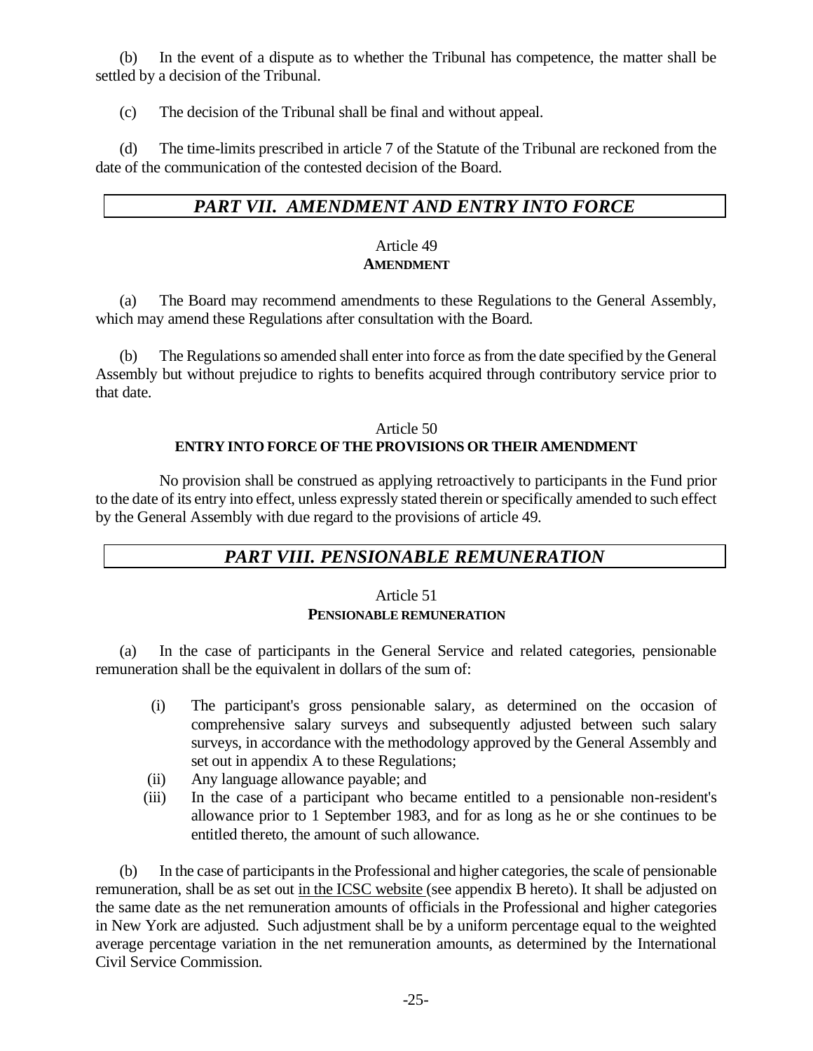(b) In the event of a dispute as to whether the Tribunal has competence, the matter shall be settled by a decision of the Tribunal.

(c) The decision of the Tribunal shall be final and without appeal.

(d) The time-limits prescribed in article 7 of the Statute of the Tribunal are reckoned from the date of the communication of the contested decision of the Board.

## *PART VII. AMENDMENT AND ENTRY INTO FORCE*

### Article 49
**AMENDMENT**

(a) The Board may recommend amendments to these Regulations to the General Assembly, which may amend these Regulations after consultation with the Board.

(b) The Regulations so amended shall enter into force as from the date specified by the General Assembly but without prejudice to rights to benefits acquired through contributory service prior to that date.

### Article 50
**ENTRY INTO FORCE OF THE PROVISIONS OR THEIR AMENDMENT**

No provision shall be construed as applying retroactively to participants in the Fund prior to the date of its entry into effect, unless expressly stated therein or specifically amended to such effect by the General Assembly with due regard to the provisions of article 49.

## *PART VIII. PENSIONABLE REMUNERATION*

### Article 51
**PENSIONABLE REMUNERATION**

(a) In the case of participants in the General Service and related categories, pensionable remuneration shall be the equivalent in dollars of the sum of:

- (i) The participant's gross pensionable salary, as determined on the occasion of comprehensive salary surveys and subsequently adjusted between such salary surveys, in accordance with the methodology approved by the General Assembly and set out in appendix A to these Regulations;
- (ii) Any language allowance payable; and
- (iii) In the case of a participant who became entitled to a pensionable non-resident's allowance prior to 1 September 1983, and for as long as he or she continues to be entitled thereto, the amount of such allowance.

(b) In the case of participants in the Professional and higher categories, the scale of pensionable remuneration, shall be as set out in the ICSC website (see appendix B hereto). It shall be adjusted on the same date as the net remuneration amounts of officials in the Professional and higher categories in New York are adjusted. Such adjustment shall be by a uniform percentage equal to the weighted average percentage variation in the net remuneration amounts, as determined by the International Civil Service Commission.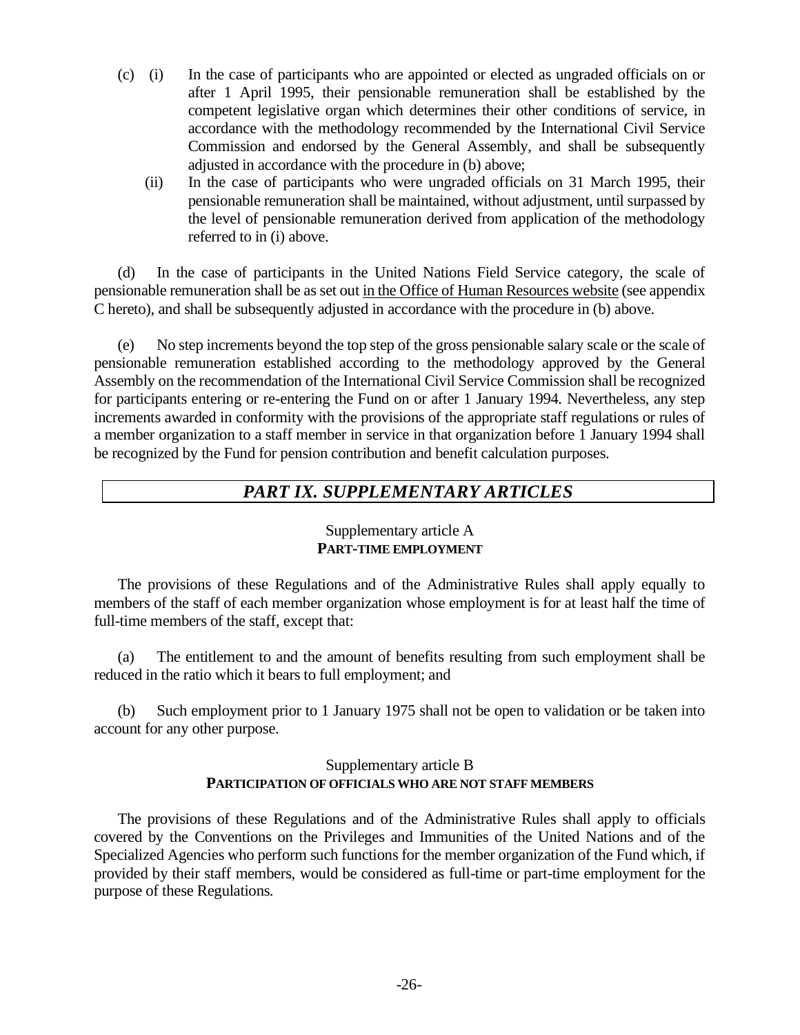(c) (i) In the case of participants who are appointed or elected as ungraded officials on or after 1 April 1995, their pensionable remuneration shall be established by the competent legislative organ which determines their other conditions of service, in accordance with the methodology recommended by the International Civil Service Commission and endorsed by the General Assembly, and shall be subsequently adjusted in accordance with the procedure in (b) above;

(ii) In the case of participants who were ungraded officials on 31 March 1995, their pensionable remuneration shall be maintained, without adjustment, until surpassed by the level of pensionable remuneration derived from application of the methodology referred to in (i) above.

(d) In the case of participants in the United Nations Field Service category, the scale of pensionable remuneration shall be as set out in the Office of Human Resources website (see appendix C hereto), and shall be subsequently adjusted in accordance with the procedure in (b) above.

(e) No step increments beyond the top step of the gross pensionable salary scale or the scale of pensionable remuneration established according to the methodology approved by the General Assembly on the recommendation of the International Civil Service Commission shall be recognized for participants entering or re-entering the Fund on or after 1 January 1994. Nevertheless, any step increments awarded in conformity with the provisions of the appropriate staff regulations or rules of a member organization to a staff member in service in that organization before 1 January 1994 shall be recognized by the Fund for pension contribution and benefit calculation purposes.

# *PART IX. SUPPLEMENTARY ARTICLES*

## Supplementary article A
## **PART-TIME EMPLOYMENT**

The provisions of these Regulations and of the Administrative Rules shall apply equally to members of the staff of each member organization whose employment is for at least half the time of full-time members of the staff, except that:

(a) The entitlement to and the amount of benefits resulting from such employment shall be reduced in the ratio which it bears to full employment; and

(b) Such employment prior to 1 January 1975 shall not be open to validation or be taken into account for any other purpose.

## Supplementary article B
## **PARTICIPATION OF OFFICIALS WHO ARE NOT STAFF MEMBERS**

The provisions of these Regulations and of the Administrative Rules shall apply to officials covered by the Conventions on the Privileges and Immunities of the United Nations and of the Specialized Agencies who perform such functions for the member organization of the Fund which, if provided by their staff members, would be considered as full-time or part-time employment for the purpose of these Regulations.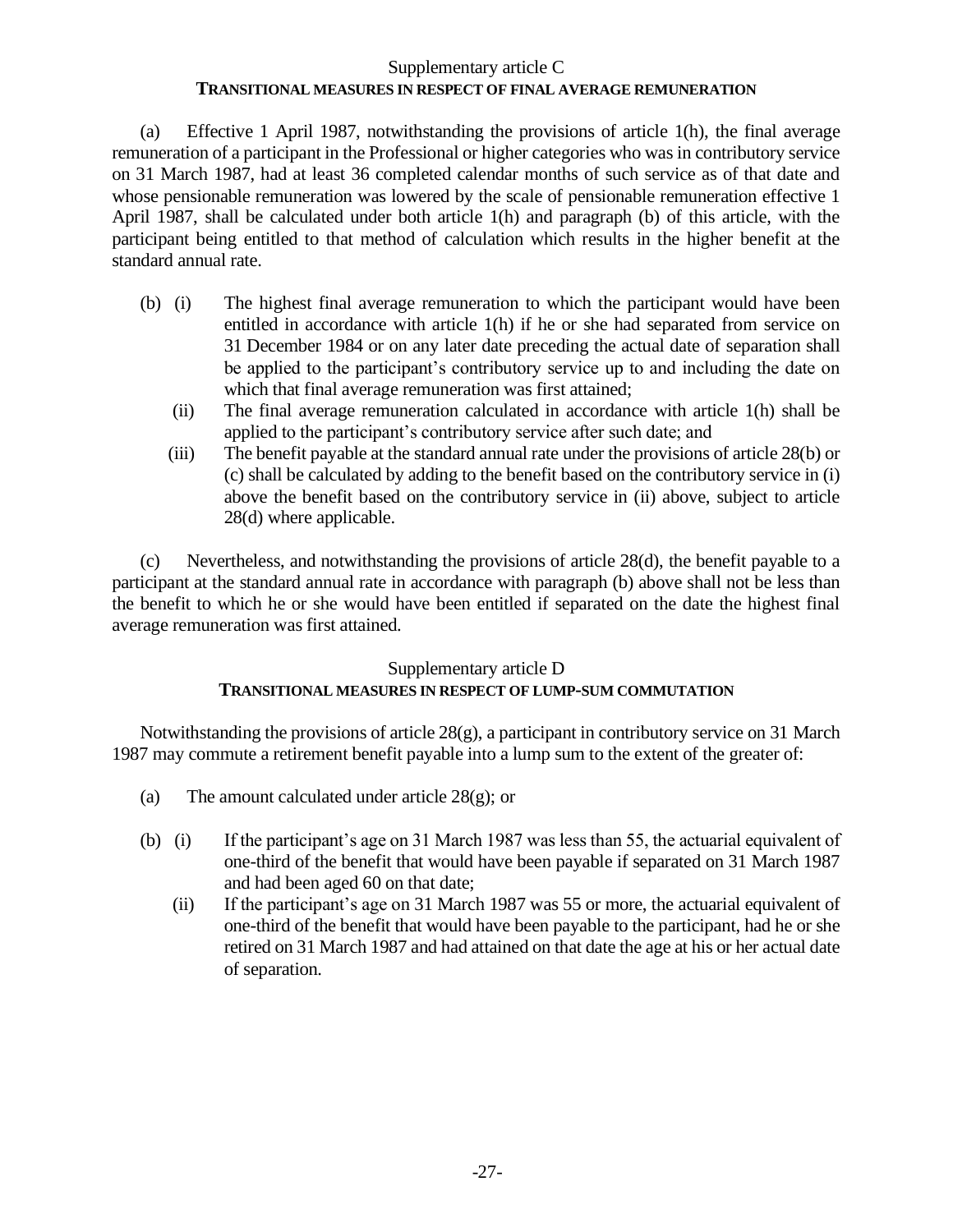## Supplementary article C

### TRANSITIONAL MEASURES IN RESPECT OF FINAL AVERAGE REMUNERATION

(a) Effective 1 April 1987, notwithstanding the provisions of article 1(h), the final average remuneration of a participant in the Professional or higher categories who was in contributory service on 31 March 1987, had at least 36 completed calendar months of such service as of that date and whose pensionable remuneration was lowered by the scale of pensionable remuneration effective 1 April 1987, shall be calculated under both article 1(h) and paragraph (b) of this article, with the participant being entitled to that method of calculation which results in the higher benefit at the standard annual rate.

(b) (i) The highest final average remuneration to which the participant would have been entitled in accordance with article 1(h) if he or she had separated from service on 31 December 1984 or on any later date preceding the actual date of separation shall be applied to the participant's contributory service up to and including the date on which that final average remuneration was first attained;

(ii) The final average remuneration calculated in accordance with article 1(h) shall be applied to the participant's contributory service after such date; and

(iii) The benefit payable at the standard annual rate under the provisions of article 28(b) or (c) shall be calculated by adding to the benefit based on the contributory service in (i) above the benefit based on the contributory service in (ii) above, subject to article 28(d) where applicable.

(c) Nevertheless, and notwithstanding the provisions of article 28(d), the benefit payable to a participant at the standard annual rate in accordance with paragraph (b) above shall not be less than the benefit to which he or she would have been entitled if separated on the date the highest final average remuneration was first attained.

## Supplementary article D

### TRANSITIONAL MEASURES IN RESPECT OF LUMP-SUM COMMUTATION

Notwithstanding the provisions of article 28(g), a participant in contributory service on 31 March 1987 may commute a retirement benefit payable into a lump sum to the extent of the greater of:

(a) The amount calculated under article 28(g); or

(b) (i) If the participant's age on 31 March 1987 was less than 55, the actuarial equivalent of one-third of the benefit that would have been payable if separated on 31 March 1987 and had been aged 60 on that date;

(ii) If the participant's age on 31 March 1987 was 55 or more, the actuarial equivalent of one-third of the benefit that would have been payable to the participant, had he or she retired on 31 March 1987 and had attained on that date the age at his or her actual date of separation.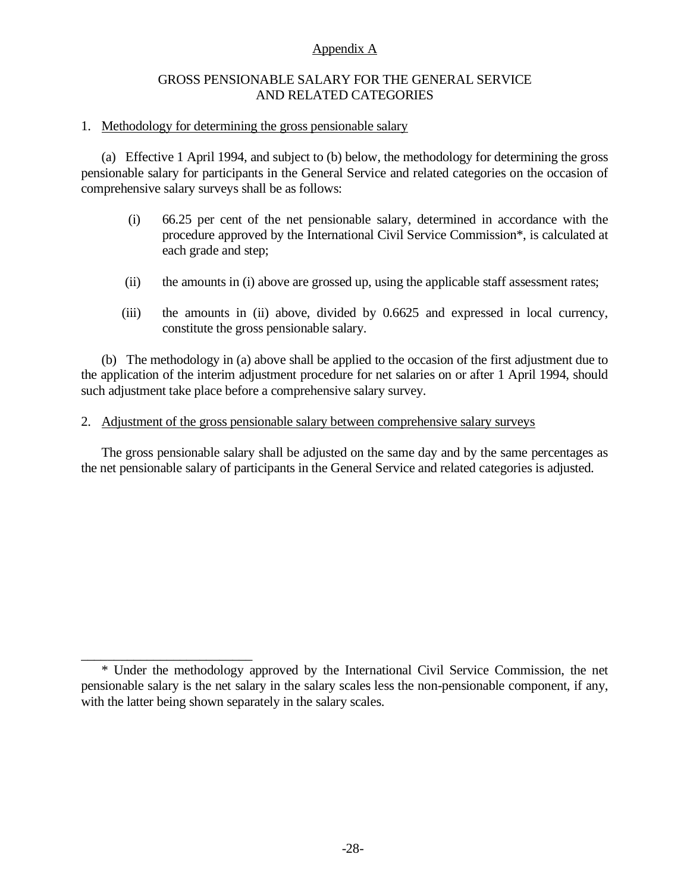Appendix A

# GROSS PENSIONABLE SALARY FOR THE GENERAL SERVICE AND RELATED CATEGORIES

## 1. Methodology for determining the gross pensionable salary

(a) Effective 1 April 1994, and subject to (b) below, the methodology for determining the gross pensionable salary for participants in the General Service and related categories on the occasion of comprehensive salary surveys shall be as follows:

- (i) 66.25 per cent of the net pensionable salary, determined in accordance with the procedure approved by the International Civil Service Commission*, is calculated at each grade and step;
- (ii) the amounts in (i) above are grossed up, using the applicable staff assessment rates;
- (iii) the amounts in (ii) above, divided by 0.6625 and expressed in local currency, constitute the gross pensionable salary.

(b) The methodology in (a) above shall be applied to the occasion of the first adjustment due to the application of the interim adjustment procedure for net salaries on or after 1 April 1994, should such adjustment take place before a comprehensive salary survey.

## 2. Adjustment of the gross pensionable salary between comprehensive salary surveys

The gross pensionable salary shall be adjusted on the same day and by the same percentages as the net pensionable salary of participants in the General Service and related categories is adjusted.

---

* Under the methodology approved by the International Civil Service Commission, the net pensionable salary is the net salary in the salary scales less the non-pensionable component, if any, with the latter being shown separately in the salary scales.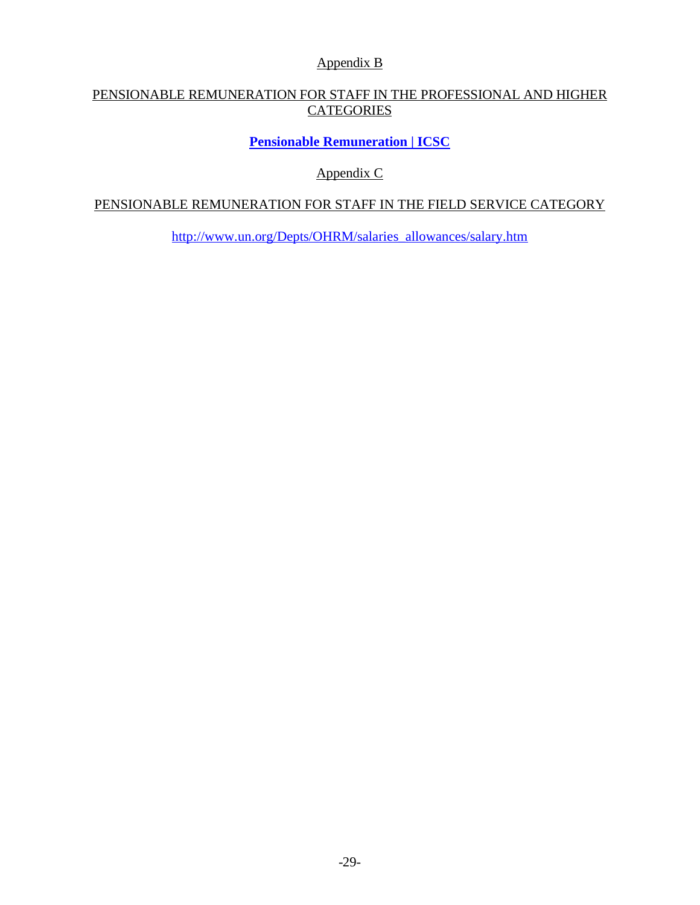## Appendix B

## PENSIONABLE REMUNERATION FOR STAFF IN THE PROFESSIONAL AND HIGHER CATEGORIES

**Pensionable Remuneration | ICSC**

## Appendix C

## PENSIONABLE REMUNERATION FOR STAFF IN THE FIELD SERVICE CATEGORY

http://www.un.org/Depts/OHRM/salaries_allowances/salary.htm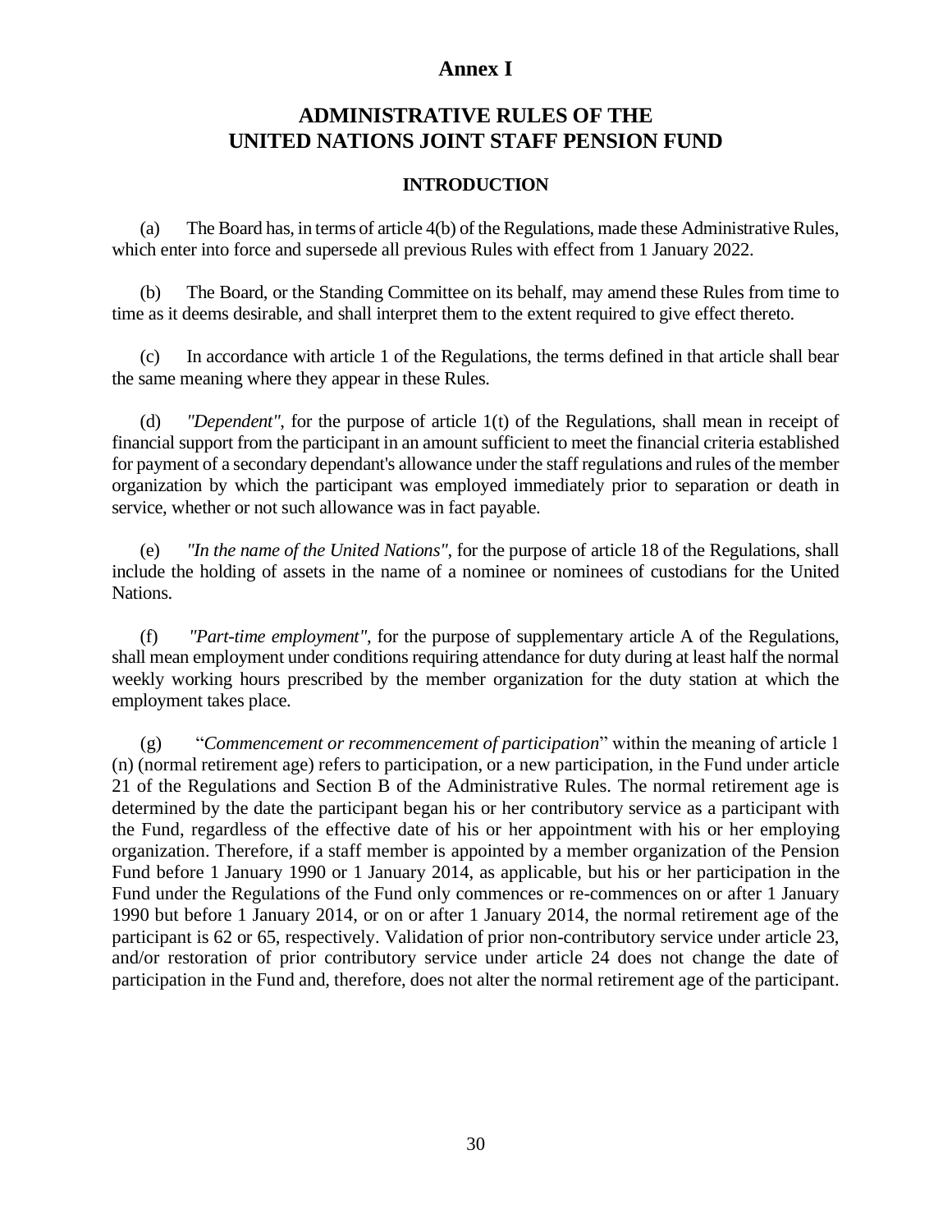## Annex I

# ADMINISTRATIVE RULES OF THE UNITED NATIONS JOINT STAFF PENSION FUND

### INTRODUCTION

(a) The Board has, in terms of article 4(b) of the Regulations, made these Administrative Rules, which enter into force and supersede all previous Rules with effect from 1 January 2022.

(b) The Board, or the Standing Committee on its behalf, may amend these Rules from time to time as it deems desirable, and shall interpret them to the extent required to give effect thereto.

(c) In accordance with article 1 of the Regulations, the terms defined in that article shall bear the same meaning where they appear in these Rules.

(d) *"Dependent"*, for the purpose of article 1(t) of the Regulations, shall mean in receipt of financial support from the participant in an amount sufficient to meet the financial criteria established for payment of a secondary dependant's allowance under the staff regulations and rules of the member organization by which the participant was employed immediately prior to separation or death in service, whether or not such allowance was in fact payable.

(e) *"In the name of the United Nations"*, for the purpose of article 18 of the Regulations, shall include the holding of assets in the name of a nominee or nominees of custodians for the United Nations.

(f) *"Part-time employment"*, for the purpose of supplementary article A of the Regulations, shall mean employment under conditions requiring attendance for duty during at least half the normal weekly working hours prescribed by the member organization for the duty station at which the employment takes place.

(g) "*Commencement or recommencement of participation*" within the meaning of article 1 (n) (normal retirement age) refers to participation, or a new participation, in the Fund under article 21 of the Regulations and Section B of the Administrative Rules. The normal retirement age is determined by the date the participant began his or her contributory service as a participant with the Fund, regardless of the effective date of his or her appointment with his or her employing organization. Therefore, if a staff member is appointed by a member organization of the Pension Fund before 1 January 1990 or 1 January 2014, as applicable, but his or her participation in the Fund under the Regulations of the Fund only commences or re-commences on or after 1 January 1990 but before 1 January 2014, or on or after 1 January 2014, the normal retirement age of the participant is 62 or 65, respectively. Validation of prior non-contributory service under article 23, and/or restoration of prior contributory service under article 24 does not change the date of participation in the Fund and, therefore, does not alter the normal retirement age of the participant.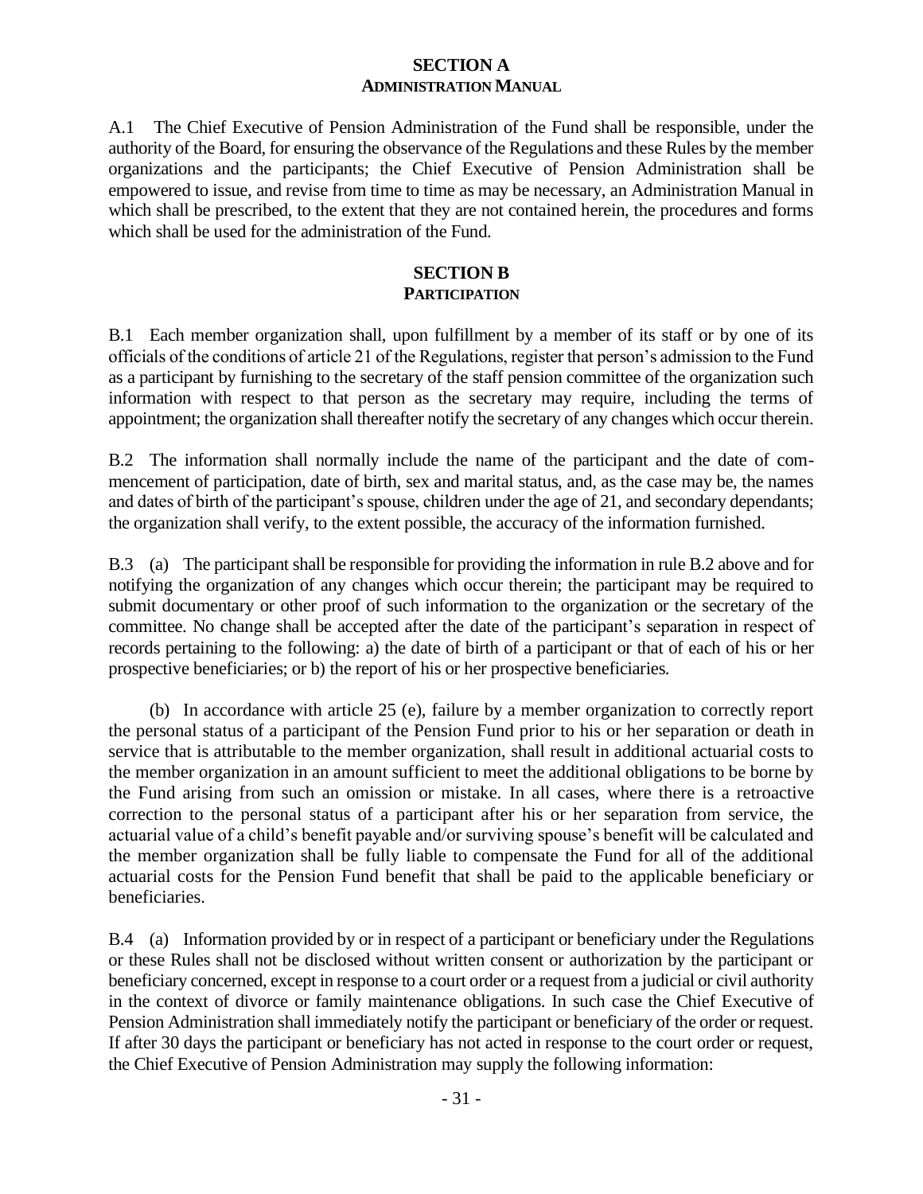## SECTION A
### ADMINISTRATION MANUAL

A.1 The Chief Executive of Pension Administration of the Fund shall be responsible, under the authority of the Board, for ensuring the observance of the Regulations and these Rules by the member organizations and the participants; the Chief Executive of Pension Administration shall be empowered to issue, and revise from time to time as may be necessary, an Administration Manual in which shall be prescribed, to the extent that they are not contained herein, the procedures and forms which shall be used for the administration of the Fund.

## SECTION B
### PARTICIPATION

B.1 Each member organization shall, upon fulfillment by a member of its staff or by one of its officials of the conditions of article 21 of the Regulations, register that person's admission to the Fund as a participant by furnishing to the secretary of the staff pension committee of the organization such information with respect to that person as the secretary may require, including the terms of appointment; the organization shall thereafter notify the secretary of any changes which occur therein.

B.2 The information shall normally include the name of the participant and the date of commencement of participation, date of birth, sex and marital status, and, as the case may be, the names and dates of birth of the participant's spouse, children under the age of 21, and secondary dependants; the organization shall verify, to the extent possible, the accuracy of the information furnished.

B.3 (a) The participant shall be responsible for providing the information in rule B.2 above and for notifying the organization of any changes which occur therein; the participant may be required to submit documentary or other proof of such information to the organization or the secretary of the committee. No change shall be accepted after the date of the participant's separation in respect of records pertaining to the following: a) the date of birth of a participant or that of each of his or her prospective beneficiaries; or b) the report of his or her prospective beneficiaries.

(b) In accordance with article 25 (e), failure by a member organization to correctly report the personal status of a participant of the Pension Fund prior to his or her separation or death in service that is attributable to the member organization, shall result in additional actuarial costs to the member organization in an amount sufficient to meet the additional obligations to be borne by the Fund arising from such an omission or mistake. In all cases, where there is a retroactive correction to the personal status of a participant after his or her separation from service, the actuarial value of a child's benefit payable and/or surviving spouse's benefit will be calculated and the member organization shall be fully liable to compensate the Fund for all of the additional actuarial costs for the Pension Fund benefit that shall be paid to the applicable beneficiary or beneficiaries.

B.4 (a) Information provided by or in respect of a participant or beneficiary under the Regulations or these Rules shall not be disclosed without written consent or authorization by the participant or beneficiary concerned, except in response to a court order or a request from a judicial or civil authority in the context of divorce or family maintenance obligations. In such case the Chief Executive of Pension Administration shall immediately notify the participant or beneficiary of the order or request. If after 30 days the participant or beneficiary has not acted in response to the court order or request, the Chief Executive of Pension Administration may supply the following information: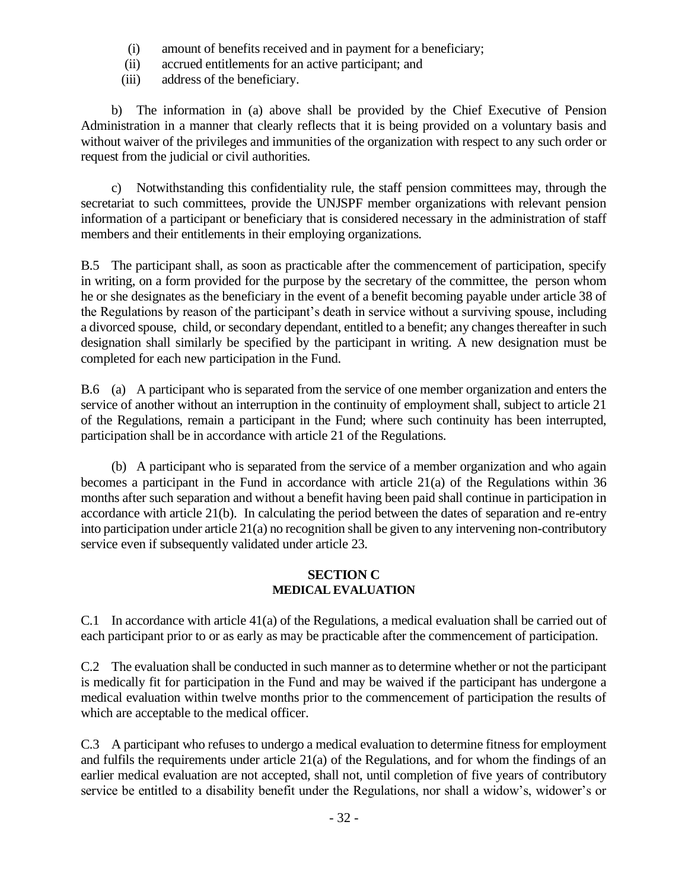(i) amount of benefits received and in payment for a beneficiary;

(ii) accrued entitlements for an active participant; and

(iii) address of the beneficiary.

b) The information in (a) above shall be provided by the Chief Executive of Pension Administration in a manner that clearly reflects that it is being provided on a voluntary basis and without waiver of the privileges and immunities of the organization with respect to any such order or request from the judicial or civil authorities.

c) Notwithstanding this confidentiality rule, the staff pension committees may, through the secretariat to such committees, provide the UNJSPF member organizations with relevant pension information of a participant or beneficiary that is considered necessary in the administration of staff members and their entitlements in their employing organizations.

B.5 The participant shall, as soon as practicable after the commencement of participation, specify in writing, on a form provided for the purpose by the secretary of the committee, the person whom he or she designates as the beneficiary in the event of a benefit becoming payable under article 38 of the Regulations by reason of the participant's death in service without a surviving spouse, including a divorced spouse, child, or secondary dependant, entitled to a benefit; any changes thereafter in such designation shall similarly be specified by the participant in writing. A new designation must be completed for each new participation in the Fund.

B.6 (a) A participant who is separated from the service of one member organization and enters the service of another without an interruption in the continuity of employment shall, subject to article 21 of the Regulations, remain a participant in the Fund; where such continuity has been interrupted, participation shall be in accordance with article 21 of the Regulations.

(b) A participant who is separated from the service of a member organization and who again becomes a participant in the Fund in accordance with article 21(a) of the Regulations within 36 months after such separation and without a benefit having been paid shall continue in participation in accordance with article 21(b). In calculating the period between the dates of separation and re-entry into participation under article 21(a) no recognition shall be given to any intervening non-contributory service even if subsequently validated under article 23.

## SECTION C
## MEDICAL EVALUATION

C.1 In accordance with article 41(a) of the Regulations, a medical evaluation shall be carried out of each participant prior to or as early as may be practicable after the commencement of participation.

C.2 The evaluation shall be conducted in such manner as to determine whether or not the participant is medically fit for participation in the Fund and may be waived if the participant has undergone a medical evaluation within twelve months prior to the commencement of participation the results of which are acceptable to the medical officer.

C.3 A participant who refuses to undergo a medical evaluation to determine fitness for employment and fulfils the requirements under article 21(a) of the Regulations, and for whom the findings of an earlier medical evaluation are not accepted, shall not, until completion of five years of contributory service be entitled to a disability benefit under the Regulations, nor shall a widow's, widower's or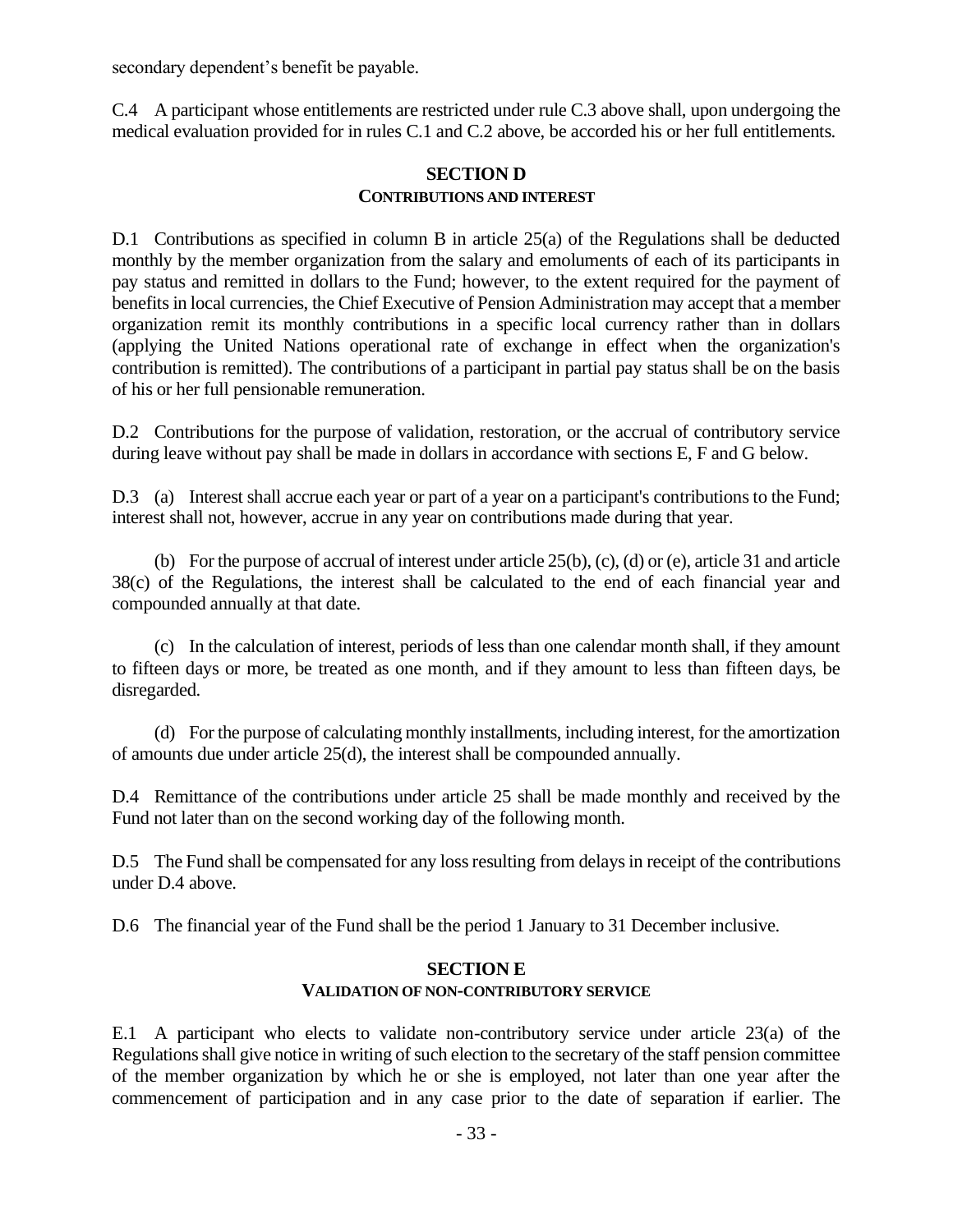secondary dependent's benefit be payable.

C.4 A participant whose entitlements are restricted under rule C.3 above shall, upon undergoing the medical evaluation provided for in rules C.1 and C.2 above, be accorded his or her full entitlements.

## SECTION D
### CONTRIBUTIONS AND INTEREST

D.1 Contributions as specified in column B in article 25(a) of the Regulations shall be deducted monthly by the member organization from the salary and emoluments of each of its participants in pay status and remitted in dollars to the Fund; however, to the extent required for the payment of benefits in local currencies, the Chief Executive of Pension Administration may accept that a member organization remit its monthly contributions in a specific local currency rather than in dollars (applying the United Nations operational rate of exchange in effect when the organization's contribution is remitted). The contributions of a participant in partial pay status shall be on the basis of his or her full pensionable remuneration.

D.2 Contributions for the purpose of validation, restoration, or the accrual of contributory service during leave without pay shall be made in dollars in accordance with sections E, F and G below.

D.3 (a) Interest shall accrue each year or part of a year on a participant's contributions to the Fund; interest shall not, however, accrue in any year on contributions made during that year.

(b) For the purpose of accrual of interest under article 25(b), (c), (d) or (e), article 31 and article 38(c) of the Regulations, the interest shall be calculated to the end of each financial year and compounded annually at that date.

(c) In the calculation of interest, periods of less than one calendar month shall, if they amount to fifteen days or more, be treated as one month, and if they amount to less than fifteen days, be disregarded.

(d) For the purpose of calculating monthly installments, including interest, for the amortization of amounts due under article 25(d), the interest shall be compounded annually.

D.4 Remittance of the contributions under article 25 shall be made monthly and received by the Fund not later than on the second working day of the following month.

D.5 The Fund shall be compensated for any loss resulting from delays in receipt of the contributions under D.4 above.

D.6 The financial year of the Fund shall be the period 1 January to 31 December inclusive.

## SECTION E
### VALIDATION OF NON-CONTRIBUTORY SERVICE

E.1 A participant who elects to validate non-contributory service under article 23(a) of the Regulations shall give notice in writing of such election to the secretary of the staff pension committee of the member organization by which he or she is employed, not later than one year after the commencement of participation and in any case prior to the date of separation if earlier. The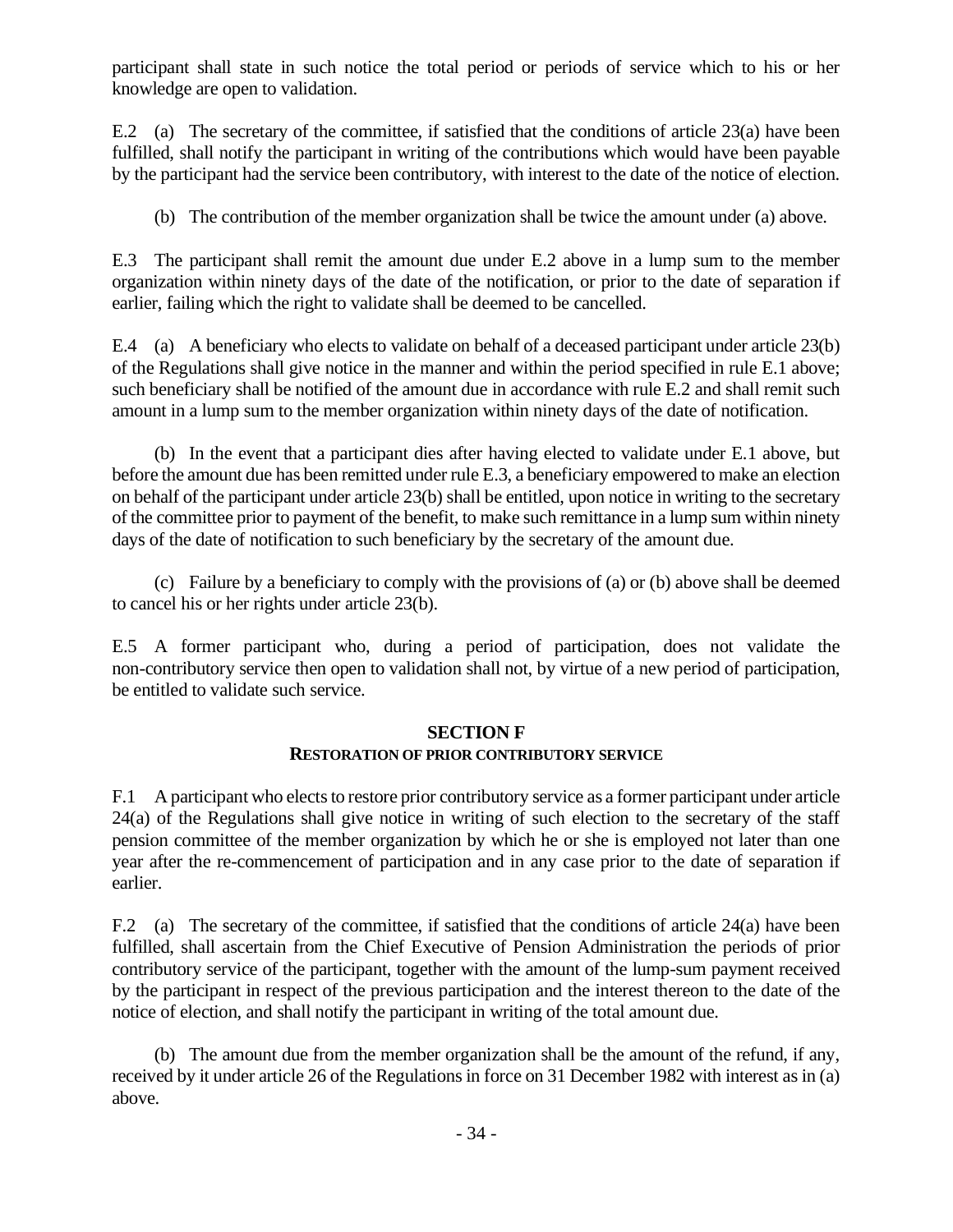participant shall state in such notice the total period or periods of service which to his or her knowledge are open to validation.

E.2 (a) The secretary of the committee, if satisfied that the conditions of article 23(a) have been fulfilled, shall notify the participant in writing of the contributions which would have been payable by the participant had the service been contributory, with interest to the date of the notice of election.

(b) The contribution of the member organization shall be twice the amount under (a) above.

E.3 The participant shall remit the amount due under E.2 above in a lump sum to the member organization within ninety days of the date of the notification, or prior to the date of separation if earlier, failing which the right to validate shall be deemed to be cancelled.

E.4 (a) A beneficiary who elects to validate on behalf of a deceased participant under article 23(b) of the Regulations shall give notice in the manner and within the period specified in rule E.1 above; such beneficiary shall be notified of the amount due in accordance with rule E.2 and shall remit such amount in a lump sum to the member organization within ninety days of the date of notification.

(b) In the event that a participant dies after having elected to validate under E.1 above, but before the amount due has been remitted under rule E.3, a beneficiary empowered to make an election on behalf of the participant under article 23(b) shall be entitled, upon notice in writing to the secretary of the committee prior to payment of the benefit, to make such remittance in a lump sum within ninety days of the date of notification to such beneficiary by the secretary of the amount due.

(c) Failure by a beneficiary to comply with the provisions of (a) or (b) above shall be deemed to cancel his or her rights under article 23(b).

E.5 A former participant who, during a period of participation, does not validate the non-contributory service then open to validation shall not, by virtue of a new period of participation, be entitled to validate such service.

## SECTION F
### RESTORATION OF PRIOR CONTRIBUTORY SERVICE

F.1 A participant who elects to restore prior contributory service as a former participant under article 24(a) of the Regulations shall give notice in writing of such election to the secretary of the staff pension committee of the member organization by which he or she is employed not later than one year after the re-commencement of participation and in any case prior to the date of separation if earlier.

F.2 (a) The secretary of the committee, if satisfied that the conditions of article 24(a) have been fulfilled, shall ascertain from the Chief Executive of Pension Administration the periods of prior contributory service of the participant, together with the amount of the lump-sum payment received by the participant in respect of the previous participation and the interest thereon to the date of the notice of election, and shall notify the participant in writing of the total amount due.

(b) The amount due from the member organization shall be the amount of the refund, if any, received by it under article 26 of the Regulations in force on 31 December 1982 with interest as in (a) above.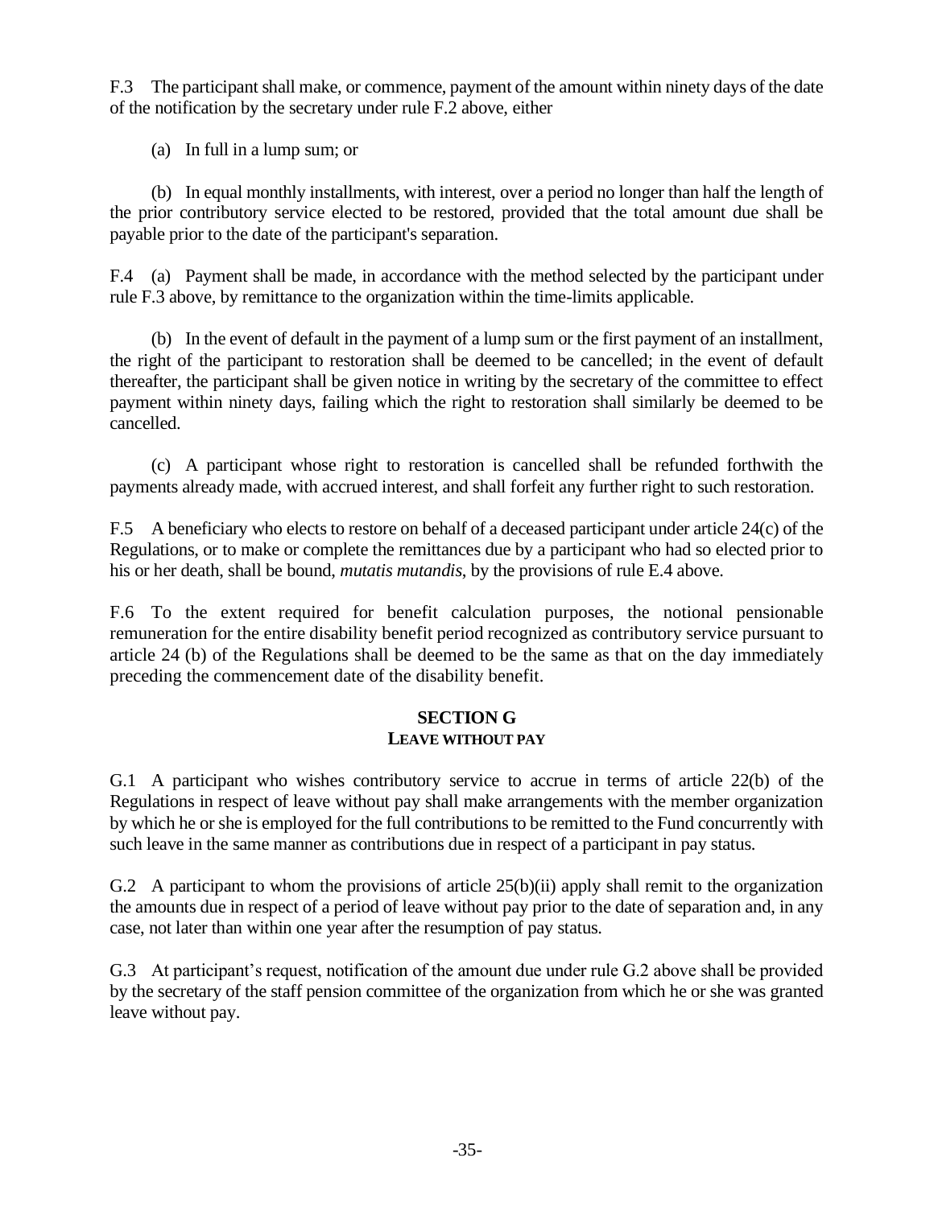F.3 The participant shall make, or commence, payment of the amount within ninety days of the date of the notification by the secretary under rule F.2 above, either

(a) In full in a lump sum; or

(b) In equal monthly installments, with interest, over a period no longer than half the length of the prior contributory service elected to be restored, provided that the total amount due shall be payable prior to the date of the participant's separation.

F.4 (a) Payment shall be made, in accordance with the method selected by the participant under rule F.3 above, by remittance to the organization within the time-limits applicable.

(b) In the event of default in the payment of a lump sum or the first payment of an installment, the right of the participant to restoration shall be deemed to be cancelled; in the event of default thereafter, the participant shall be given notice in writing by the secretary of the committee to effect payment within ninety days, failing which the right to restoration shall similarly be deemed to be cancelled.

(c) A participant whose right to restoration is cancelled shall be refunded forthwith the payments already made, with accrued interest, and shall forfeit any further right to such restoration.

F.5 A beneficiary who elects to restore on behalf of a deceased participant under article 24(c) of the Regulations, or to make or complete the remittances due by a participant who had so elected prior to his or her death, shall be bound, *mutatis mutandis*, by the provisions of rule E.4 above.

F.6 To the extent required for benefit calculation purposes, the notional pensionable remuneration for the entire disability benefit period recognized as contributory service pursuant to article 24 (b) of the Regulations shall be deemed to be the same as that on the day immediately preceding the commencement date of the disability benefit.

## SECTION G
### LEAVE WITHOUT PAY

G.1 A participant who wishes contributory service to accrue in terms of article 22(b) of the Regulations in respect of leave without pay shall make arrangements with the member organization by which he or she is employed for the full contributions to be remitted to the Fund concurrently with such leave in the same manner as contributions due in respect of a participant in pay status.

G.2 A participant to whom the provisions of article 25(b)(ii) apply shall remit to the organization the amounts due in respect of a period of leave without pay prior to the date of separation and, in any case, not later than within one year after the resumption of pay status.

G.3 At participant's request, notification of the amount due under rule G.2 above shall be provided by the secretary of the staff pension committee of the organization from which he or she was granted leave without pay.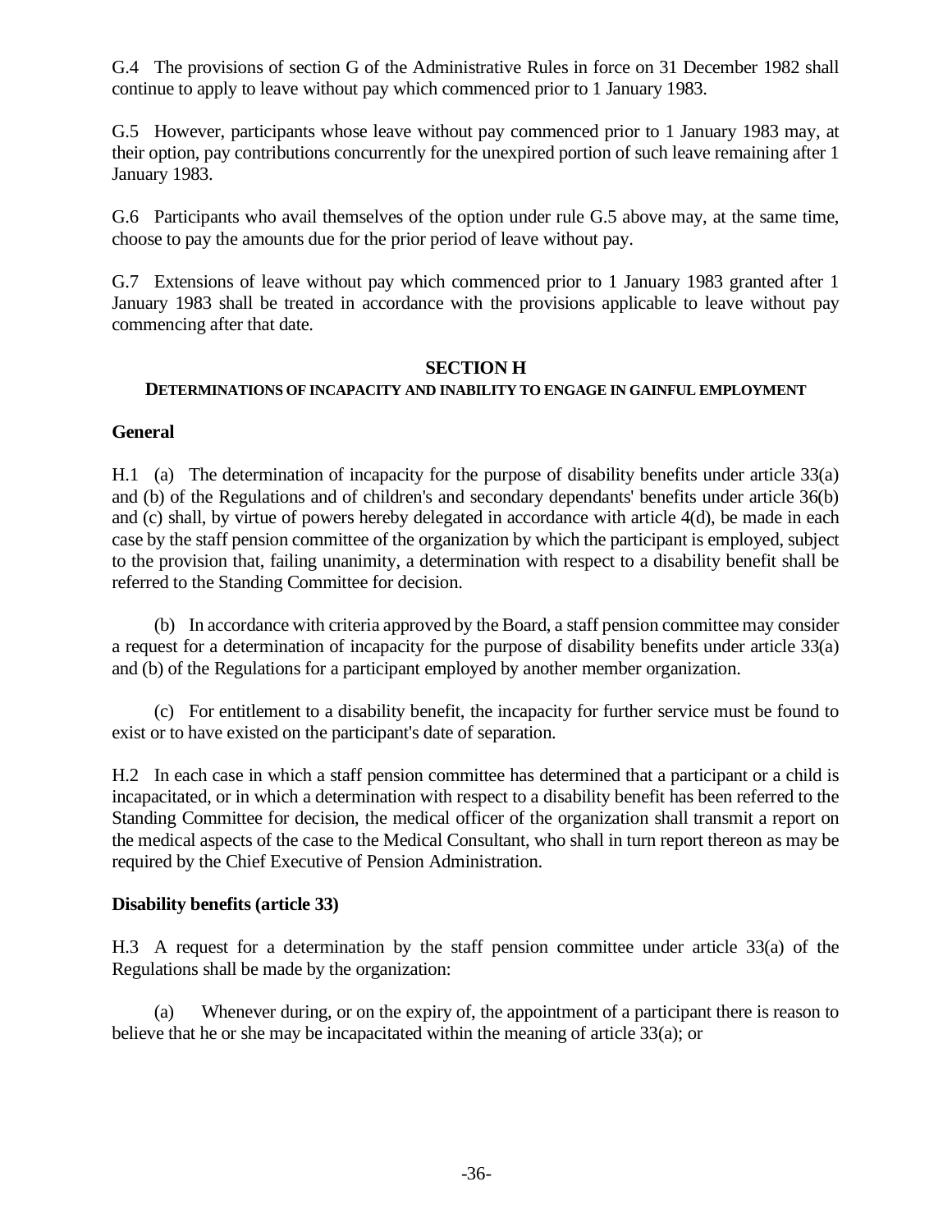G.4 The provisions of section G of the Administrative Rules in force on 31 December 1982 shall continue to apply to leave without pay which commenced prior to 1 January 1983.

G.5 However, participants whose leave without pay commenced prior to 1 January 1983 may, at their option, pay contributions concurrently for the unexpired portion of such leave remaining after 1 January 1983.

G.6 Participants who avail themselves of the option under rule G.5 above may, at the same time, choose to pay the amounts due for the prior period of leave without pay.

G.7 Extensions of leave without pay which commenced prior to 1 January 1983 granted after 1 January 1983 shall be treated in accordance with the provisions applicable to leave without pay commencing after that date.

## SECTION H

### DETERMINATIONS OF INCAPACITY AND INABILITY TO ENGAGE IN GAINFUL EMPLOYMENT

**General**

H.1 (a) The determination of incapacity for the purpose of disability benefits under article 33(a) and (b) of the Regulations and of children's and secondary dependants' benefits under article 36(b) and (c) shall, by virtue of powers hereby delegated in accordance with article 4(d), be made in each case by the staff pension committee of the organization by which the participant is employed, subject to the provision that, failing unanimity, a determination with respect to a disability benefit shall be referred to the Standing Committee for decision.

(b) In accordance with criteria approved by the Board, a staff pension committee may consider a request for a determination of incapacity for the purpose of disability benefits under article 33(a) and (b) of the Regulations for a participant employed by another member organization.

(c) For entitlement to a disability benefit, the incapacity for further service must be found to exist or to have existed on the participant's date of separation.

H.2 In each case in which a staff pension committee has determined that a participant or a child is incapacitated, or in which a determination with respect to a disability benefit has been referred to the Standing Committee for decision, the medical officer of the organization shall transmit a report on the medical aspects of the case to the Medical Consultant, who shall in turn report thereon as may be required by the Chief Executive of Pension Administration.

**Disability benefits (article 33)**

H.3 A request for a determination by the staff pension committee under article 33(a) of the Regulations shall be made by the organization:

(a) Whenever during, or on the expiry of, the appointment of a participant there is reason to believe that he or she may be incapacitated within the meaning of article 33(a); or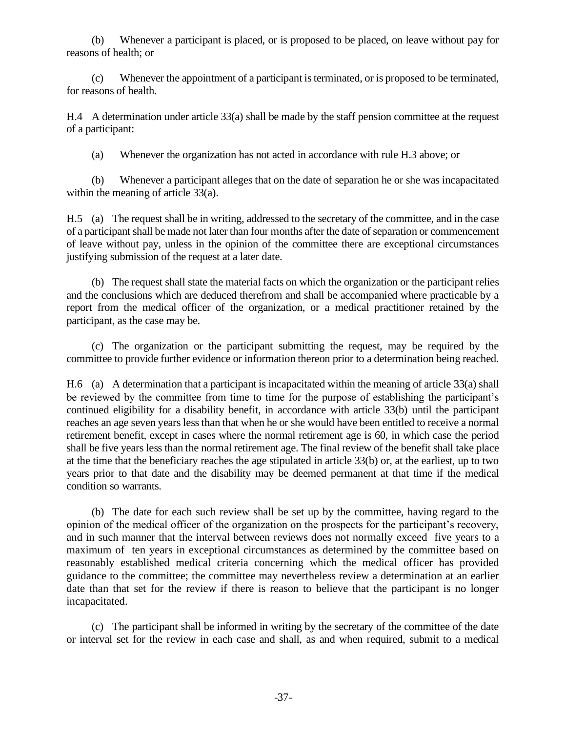(b) Whenever a participant is placed, or is proposed to be placed, on leave without pay for reasons of health; or

(c) Whenever the appointment of a participant is terminated, or is proposed to be terminated, for reasons of health.

H.4 A determination under article 33(a) shall be made by the staff pension committee at the request of a participant:

(a) Whenever the organization has not acted in accordance with rule H.3 above; or

(b) Whenever a participant alleges that on the date of separation he or she was incapacitated within the meaning of article 33(a).

H.5 (a) The request shall be in writing, addressed to the secretary of the committee, and in the case of a participant shall be made not later than four months after the date of separation or commencement of leave without pay, unless in the opinion of the committee there are exceptional circumstances justifying submission of the request at a later date.

(b) The request shall state the material facts on which the organization or the participant relies and the conclusions which are deduced therefrom and shall be accompanied where practicable by a report from the medical officer of the organization, or a medical practitioner retained by the participant, as the case may be.

(c) The organization or the participant submitting the request, may be required by the committee to provide further evidence or information thereon prior to a determination being reached.

H.6 (a) A determination that a participant is incapacitated within the meaning of article 33(a) shall be reviewed by the committee from time to time for the purpose of establishing the participant's continued eligibility for a disability benefit, in accordance with article 33(b) until the participant reaches an age seven years less than that when he or she would have been entitled to receive a normal retirement benefit, except in cases where the normal retirement age is 60, in which case the period shall be five years less than the normal retirement age. The final review of the benefit shall take place at the time that the beneficiary reaches the age stipulated in article 33(b) or, at the earliest, up to two years prior to that date and the disability may be deemed permanent at that time if the medical condition so warrants.

(b) The date for each such review shall be set up by the committee, having regard to the opinion of the medical officer of the organization on the prospects for the participant's recovery, and in such manner that the interval between reviews does not normally exceed five years to a maximum of ten years in exceptional circumstances as determined by the committee based on reasonably established medical criteria concerning which the medical officer has provided guidance to the committee; the committee may nevertheless review a determination at an earlier date than that set for the review if there is reason to believe that the participant is no longer incapacitated.

(c) The participant shall be informed in writing by the secretary of the committee of the date or interval set for the review in each case and shall, as and when required, submit to a medical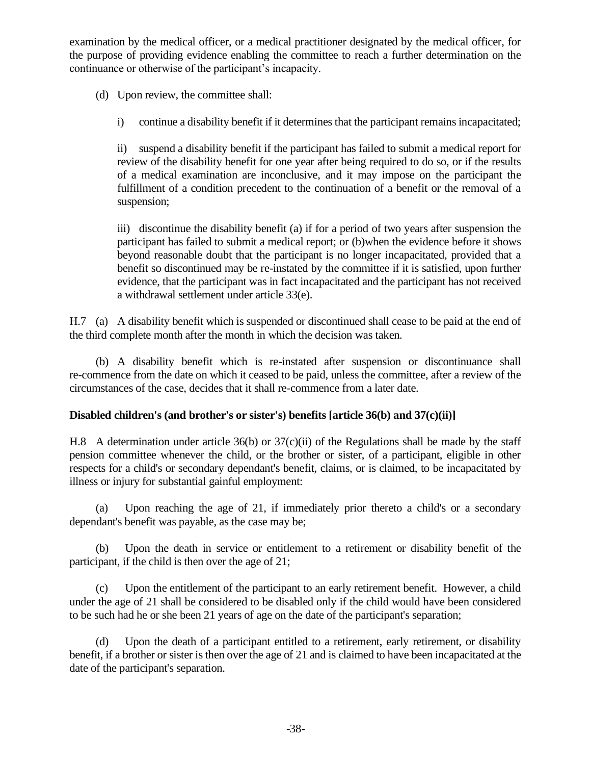examination by the medical officer, or a medical practitioner designated by the medical officer, for the purpose of providing evidence enabling the committee to reach a further determination on the continuance or otherwise of the participant's incapacity.

(d) Upon review, the committee shall:

i) continue a disability benefit if it determines that the participant remains incapacitated;

ii) suspend a disability benefit if the participant has failed to submit a medical report for review of the disability benefit for one year after being required to do so, or if the results of a medical examination are inconclusive, and it may impose on the participant the fulfillment of a condition precedent to the continuation of a benefit or the removal of a suspension;

iii) discontinue the disability benefit (a) if for a period of two years after suspension the participant has failed to submit a medical report; or (b)when the evidence before it shows beyond reasonable doubt that the participant is no longer incapacitated, provided that a benefit so discontinued may be re-instated by the committee if it is satisfied, upon further evidence, that the participant was in fact incapacitated and the participant has not received a withdrawal settlement under article 33(e).

H.7 (a) A disability benefit which is suspended or discontinued shall cease to be paid at the end of the third complete month after the month in which the decision was taken.

(b) A disability benefit which is re-instated after suspension or discontinuance shall re-commence from the date on which it ceased to be paid, unless the committee, after a review of the circumstances of the case, decides that it shall re-commence from a later date.

**Disabled children's (and brother's or sister's) benefits [article 36(b) and 37(c)(ii)]**

H.8 A determination under article 36(b) or 37(c)(ii) of the Regulations shall be made by the staff pension committee whenever the child, or the brother or sister, of a participant, eligible in other respects for a child's or secondary dependant's benefit, claims, or is claimed, to be incapacitated by illness or injury for substantial gainful employment:

(a) Upon reaching the age of 21, if immediately prior thereto a child's or a secondary dependant's benefit was payable, as the case may be;

(b) Upon the death in service or entitlement to a retirement or disability benefit of the participant, if the child is then over the age of 21;

(c) Upon the entitlement of the participant to an early retirement benefit. However, a child under the age of 21 shall be considered to be disabled only if the child would have been considered to be such had he or she been 21 years of age on the date of the participant's separation;

(d) Upon the death of a participant entitled to a retirement, early retirement, or disability benefit, if a brother or sister is then over the age of 21 and is claimed to have been incapacitated at the date of the participant's separation.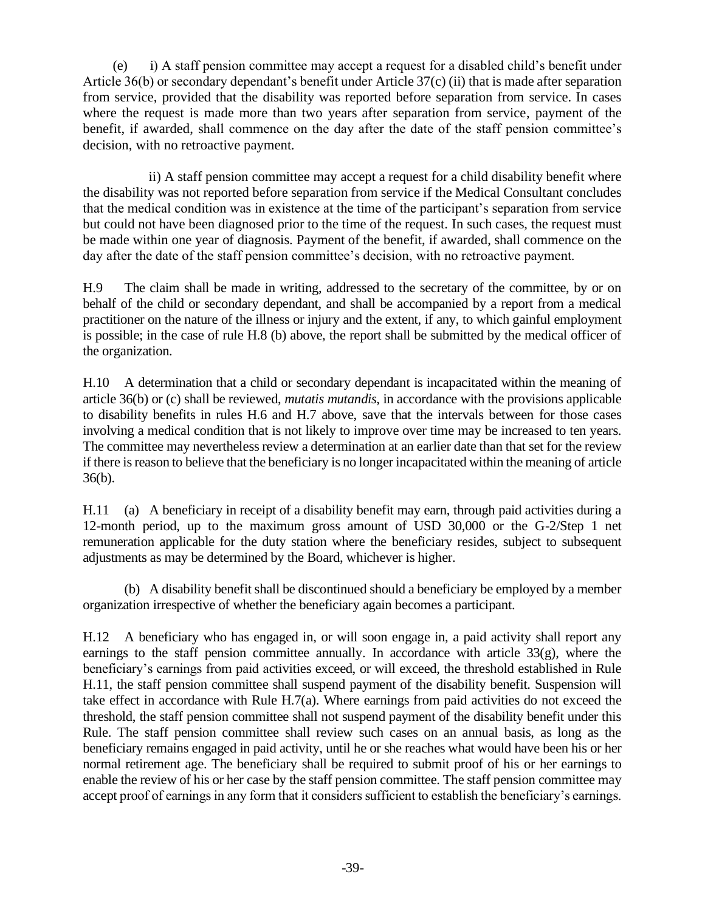(e) i) A staff pension committee may accept a request for a disabled child's benefit under Article 36(b) or secondary dependant's benefit under Article 37(c) (ii) that is made after separation from service, provided that the disability was reported before separation from service. In cases where the request is made more than two years after separation from service, payment of the benefit, if awarded, shall commence on the day after the date of the staff pension committee's decision, with no retroactive payment.

ii) A staff pension committee may accept a request for a child disability benefit where the disability was not reported before separation from service if the Medical Consultant concludes that the medical condition was in existence at the time of the participant's separation from service but could not have been diagnosed prior to the time of the request. In such cases, the request must be made within one year of diagnosis. Payment of the benefit, if awarded, shall commence on the day after the date of the staff pension committee's decision, with no retroactive payment.

H.9 The claim shall be made in writing, addressed to the secretary of the committee, by or on behalf of the child or secondary dependant, and shall be accompanied by a report from a medical practitioner on the nature of the illness or injury and the extent, if any, to which gainful employment is possible; in the case of rule H.8 (b) above, the report shall be submitted by the medical officer of the organization.

H.10 A determination that a child or secondary dependant is incapacitated within the meaning of article 36(b) or (c) shall be reviewed, *mutatis mutandis*, in accordance with the provisions applicable to disability benefits in rules H.6 and H.7 above, save that the intervals between for those cases involving a medical condition that is not likely to improve over time may be increased to ten years. The committee may nevertheless review a determination at an earlier date than that set for the review if there is reason to believe that the beneficiary is no longer incapacitated within the meaning of article 36(b).

H.11 (a) A beneficiary in receipt of a disability benefit may earn, through paid activities during a 12-month period, up to the maximum gross amount of USD 30,000 or the G-2/Step 1 net remuneration applicable for the duty station where the beneficiary resides, subject to subsequent adjustments as may be determined by the Board, whichever is higher.

(b) A disability benefit shall be discontinued should a beneficiary be employed by a member organization irrespective of whether the beneficiary again becomes a participant.

H.12 A beneficiary who has engaged in, or will soon engage in, a paid activity shall report any earnings to the staff pension committee annually. In accordance with article 33(g), where the beneficiary's earnings from paid activities exceed, or will exceed, the threshold established in Rule H.11, the staff pension committee shall suspend payment of the disability benefit. Suspension will take effect in accordance with Rule H.7(a). Where earnings from paid activities do not exceed the threshold, the staff pension committee shall not suspend payment of the disability benefit under this Rule. The staff pension committee shall review such cases on an annual basis, as long as the beneficiary remains engaged in paid activity, until he or she reaches what would have been his or her normal retirement age. The beneficiary shall be required to submit proof of his or her earnings to enable the review of his or her case by the staff pension committee. The staff pension committee may accept proof of earnings in any form that it considers sufficient to establish the beneficiary's earnings.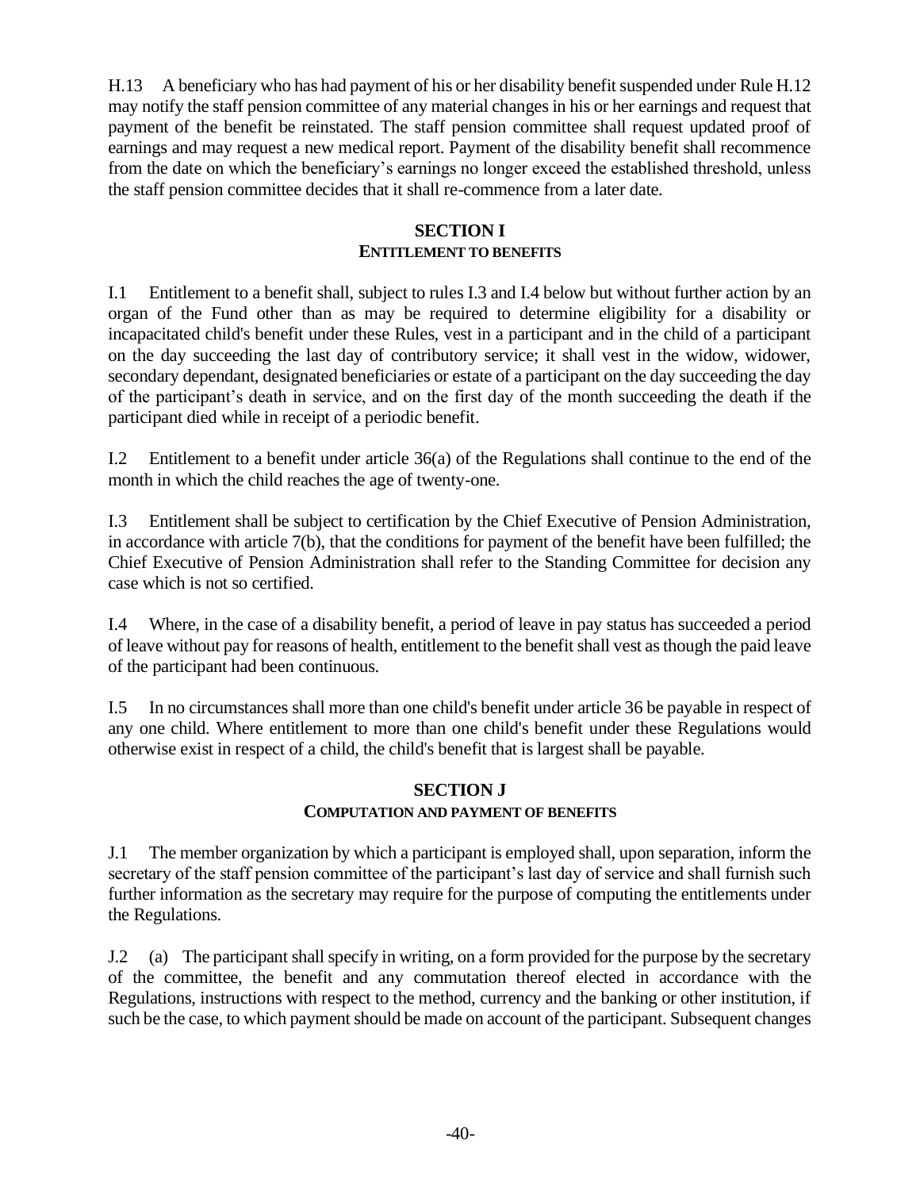H.13 A beneficiary who has had payment of his or her disability benefit suspended under Rule H.12 may notify the staff pension committee of any material changes in his or her earnings and request that payment of the benefit be reinstated. The staff pension committee shall request updated proof of earnings and may request a new medical report. Payment of the disability benefit shall recommence from the date on which the beneficiary's earnings no longer exceed the established threshold, unless the staff pension committee decides that it shall re-commence from a later date.

## SECTION I
### ENTITLEMENT TO BENEFITS

I.1 Entitlement to a benefit shall, subject to rules I.3 and I.4 below but without further action by an organ of the Fund other than as may be required to determine eligibility for a disability or incapacitated child's benefit under these Rules, vest in a participant and in the child of a participant on the day succeeding the last day of contributory service; it shall vest in the widow, widower, secondary dependant, designated beneficiaries or estate of a participant on the day succeeding the day of the participant's death in service, and on the first day of the month succeeding the death if the participant died while in receipt of a periodic benefit.

I.2 Entitlement to a benefit under article 36(a) of the Regulations shall continue to the end of the month in which the child reaches the age of twenty-one.

I.3 Entitlement shall be subject to certification by the Chief Executive of Pension Administration, in accordance with article 7(b), that the conditions for payment of the benefit have been fulfilled; the Chief Executive of Pension Administration shall refer to the Standing Committee for decision any case which is not so certified.

I.4 Where, in the case of a disability benefit, a period of leave in pay status has succeeded a period of leave without pay for reasons of health, entitlement to the benefit shall vest as though the paid leave of the participant had been continuous.

I.5 In no circumstances shall more than one child's benefit under article 36 be payable in respect of any one child. Where entitlement to more than one child's benefit under these Regulations would otherwise exist in respect of a child, the child's benefit that is largest shall be payable.

## SECTION J
### COMPUTATION AND PAYMENT OF BENEFITS

J.1 The member organization by which a participant is employed shall, upon separation, inform the secretary of the staff pension committee of the participant's last day of service and shall furnish such further information as the secretary may require for the purpose of computing the entitlements under the Regulations.

J.2 (a) The participant shall specify in writing, on a form provided for the purpose by the secretary of the committee, the benefit and any commutation thereof elected in accordance with the Regulations, instructions with respect to the method, currency and the banking or other institution, if such be the case, to which payment should be made on account of the participant. Subsequent changes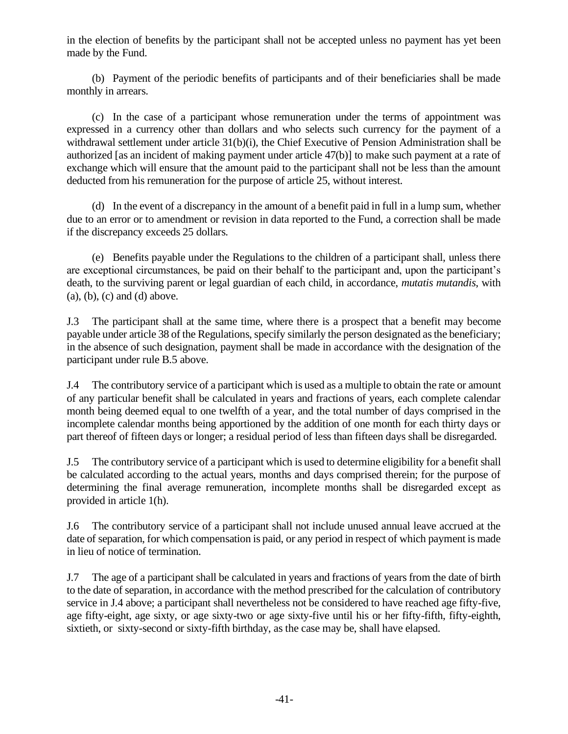in the election of benefits by the participant shall not be accepted unless no payment has yet been made by the Fund.

(b) Payment of the periodic benefits of participants and of their beneficiaries shall be made monthly in arrears.

(c) In the case of a participant whose remuneration under the terms of appointment was expressed in a currency other than dollars and who selects such currency for the payment of a withdrawal settlement under article 31(b)(i), the Chief Executive of Pension Administration shall be authorized [as an incident of making payment under article 47(b)] to make such payment at a rate of exchange which will ensure that the amount paid to the participant shall not be less than the amount deducted from his remuneration for the purpose of article 25, without interest.

(d) In the event of a discrepancy in the amount of a benefit paid in full in a lump sum, whether due to an error or to amendment or revision in data reported to the Fund, a correction shall be made if the discrepancy exceeds 25 dollars.

(e) Benefits payable under the Regulations to the children of a participant shall, unless there are exceptional circumstances, be paid on their behalf to the participant and, upon the participant's death, to the surviving parent or legal guardian of each child, in accordance, *mutatis mutandis*, with (a), (b), (c) and (d) above.

J.3 The participant shall at the same time, where there is a prospect that a benefit may become payable under article 38 of the Regulations, specify similarly the person designated as the beneficiary; in the absence of such designation, payment shall be made in accordance with the designation of the participant under rule B.5 above.

J.4 The contributory service of a participant which is used as a multiple to obtain the rate or amount of any particular benefit shall be calculated in years and fractions of years, each complete calendar month being deemed equal to one twelfth of a year, and the total number of days comprised in the incomplete calendar months being apportioned by the addition of one month for each thirty days or part thereof of fifteen days or longer; a residual period of less than fifteen days shall be disregarded.

J.5 The contributory service of a participant which is used to determine eligibility for a benefit shall be calculated according to the actual years, months and days comprised therein; for the purpose of determining the final average remuneration, incomplete months shall be disregarded except as provided in article 1(h).

J.6 The contributory service of a participant shall not include unused annual leave accrued at the date of separation, for which compensation is paid, or any period in respect of which payment is made in lieu of notice of termination.

J.7 The age of a participant shall be calculated in years and fractions of years from the date of birth to the date of separation, in accordance with the method prescribed for the calculation of contributory service in J.4 above; a participant shall nevertheless not be considered to have reached age fifty-five, age fifty-eight, age sixty, or age sixty-two or age sixty-five until his or her fifty-fifth, fifty-eighth, sixtieth, or sixty-second or sixty-fifth birthday, as the case may be, shall have elapsed.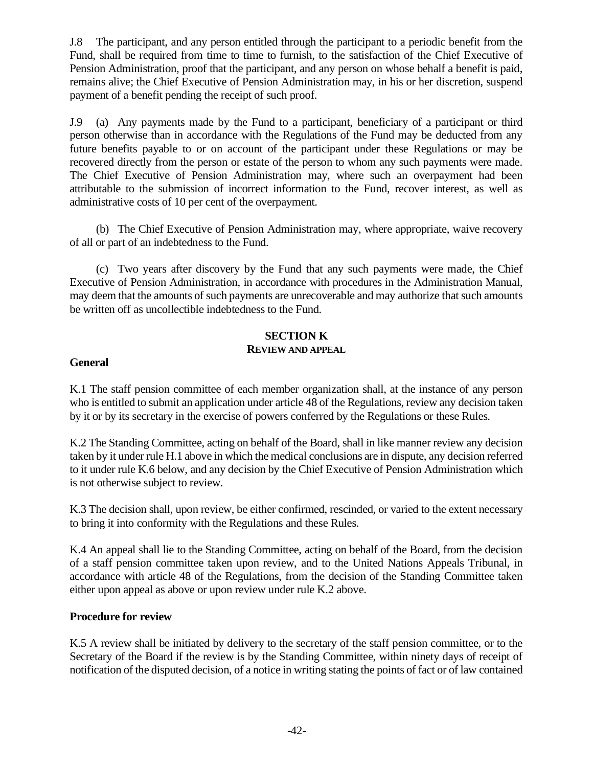J.8 The participant, and any person entitled through the participant to a periodic benefit from the Fund, shall be required from time to time to furnish, to the satisfaction of the Chief Executive of Pension Administration, proof that the participant, and any person on whose behalf a benefit is paid, remains alive; the Chief Executive of Pension Administration may, in his or her discretion, suspend payment of a benefit pending the receipt of such proof.

J.9 (a) Any payments made by the Fund to a participant, beneficiary of a participant or third person otherwise than in accordance with the Regulations of the Fund may be deducted from any future benefits payable to or on account of the participant under these Regulations or may be recovered directly from the person or estate of the person to whom any such payments were made. The Chief Executive of Pension Administration may, where such an overpayment had been attributable to the submission of incorrect information to the Fund, recover interest, as well as administrative costs of 10 per cent of the overpayment.

(b) The Chief Executive of Pension Administration may, where appropriate, waive recovery of all or part of an indebtedness to the Fund.

(c) Two years after discovery by the Fund that any such payments were made, the Chief Executive of Pension Administration, in accordance with procedures in the Administration Manual, may deem that the amounts of such payments are unrecoverable and may authorize that such amounts be written off as uncollectible indebtedness to the Fund.

## SECTION K
### REVIEW AND APPEAL

**General**

K.1 The staff pension committee of each member organization shall, at the instance of any person who is entitled to submit an application under article 48 of the Regulations, review any decision taken by it or by its secretary in the exercise of powers conferred by the Regulations or these Rules.

K.2 The Standing Committee, acting on behalf of the Board, shall in like manner review any decision taken by it under rule H.1 above in which the medical conclusions are in dispute, any decision referred to it under rule K.6 below, and any decision by the Chief Executive of Pension Administration which is not otherwise subject to review.

K.3 The decision shall, upon review, be either confirmed, rescinded, or varied to the extent necessary to bring it into conformity with the Regulations and these Rules.

K.4 An appeal shall lie to the Standing Committee, acting on behalf of the Board, from the decision of a staff pension committee taken upon review, and to the United Nations Appeals Tribunal, in accordance with article 48 of the Regulations, from the decision of the Standing Committee taken either upon appeal as above or upon review under rule K.2 above.

**Procedure for review**

K.5 A review shall be initiated by delivery to the secretary of the staff pension committee, or to the Secretary of the Board if the review is by the Standing Committee, within ninety days of receipt of notification of the disputed decision, of a notice in writing stating the points of fact or of law contained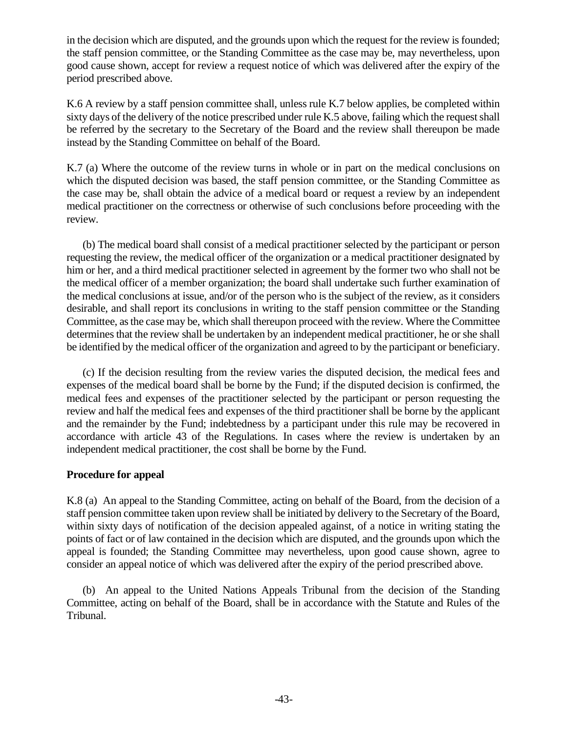in the decision which are disputed, and the grounds upon which the request for the review is founded; the staff pension committee, or the Standing Committee as the case may be, may nevertheless, upon good cause shown, accept for review a request notice of which was delivered after the expiry of the period prescribed above.

K.6 A review by a staff pension committee shall, unless rule K.7 below applies, be completed within sixty days of the delivery of the notice prescribed under rule K.5 above, failing which the request shall be referred by the secretary to the Secretary of the Board and the review shall thereupon be made instead by the Standing Committee on behalf of the Board.

K.7 (a) Where the outcome of the review turns in whole or in part on the medical conclusions on which the disputed decision was based, the staff pension committee, or the Standing Committee as the case may be, shall obtain the advice of a medical board or request a review by an independent medical practitioner on the correctness or otherwise of such conclusions before proceeding with the review.

(b) The medical board shall consist of a medical practitioner selected by the participant or person requesting the review, the medical officer of the organization or a medical practitioner designated by him or her, and a third medical practitioner selected in agreement by the former two who shall not be the medical officer of a member organization; the board shall undertake such further examination of the medical conclusions at issue, and/or of the person who is the subject of the review, as it considers desirable, and shall report its conclusions in writing to the staff pension committee or the Standing Committee, as the case may be, which shall thereupon proceed with the review. Where the Committee determines that the review shall be undertaken by an independent medical practitioner, he or she shall be identified by the medical officer of the organization and agreed to by the participant or beneficiary.

(c) If the decision resulting from the review varies the disputed decision, the medical fees and expenses of the medical board shall be borne by the Fund; if the disputed decision is confirmed, the medical fees and expenses of the practitioner selected by the participant or person requesting the review and half the medical fees and expenses of the third practitioner shall be borne by the applicant and the remainder by the Fund; indebtedness by a participant under this rule may be recovered in accordance with article 43 of the Regulations. In cases where the review is undertaken by an independent medical practitioner, the cost shall be borne by the Fund.

**Procedure for appeal**

K.8 (a) An appeal to the Standing Committee, acting on behalf of the Board, from the decision of a staff pension committee taken upon review shall be initiated by delivery to the Secretary of the Board, within sixty days of notification of the decision appealed against, of a notice in writing stating the points of fact or of law contained in the decision which are disputed, and the grounds upon which the appeal is founded; the Standing Committee may nevertheless, upon good cause shown, agree to consider an appeal notice of which was delivered after the expiry of the period prescribed above.

(b) An appeal to the United Nations Appeals Tribunal from the decision of the Standing Committee, acting on behalf of the Board, shall be in accordance with the Statute and Rules of the Tribunal.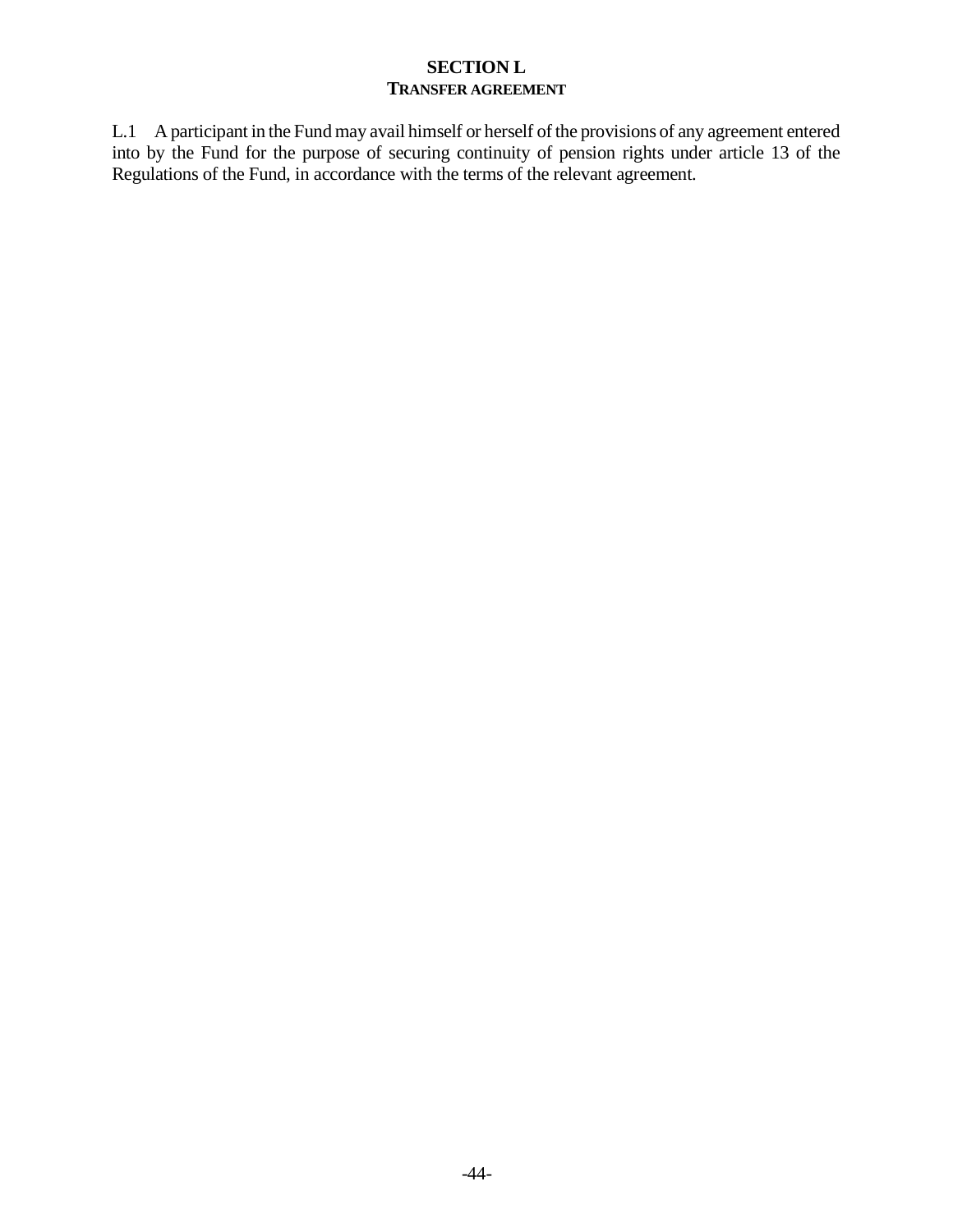## SECTION L
### TRANSFER AGREEMENT

L.1 A participant in the Fund may avail himself or herself of the provisions of any agreement entered into by the Fund for the purpose of securing continuity of pension rights under article 13 of the Regulations of the Fund, in accordance with the terms of the relevant agreement.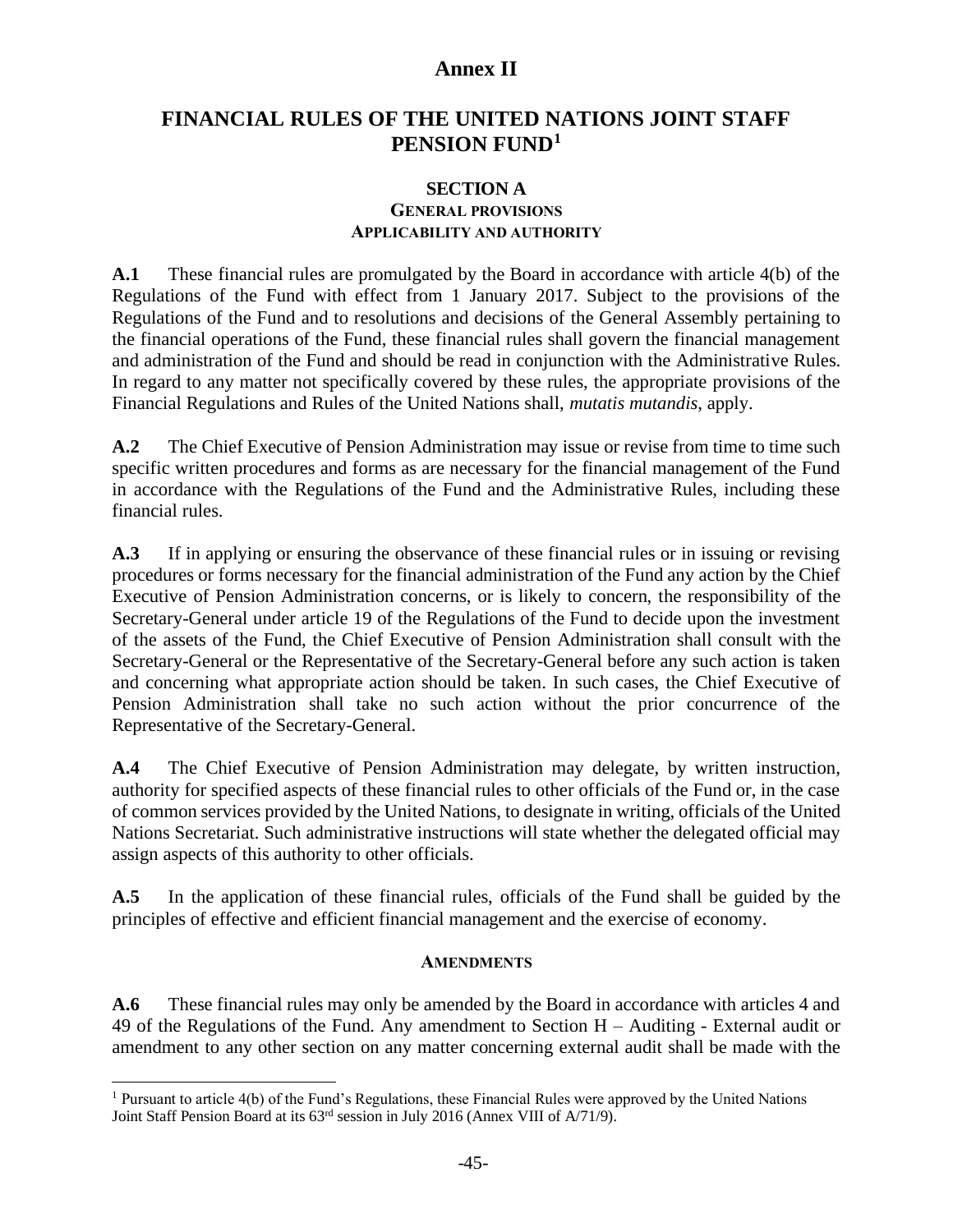# Annex II

## FINANCIAL RULES OF THE UNITED NATIONS JOINT STAFF PENSION FUND[1]

### SECTION A
### GENERAL PROVISIONS
### APPLICABILITY AND AUTHORITY

**A.1** These financial rules are promulgated by the Board in accordance with article 4(b) of the Regulations of the Fund with effect from 1 January 2017. Subject to the provisions of the Regulations of the Fund and to resolutions and decisions of the General Assembly pertaining to the financial operations of the Fund, these financial rules shall govern the financial management and administration of the Fund and should be read in conjunction with the Administrative Rules. In regard to any matter not specifically covered by these rules, the appropriate provisions of the Financial Regulations and Rules of the United Nations shall, *mutatis mutandis*, apply.

**A.2** The Chief Executive of Pension Administration may issue or revise from time to time such specific written procedures and forms as are necessary for the financial management of the Fund in accordance with the Regulations of the Fund and the Administrative Rules, including these financial rules.

**A.3** If in applying or ensuring the observance of these financial rules or in issuing or revising procedures or forms necessary for the financial administration of the Fund any action by the Chief Executive of Pension Administration concerns, or is likely to concern, the responsibility of the Secretary-General under article 19 of the Regulations of the Fund to decide upon the investment of the assets of the Fund, the Chief Executive of Pension Administration shall consult with the Secretary-General or the Representative of the Secretary-General before any such action is taken and concerning what appropriate action should be taken. In such cases, the Chief Executive of Pension Administration shall take no such action without the prior concurrence of the Representative of the Secretary-General.

**A.4** The Chief Executive of Pension Administration may delegate, by written instruction, authority for specified aspects of these financial rules to other officials of the Fund or, in the case of common services provided by the United Nations, to designate in writing, officials of the United Nations Secretariat. Such administrative instructions will state whether the delegated official may assign aspects of this authority to other officials.

**A.5** In the application of these financial rules, officials of the Fund shall be guided by the principles of effective and efficient financial management and the exercise of economy.

#### AMENDMENTS

**A.6** These financial rules may only be amended by the Board in accordance with articles 4 and 49 of the Regulations of the Fund. Any amendment to Section H – Auditing - External audit or amendment to any other section on any matter concerning external audit shall be made with the

---

[1] Pursuant to article 4(b) of the Fund's Regulations, these Financial Rules were approved by the United Nations Joint Staff Pension Board at its 63rd session in July 2016 (Annex VIII of A/71/9).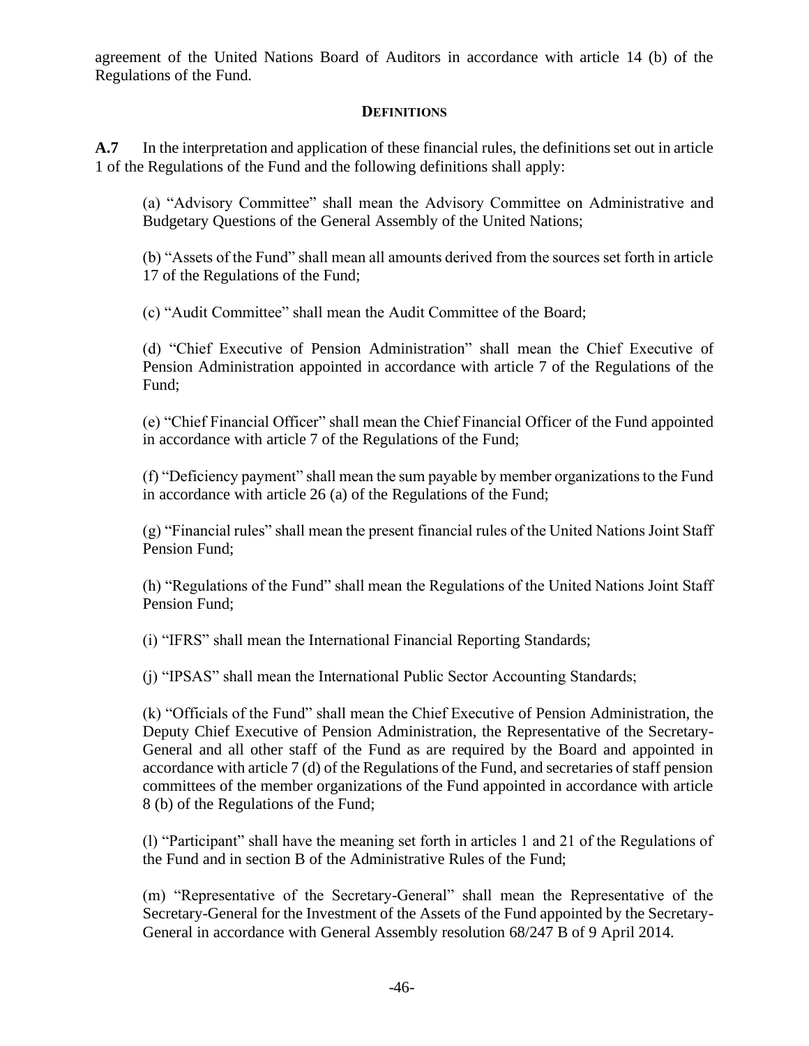agreement of the United Nations Board of Auditors in accordance with article 14 (b) of the Regulations of the Fund.

### DEFINITIONS

**A.7** In the interpretation and application of these financial rules, the definitions set out in article 1 of the Regulations of the Fund and the following definitions shall apply:

(a) “Advisory Committee” shall mean the Advisory Committee on Administrative and Budgetary Questions of the General Assembly of the United Nations;

(b) “Assets of the Fund” shall mean all amounts derived from the sources set forth in article 17 of the Regulations of the Fund;

(c) “Audit Committee” shall mean the Audit Committee of the Board;

(d) “Chief Executive of Pension Administration” shall mean the Chief Executive of Pension Administration appointed in accordance with article 7 of the Regulations of the Fund;

(e) “Chief Financial Officer” shall mean the Chief Financial Officer of the Fund appointed in accordance with article 7 of the Regulations of the Fund;

(f) “Deficiency payment” shall mean the sum payable by member organizations to the Fund in accordance with article 26 (a) of the Regulations of the Fund;

(g) “Financial rules” shall mean the present financial rules of the United Nations Joint Staff Pension Fund;

(h) “Regulations of the Fund” shall mean the Regulations of the United Nations Joint Staff Pension Fund;

(i) “IFRS” shall mean the International Financial Reporting Standards;

(j) “IPSAS” shall mean the International Public Sector Accounting Standards;

(k) “Officials of the Fund” shall mean the Chief Executive of Pension Administration, the Deputy Chief Executive of Pension Administration, the Representative of the Secretary-General and all other staff of the Fund as are required by the Board and appointed in accordance with article 7 (d) of the Regulations of the Fund, and secretaries of staff pension committees of the member organizations of the Fund appointed in accordance with article 8 (b) of the Regulations of the Fund;

(l) “Participant” shall have the meaning set forth in articles 1 and 21 of the Regulations of the Fund and in section B of the Administrative Rules of the Fund;

(m) “Representative of the Secretary-General” shall mean the Representative of the Secretary-General for the Investment of the Assets of the Fund appointed by the Secretary-General in accordance with General Assembly resolution 68/247 B of 9 April 2014.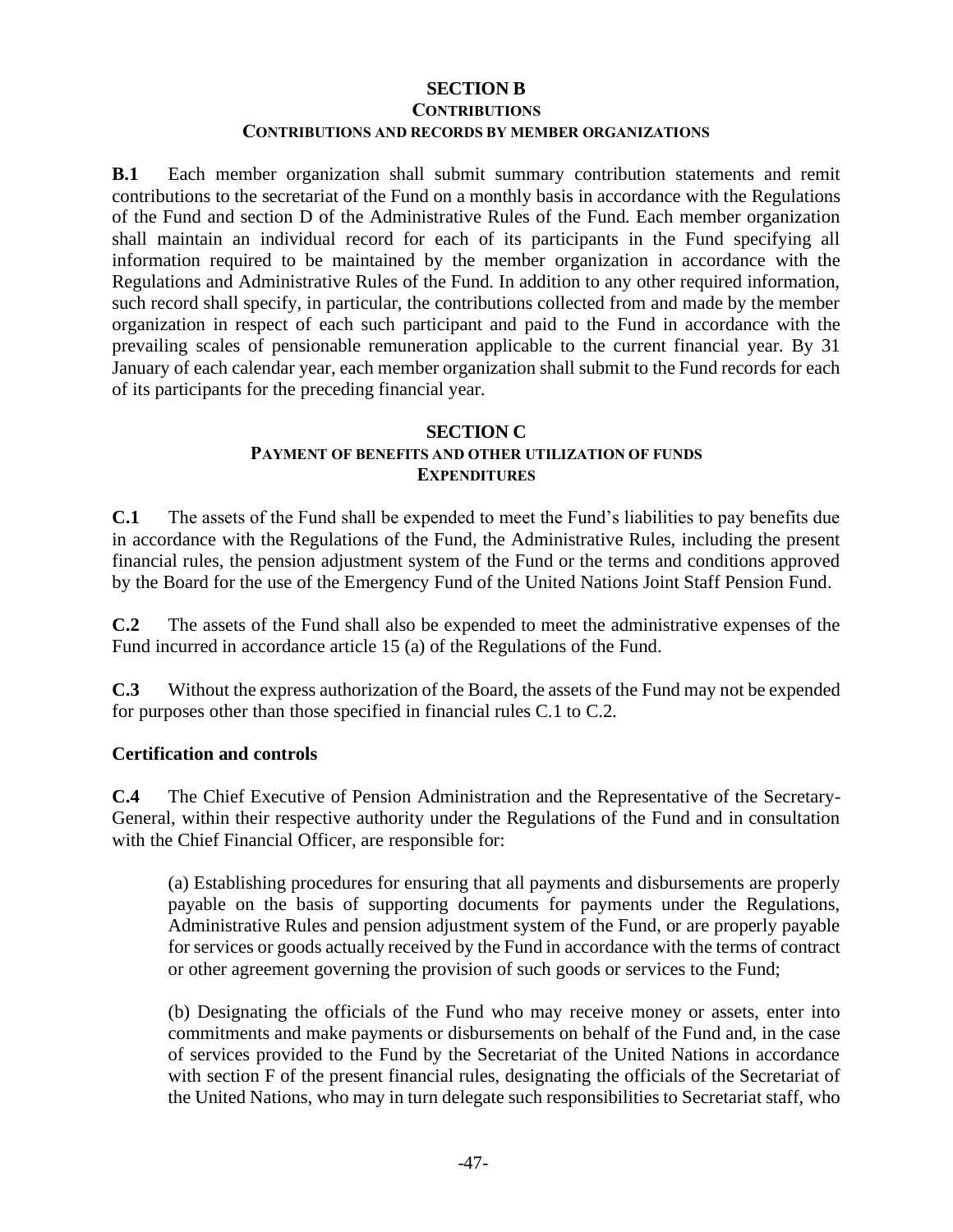## SECTION B

### CONTRIBUTIONS

### CONTRIBUTIONS AND RECORDS BY MEMBER ORGANIZATIONS

**B.1** Each member organization shall submit summary contribution statements and remit contributions to the secretariat of the Fund on a monthly basis in accordance with the Regulations of the Fund and section D of the Administrative Rules of the Fund. Each member organization shall maintain an individual record for each of its participants in the Fund specifying all information required to be maintained by the member organization in accordance with the Regulations and Administrative Rules of the Fund. In addition to any other required information, such record shall specify, in particular, the contributions collected from and made by the member organization in respect of each such participant and paid to the Fund in accordance with the prevailing scales of pensionable remuneration applicable to the current financial year. By 31 January of each calendar year, each member organization shall submit to the Fund records for each of its participants for the preceding financial year.

## SECTION C

### PAYMENT OF BENEFITS AND OTHER UTILIZATION OF FUNDS

### EXPENDITURES

**C.1** The assets of the Fund shall be expended to meet the Fund's liabilities to pay benefits due in accordance with the Regulations of the Fund, the Administrative Rules, including the present financial rules, the pension adjustment system of the Fund or the terms and conditions approved by the Board for the use of the Emergency Fund of the United Nations Joint Staff Pension Fund.

**C.2** The assets of the Fund shall also be expended to meet the administrative expenses of the Fund incurred in accordance article 15 (a) of the Regulations of the Fund.

**C.3** Without the express authorization of the Board, the assets of the Fund may not be expended for purposes other than those specified in financial rules C.1 to C.2.

### Certification and controls

**C.4** The Chief Executive of Pension Administration and the Representative of the Secretary-General, within their respective authority under the Regulations of the Fund and in consultation with the Chief Financial Officer, are responsible for:

(a) Establishing procedures for ensuring that all payments and disbursements are properly payable on the basis of supporting documents for payments under the Regulations, Administrative Rules and pension adjustment system of the Fund, or are properly payable for services or goods actually received by the Fund in accordance with the terms of contract or other agreement governing the provision of such goods or services to the Fund;

(b) Designating the officials of the Fund who may receive money or assets, enter into commitments and make payments or disbursements on behalf of the Fund and, in the case of services provided to the Fund by the Secretariat of the United Nations in accordance with section F of the present financial rules, designating the officials of the Secretariat of the United Nations, who may in turn delegate such responsibilities to Secretariat staff, who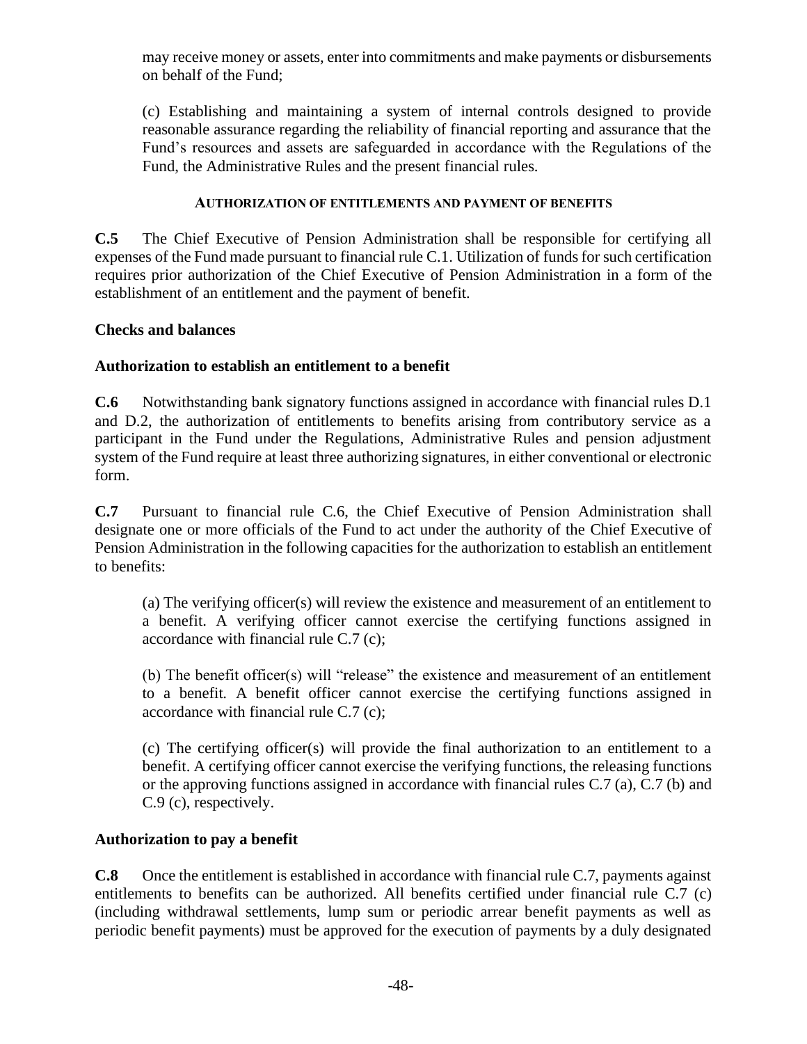may receive money or assets, enter into commitments and make payments or disbursements on behalf of the Fund;

(c) Establishing and maintaining a system of internal controls designed to provide reasonable assurance regarding the reliability of financial reporting and assurance that the Fund's resources and assets are safeguarded in accordance with the Regulations of the Fund, the Administrative Rules and the present financial rules.

#### AUTHORIZATION OF ENTITLEMENTS AND PAYMENT OF BENEFITS

**C.5** The Chief Executive of Pension Administration shall be responsible for certifying all expenses of the Fund made pursuant to financial rule C.1. Utilization of funds for such certification requires prior authorization of the Chief Executive of Pension Administration in a form of the establishment of an entitlement and the payment of benefit.

**Checks and balances**

**Authorization to establish an entitlement to a benefit**

**C.6** Notwithstanding bank signatory functions assigned in accordance with financial rules D.1 and D.2, the authorization of entitlements to benefits arising from contributory service as a participant in the Fund under the Regulations, Administrative Rules and pension adjustment system of the Fund require at least three authorizing signatures, in either conventional or electronic form.

**C.7** Pursuant to financial rule C.6, the Chief Executive of Pension Administration shall designate one or more officials of the Fund to act under the authority of the Chief Executive of Pension Administration in the following capacities for the authorization to establish an entitlement to benefits:

(a) The verifying officer(s) will review the existence and measurement of an entitlement to a benefit. A verifying officer cannot exercise the certifying functions assigned in accordance with financial rule C.7 (c);

(b) The benefit officer(s) will "release" the existence and measurement of an entitlement to a benefit. A benefit officer cannot exercise the certifying functions assigned in accordance with financial rule C.7 (c);

(c) The certifying officer(s) will provide the final authorization to an entitlement to a benefit. A certifying officer cannot exercise the verifying functions, the releasing functions or the approving functions assigned in accordance with financial rules C.7 (a), C.7 (b) and C.9 (c), respectively.

**Authorization to pay a benefit**

**C.8** Once the entitlement is established in accordance with financial rule C.7, payments against entitlements to benefits can be authorized. All benefits certified under financial rule C.7 (c) (including withdrawal settlements, lump sum or periodic arrear benefit payments as well as periodic benefit payments) must be approved for the execution of payments by a duly designated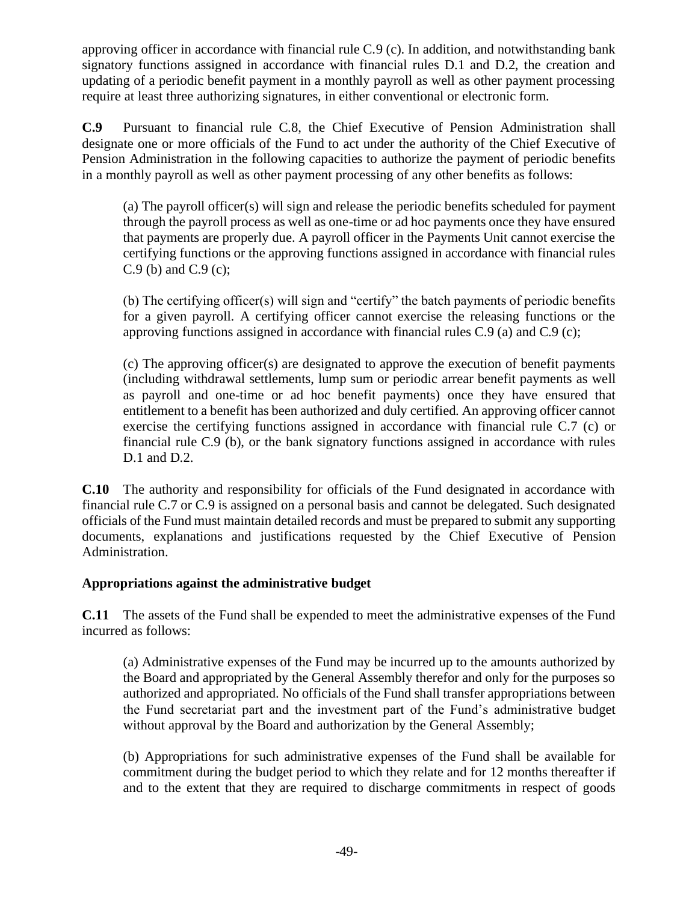approving officer in accordance with financial rule C.9 (c). In addition, and notwithstanding bank signatory functions assigned in accordance with financial rules D.1 and D.2, the creation and updating of a periodic benefit payment in a monthly payroll as well as other payment processing require at least three authorizing signatures, in either conventional or electronic form.

**C.9** Pursuant to financial rule C.8, the Chief Executive of Pension Administration shall designate one or more officials of the Fund to act under the authority of the Chief Executive of Pension Administration in the following capacities to authorize the payment of periodic benefits in a monthly payroll as well as other payment processing of any other benefits as follows:

(a) The payroll officer(s) will sign and release the periodic benefits scheduled for payment through the payroll process as well as one-time or ad hoc payments once they have ensured that payments are properly due. A payroll officer in the Payments Unit cannot exercise the certifying functions or the approving functions assigned in accordance with financial rules C.9 (b) and C.9 (c);

(b) The certifying officer(s) will sign and "certify" the batch payments of periodic benefits for a given payroll. A certifying officer cannot exercise the releasing functions or the approving functions assigned in accordance with financial rules C.9 (a) and C.9 (c);

(c) The approving officer(s) are designated to approve the execution of benefit payments (including withdrawal settlements, lump sum or periodic arrear benefit payments as well as payroll and one-time or ad hoc benefit payments) once they have ensured that entitlement to a benefit has been authorized and duly certified. An approving officer cannot exercise the certifying functions assigned in accordance with financial rule C.7 (c) or financial rule C.9 (b), or the bank signatory functions assigned in accordance with rules D.1 and D.2.

**C.10** The authority and responsibility for officials of the Fund designated in accordance with financial rule C.7 or C.9 is assigned on a personal basis and cannot be delegated. Such designated officials of the Fund must maintain detailed records and must be prepared to submit any supporting documents, explanations and justifications requested by the Chief Executive of Pension Administration.

**Appropriations against the administrative budget**

**C.11** The assets of the Fund shall be expended to meet the administrative expenses of the Fund incurred as follows:

(a) Administrative expenses of the Fund may be incurred up to the amounts authorized by the Board and appropriated by the General Assembly therefor and only for the purposes so authorized and appropriated. No officials of the Fund shall transfer appropriations between the Fund secretariat part and the investment part of the Fund's administrative budget without approval by the Board and authorization by the General Assembly;

(b) Appropriations for such administrative expenses of the Fund shall be available for commitment during the budget period to which they relate and for 12 months thereafter if and to the extent that they are required to discharge commitments in respect of goods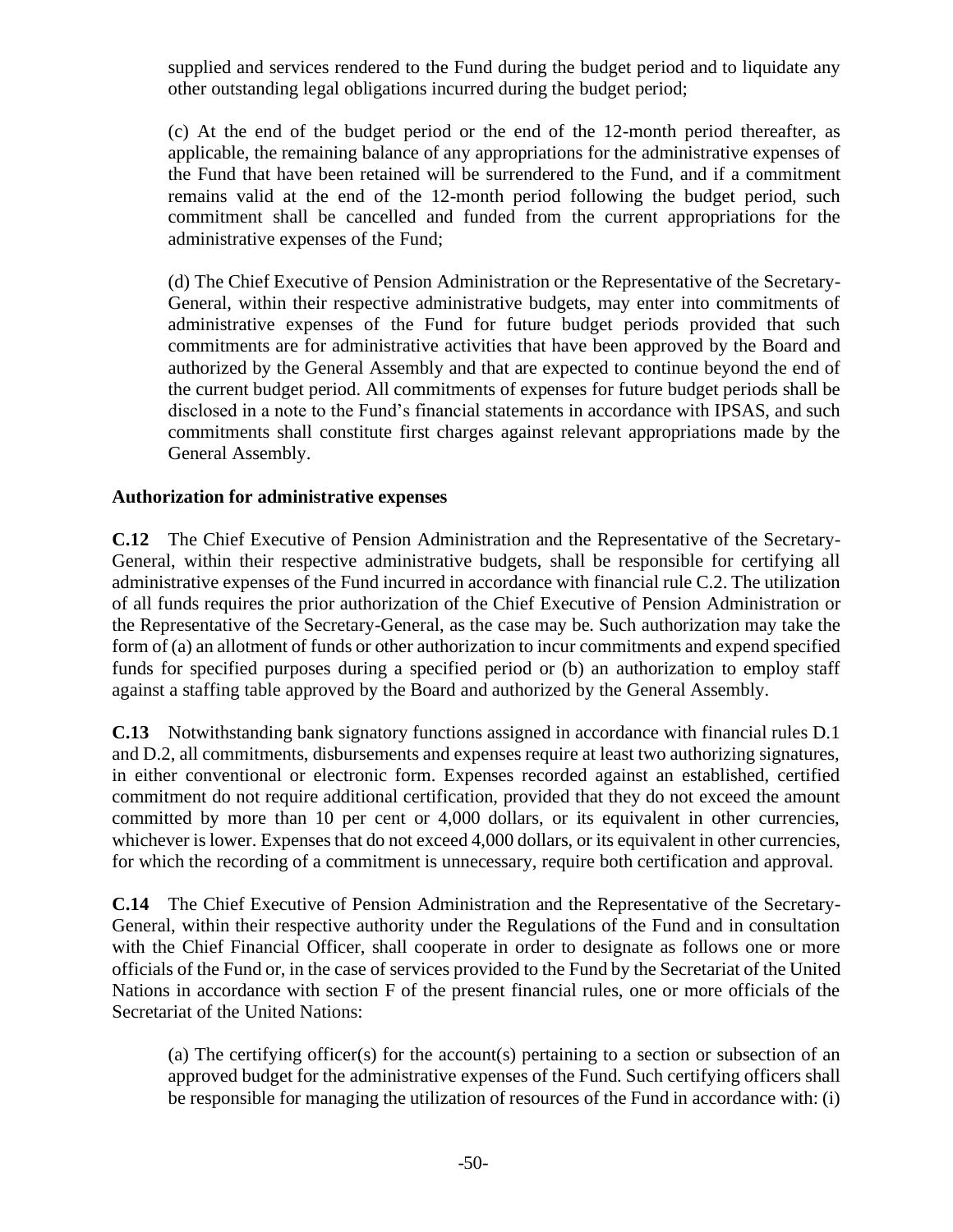supplied and services rendered to the Fund during the budget period and to liquidate any other outstanding legal obligations incurred during the budget period;

(c) At the end of the budget period or the end of the 12-month period thereafter, as applicable, the remaining balance of any appropriations for the administrative expenses of the Fund that have been retained will be surrendered to the Fund, and if a commitment remains valid at the end of the 12-month period following the budget period, such commitment shall be cancelled and funded from the current appropriations for the administrative expenses of the Fund;

(d) The Chief Executive of Pension Administration or the Representative of the Secretary-General, within their respective administrative budgets, may enter into commitments of administrative expenses of the Fund for future budget periods provided that such commitments are for administrative activities that have been approved by the Board and authorized by the General Assembly and that are expected to continue beyond the end of the current budget period. All commitments of expenses for future budget periods shall be disclosed in a note to the Fund's financial statements in accordance with IPSAS, and such commitments shall constitute first charges against relevant appropriations made by the General Assembly.

**Authorization for administrative expenses**

**C.12** The Chief Executive of Pension Administration and the Representative of the Secretary-General, within their respective administrative budgets, shall be responsible for certifying all administrative expenses of the Fund incurred in accordance with financial rule C.2. The utilization of all funds requires the prior authorization of the Chief Executive of Pension Administration or the Representative of the Secretary-General, as the case may be. Such authorization may take the form of (a) an allotment of funds or other authorization to incur commitments and expend specified funds for specified purposes during a specified period or (b) an authorization to employ staff against a staffing table approved by the Board and authorized by the General Assembly.

**C.13** Notwithstanding bank signatory functions assigned in accordance with financial rules D.1 and D.2, all commitments, disbursements and expenses require at least two authorizing signatures, in either conventional or electronic form. Expenses recorded against an established, certified commitment do not require additional certification, provided that they do not exceed the amount committed by more than 10 per cent or 4,000 dollars, or its equivalent in other currencies, whichever is lower. Expenses that do not exceed 4,000 dollars, or its equivalent in other currencies, for which the recording of a commitment is unnecessary, require both certification and approval.

**C.14** The Chief Executive of Pension Administration and the Representative of the Secretary-General, within their respective authority under the Regulations of the Fund and in consultation with the Chief Financial Officer, shall cooperate in order to designate as follows one or more officials of the Fund or, in the case of services provided to the Fund by the Secretariat of the United Nations in accordance with section F of the present financial rules, one or more officials of the Secretariat of the United Nations:

(a) The certifying officer(s) for the account(s) pertaining to a section or subsection of an approved budget for the administrative expenses of the Fund. Such certifying officers shall be responsible for managing the utilization of resources of the Fund in accordance with: (i)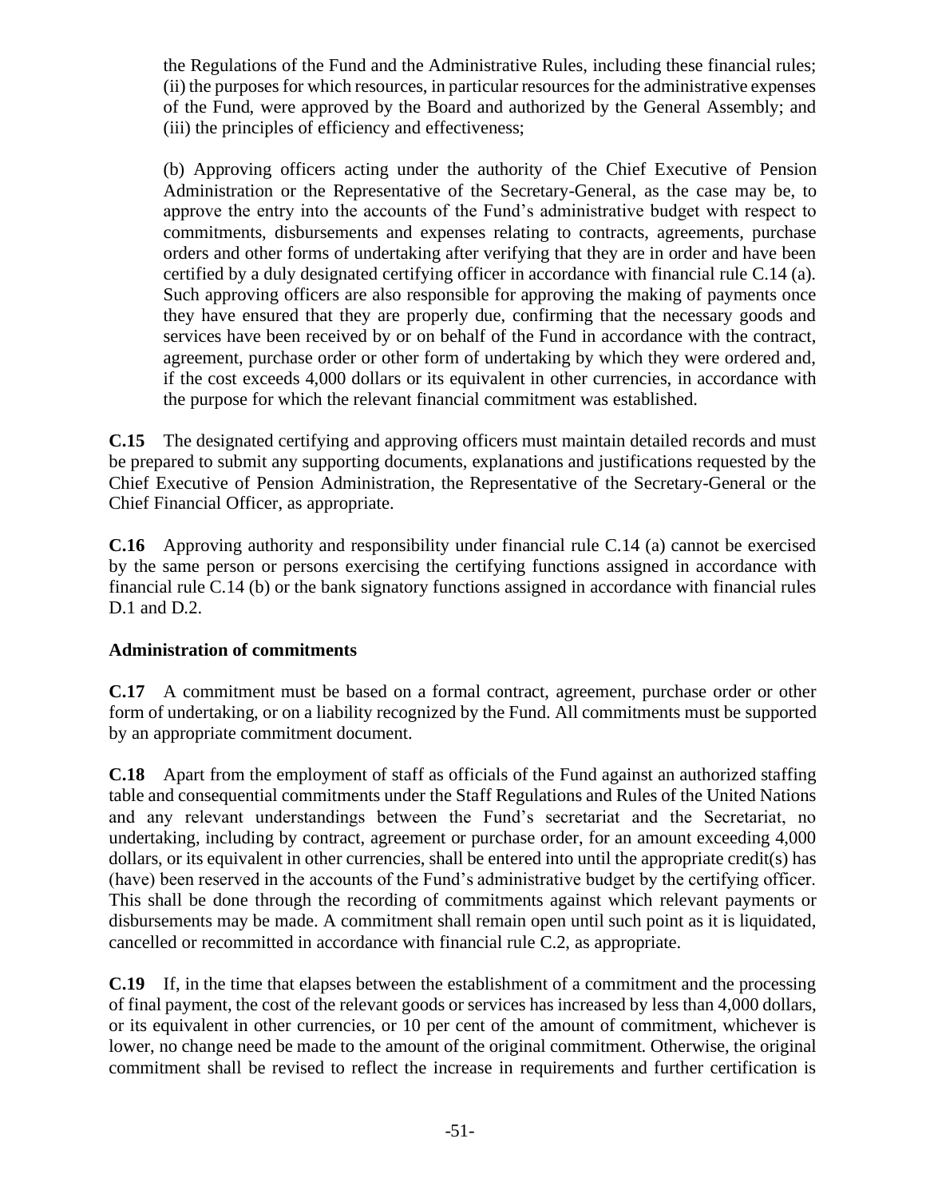the Regulations of the Fund and the Administrative Rules, including these financial rules; (ii) the purposes for which resources, in particular resources for the administrative expenses of the Fund, were approved by the Board and authorized by the General Assembly; and (iii) the principles of efficiency and effectiveness;

(b) Approving officers acting under the authority of the Chief Executive of Pension Administration or the Representative of the Secretary-General, as the case may be, to approve the entry into the accounts of the Fund's administrative budget with respect to commitments, disbursements and expenses relating to contracts, agreements, purchase orders and other forms of undertaking after verifying that they are in order and have been certified by a duly designated certifying officer in accordance with financial rule C.14 (a). Such approving officers are also responsible for approving the making of payments once they have ensured that they are properly due, confirming that the necessary goods and services have been received by or on behalf of the Fund in accordance with the contract, agreement, purchase order or other form of undertaking by which they were ordered and, if the cost exceeds 4,000 dollars or its equivalent in other currencies, in accordance with the purpose for which the relevant financial commitment was established.

**C.15** The designated certifying and approving officers must maintain detailed records and must be prepared to submit any supporting documents, explanations and justifications requested by the Chief Executive of Pension Administration, the Representative of the Secretary-General or the Chief Financial Officer, as appropriate.

**C.16** Approving authority and responsibility under financial rule C.14 (a) cannot be exercised by the same person or persons exercising the certifying functions assigned in accordance with financial rule C.14 (b) or the bank signatory functions assigned in accordance with financial rules D.1 and D.2.

**Administration of commitments**

**C.17** A commitment must be based on a formal contract, agreement, purchase order or other form of undertaking, or on a liability recognized by the Fund. All commitments must be supported by an appropriate commitment document.

**C.18** Apart from the employment of staff as officials of the Fund against an authorized staffing table and consequential commitments under the Staff Regulations and Rules of the United Nations and any relevant understandings between the Fund's secretariat and the Secretariat, no undertaking, including by contract, agreement or purchase order, for an amount exceeding 4,000 dollars, or its equivalent in other currencies, shall be entered into until the appropriate credit(s) has (have) been reserved in the accounts of the Fund's administrative budget by the certifying officer. This shall be done through the recording of commitments against which relevant payments or disbursements may be made. A commitment shall remain open until such point as it is liquidated, cancelled or recommitted in accordance with financial rule C.2, as appropriate.

**C.19** If, in the time that elapses between the establishment of a commitment and the processing of final payment, the cost of the relevant goods or services has increased by less than 4,000 dollars, or its equivalent in other currencies, or 10 per cent of the amount of commitment, whichever is lower, no change need be made to the amount of the original commitment. Otherwise, the original commitment shall be revised to reflect the increase in requirements and further certification is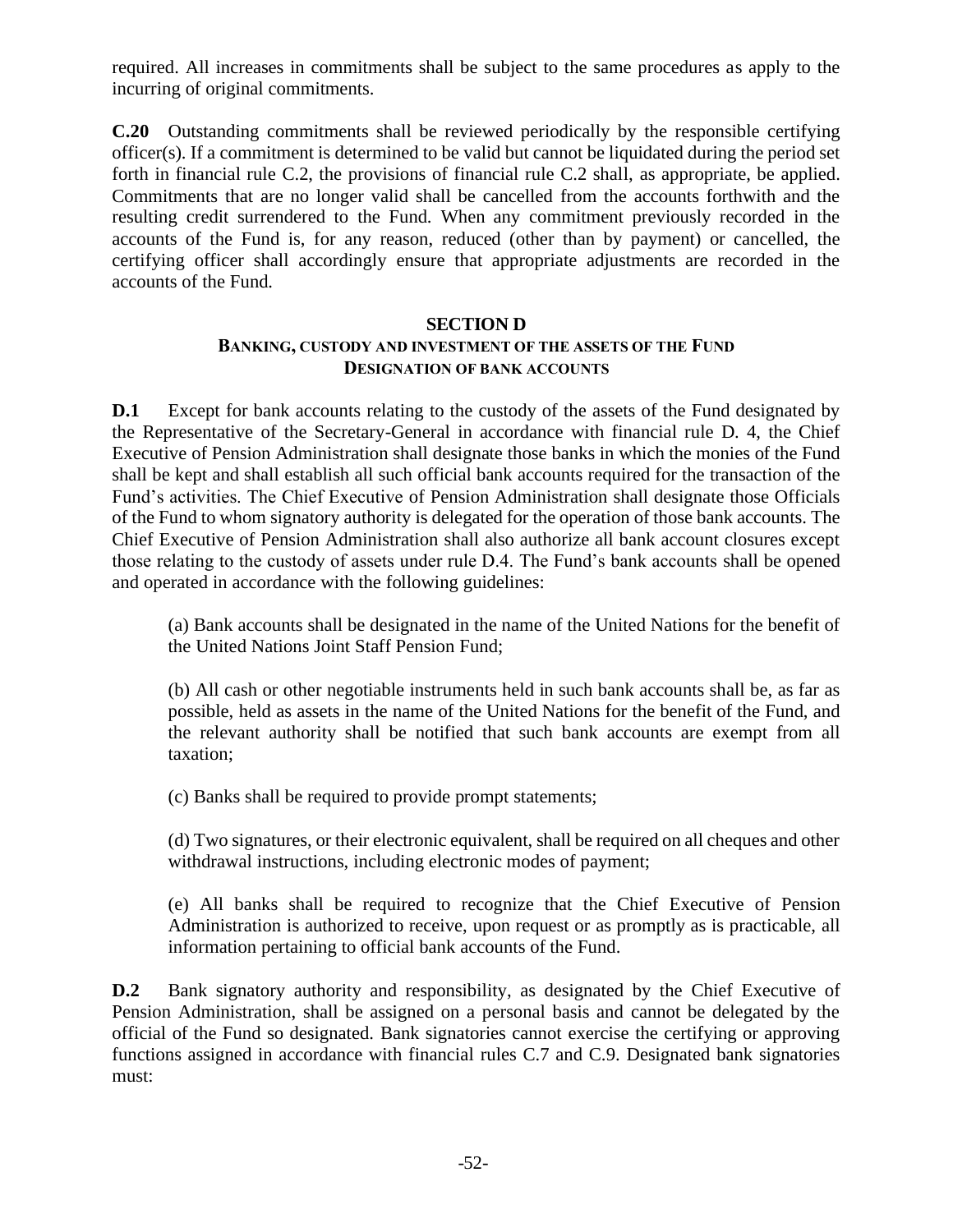required. All increases in commitments shall be subject to the same procedures as apply to the incurring of original commitments.

**C.20** Outstanding commitments shall be reviewed periodically by the responsible certifying officer(s). If a commitment is determined to be valid but cannot be liquidated during the period set forth in financial rule C.2, the provisions of financial rule C.2 shall, as appropriate, be applied. Commitments that are no longer valid shall be cancelled from the accounts forthwith and the resulting credit surrendered to the Fund. When any commitment previously recorded in the accounts of the Fund is, for any reason, reduced (other than by payment) or cancelled, the certifying officer shall accordingly ensure that appropriate adjustments are recorded in the accounts of the Fund.

## SECTION D

### BANKING, CUSTODY AND INVESTMENT OF THE ASSETS OF THE FUND

### DESIGNATION OF BANK ACCOUNTS

**D.1** Except for bank accounts relating to the custody of the assets of the Fund designated by the Representative of the Secretary-General in accordance with financial rule D. 4, the Chief Executive of Pension Administration shall designate those banks in which the monies of the Fund shall be kept and shall establish all such official bank accounts required for the transaction of the Fund's activities. The Chief Executive of Pension Administration shall designate those Officials of the Fund to whom signatory authority is delegated for the operation of those bank accounts. The Chief Executive of Pension Administration shall also authorize all bank account closures except those relating to the custody of assets under rule D.4. The Fund's bank accounts shall be opened and operated in accordance with the following guidelines:

(a) Bank accounts shall be designated in the name of the United Nations for the benefit of the United Nations Joint Staff Pension Fund;

(b) All cash or other negotiable instruments held in such bank accounts shall be, as far as possible, held as assets in the name of the United Nations for the benefit of the Fund, and the relevant authority shall be notified that such bank accounts are exempt from all taxation;

(c) Banks shall be required to provide prompt statements;

(d) Two signatures, or their electronic equivalent, shall be required on all cheques and other withdrawal instructions, including electronic modes of payment;

(e) All banks shall be required to recognize that the Chief Executive of Pension Administration is authorized to receive, upon request or as promptly as is practicable, all information pertaining to official bank accounts of the Fund.

**D.2** Bank signatory authority and responsibility, as designated by the Chief Executive of Pension Administration, shall be assigned on a personal basis and cannot be delegated by the official of the Fund so designated. Bank signatories cannot exercise the certifying or approving functions assigned in accordance with financial rules C.7 and C.9. Designated bank signatories must: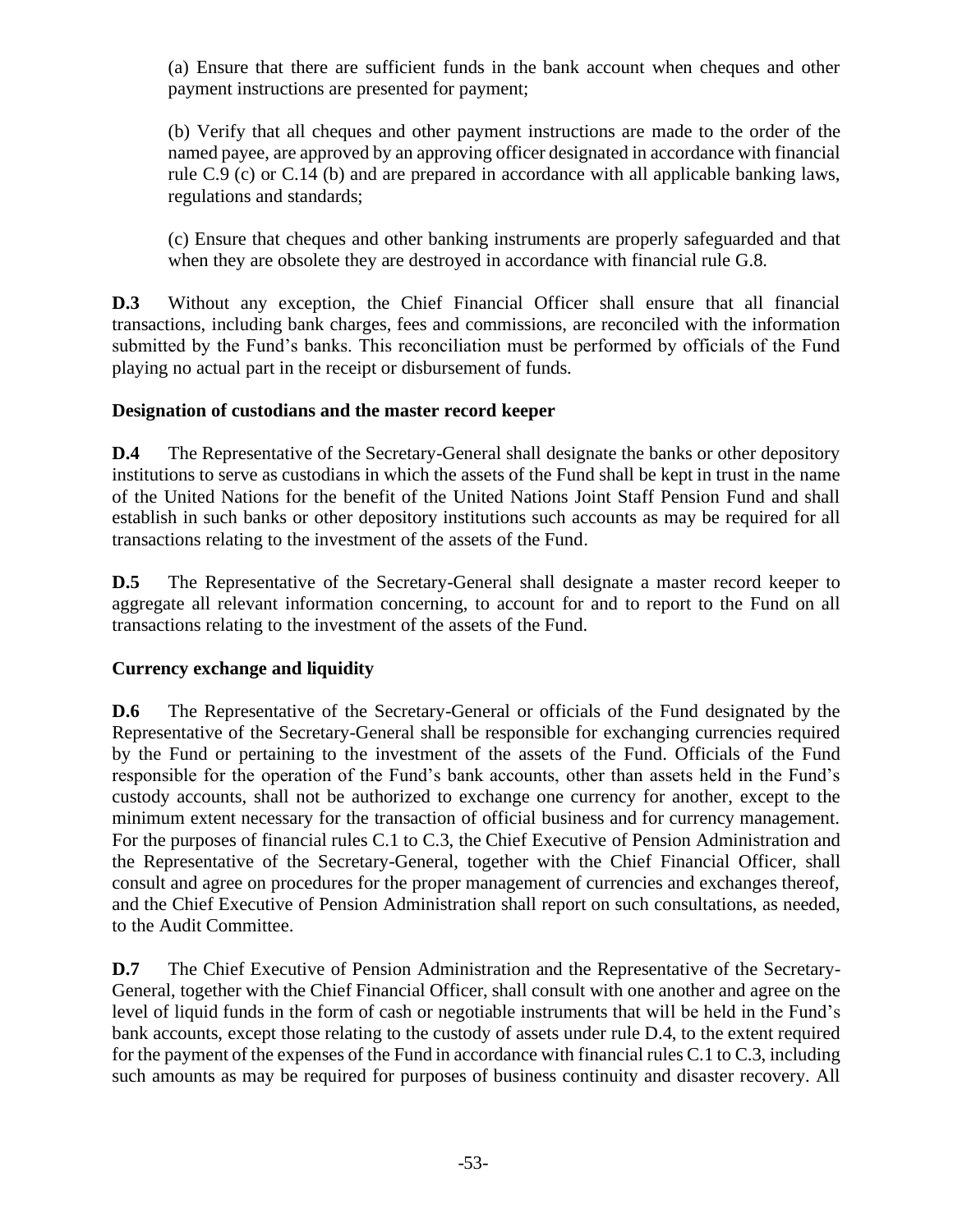(a) Ensure that there are sufficient funds in the bank account when cheques and other payment instructions are presented for payment;

(b) Verify that all cheques and other payment instructions are made to the order of the named payee, are approved by an approving officer designated in accordance with financial rule C.9 (c) or C.14 (b) and are prepared in accordance with all applicable banking laws, regulations and standards;

(c) Ensure that cheques and other banking instruments are properly safeguarded and that when they are obsolete they are destroyed in accordance with financial rule G.8.

**D.3** Without any exception, the Chief Financial Officer shall ensure that all financial transactions, including bank charges, fees and commissions, are reconciled with the information submitted by the Fund's banks. This reconciliation must be performed by officials of the Fund playing no actual part in the receipt or disbursement of funds.

**Designation of custodians and the master record keeper**

**D.4** The Representative of the Secretary-General shall designate the banks or other depository institutions to serve as custodians in which the assets of the Fund shall be kept in trust in the name of the United Nations for the benefit of the United Nations Joint Staff Pension Fund and shall establish in such banks or other depository institutions such accounts as may be required for all transactions relating to the investment of the assets of the Fund.

**D.5** The Representative of the Secretary-General shall designate a master record keeper to aggregate all relevant information concerning, to account for and to report to the Fund on all transactions relating to the investment of the assets of the Fund.

**Currency exchange and liquidity**

**D.6** The Representative of the Secretary-General or officials of the Fund designated by the Representative of the Secretary-General shall be responsible for exchanging currencies required by the Fund or pertaining to the investment of the assets of the Fund. Officials of the Fund responsible for the operation of the Fund's bank accounts, other than assets held in the Fund's custody accounts, shall not be authorized to exchange one currency for another, except to the minimum extent necessary for the transaction of official business and for currency management. For the purposes of financial rules C.1 to C.3, the Chief Executive of Pension Administration and the Representative of the Secretary-General, together with the Chief Financial Officer, shall consult and agree on procedures for the proper management of currencies and exchanges thereof, and the Chief Executive of Pension Administration shall report on such consultations, as needed, to the Audit Committee.

**D.7** The Chief Executive of Pension Administration and the Representative of the Secretary-General, together with the Chief Financial Officer, shall consult with one another and agree on the level of liquid funds in the form of cash or negotiable instruments that will be held in the Fund's bank accounts, except those relating to the custody of assets under rule D.4, to the extent required for the payment of the expenses of the Fund in accordance with financial rules C.1 to C.3, including such amounts as may be required for purposes of business continuity and disaster recovery. All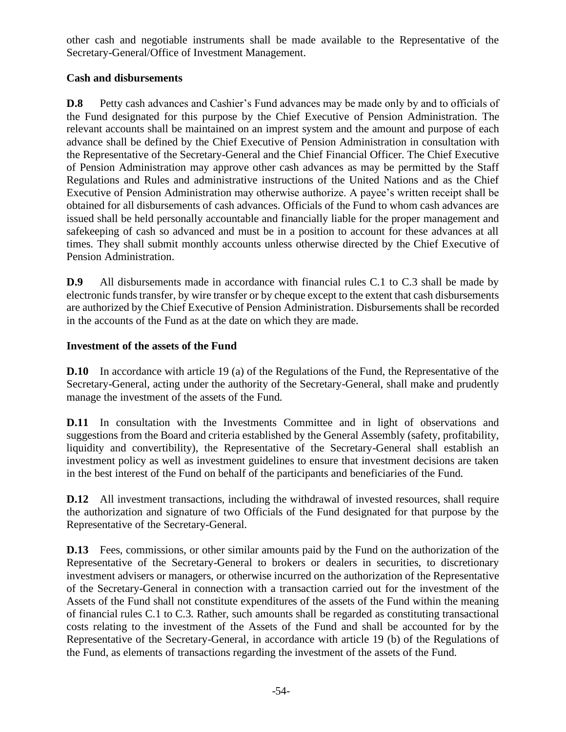other cash and negotiable instruments shall be made available to the Representative of the Secretary-General/Office of Investment Management.

**Cash and disbursements**

**D.8** Petty cash advances and Cashier's Fund advances may be made only by and to officials of the Fund designated for this purpose by the Chief Executive of Pension Administration. The relevant accounts shall be maintained on an imprest system and the amount and purpose of each advance shall be defined by the Chief Executive of Pension Administration in consultation with the Representative of the Secretary-General and the Chief Financial Officer. The Chief Executive of Pension Administration may approve other cash advances as may be permitted by the Staff Regulations and Rules and administrative instructions of the United Nations and as the Chief Executive of Pension Administration may otherwise authorize. A payee's written receipt shall be obtained for all disbursements of cash advances. Officials of the Fund to whom cash advances are issued shall be held personally accountable and financially liable for the proper management and safekeeping of cash so advanced and must be in a position to account for these advances at all times. They shall submit monthly accounts unless otherwise directed by the Chief Executive of Pension Administration.

**D.9** All disbursements made in accordance with financial rules C.1 to C.3 shall be made by electronic funds transfer, by wire transfer or by cheque except to the extent that cash disbursements are authorized by the Chief Executive of Pension Administration. Disbursements shall be recorded in the accounts of the Fund as at the date on which they are made.

**Investment of the assets of the Fund**

**D.10** In accordance with article 19 (a) of the Regulations of the Fund, the Representative of the Secretary-General, acting under the authority of the Secretary-General, shall make and prudently manage the investment of the assets of the Fund.

**D.11** In consultation with the Investments Committee and in light of observations and suggestions from the Board and criteria established by the General Assembly (safety, profitability, liquidity and convertibility), the Representative of the Secretary-General shall establish an investment policy as well as investment guidelines to ensure that investment decisions are taken in the best interest of the Fund on behalf of the participants and beneficiaries of the Fund.

**D.12** All investment transactions, including the withdrawal of invested resources, shall require the authorization and signature of two Officials of the Fund designated for that purpose by the Representative of the Secretary-General.

**D.13** Fees, commissions, or other similar amounts paid by the Fund on the authorization of the Representative of the Secretary-General to brokers or dealers in securities, to discretionary investment advisers or managers, or otherwise incurred on the authorization of the Representative of the Secretary-General in connection with a transaction carried out for the investment of the Assets of the Fund shall not constitute expenditures of the assets of the Fund within the meaning of financial rules C.1 to C.3. Rather, such amounts shall be regarded as constituting transactional costs relating to the investment of the Assets of the Fund and shall be accounted for by the Representative of the Secretary-General, in accordance with article 19 (b) of the Regulations of the Fund, as elements of transactions regarding the investment of the assets of the Fund.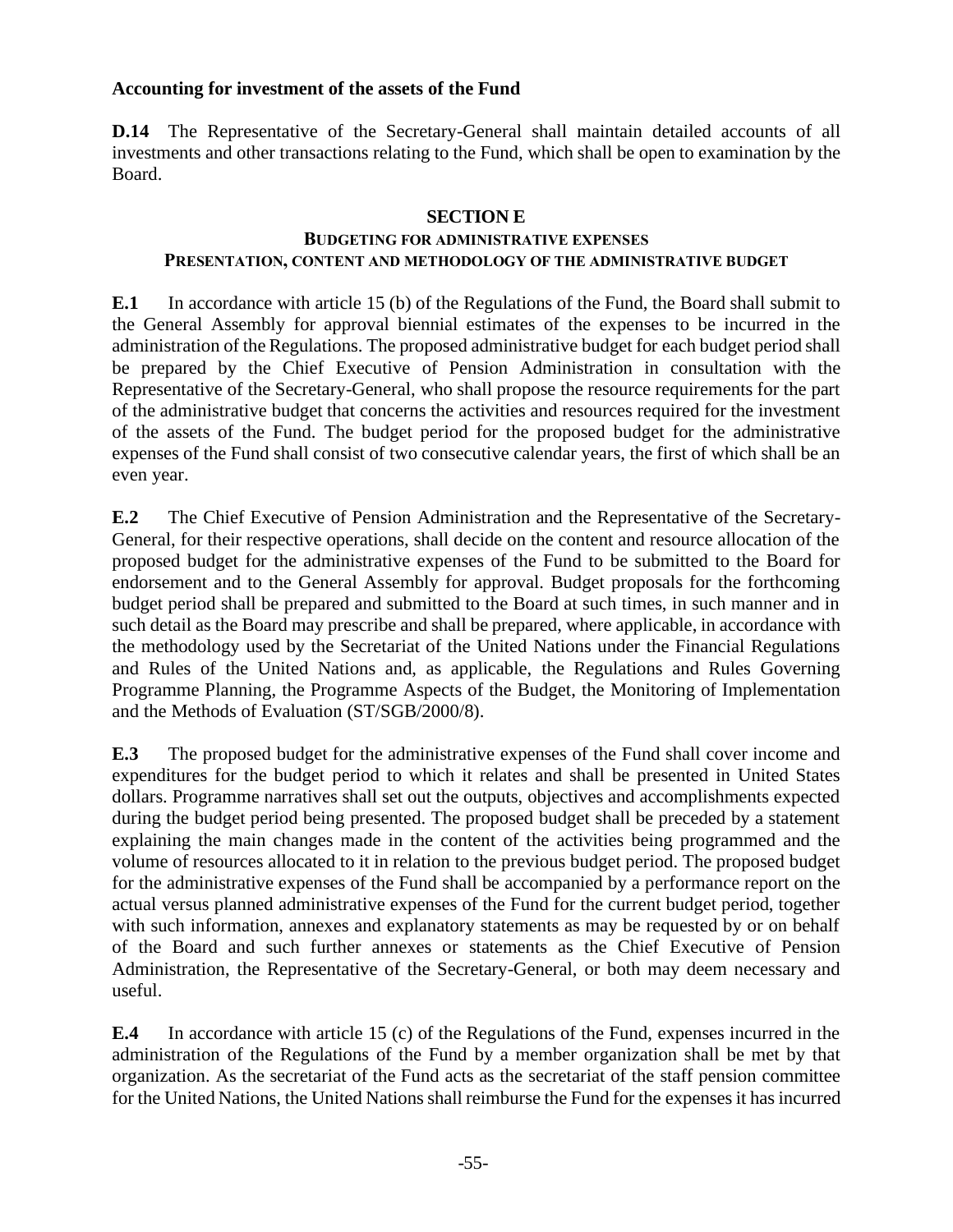**Accounting for investment of the assets of the Fund**

**D.14** The Representative of the Secretary-General shall maintain detailed accounts of all investments and other transactions relating to the Fund, which shall be open to examination by the Board.

## SECTION E

### BUDGETING FOR ADMINISTRATIVE EXPENSES

### PRESENTATION, CONTENT AND METHODOLOGY OF THE ADMINISTRATIVE BUDGET

**E.1** In accordance with article 15 (b) of the Regulations of the Fund, the Board shall submit to the General Assembly for approval biennial estimates of the expenses to be incurred in the administration of the Regulations. The proposed administrative budget for each budget period shall be prepared by the Chief Executive of Pension Administration in consultation with the Representative of the Secretary-General, who shall propose the resource requirements for the part of the administrative budget that concerns the activities and resources required for the investment of the assets of the Fund. The budget period for the proposed budget for the administrative expenses of the Fund shall consist of two consecutive calendar years, the first of which shall be an even year.

**E.2** The Chief Executive of Pension Administration and the Representative of the Secretary-General, for their respective operations, shall decide on the content and resource allocation of the proposed budget for the administrative expenses of the Fund to be submitted to the Board for endorsement and to the General Assembly for approval. Budget proposals for the forthcoming budget period shall be prepared and submitted to the Board at such times, in such manner and in such detail as the Board may prescribe and shall be prepared, where applicable, in accordance with the methodology used by the Secretariat of the United Nations under the Financial Regulations and Rules of the United Nations and, as applicable, the Regulations and Rules Governing Programme Planning, the Programme Aspects of the Budget, the Monitoring of Implementation and the Methods of Evaluation (ST/SGB/2000/8).

**E.3** The proposed budget for the administrative expenses of the Fund shall cover income and expenditures for the budget period to which it relates and shall be presented in United States dollars. Programme narratives shall set out the outputs, objectives and accomplishments expected during the budget period being presented. The proposed budget shall be preceded by a statement explaining the main changes made in the content of the activities being programmed and the volume of resources allocated to it in relation to the previous budget period. The proposed budget for the administrative expenses of the Fund shall be accompanied by a performance report on the actual versus planned administrative expenses of the Fund for the current budget period, together with such information, annexes and explanatory statements as may be requested by or on behalf of the Board and such further annexes or statements as the Chief Executive of Pension Administration, the Representative of the Secretary-General, or both may deem necessary and useful.

**E.4** In accordance with article 15 (c) of the Regulations of the Fund, expenses incurred in the administration of the Regulations of the Fund by a member organization shall be met by that organization. As the secretariat of the Fund acts as the secretariat of the staff pension committee for the United Nations, the United Nations shall reimburse the Fund for the expenses it has incurred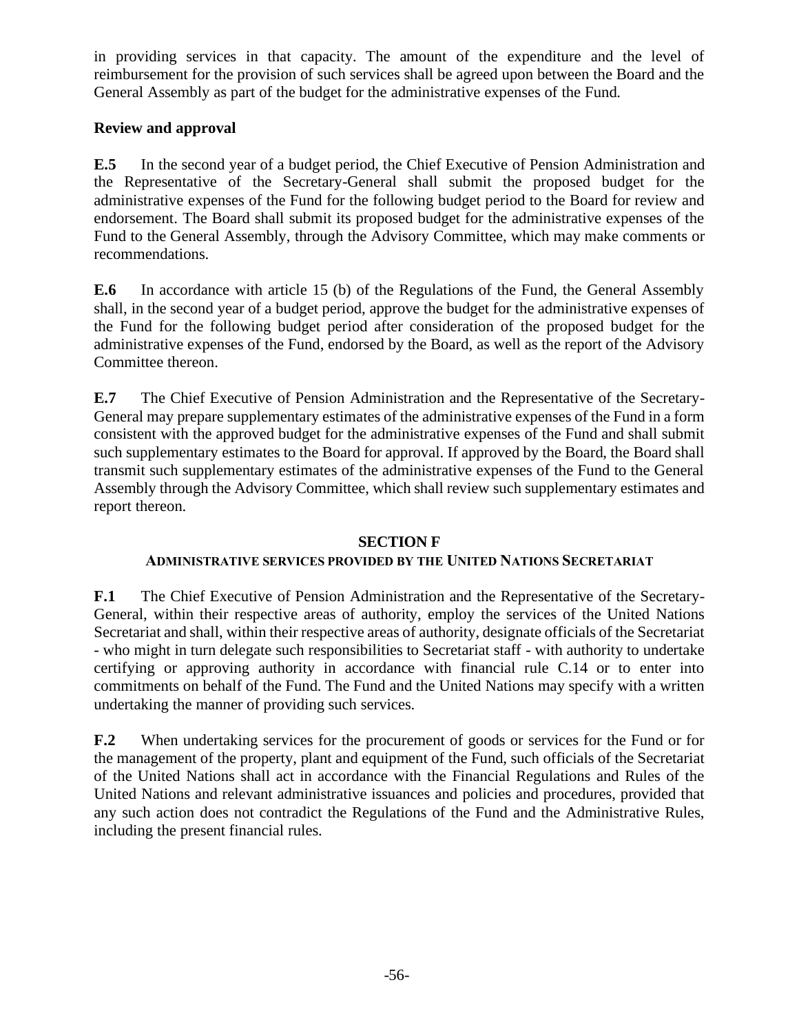in providing services in that capacity. The amount of the expenditure and the level of reimbursement for the provision of such services shall be agreed upon between the Board and the General Assembly as part of the budget for the administrative expenses of the Fund.

### Review and approval

**E.5** In the second year of a budget period, the Chief Executive of Pension Administration and the Representative of the Secretary-General shall submit the proposed budget for the administrative expenses of the Fund for the following budget period to the Board for review and endorsement. The Board shall submit its proposed budget for the administrative expenses of the Fund to the General Assembly, through the Advisory Committee, which may make comments or recommendations.

**E.6** In accordance with article 15 (b) of the Regulations of the Fund, the General Assembly shall, in the second year of a budget period, approve the budget for the administrative expenses of the Fund for the following budget period after consideration of the proposed budget for the administrative expenses of the Fund, endorsed by the Board, as well as the report of the Advisory Committee thereon.

**E.7** The Chief Executive of Pension Administration and the Representative of the Secretary-General may prepare supplementary estimates of the administrative expenses of the Fund in a form consistent with the approved budget for the administrative expenses of the Fund and shall submit such supplementary estimates to the Board for approval. If approved by the Board, the Board shall transmit such supplementary estimates of the administrative expenses of the Fund to the General Assembly through the Advisory Committee, which shall review such supplementary estimates and report thereon.

## SECTION F
## ADMINISTRATIVE SERVICES PROVIDED BY THE UNITED NATIONS SECRETARIAT

**F.1** The Chief Executive of Pension Administration and the Representative of the Secretary-General, within their respective areas of authority, employ the services of the United Nations Secretariat and shall, within their respective areas of authority, designate officials of the Secretariat - who might in turn delegate such responsibilities to Secretariat staff - with authority to undertake certifying or approving authority in accordance with financial rule C.14 or to enter into commitments on behalf of the Fund. The Fund and the United Nations may specify with a written undertaking the manner of providing such services.

**F.2** When undertaking services for the procurement of goods or services for the Fund or for the management of the property, plant and equipment of the Fund, such officials of the Secretariat of the United Nations shall act in accordance with the Financial Regulations and Rules of the United Nations and relevant administrative issuances and policies and procedures, provided that any such action does not contradict the Regulations of the Fund and the Administrative Rules, including the present financial rules.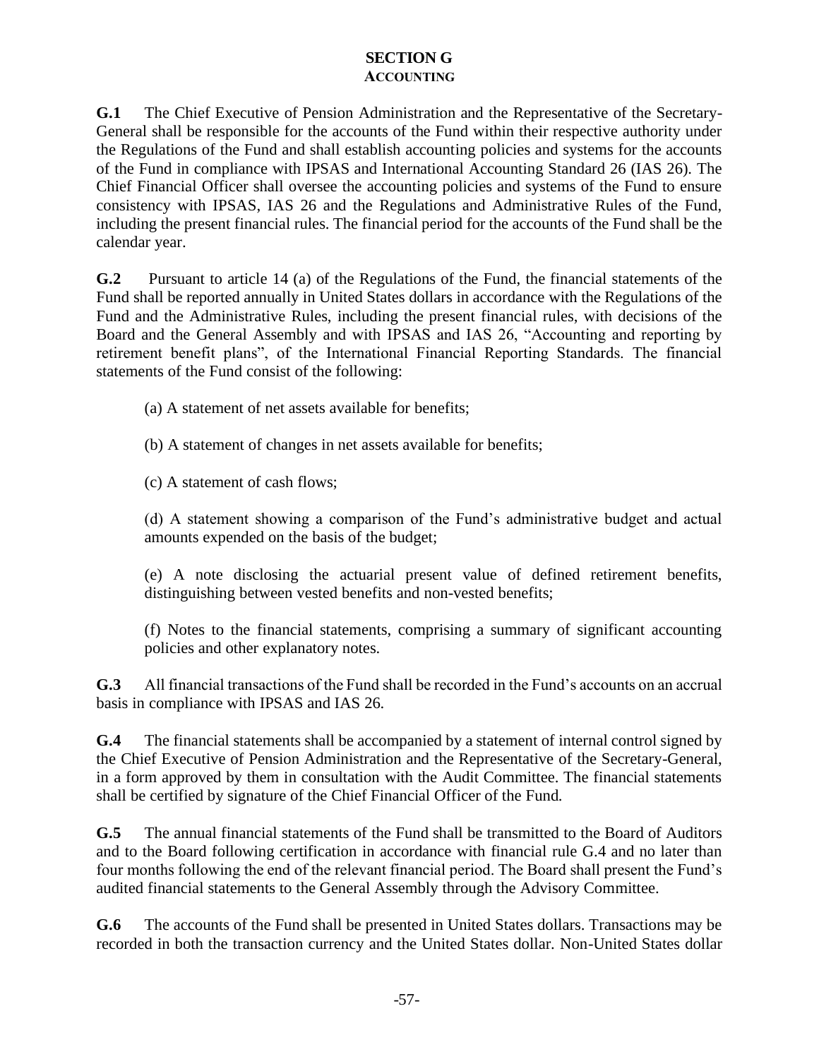## SECTION G
### ACCOUNTING

**G.1** The Chief Executive of Pension Administration and the Representative of the Secretary-General shall be responsible for the accounts of the Fund within their respective authority under the Regulations of the Fund and shall establish accounting policies and systems for the accounts of the Fund in compliance with IPSAS and International Accounting Standard 26 (IAS 26). The Chief Financial Officer shall oversee the accounting policies and systems of the Fund to ensure consistency with IPSAS, IAS 26 and the Regulations and Administrative Rules of the Fund, including the present financial rules. The financial period for the accounts of the Fund shall be the calendar year.

**G.2** Pursuant to article 14 (a) of the Regulations of the Fund, the financial statements of the Fund shall be reported annually in United States dollars in accordance with the Regulations of the Fund and the Administrative Rules, including the present financial rules, with decisions of the Board and the General Assembly and with IPSAS and IAS 26, "Accounting and reporting by retirement benefit plans", of the International Financial Reporting Standards. The financial statements of the Fund consist of the following:

(a) A statement of net assets available for benefits;

(b) A statement of changes in net assets available for benefits;

(c) A statement of cash flows;

(d) A statement showing a comparison of the Fund's administrative budget and actual amounts expended on the basis of the budget;

(e) A note disclosing the actuarial present value of defined retirement benefits, distinguishing between vested benefits and non-vested benefits;

(f) Notes to the financial statements, comprising a summary of significant accounting policies and other explanatory notes.

**G.3** All financial transactions of the Fund shall be recorded in the Fund's accounts on an accrual basis in compliance with IPSAS and IAS 26.

**G.4** The financial statements shall be accompanied by a statement of internal control signed by the Chief Executive of Pension Administration and the Representative of the Secretary-General, in a form approved by them in consultation with the Audit Committee. The financial statements shall be certified by signature of the Chief Financial Officer of the Fund.

**G.5** The annual financial statements of the Fund shall be transmitted to the Board of Auditors and to the Board following certification in accordance with financial rule G.4 and no later than four months following the end of the relevant financial period. The Board shall present the Fund's audited financial statements to the General Assembly through the Advisory Committee.

**G.6** The accounts of the Fund shall be presented in United States dollars. Transactions may be recorded in both the transaction currency and the United States dollar. Non-United States dollar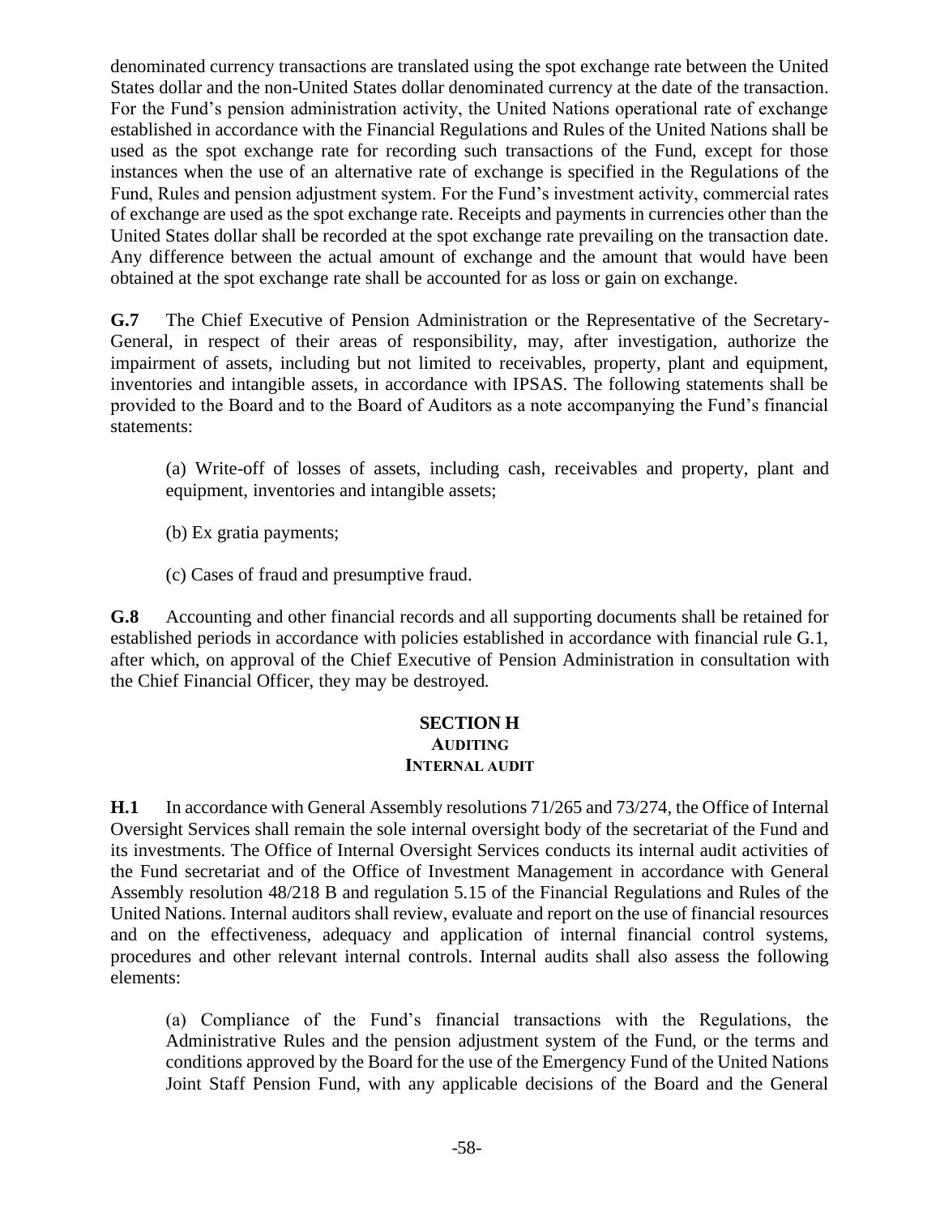denominated currency transactions are translated using the spot exchange rate between the United States dollar and the non-United States dollar denominated currency at the date of the transaction. For the Fund's pension administration activity, the United Nations operational rate of exchange established in accordance with the Financial Regulations and Rules of the United Nations shall be used as the spot exchange rate for recording such transactions of the Fund, except for those instances when the use of an alternative rate of exchange is specified in the Regulations of the Fund, Rules and pension adjustment system. For the Fund's investment activity, commercial rates of exchange are used as the spot exchange rate. Receipts and payments in currencies other than the United States dollar shall be recorded at the spot exchange rate prevailing on the transaction date. Any difference between the actual amount of exchange and the amount that would have been obtained at the spot exchange rate shall be accounted for as loss or gain on exchange.

**G.7** The Chief Executive of Pension Administration or the Representative of the Secretary-General, in respect of their areas of responsibility, may, after investigation, authorize the impairment of assets, including but not limited to receivables, property, plant and equipment, inventories and intangible assets, in accordance with IPSAS. The following statements shall be provided to the Board and to the Board of Auditors as a note accompanying the Fund's financial statements:

(a) Write-off of losses of assets, including cash, receivables and property, plant and equipment, inventories and intangible assets;

(b) Ex gratia payments;

(c) Cases of fraud and presumptive fraud.

**G.8** Accounting and other financial records and all supporting documents shall be retained for established periods in accordance with policies established in accordance with financial rule G.1, after which, on approval of the Chief Executive of Pension Administration in consultation with the Chief Financial Officer, they may be destroyed.

## SECTION H
### AUDITING
### INTERNAL AUDIT

**H.1** In accordance with General Assembly resolutions 71/265 and 73/274, the Office of Internal Oversight Services shall remain the sole internal oversight body of the secretariat of the Fund and its investments. The Office of Internal Oversight Services conducts its internal audit activities of the Fund secretariat and of the Office of Investment Management in accordance with General Assembly resolution 48/218 B and regulation 5.15 of the Financial Regulations and Rules of the United Nations. Internal auditors shall review, evaluate and report on the use of financial resources and on the effectiveness, adequacy and application of internal financial control systems, procedures and other relevant internal controls. Internal audits shall also assess the following elements:

(a) Compliance of the Fund's financial transactions with the Regulations, the Administrative Rules and the pension adjustment system of the Fund, or the terms and conditions approved by the Board for the use of the Emergency Fund of the United Nations Joint Staff Pension Fund, with any applicable decisions of the Board and the General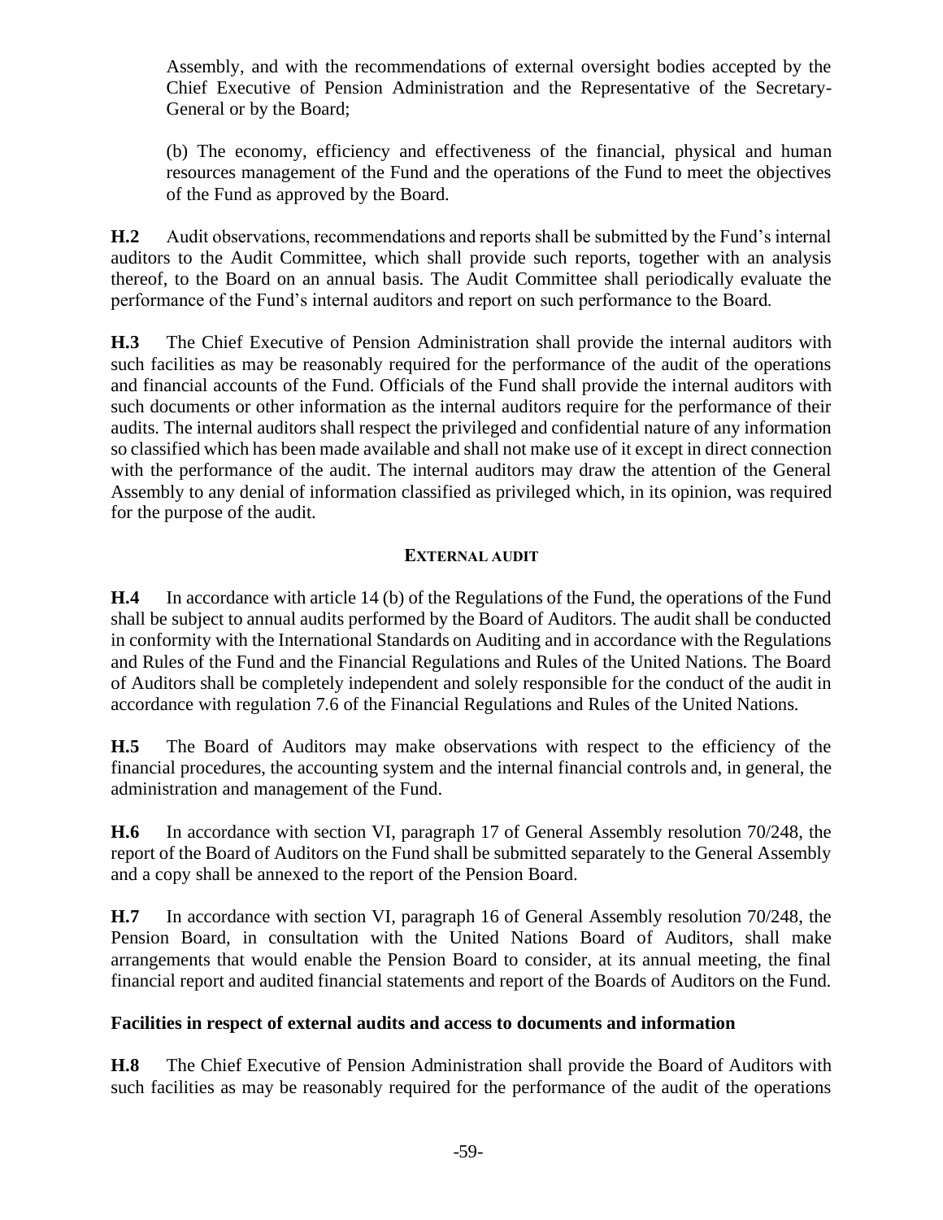Assembly, and with the recommendations of external oversight bodies accepted by the Chief Executive of Pension Administration and the Representative of the Secretary-General or by the Board;

(b) The economy, efficiency and effectiveness of the financial, physical and human resources management of the Fund and the operations of the Fund to meet the objectives of the Fund as approved by the Board.

**H.2** Audit observations, recommendations and reports shall be submitted by the Fund's internal auditors to the Audit Committee, which shall provide such reports, together with an analysis thereof, to the Board on an annual basis. The Audit Committee shall periodically evaluate the performance of the Fund's internal auditors and report on such performance to the Board.

**H.3** The Chief Executive of Pension Administration shall provide the internal auditors with such facilities as may be reasonably required for the performance of the audit of the operations and financial accounts of the Fund. Officials of the Fund shall provide the internal auditors with such documents or other information as the internal auditors require for the performance of their audits. The internal auditors shall respect the privileged and confidential nature of any information so classified which has been made available and shall not make use of it except in direct connection with the performance of the audit. The internal auditors may draw the attention of the General Assembly to any denial of information classified as privileged which, in its opinion, was required for the purpose of the audit.

## EXTERNAL AUDIT

**H.4** In accordance with article 14 (b) of the Regulations of the Fund, the operations of the Fund shall be subject to annual audits performed by the Board of Auditors. The audit shall be conducted in conformity with the International Standards on Auditing and in accordance with the Regulations and Rules of the Fund and the Financial Regulations and Rules of the United Nations. The Board of Auditors shall be completely independent and solely responsible for the conduct of the audit in accordance with regulation 7.6 of the Financial Regulations and Rules of the United Nations.

**H.5** The Board of Auditors may make observations with respect to the efficiency of the financial procedures, the accounting system and the internal financial controls and, in general, the administration and management of the Fund.

**H.6** In accordance with section VI, paragraph 17 of General Assembly resolution 70/248, the report of the Board of Auditors on the Fund shall be submitted separately to the General Assembly and a copy shall be annexed to the report of the Pension Board.

**H.7** In accordance with section VI, paragraph 16 of General Assembly resolution 70/248, the Pension Board, in consultation with the United Nations Board of Auditors, shall make arrangements that would enable the Pension Board to consider, at its annual meeting, the final financial report and audited financial statements and report of the Boards of Auditors on the Fund.

### Facilities in respect of external audits and access to documents and information

**H.8** The Chief Executive of Pension Administration shall provide the Board of Auditors with such facilities as may be reasonably required for the performance of the audit of the operations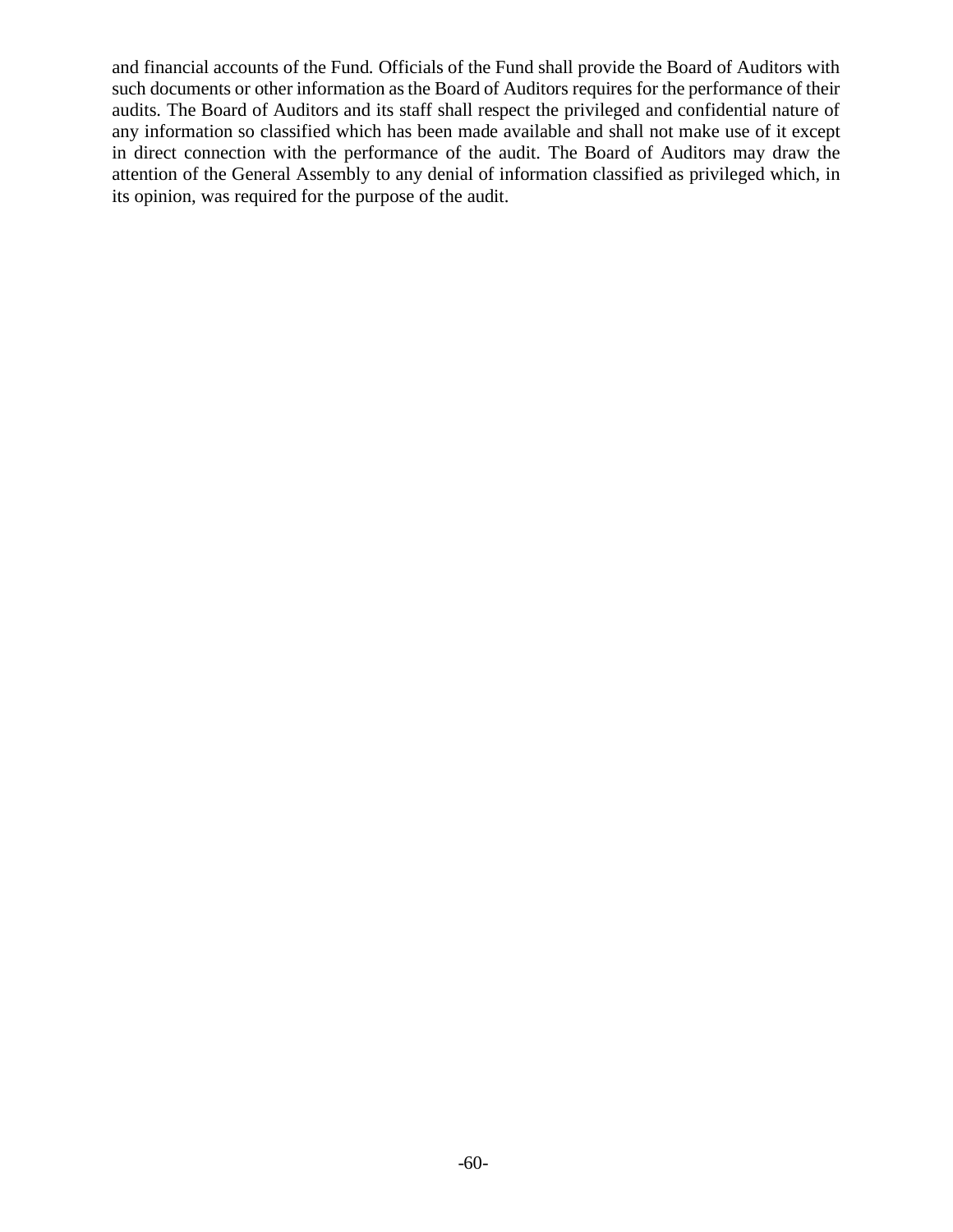and financial accounts of the Fund. Officials of the Fund shall provide the Board of Auditors with such documents or other information as the Board of Auditors requires for the performance of their audits. The Board of Auditors and its staff shall respect the privileged and confidential nature of any information so classified which has been made available and shall not make use of it except in direct connection with the performance of the audit. The Board of Auditors may draw the attention of the General Assembly to any denial of information classified as privileged which, in its opinion, was required for the purpose of the audit.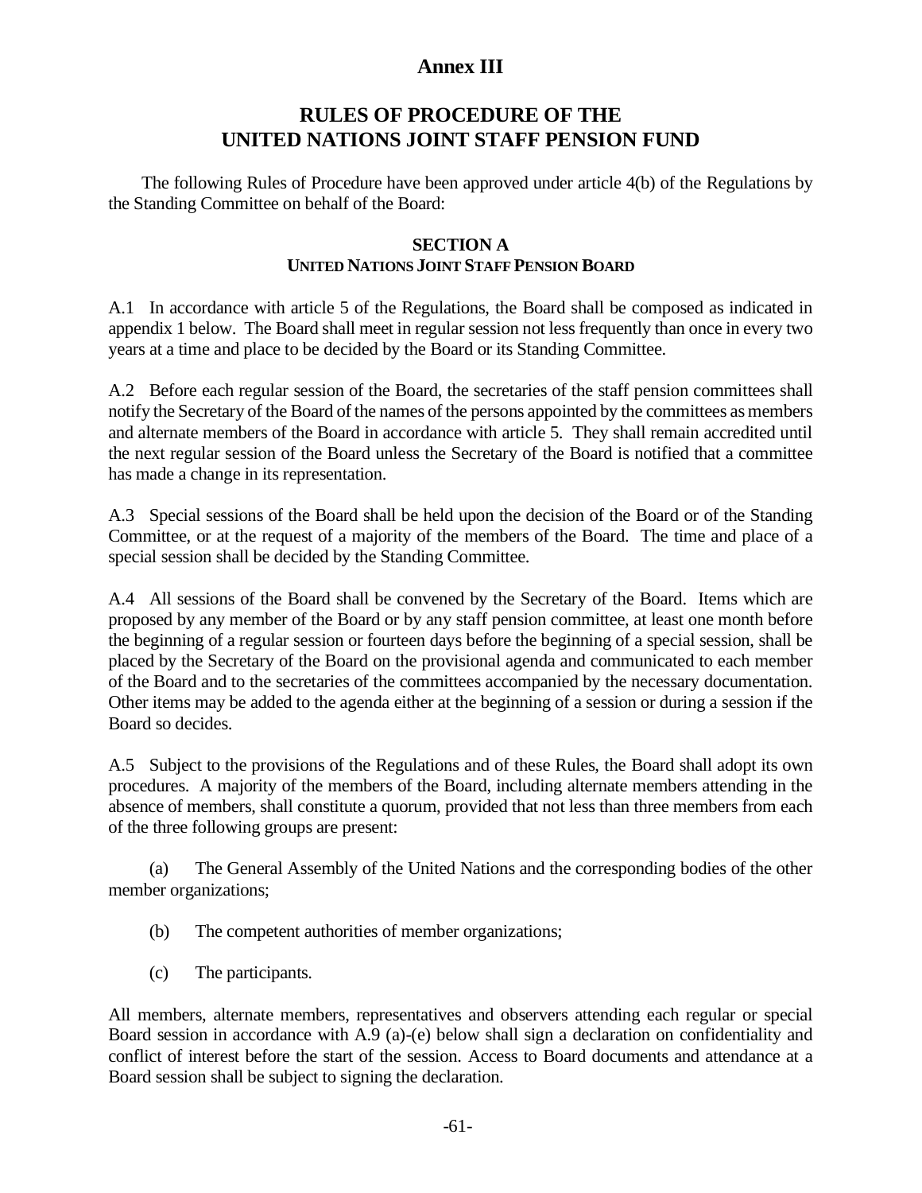# Annex III

## RULES OF PROCEDURE OF THE UNITED NATIONS JOINT STAFF PENSION FUND

The following Rules of Procedure have been approved under article 4(b) of the Regulations by the Standing Committee on behalf of the Board:

### SECTION A
### UNITED NATIONS JOINT STAFF PENSION BOARD

A.1 In accordance with article 5 of the Regulations, the Board shall be composed as indicated in appendix 1 below. The Board shall meet in regular session not less frequently than once in every two years at a time and place to be decided by the Board or its Standing Committee.

A.2 Before each regular session of the Board, the secretaries of the staff pension committees shall notify the Secretary of the Board of the names of the persons appointed by the committees as members and alternate members of the Board in accordance with article 5. They shall remain accredited until the next regular session of the Board unless the Secretary of the Board is notified that a committee has made a change in its representation.

A.3 Special sessions of the Board shall be held upon the decision of the Board or of the Standing Committee, or at the request of a majority of the members of the Board. The time and place of a special session shall be decided by the Standing Committee.

A.4 All sessions of the Board shall be convened by the Secretary of the Board. Items which are proposed by any member of the Board or by any staff pension committee, at least one month before the beginning of a regular session or fourteen days before the beginning of a special session, shall be placed by the Secretary of the Board on the provisional agenda and communicated to each member of the Board and to the secretaries of the committees accompanied by the necessary documentation. Other items may be added to the agenda either at the beginning of a session or during a session if the Board so decides.

A.5 Subject to the provisions of the Regulations and of these Rules, the Board shall adopt its own procedures. A majority of the members of the Board, including alternate members attending in the absence of members, shall constitute a quorum, provided that not less than three members from each of the three following groups are present:

(a) The General Assembly of the United Nations and the corresponding bodies of the other member organizations;

(b) The competent authorities of member organizations;

(c) The participants.

All members, alternate members, representatives and observers attending each regular or special Board session in accordance with A.9 (a)-(e) below shall sign a declaration on confidentiality and conflict of interest before the start of the session. Access to Board documents and attendance at a Board session shall be subject to signing the declaration.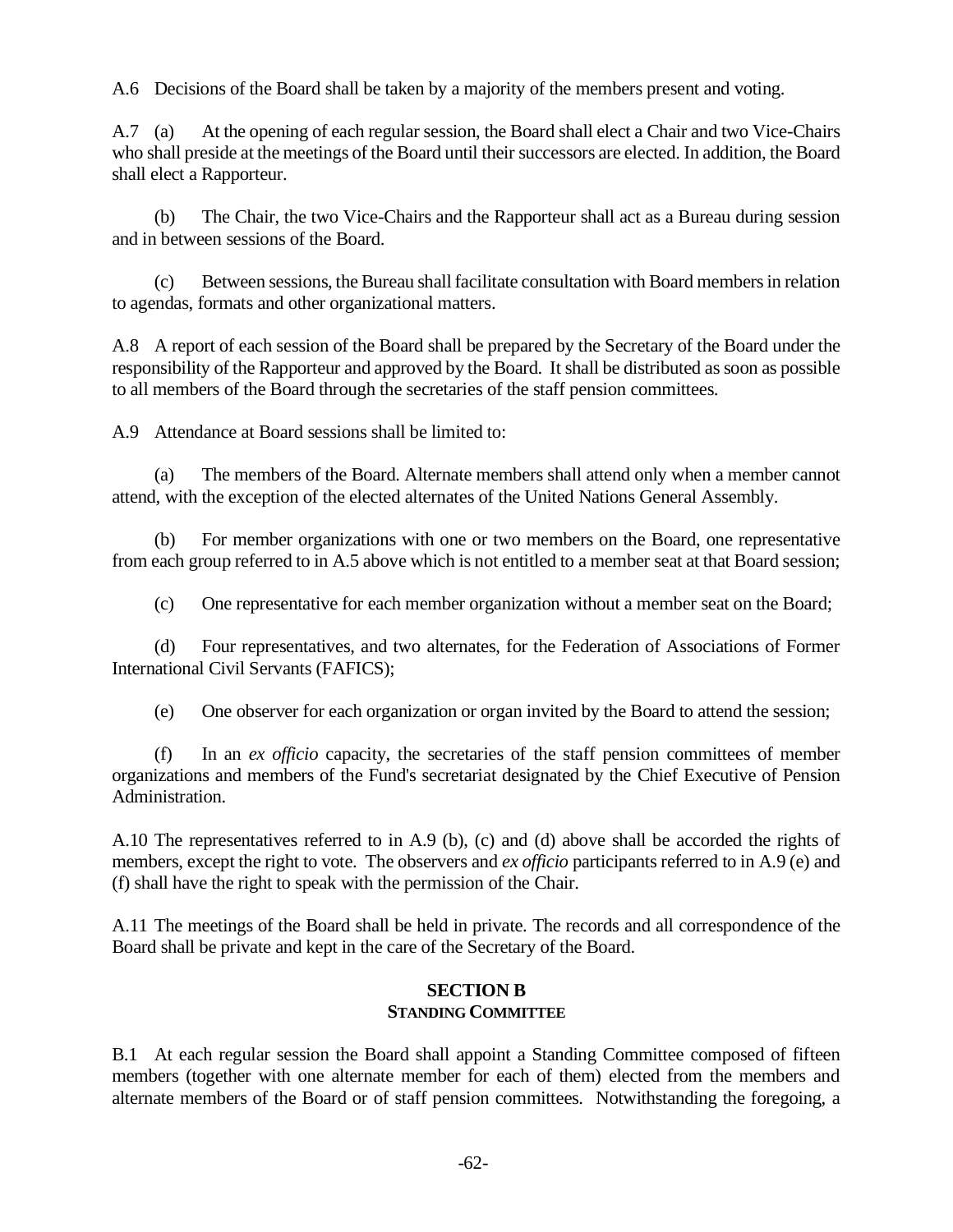A.6 Decisions of the Board shall be taken by a majority of the members present and voting.

A.7 (a) At the opening of each regular session, the Board shall elect a Chair and two Vice-Chairs who shall preside at the meetings of the Board until their successors are elected. In addition, the Board shall elect a Rapporteur.

(b) The Chair, the two Vice-Chairs and the Rapporteur shall act as a Bureau during session and in between sessions of the Board.

(c) Between sessions, the Bureau shall facilitate consultation with Board members in relation to agendas, formats and other organizational matters.

A.8 A report of each session of the Board shall be prepared by the Secretary of the Board under the responsibility of the Rapporteur and approved by the Board. It shall be distributed as soon as possible to all members of the Board through the secretaries of the staff pension committees.

A.9 Attendance at Board sessions shall be limited to:

(a) The members of the Board. Alternate members shall attend only when a member cannot attend, with the exception of the elected alternates of the United Nations General Assembly.

(b) For member organizations with one or two members on the Board, one representative from each group referred to in A.5 above which is not entitled to a member seat at that Board session;

(c) One representative for each member organization without a member seat on the Board;

(d) Four representatives, and two alternates, for the Federation of Associations of Former International Civil Servants (FAFICS);

(e) One observer for each organization or organ invited by the Board to attend the session;

(f) In an *ex officio* capacity, the secretaries of the staff pension committees of member organizations and members of the Fund's secretariat designated by the Chief Executive of Pension Administration.

A.10 The representatives referred to in A.9 (b), (c) and (d) above shall be accorded the rights of members, except the right to vote. The observers and *ex officio* participants referred to in A.9 (e) and (f) shall have the right to speak with the permission of the Chair.

A.11 The meetings of the Board shall be held in private. The records and all correspondence of the Board shall be private and kept in the care of the Secretary of the Board.

## SECTION B
### STANDING COMMITTEE

B.1 At each regular session the Board shall appoint a Standing Committee composed of fifteen members (together with one alternate member for each of them) elected from the members and alternate members of the Board or of staff pension committees. Notwithstanding the foregoing, a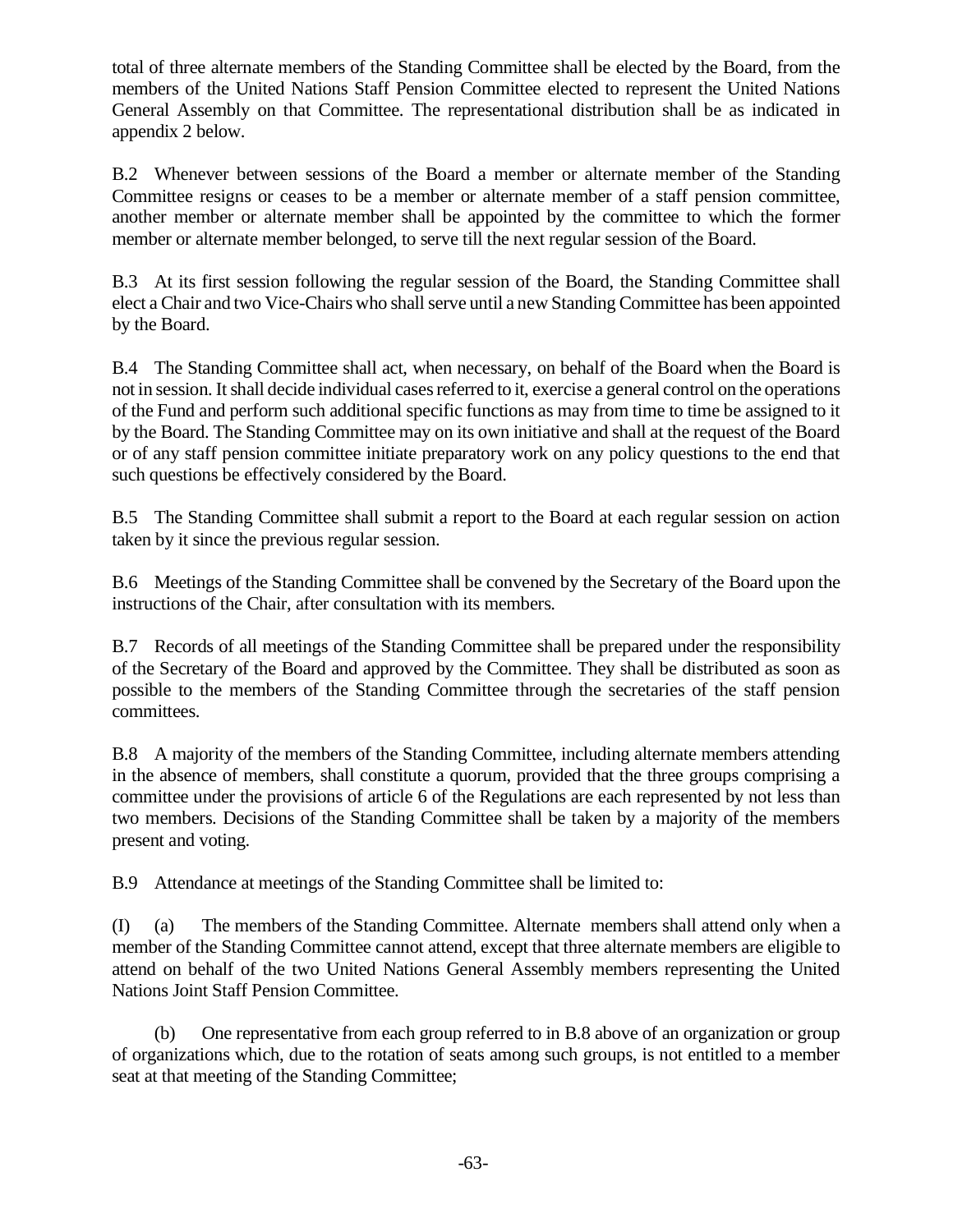total of three alternate members of the Standing Committee shall be elected by the Board, from the members of the United Nations Staff Pension Committee elected to represent the United Nations General Assembly on that Committee. The representational distribution shall be as indicated in appendix 2 below.

B.2 Whenever between sessions of the Board a member or alternate member of the Standing Committee resigns or ceases to be a member or alternate member of a staff pension committee, another member or alternate member shall be appointed by the committee to which the former member or alternate member belonged, to serve till the next regular session of the Board.

B.3 At its first session following the regular session of the Board, the Standing Committee shall elect a Chair and two Vice-Chairs who shall serve until a new Standing Committee has been appointed by the Board.

B.4 The Standing Committee shall act, when necessary, on behalf of the Board when the Board is not in session. It shall decide individual cases referred to it, exercise a general control on the operations of the Fund and perform such additional specific functions as may from time to time be assigned to it by the Board. The Standing Committee may on its own initiative and shall at the request of the Board or of any staff pension committee initiate preparatory work on any policy questions to the end that such questions be effectively considered by the Board.

B.5 The Standing Committee shall submit a report to the Board at each regular session on action taken by it since the previous regular session.

B.6 Meetings of the Standing Committee shall be convened by the Secretary of the Board upon the instructions of the Chair, after consultation with its members.

B.7 Records of all meetings of the Standing Committee shall be prepared under the responsibility of the Secretary of the Board and approved by the Committee. They shall be distributed as soon as possible to the members of the Standing Committee through the secretaries of the staff pension committees.

B.8 A majority of the members of the Standing Committee, including alternate members attending in the absence of members, shall constitute a quorum, provided that the three groups comprising a committee under the provisions of article 6 of the Regulations are each represented by not less than two members. Decisions of the Standing Committee shall be taken by a majority of the members present and voting.

B.9 Attendance at meetings of the Standing Committee shall be limited to:

(I) (a) The members of the Standing Committee. Alternate members shall attend only when a member of the Standing Committee cannot attend, except that three alternate members are eligible to attend on behalf of the two United Nations General Assembly members representing the United Nations Joint Staff Pension Committee.

(b) One representative from each group referred to in B.8 above of an organization or group of organizations which, due to the rotation of seats among such groups, is not entitled to a member seat at that meeting of the Standing Committee;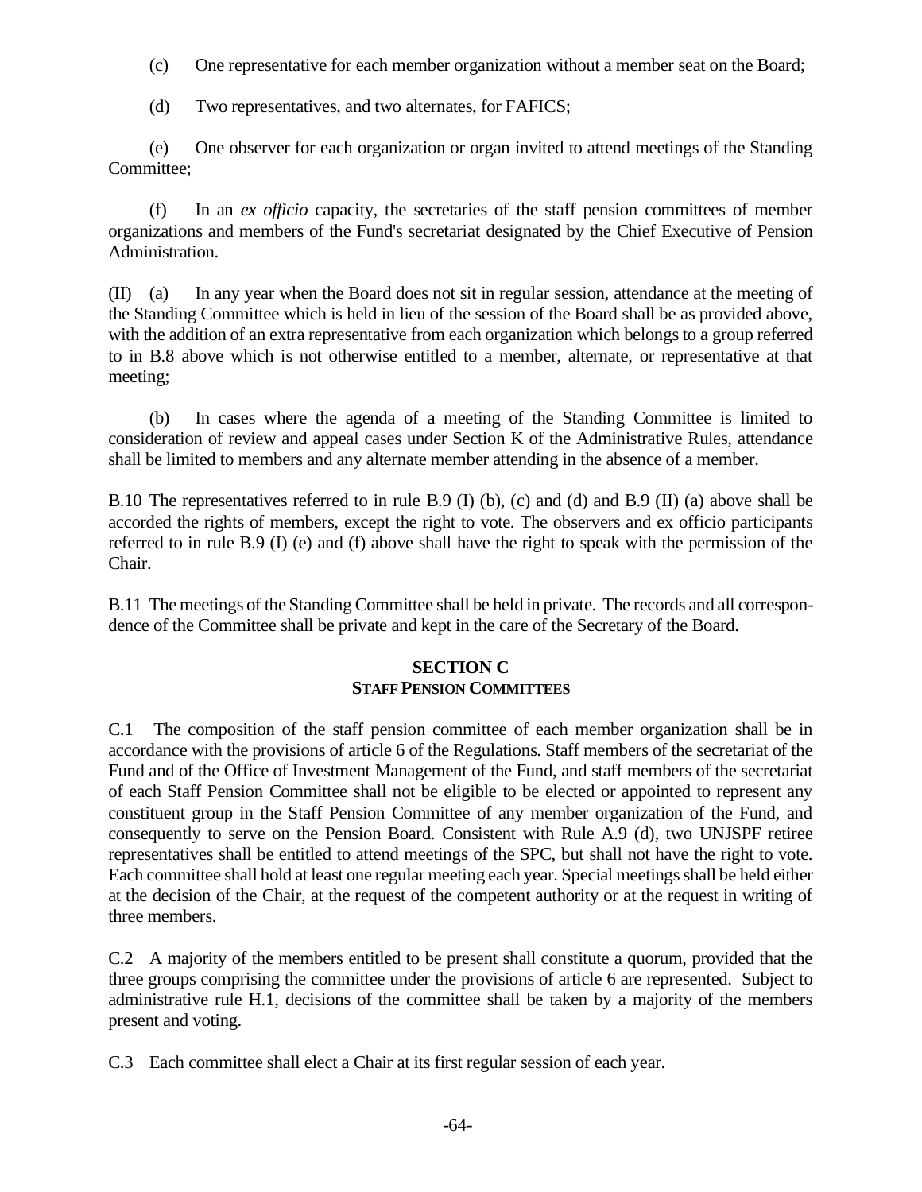(c) One representative for each member organization without a member seat on the Board;

(d) Two representatives, and two alternates, for FAFICS;

(e) One observer for each organization or organ invited to attend meetings of the Standing Committee;

(f) In an *ex officio* capacity, the secretaries of the staff pension committees of member organizations and members of the Fund's secretariat designated by the Chief Executive of Pension Administration.

(II) (a) In any year when the Board does not sit in regular session, attendance at the meeting of the Standing Committee which is held in lieu of the session of the Board shall be as provided above, with the addition of an extra representative from each organization which belongs to a group referred to in B.8 above which is not otherwise entitled to a member, alternate, or representative at that meeting;

(b) In cases where the agenda of a meeting of the Standing Committee is limited to consideration of review and appeal cases under Section K of the Administrative Rules, attendance shall be limited to members and any alternate member attending in the absence of a member.

B.10 The representatives referred to in rule B.9 (I) (b), (c) and (d) and B.9 (II) (a) above shall be accorded the rights of members, except the right to vote. The observers and ex officio participants referred to in rule B.9 (I) (e) and (f) above shall have the right to speak with the permission of the Chair.

B.11 The meetings of the Standing Committee shall be held in private. The records and all correspondence of the Committee shall be private and kept in the care of the Secretary of the Board.

## SECTION C
### STAFF PENSION COMMITTEES

C.1 The composition of the staff pension committee of each member organization shall be in accordance with the provisions of article 6 of the Regulations. Staff members of the secretariat of the Fund and of the Office of Investment Management of the Fund, and staff members of the secretariat of each Staff Pension Committee shall not be eligible to be elected or appointed to represent any constituent group in the Staff Pension Committee of any member organization of the Fund, and consequently to serve on the Pension Board. Consistent with Rule A.9 (d), two UNJSPF retiree representatives shall be entitled to attend meetings of the SPC, but shall not have the right to vote. Each committee shall hold at least one regular meeting each year. Special meetings shall be held either at the decision of the Chair, at the request of the competent authority or at the request in writing of three members.

C.2 A majority of the members entitled to be present shall constitute a quorum, provided that the three groups comprising the committee under the provisions of article 6 are represented. Subject to administrative rule H.1, decisions of the committee shall be taken by a majority of the members present and voting.

C.3 Each committee shall elect a Chair at its first regular session of each year.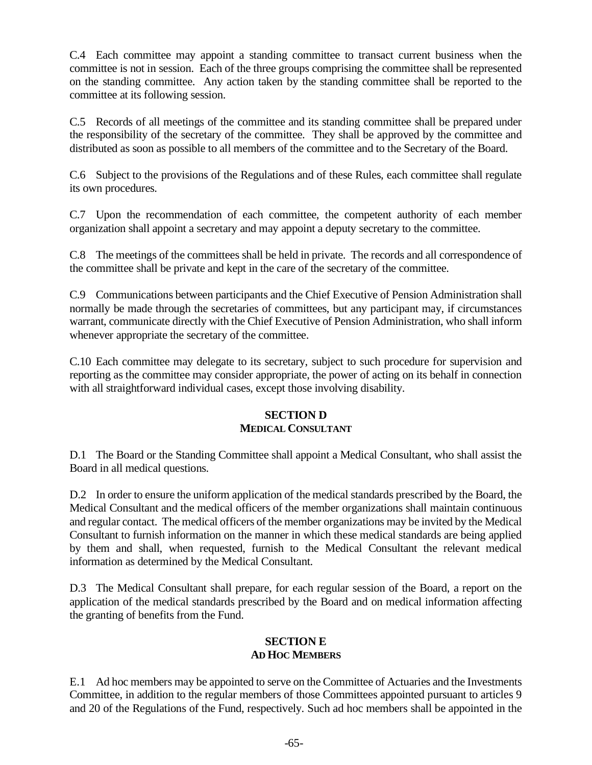C.4 Each committee may appoint a standing committee to transact current business when the committee is not in session. Each of the three groups comprising the committee shall be represented on the standing committee. Any action taken by the standing committee shall be reported to the committee at its following session.

C.5 Records of all meetings of the committee and its standing committee shall be prepared under the responsibility of the secretary of the committee. They shall be approved by the committee and distributed as soon as possible to all members of the committee and to the Secretary of the Board.

C.6 Subject to the provisions of the Regulations and of these Rules, each committee shall regulate its own procedures.

C.7 Upon the recommendation of each committee, the competent authority of each member organization shall appoint a secretary and may appoint a deputy secretary to the committee.

C.8 The meetings of the committees shall be held in private. The records and all correspondence of the committee shall be private and kept in the care of the secretary of the committee.

C.9 Communications between participants and the Chief Executive of Pension Administration shall normally be made through the secretaries of committees, but any participant may, if circumstances warrant, communicate directly with the Chief Executive of Pension Administration, who shall inform whenever appropriate the secretary of the committee.

C.10 Each committee may delegate to its secretary, subject to such procedure for supervision and reporting as the committee may consider appropriate, the power of acting on its behalf in connection with all straightforward individual cases, except those involving disability.

## SECTION D
## MEDICAL CONSULTANT

D.1 The Board or the Standing Committee shall appoint a Medical Consultant, who shall assist the Board in all medical questions.

D.2 In order to ensure the uniform application of the medical standards prescribed by the Board, the Medical Consultant and the medical officers of the member organizations shall maintain continuous and regular contact. The medical officers of the member organizations may be invited by the Medical Consultant to furnish information on the manner in which these medical standards are being applied by them and shall, when requested, furnish to the Medical Consultant the relevant medical information as determined by the Medical Consultant.

D.3 The Medical Consultant shall prepare, for each regular session of the Board, a report on the application of the medical standards prescribed by the Board and on medical information affecting the granting of benefits from the Fund.

## SECTION E
## AD HOC MEMBERS

E.1 Ad hoc members may be appointed to serve on the Committee of Actuaries and the Investments Committee, in addition to the regular members of those Committees appointed pursuant to articles 9 and 20 of the Regulations of the Fund, respectively. Such ad hoc members shall be appointed in the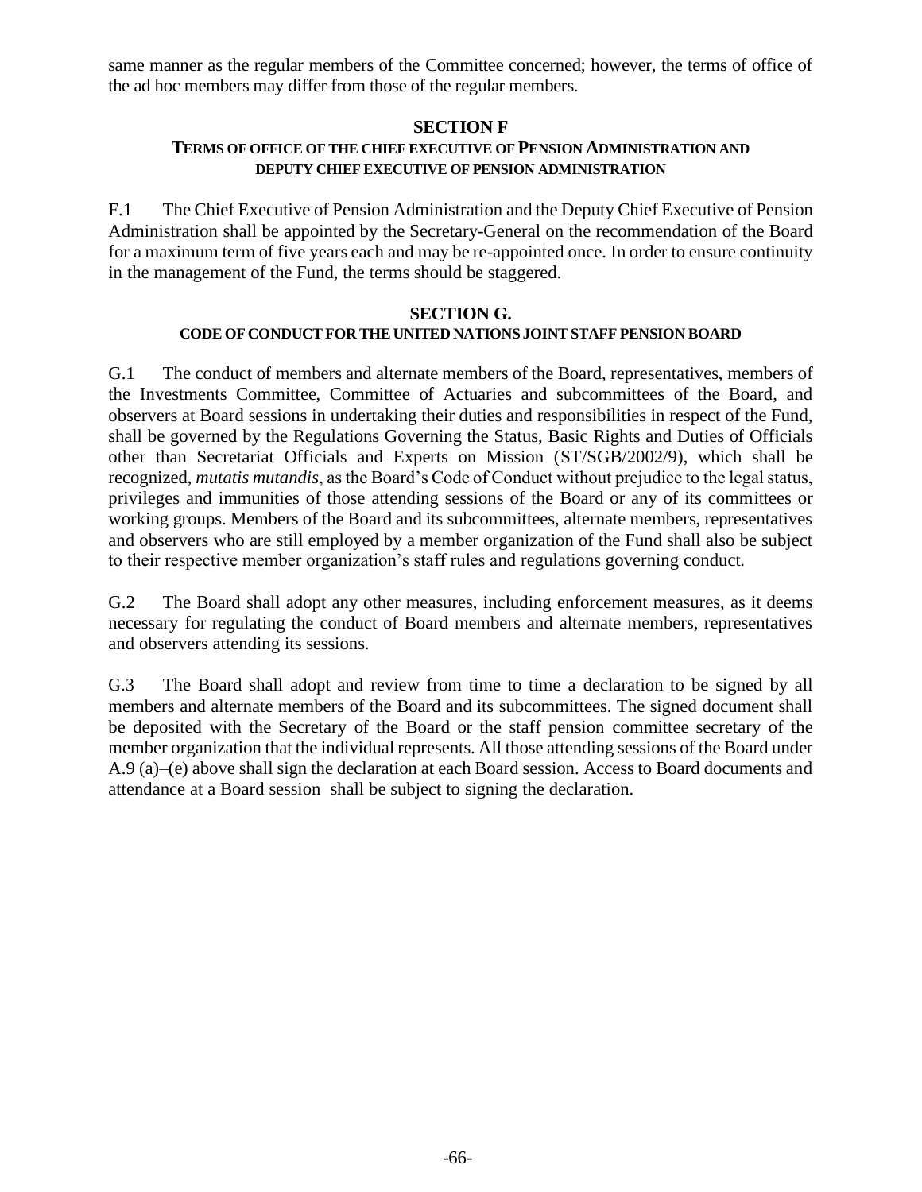same manner as the regular members of the Committee concerned; however, the terms of office of the ad hoc members may differ from those of the regular members.

## SECTION F

### TERMS OF OFFICE OF THE CHIEF EXECUTIVE OF PENSION ADMINISTRATION AND DEPUTY CHIEF EXECUTIVE OF PENSION ADMINISTRATION

F.1 The Chief Executive of Pension Administration and the Deputy Chief Executive of Pension Administration shall be appointed by the Secretary-General on the recommendation of the Board for a maximum term of five years each and may be re-appointed once. In order to ensure continuity in the management of the Fund, the terms should be staggered.

## SECTION G.

### CODE OF CONDUCT FOR THE UNITED NATIONS JOINT STAFF PENSION BOARD

G.1 The conduct of members and alternate members of the Board, representatives, members of the Investments Committee, Committee of Actuaries and subcommittees of the Board, and observers at Board sessions in undertaking their duties and responsibilities in respect of the Fund, shall be governed by the Regulations Governing the Status, Basic Rights and Duties of Officials other than Secretariat Officials and Experts on Mission (ST/SGB/2002/9), which shall be recognized, *mutatis mutandis*, as the Board's Code of Conduct without prejudice to the legal status, privileges and immunities of those attending sessions of the Board or any of its committees or working groups. Members of the Board and its subcommittees, alternate members, representatives and observers who are still employed by a member organization of the Fund shall also be subject to their respective member organization's staff rules and regulations governing conduct.

G.2 The Board shall adopt any other measures, including enforcement measures, as it deems necessary for regulating the conduct of Board members and alternate members, representatives and observers attending its sessions.

G.3 The Board shall adopt and review from time to time a declaration to be signed by all members and alternate members of the Board and its subcommittees. The signed document shall be deposited with the Secretary of the Board or the staff pension committee secretary of the member organization that the individual represents. All those attending sessions of the Board under A.9 (a)–(e) above shall sign the declaration at each Board session. Access to Board documents and attendance at a Board session shall be subject to signing the declaration.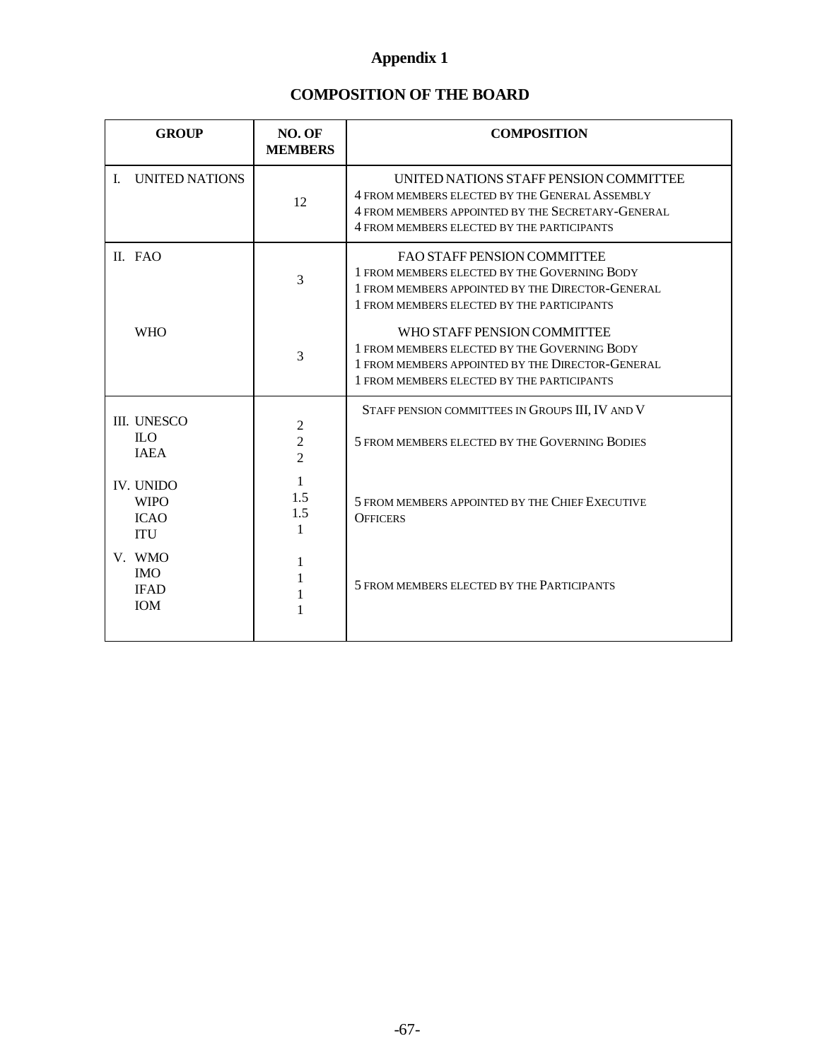# Appendix 1

## COMPOSITION OF THE BOARD

| GROUP | NO. OF MEMBERS | COMPOSITION |
|---|---|---|
| I. UNITED NATIONS | 12 | UNITED NATIONS STAFF PENSION COMMITTEE<br>4 FROM MEMBERS ELECTED BY THE GENERAL ASSEMBLY<br>4 FROM MEMBERS APPOINTED BY THE SECRETARY-GENERAL<br>4 FROM MEMBERS ELECTED BY THE PARTICIPANTS |
| II. FAO | 3 | FAO STAFF PENSION COMMITTEE<br>1 FROM MEMBERS ELECTED BY THE GOVERNING BODY<br>1 FROM MEMBERS APPOINTED BY THE DIRECTOR-GENERAL<br>1 FROM MEMBERS ELECTED BY THE PARTICIPANTS |
| WHO | 3 | WHO STAFF PENSION COMMITTEE<br>1 FROM MEMBERS ELECTED BY THE GOVERNING BODY<br>1 FROM MEMBERS APPOINTED BY THE DIRECTOR-GENERAL<br>1 FROM MEMBERS ELECTED BY THE PARTICIPANTS |
| III. UNESCO<br>ILO<br>IAEA | 2<br>2<br>2 | STAFF PENSION COMMITTEES IN GROUPS III, IV AND V<br>5 FROM MEMBERS ELECTED BY THE GOVERNING BODIES |
| IV. UNIDO<br>WIPO<br>ICAO<br>ITU | 1<br>1.5<br>1.5<br>1 | 5 FROM MEMBERS APPOINTED BY THE CHIEF EXECUTIVE OFFICERS |
| V. WMO<br>IMO<br>IFAD<br>IOM | 1<br>1<br>1<br>1 | 5 FROM MEMBERS ELECTED BY THE PARTICIPANTS |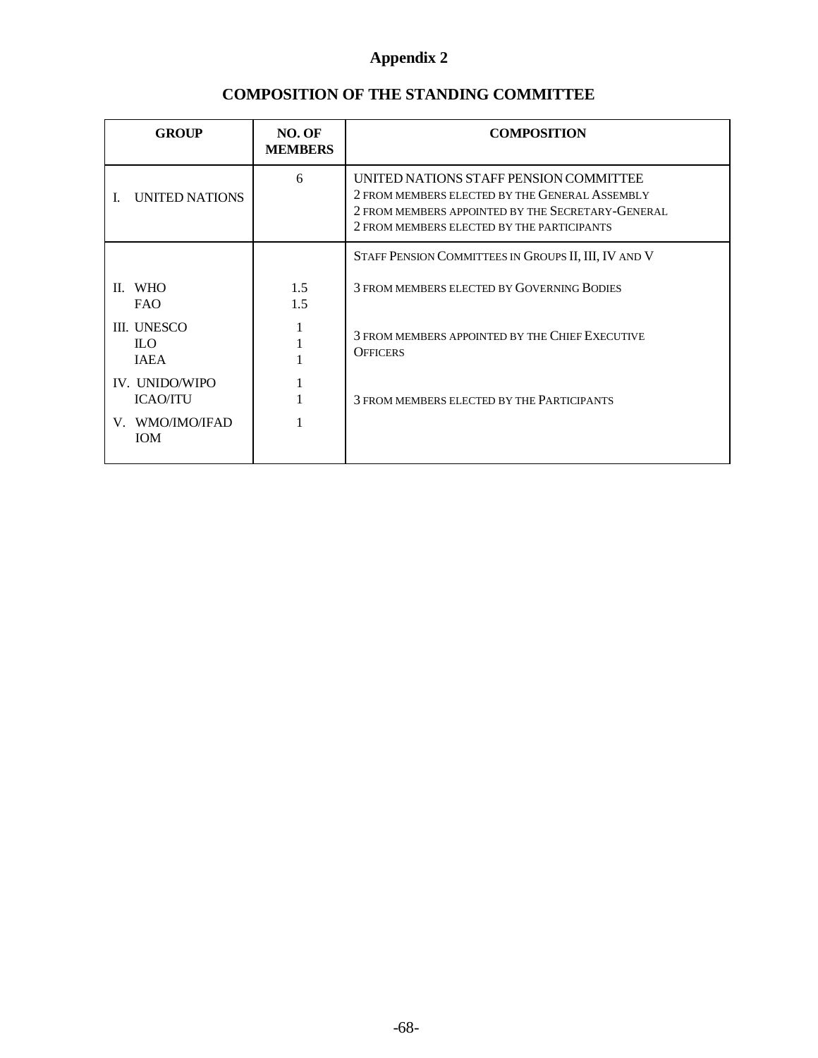# Appendix 2

## COMPOSITION OF THE STANDING COMMITTEE

| GROUP | NO. OF MEMBERS | COMPOSITION |
|---|---|---|
| I. UNITED NATIONS | 6 | UNITED NATIONS STAFF PENSION COMMITTEE<br>2 FROM MEMBERS ELECTED BY THE GENERAL ASSEMBLY<br>2 FROM MEMBERS APPOINTED BY THE SECRETARY-GENERAL<br>2 FROM MEMBERS ELECTED BY THE PARTICIPANTS |
| | | STAFF PENSION COMMITTEES IN GROUPS II, III, IV AND V |
| II. WHO<br>FAO | 1.5<br>1.5 | 3 FROM MEMBERS ELECTED BY GOVERNING BODIES |
| III. UNESCO<br>ILO<br>IAEA | 1<br>1<br>1 | 3 FROM MEMBERS APPOINTED BY THE CHIEF EXECUTIVE OFFICERS |
| IV. UNIDO/WIPO<br>ICAO/ITU | 1<br>1 | 3 FROM MEMBERS ELECTED BY THE PARTICIPANTS |
| V. WMO/IMO/IFAD<br>IOM | 1 | |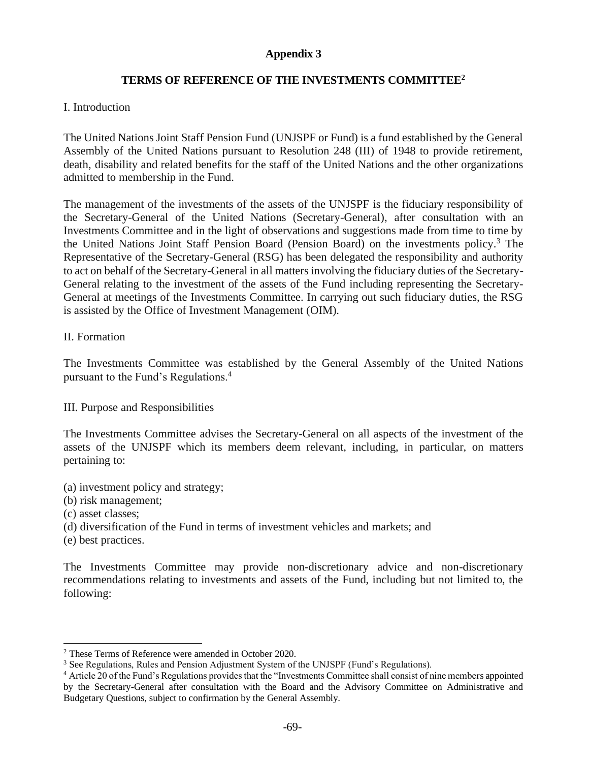# Appendix 3

## TERMS OF REFERENCE OF THE INVESTMENTS COMMITTEE[2]

I. Introduction

The United Nations Joint Staff Pension Fund (UNJSPF or Fund) is a fund established by the General Assembly of the United Nations pursuant to Resolution 248 (III) of 1948 to provide retirement, death, disability and related benefits for the staff of the United Nations and the other organizations admitted to membership in the Fund.

The management of the investments of the assets of the UNJSPF is the fiduciary responsibility of the Secretary-General of the United Nations (Secretary-General), after consultation with an Investments Committee and in the light of observations and suggestions made from time to time by the United Nations Joint Staff Pension Board (Pension Board) on the investments policy.[3] The Representative of the Secretary-General (RSG) has been delegated the responsibility and authority to act on behalf of the Secretary-General in all matters involving the fiduciary duties of the Secretary-General relating to the investment of the assets of the Fund including representing the Secretary-General at meetings of the Investments Committee. In carrying out such fiduciary duties, the RSG is assisted by the Office of Investment Management (OIM).

II. Formation

The Investments Committee was established by the General Assembly of the United Nations pursuant to the Fund's Regulations.[4]

III. Purpose and Responsibilities

The Investments Committee advises the Secretary-General on all aspects of the investment of the assets of the UNJSPF which its members deem relevant, including, in particular, on matters pertaining to:

(a) investment policy and strategy;
(b) risk management;
(c) asset classes;
(d) diversification of the Fund in terms of investment vehicles and markets; and
(e) best practices.

The Investments Committee may provide non-discretionary advice and non-discretionary recommendations relating to investments and assets of the Fund, including but not limited to, the following:

---

[2] These Terms of Reference were amended in October 2020.

[3] See Regulations, Rules and Pension Adjustment System of the UNJSPF (Fund's Regulations).

[4] Article 20 of the Fund's Regulations provides that the "Investments Committee shall consist of nine members appointed by the Secretary-General after consultation with the Board and the Advisory Committee on Administrative and Budgetary Questions, subject to confirmation by the General Assembly.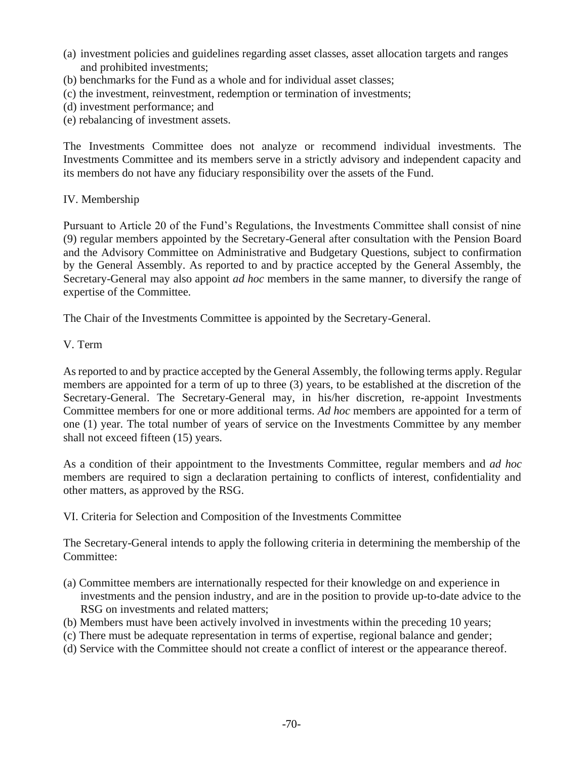(a) investment policies and guidelines regarding asset classes, asset allocation targets and ranges and prohibited investments;
(b) benchmarks for the Fund as a whole and for individual asset classes;
(c) the investment, reinvestment, redemption or termination of investments;
(d) investment performance; and
(e) rebalancing of investment assets.

The Investments Committee does not analyze or recommend individual investments. The Investments Committee and its members serve in a strictly advisory and independent capacity and its members do not have any fiduciary responsibility over the assets of the Fund.

## IV. Membership

Pursuant to Article 20 of the Fund's Regulations, the Investments Committee shall consist of nine (9) regular members appointed by the Secretary-General after consultation with the Pension Board and the Advisory Committee on Administrative and Budgetary Questions, subject to confirmation by the General Assembly. As reported to and by practice accepted by the General Assembly, the Secretary-General may also appoint *ad hoc* members in the same manner, to diversify the range of expertise of the Committee.

The Chair of the Investments Committee is appointed by the Secretary-General.

## V. Term

As reported to and by practice accepted by the General Assembly, the following terms apply. Regular members are appointed for a term of up to three (3) years, to be established at the discretion of the Secretary-General. The Secretary-General may, in his/her discretion, re-appoint Investments Committee members for one or more additional terms. *Ad hoc* members are appointed for a term of one (1) year. The total number of years of service on the Investments Committee by any member shall not exceed fifteen (15) years.

As a condition of their appointment to the Investments Committee, regular members and *ad hoc* members are required to sign a declaration pertaining to conflicts of interest, confidentiality and other matters, as approved by the RSG.

## VI. Criteria for Selection and Composition of the Investments Committee

The Secretary-General intends to apply the following criteria in determining the membership of the Committee:

(a) Committee members are internationally respected for their knowledge on and experience in investments and the pension industry, and are in the position to provide up-to-date advice to the RSG on investments and related matters;
(b) Members must have been actively involved in investments within the preceding 10 years;
(c) There must be adequate representation in terms of expertise, regional balance and gender;
(d) Service with the Committee should not create a conflict of interest or the appearance thereof.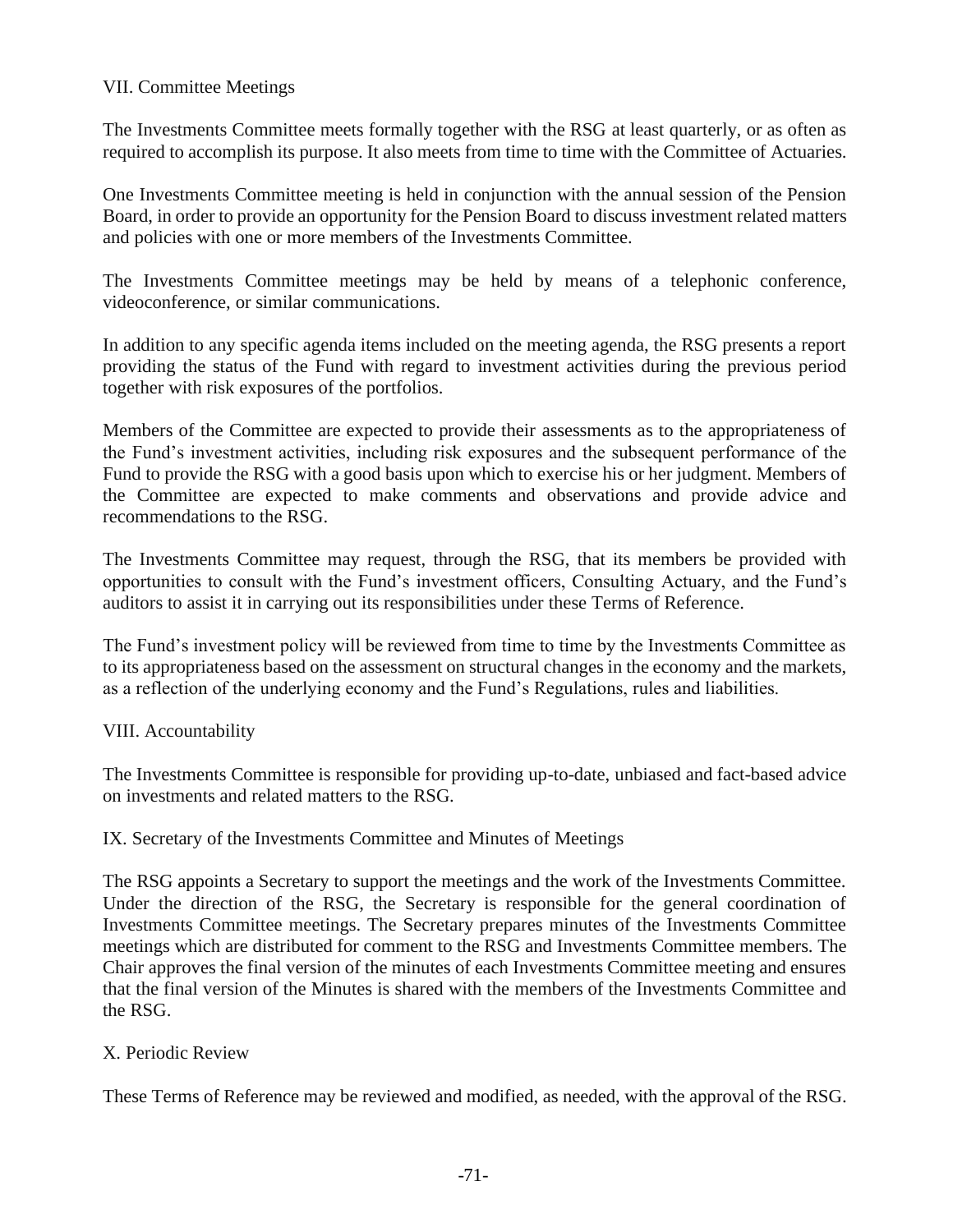## VII. Committee Meetings

The Investments Committee meets formally together with the RSG at least quarterly, or as often as required to accomplish its purpose. It also meets from time to time with the Committee of Actuaries.

One Investments Committee meeting is held in conjunction with the annual session of the Pension Board, in order to provide an opportunity for the Pension Board to discuss investment related matters and policies with one or more members of the Investments Committee.

The Investments Committee meetings may be held by means of a telephonic conference, videoconference, or similar communications.

In addition to any specific agenda items included on the meeting agenda, the RSG presents a report providing the status of the Fund with regard to investment activities during the previous period together with risk exposures of the portfolios.

Members of the Committee are expected to provide their assessments as to the appropriateness of the Fund's investment activities, including risk exposures and the subsequent performance of the Fund to provide the RSG with a good basis upon which to exercise his or her judgment. Members of the Committee are expected to make comments and observations and provide advice and recommendations to the RSG.

The Investments Committee may request, through the RSG, that its members be provided with opportunities to consult with the Fund's investment officers, Consulting Actuary, and the Fund's auditors to assist it in carrying out its responsibilities under these Terms of Reference.

The Fund's investment policy will be reviewed from time to time by the Investments Committee as to its appropriateness based on the assessment on structural changes in the economy and the markets, as a reflection of the underlying economy and the Fund's Regulations, rules and liabilities.

## VIII. Accountability

The Investments Committee is responsible for providing up-to-date, unbiased and fact-based advice on investments and related matters to the RSG.

## IX. Secretary of the Investments Committee and Minutes of Meetings

The RSG appoints a Secretary to support the meetings and the work of the Investments Committee. Under the direction of the RSG, the Secretary is responsible for the general coordination of Investments Committee meetings. The Secretary prepares minutes of the Investments Committee meetings which are distributed for comment to the RSG and Investments Committee members. The Chair approves the final version of the minutes of each Investments Committee meeting and ensures that the final version of the Minutes is shared with the members of the Investments Committee and the RSG.

## X. Periodic Review

These Terms of Reference may be reviewed and modified, as needed, with the approval of the RSG.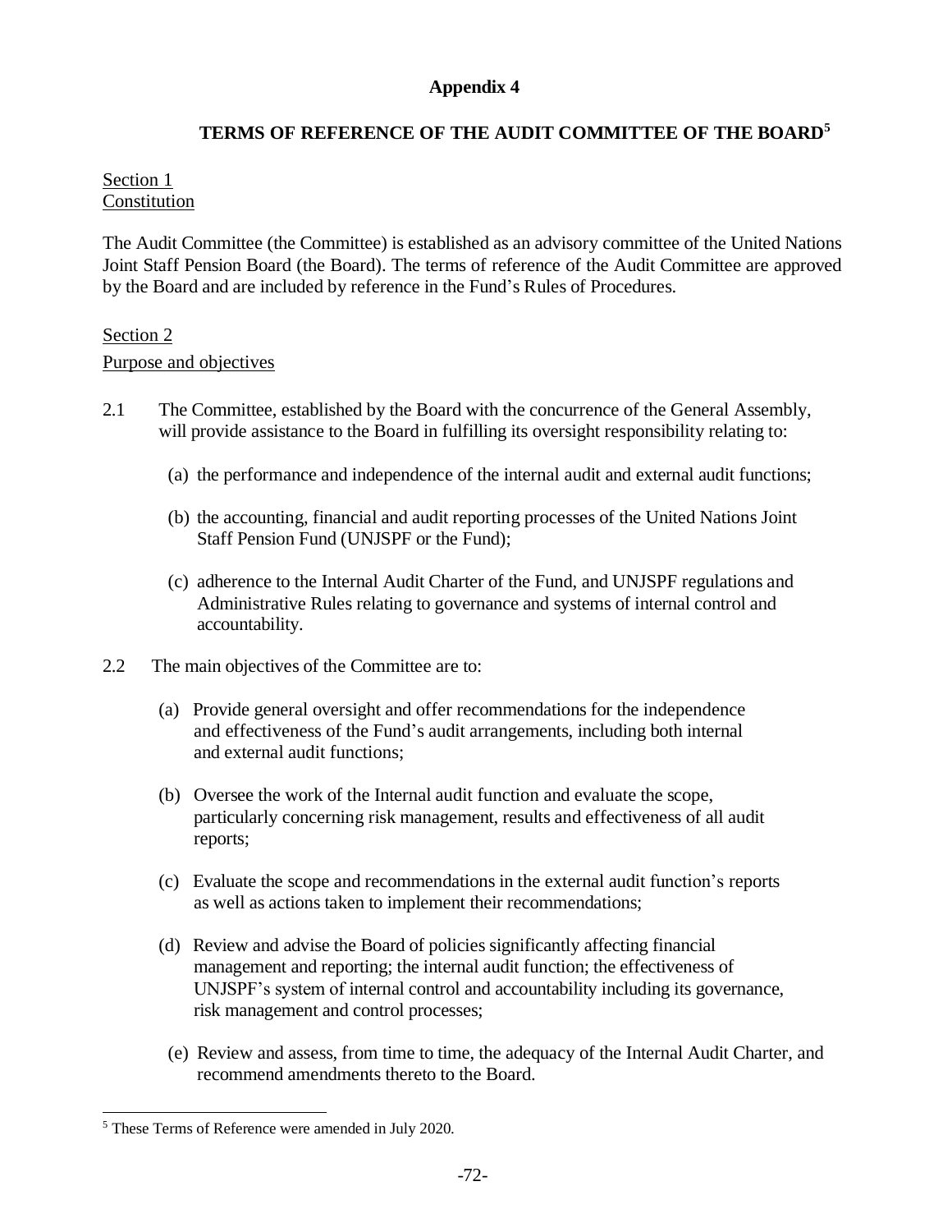# Appendix 4

## TERMS OF REFERENCE OF THE AUDIT COMMITTEE OF THE BOARD[5]

Section 1
Constitution

The Audit Committee (the Committee) is established as an advisory committee of the United Nations Joint Staff Pension Board (the Board). The terms of reference of the Audit Committee are approved by the Board and are included by reference in the Fund's Rules of Procedures.

Section 2
Purpose and objectives

2.1 The Committee, established by the Board with the concurrence of the General Assembly, will provide assistance to the Board in fulfilling its oversight responsibility relating to:

(a) the performance and independence of the internal audit and external audit functions;

(b) the accounting, financial and audit reporting processes of the United Nations Joint Staff Pension Fund (UNJSPF or the Fund);

(c) adherence to the Internal Audit Charter of the Fund, and UNJSPF regulations and Administrative Rules relating to governance and systems of internal control and accountability.

2.2 The main objectives of the Committee are to:

(a) Provide general oversight and offer recommendations for the independence and effectiveness of the Fund's audit arrangements, including both internal and external audit functions;

(b) Oversee the work of the Internal audit function and evaluate the scope, particularly concerning risk management, results and effectiveness of all audit reports;

(c) Evaluate the scope and recommendations in the external audit function's reports as well as actions taken to implement their recommendations;

(d) Review and advise the Board of policies significantly affecting financial management and reporting; the internal audit function; the effectiveness of UNJSPF's system of internal control and accountability including its governance, risk management and control processes;

(e) Review and assess, from time to time, the adequacy of the Internal Audit Charter, and recommend amendments thereto to the Board.

[5] These Terms of Reference were amended in July 2020.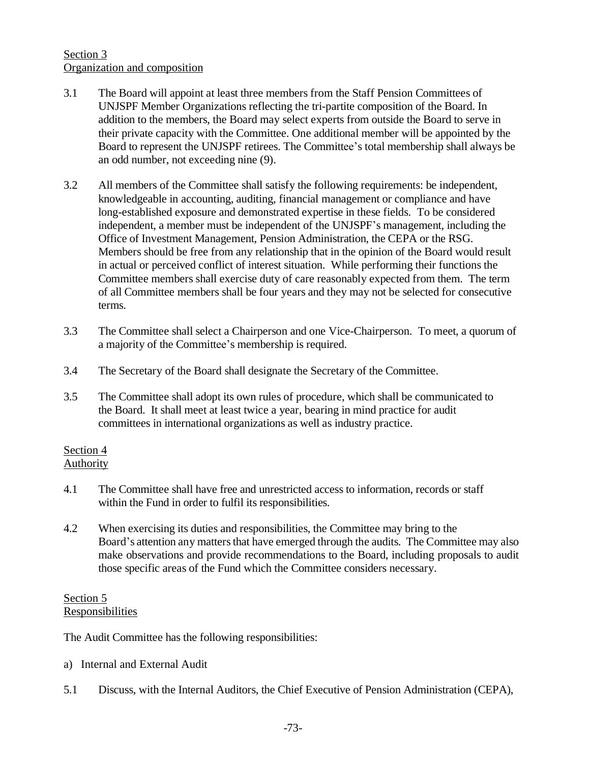Section 3
Organization and composition

3.1 The Board will appoint at least three members from the Staff Pension Committees of UNJSPF Member Organizations reflecting the tri-partite composition of the Board. In addition to the members, the Board may select experts from outside the Board to serve in their private capacity with the Committee. One additional member will be appointed by the Board to represent the UNJSPF retirees. The Committee's total membership shall always be an odd number, not exceeding nine (9).

3.2 All members of the Committee shall satisfy the following requirements: be independent, knowledgeable in accounting, auditing, financial management or compliance and have long-established exposure and demonstrated expertise in these fields. To be considered independent, a member must be independent of the UNJSPF's management, including the Office of Investment Management, Pension Administration, the CEPA or the RSG. Members should be free from any relationship that in the opinion of the Board would result in actual or perceived conflict of interest situation. While performing their functions the Committee members shall exercise duty of care reasonably expected from them. The term of all Committee members shall be four years and they may not be selected for consecutive terms.

3.3 The Committee shall select a Chairperson and one Vice-Chairperson. To meet, a quorum of a majority of the Committee's membership is required.

3.4 The Secretary of the Board shall designate the Secretary of the Committee.

3.5 The Committee shall adopt its own rules of procedure, which shall be communicated to the Board. It shall meet at least twice a year, bearing in mind practice for audit committees in international organizations as well as industry practice.

Section 4
Authority

4.1 The Committee shall have free and unrestricted access to information, records or staff within the Fund in order to fulfil its responsibilities.

4.2 When exercising its duties and responsibilities, the Committee may bring to the Board's attention any matters that have emerged through the audits. The Committee may also make observations and provide recommendations to the Board, including proposals to audit those specific areas of the Fund which the Committee considers necessary.

Section 5
Responsibilities

The Audit Committee has the following responsibilities:

a) Internal and External Audit

5.1 Discuss, with the Internal Auditors, the Chief Executive of Pension Administration (CEPA),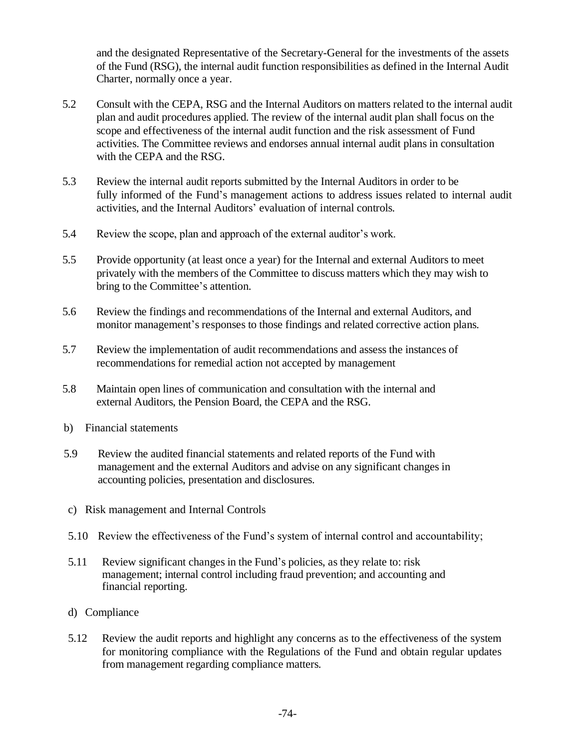and the designated Representative of the Secretary-General for the investments of the assets of the Fund (RSG), the internal audit function responsibilities as defined in the Internal Audit Charter, normally once a year.

5.2 Consult with the CEPA, RSG and the Internal Auditors on matters related to the internal audit plan and audit procedures applied. The review of the internal audit plan shall focus on the scope and effectiveness of the internal audit function and the risk assessment of Fund activities. The Committee reviews and endorses annual internal audit plans in consultation with the CEPA and the RSG.

5.3 Review the internal audit reports submitted by the Internal Auditors in order to be fully informed of the Fund's management actions to address issues related to internal audit activities, and the Internal Auditors' evaluation of internal controls.

5.4 Review the scope, plan and approach of the external auditor's work.

5.5 Provide opportunity (at least once a year) for the Internal and external Auditors to meet privately with the members of the Committee to discuss matters which they may wish to bring to the Committee's attention.

5.6 Review the findings and recommendations of the Internal and external Auditors, and monitor management's responses to those findings and related corrective action plans.

5.7 Review the implementation of audit recommendations and assess the instances of recommendations for remedial action not accepted by management

5.8 Maintain open lines of communication and consultation with the internal and external Auditors, the Pension Board, the CEPA and the RSG.

b) Financial statements

5.9 Review the audited financial statements and related reports of the Fund with management and the external Auditors and advise on any significant changes in accounting policies, presentation and disclosures.

c) Risk management and Internal Controls

5.10 Review the effectiveness of the Fund's system of internal control and accountability;

5.11 Review significant changes in the Fund's policies, as they relate to: risk management; internal control including fraud prevention; and accounting and financial reporting.

d) Compliance

5.12 Review the audit reports and highlight any concerns as to the effectiveness of the system for monitoring compliance with the Regulations of the Fund and obtain regular updates from management regarding compliance matters.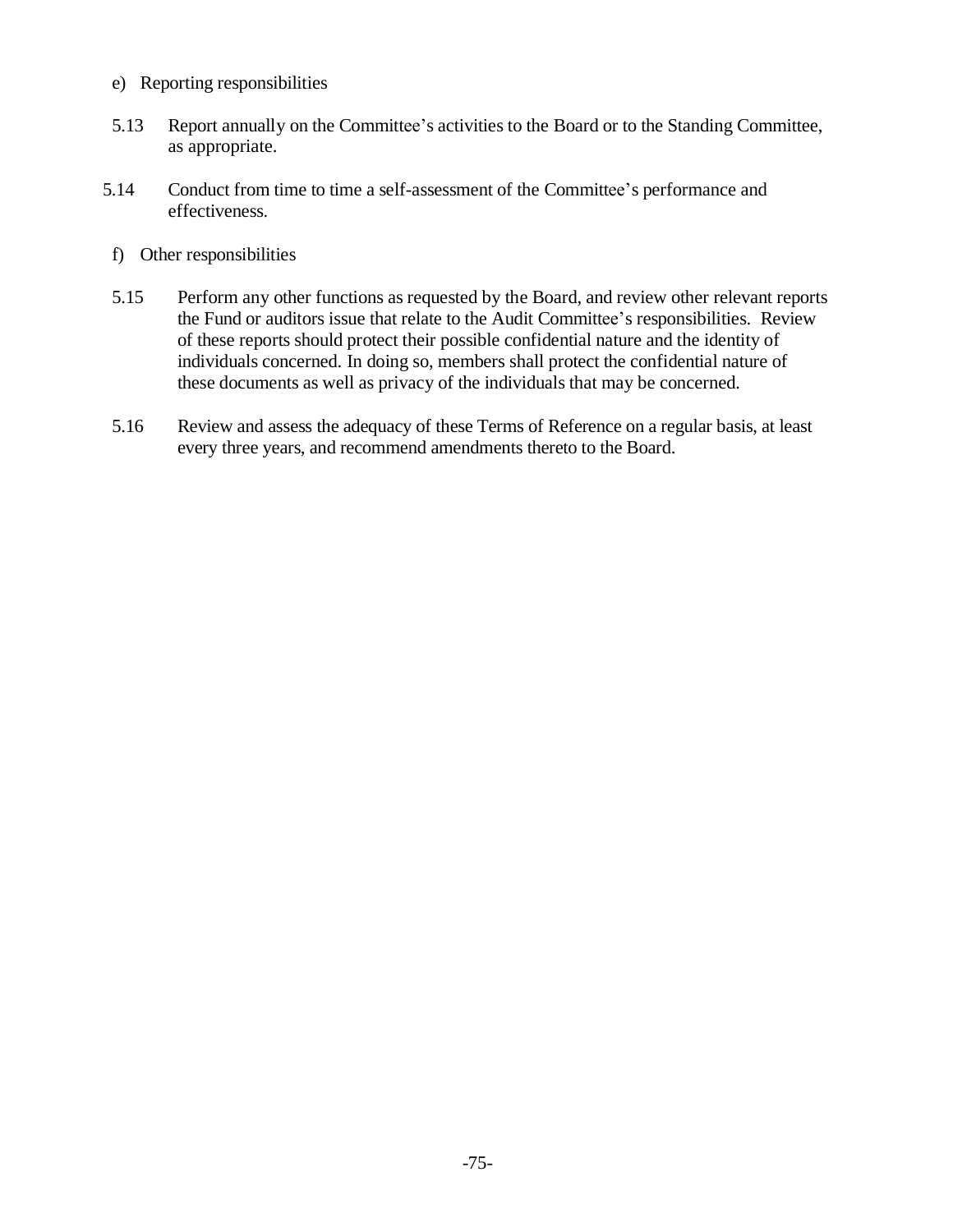e) Reporting responsibilities

5.13 Report annually on the Committee's activities to the Board or to the Standing Committee, as appropriate.

5.14 Conduct from time to time a self-assessment of the Committee's performance and effectiveness.

f) Other responsibilities

5.15 Perform any other functions as requested by the Board, and review other relevant reports the Fund or auditors issue that relate to the Audit Committee's responsibilities. Review of these reports should protect their possible confidential nature and the identity of individuals concerned. In doing so, members shall protect the confidential nature of these documents as well as privacy of the individuals that may be concerned.

5.16 Review and assess the adequacy of these Terms of Reference on a regular basis, at least every three years, and recommend amendments thereto to the Board.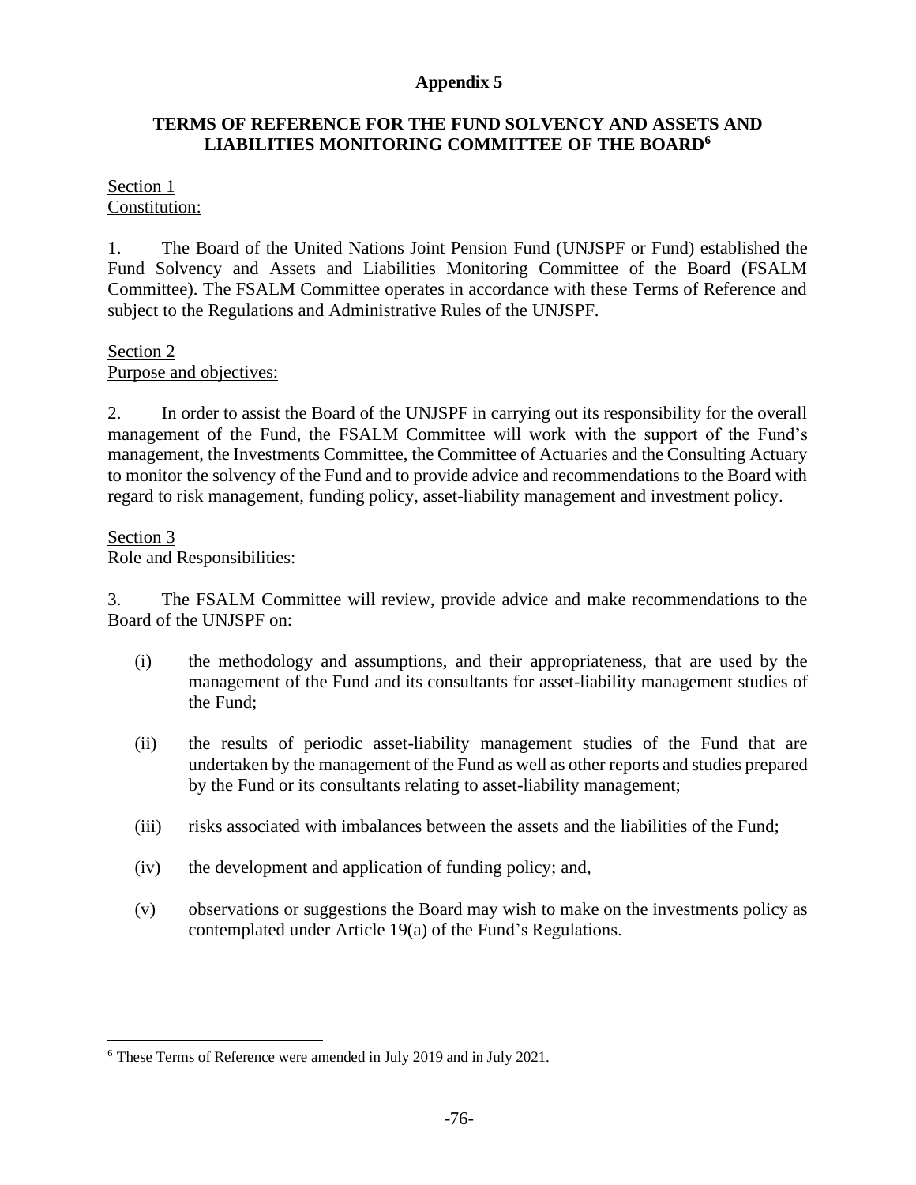# Appendix 5

## TERMS OF REFERENCE FOR THE FUND SOLVENCY AND ASSETS AND LIABILITIES MONITORING COMMITTEE OF THE BOARD[6]

Section 1
Constitution:

1. The Board of the United Nations Joint Pension Fund (UNJSPF or Fund) established the Fund Solvency and Assets and Liabilities Monitoring Committee of the Board (FSALM Committee). The FSALM Committee operates in accordance with these Terms of Reference and subject to the Regulations and Administrative Rules of the UNJSPF.

Section 2
Purpose and objectives:

2. In order to assist the Board of the UNJSPF in carrying out its responsibility for the overall management of the Fund, the FSALM Committee will work with the support of the Fund's management, the Investments Committee, the Committee of Actuaries and the Consulting Actuary to monitor the solvency of the Fund and to provide advice and recommendations to the Board with regard to risk management, funding policy, asset-liability management and investment policy.

Section 3
Role and Responsibilities:

3. The FSALM Committee will review, provide advice and make recommendations to the Board of the UNJSPF on:

(i) the methodology and assumptions, and their appropriateness, that are used by the management of the Fund and its consultants for asset-liability management studies of the Fund;

(ii) the results of periodic asset-liability management studies of the Fund that are undertaken by the management of the Fund as well as other reports and studies prepared by the Fund or its consultants relating to asset-liability management;

(iii) risks associated with imbalances between the assets and the liabilities of the Fund;

(iv) the development and application of funding policy; and,

(v) observations or suggestions the Board may wish to make on the investments policy as contemplated under Article 19(a) of the Fund's Regulations.

[6] These Terms of Reference were amended in July 2019 and in July 2021.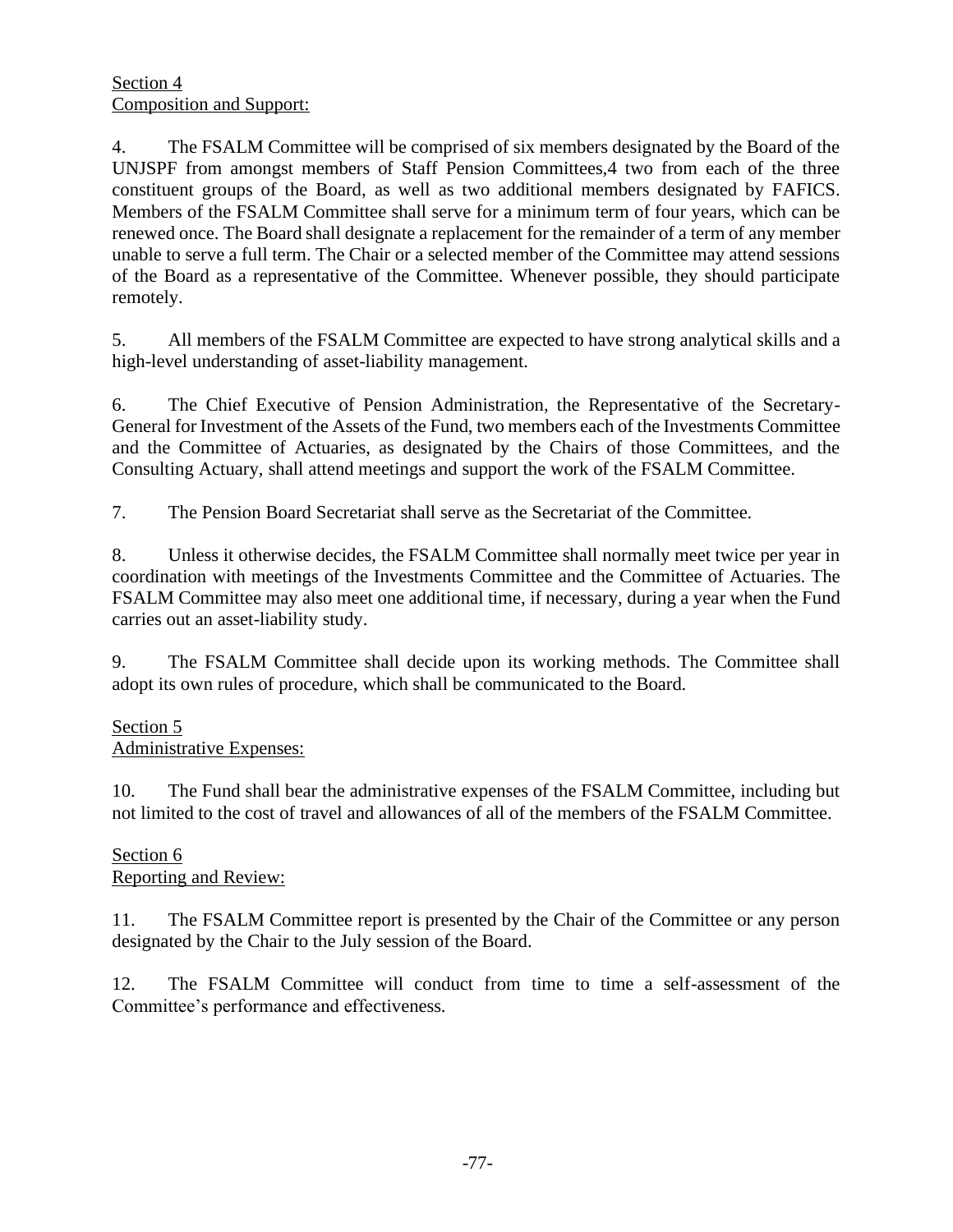Section 4
Composition and Support:

4. The FSALM Committee will be comprised of six members designated by the Board of the UNJSPF from amongst members of Staff Pension Committees,[4] two from each of the three constituent groups of the Board, as well as two additional members designated by FAFICS. Members of the FSALM Committee shall serve for a minimum term of four years, which can be renewed once. The Board shall designate a replacement for the remainder of a term of any member unable to serve a full term. The Chair or a selected member of the Committee may attend sessions of the Board as a representative of the Committee. Whenever possible, they should participate remotely.

5. All members of the FSALM Committee are expected to have strong analytical skills and a high-level understanding of asset-liability management.

6. The Chief Executive of Pension Administration, the Representative of the Secretary-General for Investment of the Assets of the Fund, two members each of the Investments Committee and the Committee of Actuaries, as designated by the Chairs of those Committees, and the Consulting Actuary, shall attend meetings and support the work of the FSALM Committee.

7. The Pension Board Secretariat shall serve as the Secretariat of the Committee.

8. Unless it otherwise decides, the FSALM Committee shall normally meet twice per year in coordination with meetings of the Investments Committee and the Committee of Actuaries. The FSALM Committee may also meet one additional time, if necessary, during a year when the Fund carries out an asset-liability study.

9. The FSALM Committee shall decide upon its working methods. The Committee shall adopt its own rules of procedure, which shall be communicated to the Board.

Section 5
Administrative Expenses:

10. The Fund shall bear the administrative expenses of the FSALM Committee, including but not limited to the cost of travel and allowances of all of the members of the FSALM Committee.

Section 6
Reporting and Review:

11. The FSALM Committee report is presented by the Chair of the Committee or any person designated by the Chair to the July session of the Board.

12. The FSALM Committee will conduct from time to time a self-assessment of the Committee's performance and effectiveness.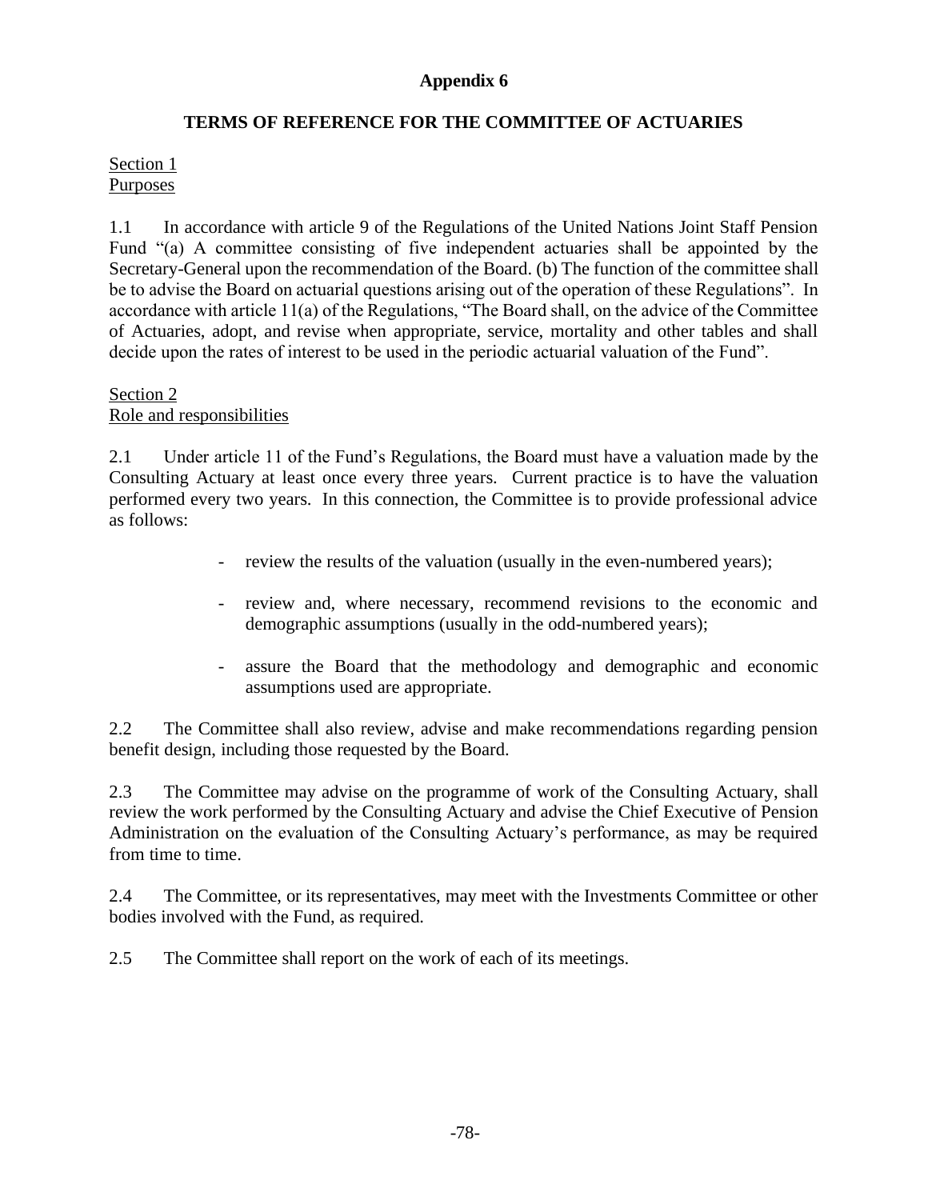# Appendix 6

## TERMS OF REFERENCE FOR THE COMMITTEE OF ACTUARIES

Section 1
Purposes

1.1 In accordance with article 9 of the Regulations of the United Nations Joint Staff Pension Fund "(a) A committee consisting of five independent actuaries shall be appointed by the Secretary-General upon the recommendation of the Board. (b) The function of the committee shall be to advise the Board on actuarial questions arising out of the operation of these Regulations". In accordance with article 11(a) of the Regulations, "The Board shall, on the advice of the Committee of Actuaries, adopt, and revise when appropriate, service, mortality and other tables and shall decide upon the rates of interest to be used in the periodic actuarial valuation of the Fund".

Section 2
Role and responsibilities

2.1 Under article 11 of the Fund's Regulations, the Board must have a valuation made by the Consulting Actuary at least once every three years. Current practice is to have the valuation performed every two years. In this connection, the Committee is to provide professional advice as follows:

- review the results of the valuation (usually in the even-numbered years);
- review and, where necessary, recommend revisions to the economic and demographic assumptions (usually in the odd-numbered years);
- assure the Board that the methodology and demographic and economic assumptions used are appropriate.

2.2 The Committee shall also review, advise and make recommendations regarding pension benefit design, including those requested by the Board.

2.3 The Committee may advise on the programme of work of the Consulting Actuary, shall review the work performed by the Consulting Actuary and advise the Chief Executive of Pension Administration on the evaluation of the Consulting Actuary's performance, as may be required from time to time.

2.4 The Committee, or its representatives, may meet with the Investments Committee or other bodies involved with the Fund, as required.

2.5 The Committee shall report on the work of each of its meetings.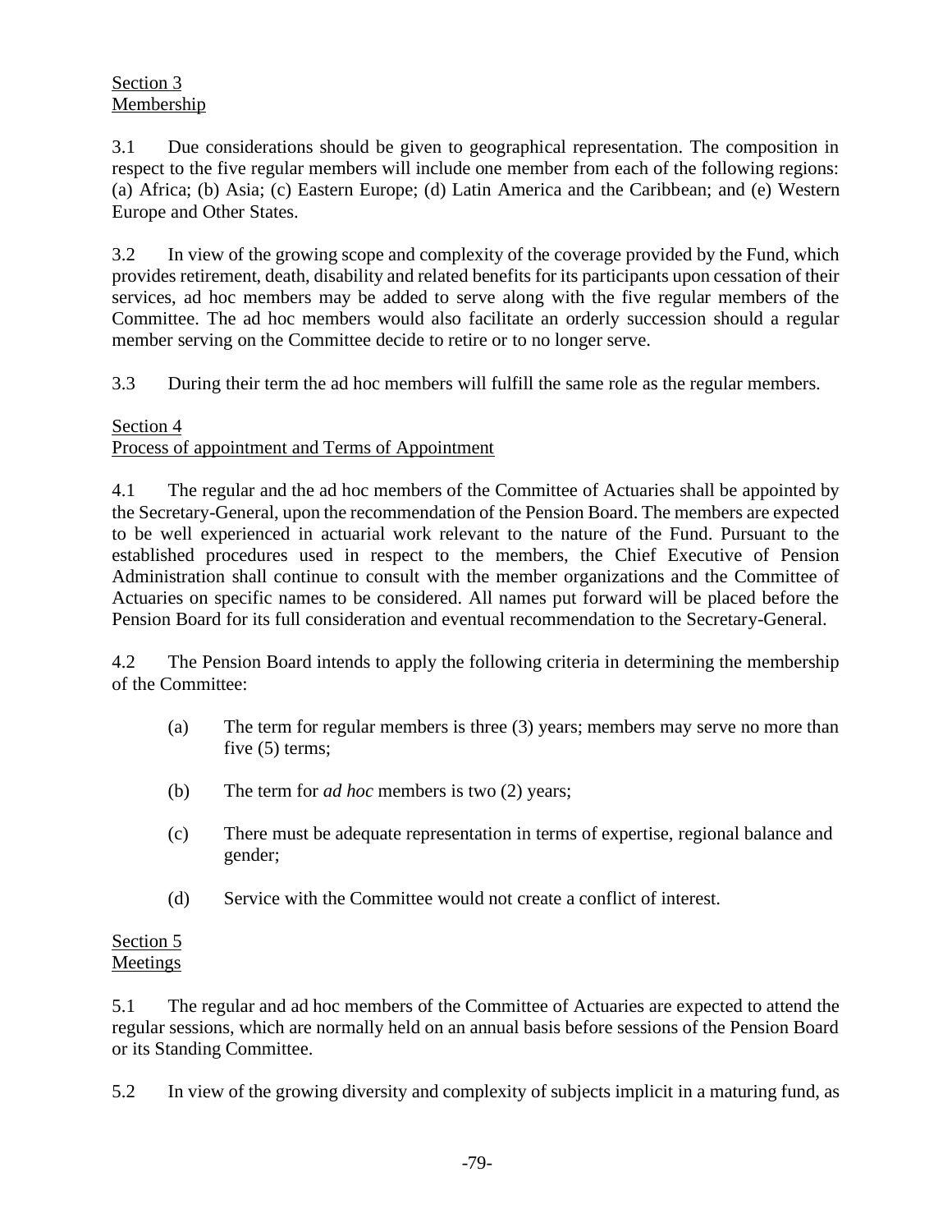Section 3
Membership

3.1 Due considerations should be given to geographical representation. The composition in respect to the five regular members will include one member from each of the following regions: (a) Africa; (b) Asia; (c) Eastern Europe; (d) Latin America and the Caribbean; and (e) Western Europe and Other States.

3.2 In view of the growing scope and complexity of the coverage provided by the Fund, which provides retirement, death, disability and related benefits for its participants upon cessation of their services, ad hoc members may be added to serve along with the five regular members of the Committee. The ad hoc members would also facilitate an orderly succession should a regular member serving on the Committee decide to retire or to no longer serve.

3.3 During their term the ad hoc members will fulfill the same role as the regular members.

Section 4
Process of appointment and Terms of Appointment

4.1 The regular and the ad hoc members of the Committee of Actuaries shall be appointed by the Secretary-General, upon the recommendation of the Pension Board. The members are expected to be well experienced in actuarial work relevant to the nature of the Fund. Pursuant to the established procedures used in respect to the members, the Chief Executive of Pension Administration shall continue to consult with the member organizations and the Committee of Actuaries on specific names to be considered. All names put forward will be placed before the Pension Board for its full consideration and eventual recommendation to the Secretary-General.

4.2 The Pension Board intends to apply the following criteria in determining the membership of the Committee:

(a) The term for regular members is three (3) years; members may serve no more than five (5) terms;

(b) The term for *ad hoc* members is two (2) years;

(c) There must be adequate representation in terms of expertise, regional balance and gender;

(d) Service with the Committee would not create a conflict of interest.

Section 5
Meetings

5.1 The regular and ad hoc members of the Committee of Actuaries are expected to attend the regular sessions, which are normally held on an annual basis before sessions of the Pension Board or its Standing Committee.

5.2 In view of the growing diversity and complexity of subjects implicit in a maturing fund, as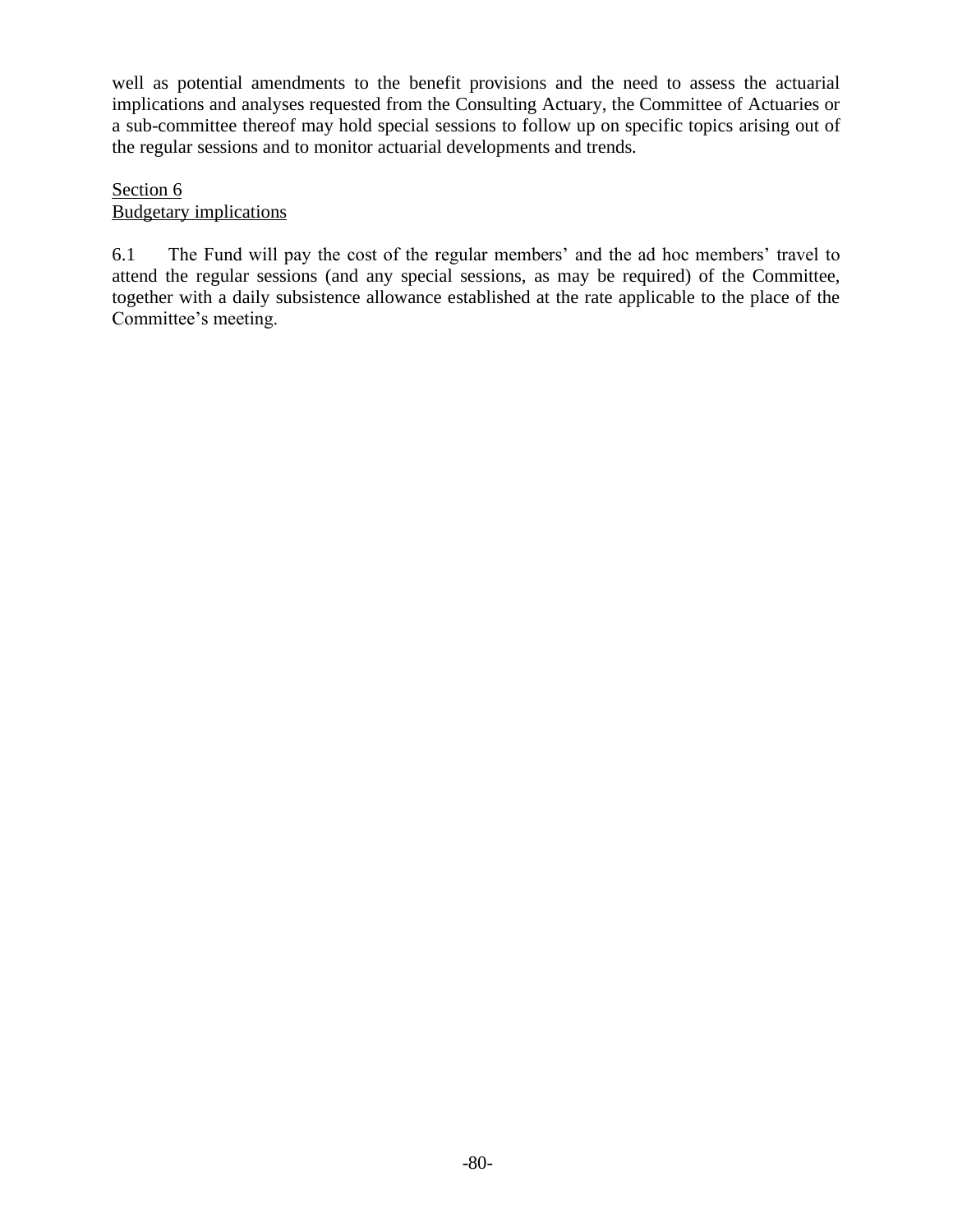well as potential amendments to the benefit provisions and the need to assess the actuarial implications and analyses requested from the Consulting Actuary, the Committee of Actuaries or a sub-committee thereof may hold special sessions to follow up on specific topics arising out of the regular sessions and to monitor actuarial developments and trends.

Section 6
Budgetary implications

6.1 The Fund will pay the cost of the regular members' and the ad hoc members' travel to attend the regular sessions (and any special sessions, as may be required) of the Committee, together with a daily subsistence allowance established at the rate applicable to the place of the Committee's meeting.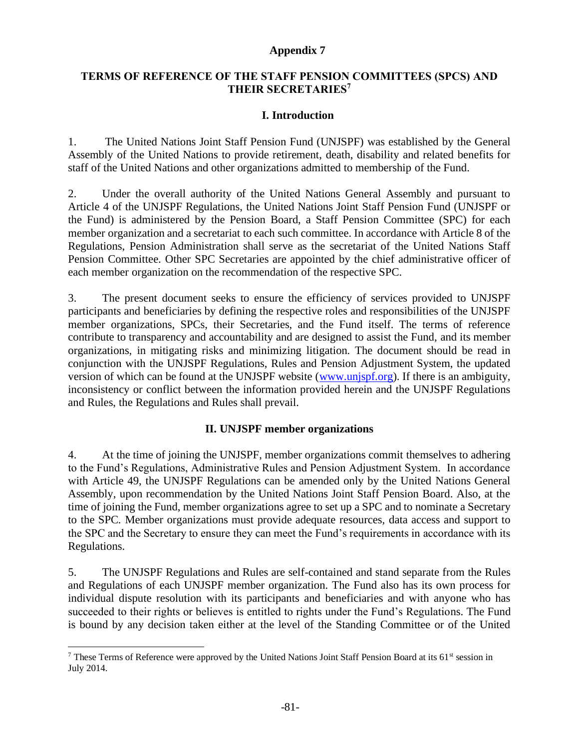# Appendix 7

## TERMS OF REFERENCE OF THE STAFF PENSION COMMITTEES (SPCS) AND THEIR SECRETARIES[7]

### I. Introduction

1. The United Nations Joint Staff Pension Fund (UNJSPF) was established by the General Assembly of the United Nations to provide retirement, death, disability and related benefits for staff of the United Nations and other organizations admitted to membership of the Fund.

2. Under the overall authority of the United Nations General Assembly and pursuant to Article 4 of the UNJSPF Regulations, the United Nations Joint Staff Pension Fund (UNJSPF or the Fund) is administered by the Pension Board, a Staff Pension Committee (SPC) for each member organization and a secretariat to each such committee. In accordance with Article 8 of the Regulations, Pension Administration shall serve as the secretariat of the United Nations Staff Pension Committee. Other SPC Secretaries are appointed by the chief administrative officer of each member organization on the recommendation of the respective SPC.

3. The present document seeks to ensure the efficiency of services provided to UNJSPF participants and beneficiaries by defining the respective roles and responsibilities of the UNJSPF member organizations, SPCs, their Secretaries, and the Fund itself. The terms of reference contribute to transparency and accountability and are designed to assist the Fund, and its member organizations, in mitigating risks and minimizing litigation. The document should be read in conjunction with the UNJSPF Regulations, Rules and Pension Adjustment System, the updated version of which can be found at the UNJSPF website (www.unjspf.org). If there is an ambiguity, inconsistency or conflict between the information provided herein and the UNJSPF Regulations and Rules, the Regulations and Rules shall prevail.

### II. UNJSPF member organizations

4. At the time of joining the UNJSPF, member organizations commit themselves to adhering to the Fund's Regulations, Administrative Rules and Pension Adjustment System. In accordance with Article 49, the UNJSPF Regulations can be amended only by the United Nations General Assembly, upon recommendation by the United Nations Joint Staff Pension Board. Also, at the time of joining the Fund, member organizations agree to set up a SPC and to nominate a Secretary to the SPC. Member organizations must provide adequate resources, data access and support to the SPC and the Secretary to ensure they can meet the Fund's requirements in accordance with its Regulations.

5. The UNJSPF Regulations and Rules are self-contained and stand separate from the Rules and Regulations of each UNJSPF member organization. The Fund also has its own process for individual dispute resolution with its participants and beneficiaries and with anyone who has succeeded to their rights or believes is entitled to rights under the Fund's Regulations. The Fund is bound by any decision taken either at the level of the Standing Committee or of the United

[7] These Terms of Reference were approved by the United Nations Joint Staff Pension Board at its 61st session in July 2014.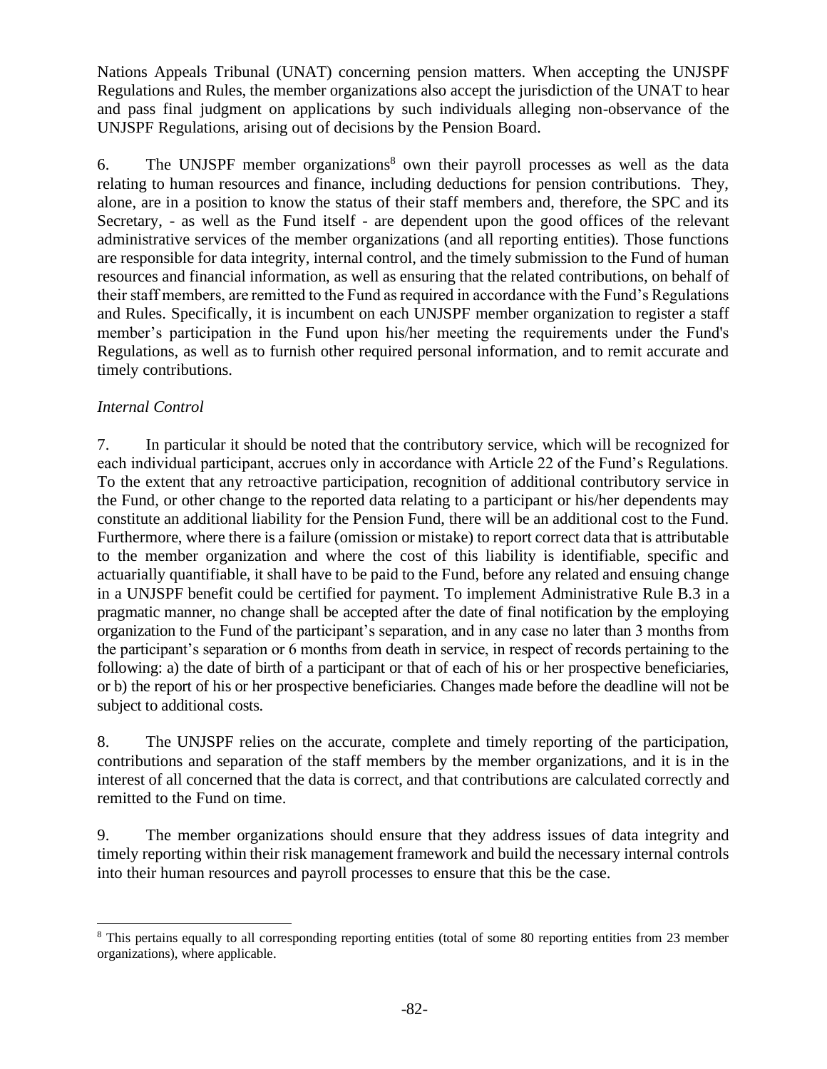Nations Appeals Tribunal (UNAT) concerning pension matters. When accepting the UNJSPF Regulations and Rules, the member organizations also accept the jurisdiction of the UNAT to hear and pass final judgment on applications by such individuals alleging non-observance of the UNJSPF Regulations, arising out of decisions by the Pension Board.

6. The UNJSPF member organizations[8] own their payroll processes as well as the data relating to human resources and finance, including deductions for pension contributions. They, alone, are in a position to know the status of their staff members and, therefore, the SPC and its Secretary, - as well as the Fund itself - are dependent upon the good offices of the relevant administrative services of the member organizations (and all reporting entities). Those functions are responsible for data integrity, internal control, and the timely submission to the Fund of human resources and financial information, as well as ensuring that the related contributions, on behalf of their staff members, are remitted to the Fund as required in accordance with the Fund's Regulations and Rules. Specifically, it is incumbent on each UNJSPF member organization to register a staff member's participation in the Fund upon his/her meeting the requirements under the Fund's Regulations, as well as to furnish other required personal information, and to remit accurate and timely contributions.

*Internal Control*

7. In particular it should be noted that the contributory service, which will be recognized for each individual participant, accrues only in accordance with Article 22 of the Fund's Regulations. To the extent that any retroactive participation, recognition of additional contributory service in the Fund, or other change to the reported data relating to a participant or his/her dependents may constitute an additional liability for the Pension Fund, there will be an additional cost to the Fund. Furthermore, where there is a failure (omission or mistake) to report correct data that is attributable to the member organization and where the cost of this liability is identifiable, specific and actuarially quantifiable, it shall have to be paid to the Fund, before any related and ensuing change in a UNJSPF benefit could be certified for payment. To implement Administrative Rule B.3 in a pragmatic manner, no change shall be accepted after the date of final notification by the employing organization to the Fund of the participant's separation, and in any case no later than 3 months from the participant's separation or 6 months from death in service, in respect of records pertaining to the following: a) the date of birth of a participant or that of each of his or her prospective beneficiaries, or b) the report of his or her prospective beneficiaries. Changes made before the deadline will not be subject to additional costs.

8. The UNJSPF relies on the accurate, complete and timely reporting of the participation, contributions and separation of the staff members by the member organizations, and it is in the interest of all concerned that the data is correct, and that contributions are calculated correctly and remitted to the Fund on time.

9. The member organizations should ensure that they address issues of data integrity and timely reporting within their risk management framework and build the necessary internal controls into their human resources and payroll processes to ensure that this be the case.

[8] This pertains equally to all corresponding reporting entities (total of some 80 reporting entities from 23 member organizations), where applicable.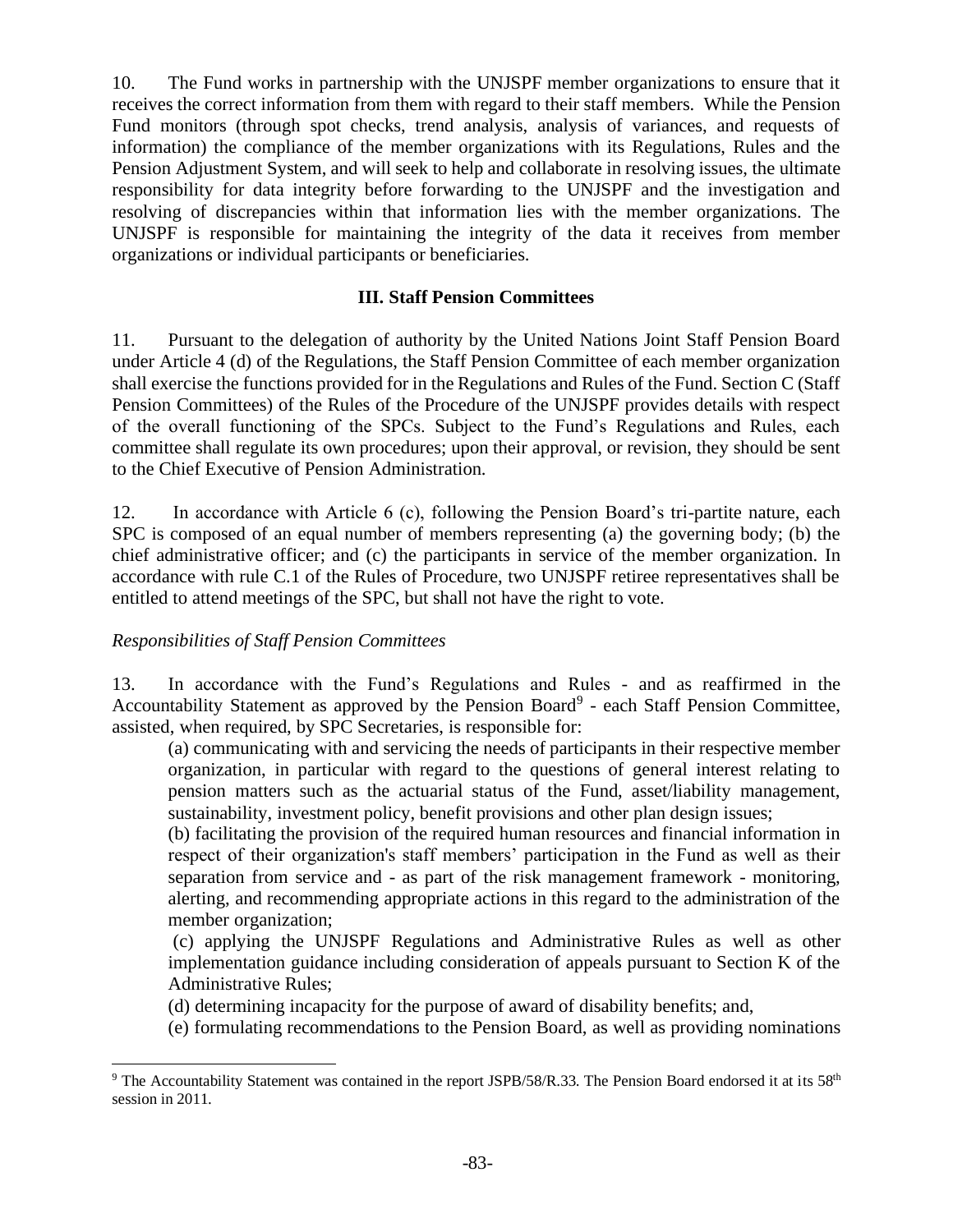10. The Fund works in partnership with the UNJSPF member organizations to ensure that it receives the correct information from them with regard to their staff members. While the Pension Fund monitors (through spot checks, trend analysis, analysis of variances, and requests of information) the compliance of the member organizations with its Regulations, Rules and the Pension Adjustment System, and will seek to help and collaborate in resolving issues, the ultimate responsibility for data integrity before forwarding to the UNJSPF and the investigation and resolving of discrepancies within that information lies with the member organizations. The UNJSPF is responsible for maintaining the integrity of the data it receives from member organizations or individual participants or beneficiaries.

## III. Staff Pension Committees

11. Pursuant to the delegation of authority by the United Nations Joint Staff Pension Board under Article 4 (d) of the Regulations, the Staff Pension Committee of each member organization shall exercise the functions provided for in the Regulations and Rules of the Fund. Section C (Staff Pension Committees) of the Rules of the Procedure of the UNJSPF provides details with respect of the overall functioning of the SPCs. Subject to the Fund's Regulations and Rules, each committee shall regulate its own procedures; upon their approval, or revision, they should be sent to the Chief Executive of Pension Administration.

12. In accordance with Article 6 (c), following the Pension Board's tri-partite nature, each SPC is composed of an equal number of members representing (a) the governing body; (b) the chief administrative officer; and (c) the participants in service of the member organization. In accordance with rule C.1 of the Rules of Procedure, two UNJSPF retiree representatives shall be entitled to attend meetings of the SPC, but shall not have the right to vote.

*Responsibilities of Staff Pension Committees*

13. In accordance with the Fund's Regulations and Rules - and as reaffirmed in the Accountability Statement as approved by the Pension Board[9] - each Staff Pension Committee, assisted, when required, by SPC Secretaries, is responsible for:

(a) communicating with and servicing the needs of participants in their respective member organization, in particular with regard to the questions of general interest relating to pension matters such as the actuarial status of the Fund, asset/liability management, sustainability, investment policy, benefit provisions and other plan design issues;

(b) facilitating the provision of the required human resources and financial information in respect of their organization's staff members' participation in the Fund as well as their separation from service and - as part of the risk management framework - monitoring, alerting, and recommending appropriate actions in this regard to the administration of the member organization;

(c) applying the UNJSPF Regulations and Administrative Rules as well as other implementation guidance including consideration of appeals pursuant to Section K of the Administrative Rules;

(d) determining incapacity for the purpose of award of disability benefits; and,

(e) formulating recommendations to the Pension Board, as well as providing nominations

---

[9] The Accountability Statement was contained in the report JSPB/58/R.33. The Pension Board endorsed it at its 58th session in 2011.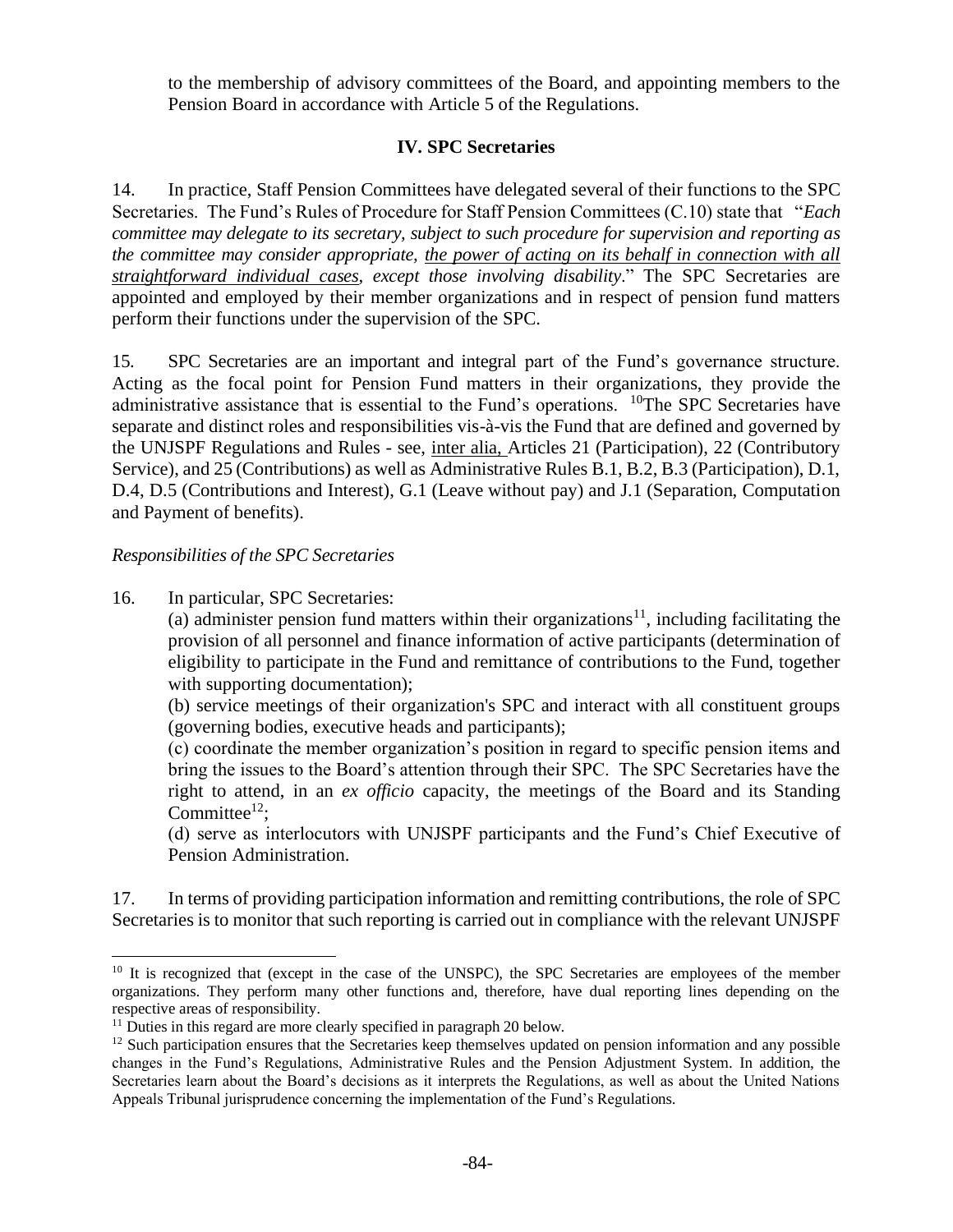to the membership of advisory committees of the Board, and appointing members to the Pension Board in accordance with Article 5 of the Regulations.

## IV. SPC Secretaries

14. In practice, Staff Pension Committees have delegated several of their functions to the SPC Secretaries. The Fund's Rules of Procedure for Staff Pension Committees (C.10) state that "*Each committee may delegate to its secretary, subject to such procedure for supervision and reporting as the committee may consider appropriate, the power of acting on its behalf in connection with all straightforward individual cases, except those involving disability*." The SPC Secretaries are appointed and employed by their member organizations and in respect of pension fund matters perform their functions under the supervision of the SPC.

15. SPC Secretaries are an important and integral part of the Fund's governance structure. Acting as the focal point for Pension Fund matters in their organizations, they provide the administrative assistance that is essential to the Fund's operations. [10]The SPC Secretaries have separate and distinct roles and responsibilities vis-à-vis the Fund that are defined and governed by the UNJSPF Regulations and Rules - see, inter alia, Articles 21 (Participation), 22 (Contributory Service), and 25 (Contributions) as well as Administrative Rules B.1, B.2, B.3 (Participation), D.1, D.4, D.5 (Contributions and Interest), G.1 (Leave without pay) and J.1 (Separation, Computation and Payment of benefits).

*Responsibilities of the SPC Secretaries*

16. In particular, SPC Secretaries:

(a) administer pension fund matters within their organizations[11], including facilitating the provision of all personnel and finance information of active participants (determination of eligibility to participate in the Fund and remittance of contributions to the Fund, together with supporting documentation);

(b) service meetings of their organization's SPC and interact with all constituent groups (governing bodies, executive heads and participants);

(c) coordinate the member organization's position in regard to specific pension items and bring the issues to the Board's attention through their SPC. The SPC Secretaries have the right to attend, in an *ex officio* capacity, the meetings of the Board and its Standing Committee[12];

(d) serve as interlocutors with UNJSPF participants and the Fund's Chief Executive of Pension Administration.

17. In terms of providing participation information and remitting contributions, the role of SPC Secretaries is to monitor that such reporting is carried out in compliance with the relevant UNJSPF

---

[10] It is recognized that (except in the case of the UNSPC), the SPC Secretaries are employees of the member organizations. They perform many other functions and, therefore, have dual reporting lines depending on the respective areas of responsibility.

[11] Duties in this regard are more clearly specified in paragraph 20 below.

[12] Such participation ensures that the Secretaries keep themselves updated on pension information and any possible changes in the Fund's Regulations, Administrative Rules and the Pension Adjustment System. In addition, the Secretaries learn about the Board's decisions as it interprets the Regulations, as well as about the United Nations Appeals Tribunal jurisprudence concerning the implementation of the Fund's Regulations.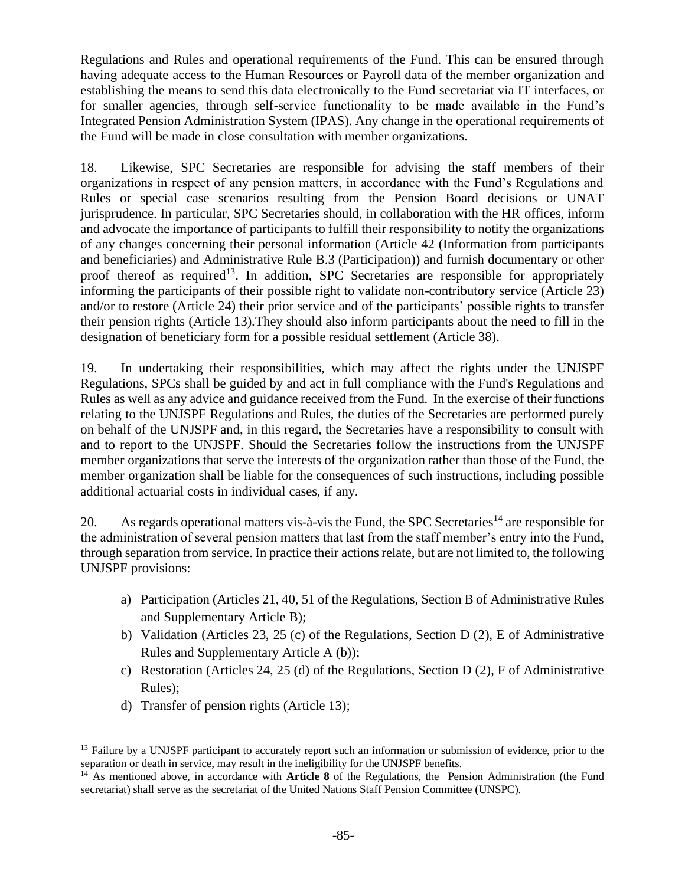Regulations and Rules and operational requirements of the Fund. This can be ensured through having adequate access to the Human Resources or Payroll data of the member organization and establishing the means to send this data electronically to the Fund secretariat via IT interfaces, or for smaller agencies, through self-service functionality to be made available in the Fund's Integrated Pension Administration System (IPAS). Any change in the operational requirements of the Fund will be made in close consultation with member organizations.

18. Likewise, SPC Secretaries are responsible for advising the staff members of their organizations in respect of any pension matters, in accordance with the Fund's Regulations and Rules or special case scenarios resulting from the Pension Board decisions or UNAT jurisprudence. In particular, SPC Secretaries should, in collaboration with the HR offices, inform and advocate the importance of participants to fulfill their responsibility to notify the organizations of any changes concerning their personal information (Article 42 (Information from participants and beneficiaries) and Administrative Rule B.3 (Participation)) and furnish documentary or other proof thereof as required[13]. In addition, SPC Secretaries are responsible for appropriately informing the participants of their possible right to validate non-contributory service (Article 23) and/or to restore (Article 24) their prior service and of the participants' possible rights to transfer their pension rights (Article 13).They should also inform participants about the need to fill in the designation of beneficiary form for a possible residual settlement (Article 38).

19. In undertaking their responsibilities, which may affect the rights under the UNJSPF Regulations, SPCs shall be guided by and act in full compliance with the Fund's Regulations and Rules as well as any advice and guidance received from the Fund. In the exercise of their functions relating to the UNJSPF Regulations and Rules, the duties of the Secretaries are performed purely on behalf of the UNJSPF and, in this regard, the Secretaries have a responsibility to consult with and to report to the UNJSPF. Should the Secretaries follow the instructions from the UNJSPF member organizations that serve the interests of the organization rather than those of the Fund, the member organization shall be liable for the consequences of such instructions, including possible additional actuarial costs in individual cases, if any.

20. As regards operational matters vis-à-vis the Fund, the SPC Secretaries[14] are responsible for the administration of several pension matters that last from the staff member's entry into the Fund, through separation from service. In practice their actions relate, but are not limited to, the following UNJSPF provisions:

a) Participation (Articles 21, 40, 51 of the Regulations, Section B of Administrative Rules and Supplementary Article B);
b) Validation (Articles 23, 25 (c) of the Regulations, Section D (2), E of Administrative Rules and Supplementary Article A (b));
c) Restoration (Articles 24, 25 (d) of the Regulations, Section D (2), F of Administrative Rules);
d) Transfer of pension rights (Article 13);

---

[13] Failure by a UNJSPF participant to accurately report such an information or submission of evidence, prior to the separation or death in service, may result in the ineligibility for the UNJSPF benefits.

[14] As mentioned above, in accordance with **Article 8** of the Regulations, the Pension Administration (the Fund secretariat) shall serve as the secretariat of the United Nations Staff Pension Committee (UNSPC).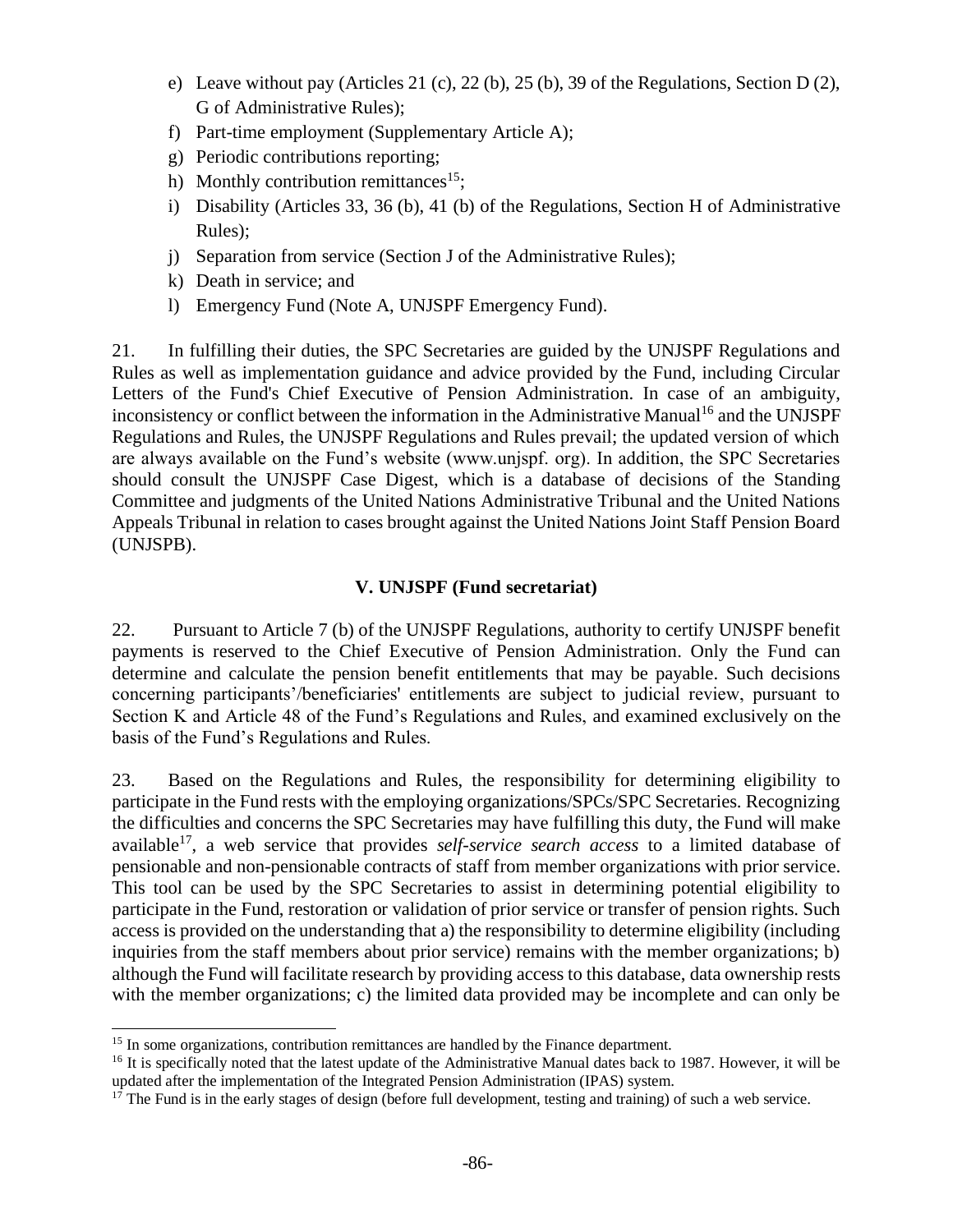e) Leave without pay (Articles 21 (c), 22 (b), 25 (b), 39 of the Regulations, Section D (2), G of Administrative Rules);
f) Part-time employment (Supplementary Article A);
g) Periodic contributions reporting;
h) Monthly contribution remittances[15];
i) Disability (Articles 33, 36 (b), 41 (b) of the Regulations, Section H of Administrative Rules);
j) Separation from service (Section J of the Administrative Rules);
k) Death in service; and
l) Emergency Fund (Note A, UNJSPF Emergency Fund).

21. In fulfilling their duties, the SPC Secretaries are guided by the UNJSPF Regulations and Rules as well as implementation guidance and advice provided by the Fund, including Circular Letters of the Fund's Chief Executive of Pension Administration. In case of an ambiguity, inconsistency or conflict between the information in the Administrative Manual[16] and the UNJSPF Regulations and Rules, the UNJSPF Regulations and Rules prevail; the updated version of which are always available on the Fund's website (www.unjspf. org). In addition, the SPC Secretaries should consult the UNJSPF Case Digest, which is a database of decisions of the Standing Committee and judgments of the United Nations Administrative Tribunal and the United Nations Appeals Tribunal in relation to cases brought against the United Nations Joint Staff Pension Board (UNJSPB).

## V. UNJSPF (Fund secretariat)

22. Pursuant to Article 7 (b) of the UNJSPF Regulations, authority to certify UNJSPF benefit payments is reserved to the Chief Executive of Pension Administration. Only the Fund can determine and calculate the pension benefit entitlements that may be payable. Such decisions concerning participants'/beneficiaries' entitlements are subject to judicial review, pursuant to Section K and Article 48 of the Fund's Regulations and Rules, and examined exclusively on the basis of the Fund's Regulations and Rules.

23. Based on the Regulations and Rules, the responsibility for determining eligibility to participate in the Fund rests with the employing organizations/SPCs/SPC Secretaries. Recognizing the difficulties and concerns the SPC Secretaries may have fulfilling this duty, the Fund will make available[17], a web service that provides *self-service search access* to a limited database of pensionable and non-pensionable contracts of staff from member organizations with prior service. This tool can be used by the SPC Secretaries to assist in determining potential eligibility to participate in the Fund, restoration or validation of prior service or transfer of pension rights. Such access is provided on the understanding that a) the responsibility to determine eligibility (including inquiries from the staff members about prior service) remains with the member organizations; b) although the Fund will facilitate research by providing access to this database, data ownership rests with the member organizations; c) the limited data provided may be incomplete and can only be

---

[15] In some organizations, contribution remittances are handled by the Finance department.

[16] It is specifically noted that the latest update of the Administrative Manual dates back to 1987. However, it will be updated after the implementation of the Integrated Pension Administration (IPAS) system.

[17] The Fund is in the early stages of design (before full development, testing and training) of such a web service.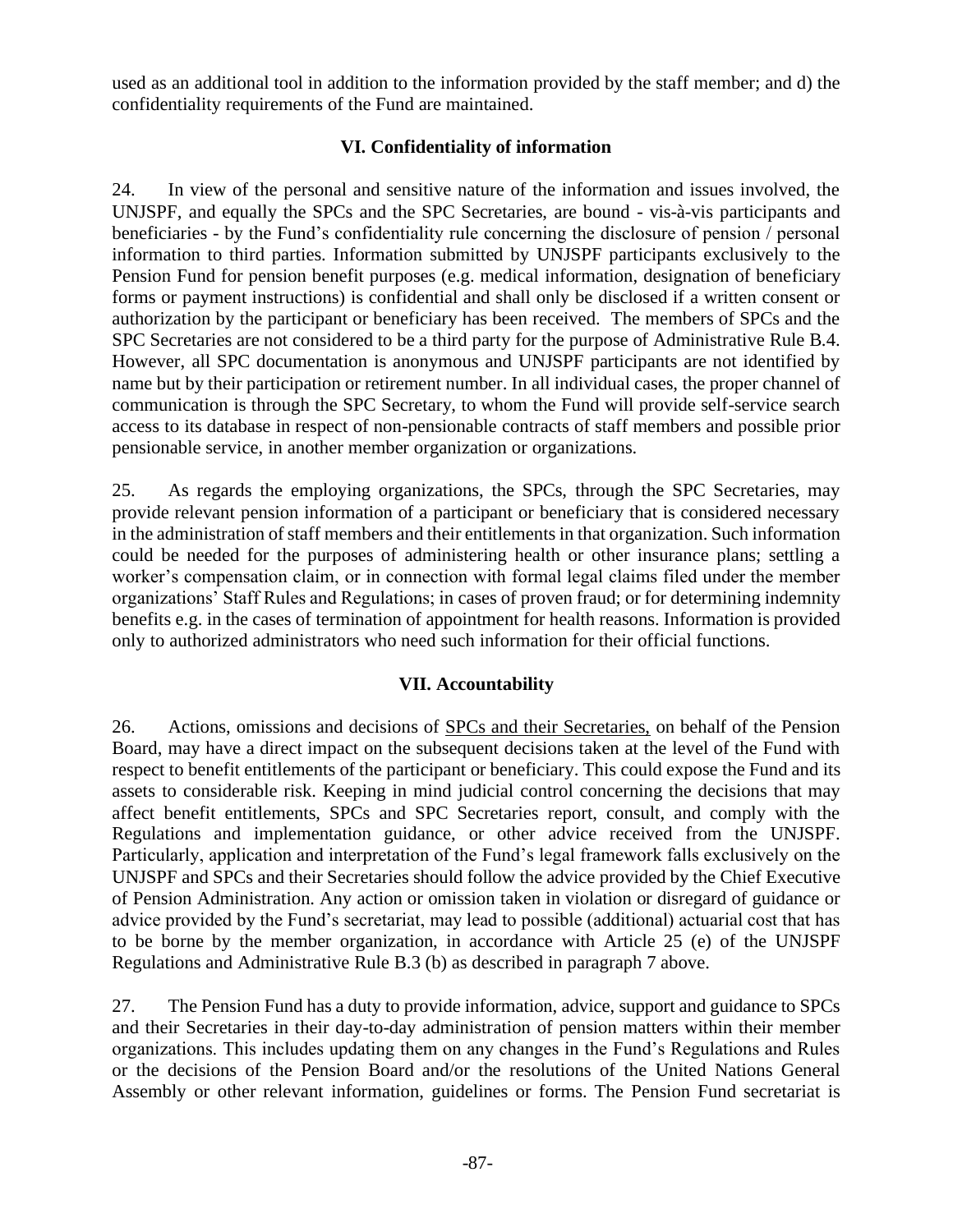used as an additional tool in addition to the information provided by the staff member; and d) the confidentiality requirements of the Fund are maintained.

## VI. Confidentiality of information

24. In view of the personal and sensitive nature of the information and issues involved, the UNJSPF, and equally the SPCs and the SPC Secretaries, are bound - vis-à-vis participants and beneficiaries - by the Fund's confidentiality rule concerning the disclosure of pension / personal information to third parties. Information submitted by UNJSPF participants exclusively to the Pension Fund for pension benefit purposes (e.g. medical information, designation of beneficiary forms or payment instructions) is confidential and shall only be disclosed if a written consent or authorization by the participant or beneficiary has been received. The members of SPCs and the SPC Secretaries are not considered to be a third party for the purpose of Administrative Rule B.4. However, all SPC documentation is anonymous and UNJSPF participants are not identified by name but by their participation or retirement number. In all individual cases, the proper channel of communication is through the SPC Secretary, to whom the Fund will provide self-service search access to its database in respect of non-pensionable contracts of staff members and possible prior pensionable service, in another member organization or organizations.

25. As regards the employing organizations, the SPCs, through the SPC Secretaries, may provide relevant pension information of a participant or beneficiary that is considered necessary in the administration of staff members and their entitlements in that organization. Such information could be needed for the purposes of administering health or other insurance plans; settling a worker's compensation claim, or in connection with formal legal claims filed under the member organizations' Staff Rules and Regulations; in cases of proven fraud; or for determining indemnity benefits e.g. in the cases of termination of appointment for health reasons. Information is provided only to authorized administrators who need such information for their official functions.

## VII. Accountability

26. Actions, omissions and decisions of SPCs and their Secretaries, on behalf of the Pension Board, may have a direct impact on the subsequent decisions taken at the level of the Fund with respect to benefit entitlements of the participant or beneficiary. This could expose the Fund and its assets to considerable risk. Keeping in mind judicial control concerning the decisions that may affect benefit entitlements, SPCs and SPC Secretaries report, consult, and comply with the Regulations and implementation guidance, or other advice received from the UNJSPF. Particularly, application and interpretation of the Fund's legal framework falls exclusively on the UNJSPF and SPCs and their Secretaries should follow the advice provided by the Chief Executive of Pension Administration. Any action or omission taken in violation or disregard of guidance or advice provided by the Fund's secretariat, may lead to possible (additional) actuarial cost that has to be borne by the member organization, in accordance with Article 25 (e) of the UNJSPF Regulations and Administrative Rule B.3 (b) as described in paragraph 7 above.

27. The Pension Fund has a duty to provide information, advice, support and guidance to SPCs and their Secretaries in their day-to-day administration of pension matters within their member organizations. This includes updating them on any changes in the Fund's Regulations and Rules or the decisions of the Pension Board and/or the resolutions of the United Nations General Assembly or other relevant information, guidelines or forms. The Pension Fund secretariat is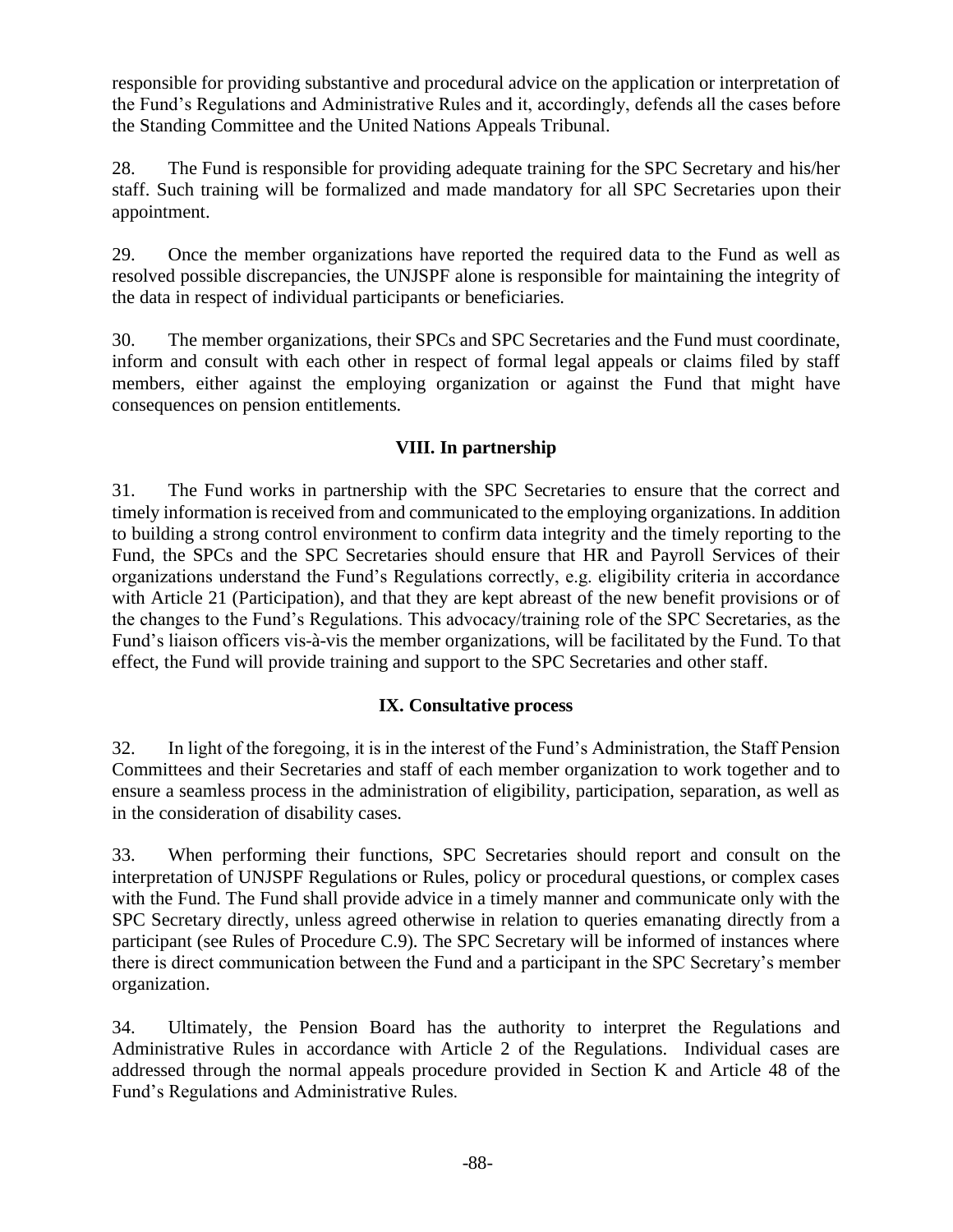responsible for providing substantive and procedural advice on the application or interpretation of the Fund's Regulations and Administrative Rules and it, accordingly, defends all the cases before the Standing Committee and the United Nations Appeals Tribunal.

28. The Fund is responsible for providing adequate training for the SPC Secretary and his/her staff. Such training will be formalized and made mandatory for all SPC Secretaries upon their appointment.

29. Once the member organizations have reported the required data to the Fund as well as resolved possible discrepancies, the UNJSPF alone is responsible for maintaining the integrity of the data in respect of individual participants or beneficiaries.

30. The member organizations, their SPCs and SPC Secretaries and the Fund must coordinate, inform and consult with each other in respect of formal legal appeals or claims filed by staff members, either against the employing organization or against the Fund that might have consequences on pension entitlements.

## VIII. In partnership

31. The Fund works in partnership with the SPC Secretaries to ensure that the correct and timely information is received from and communicated to the employing organizations. In addition to building a strong control environment to confirm data integrity and the timely reporting to the Fund, the SPCs and the SPC Secretaries should ensure that HR and Payroll Services of their organizations understand the Fund's Regulations correctly, e.g. eligibility criteria in accordance with Article 21 (Participation), and that they are kept abreast of the new benefit provisions or of the changes to the Fund's Regulations. This advocacy/training role of the SPC Secretaries, as the Fund's liaison officers vis-à-vis the member organizations, will be facilitated by the Fund. To that effect, the Fund will provide training and support to the SPC Secretaries and other staff.

## IX. Consultative process

32. In light of the foregoing, it is in the interest of the Fund's Administration, the Staff Pension Committees and their Secretaries and staff of each member organization to work together and to ensure a seamless process in the administration of eligibility, participation, separation, as well as in the consideration of disability cases.

33. When performing their functions, SPC Secretaries should report and consult on the interpretation of UNJSPF Regulations or Rules, policy or procedural questions, or complex cases with the Fund. The Fund shall provide advice in a timely manner and communicate only with the SPC Secretary directly, unless agreed otherwise in relation to queries emanating directly from a participant (see Rules of Procedure C.9). The SPC Secretary will be informed of instances where there is direct communication between the Fund and a participant in the SPC Secretary's member organization.

34. Ultimately, the Pension Board has the authority to interpret the Regulations and Administrative Rules in accordance with Article 2 of the Regulations. Individual cases are addressed through the normal appeals procedure provided in Section K and Article 48 of the Fund's Regulations and Administrative Rules.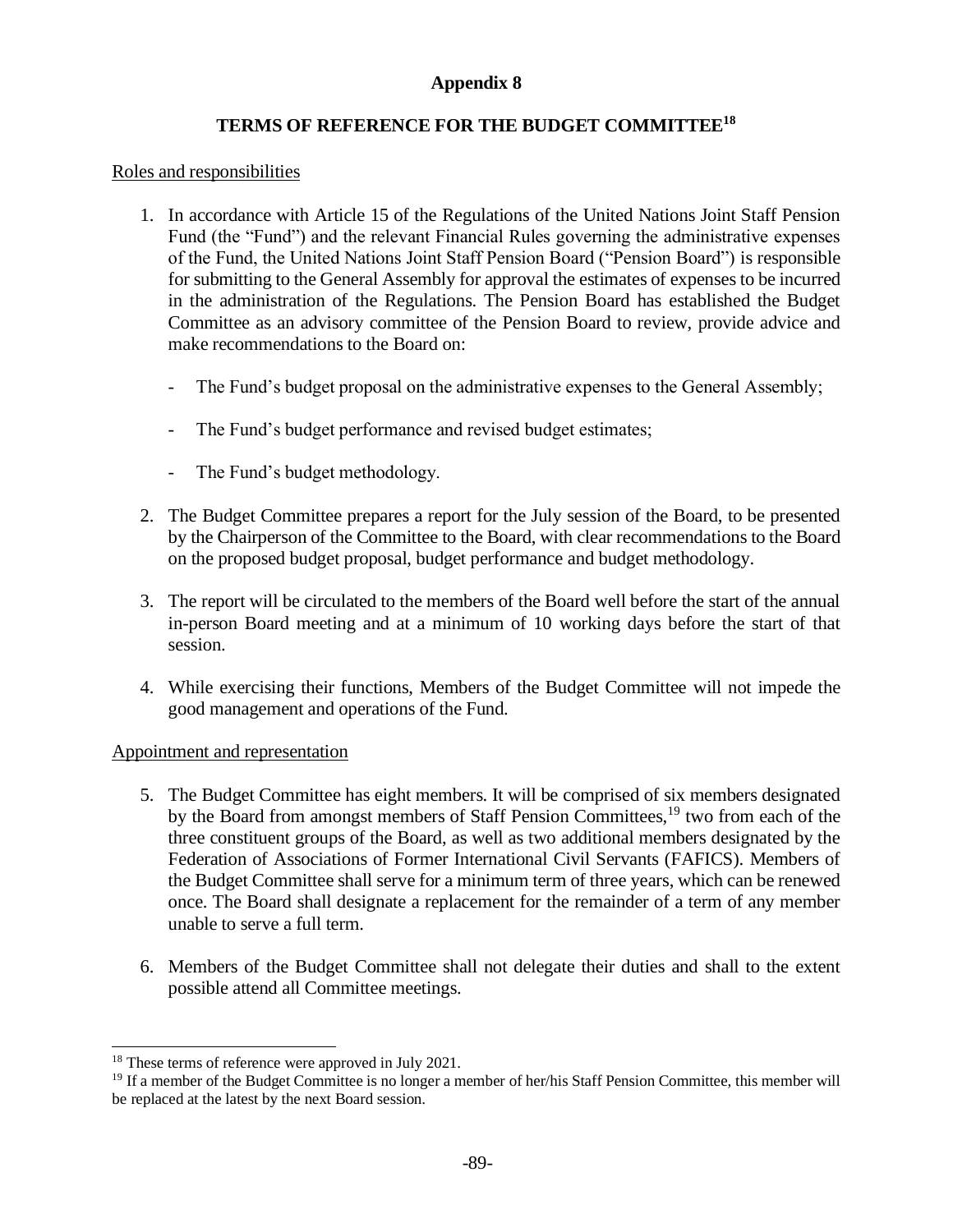# Appendix 8

## TERMS OF REFERENCE FOR THE BUDGET COMMITTEE[18]

Roles and responsibilities

1. In accordance with Article 15 of the Regulations of the United Nations Joint Staff Pension Fund (the "Fund") and the relevant Financial Rules governing the administrative expenses of the Fund, the United Nations Joint Staff Pension Board ("Pension Board") is responsible for submitting to the General Assembly for approval the estimates of expenses to be incurred in the administration of the Regulations. The Pension Board has established the Budget Committee as an advisory committee of the Pension Board to review, provide advice and make recommendations to the Board on:

   - The Fund's budget proposal on the administrative expenses to the General Assembly;
   - The Fund's budget performance and revised budget estimates;
   - The Fund's budget methodology.

2. The Budget Committee prepares a report for the July session of the Board, to be presented by the Chairperson of the Committee to the Board, with clear recommendations to the Board on the proposed budget proposal, budget performance and budget methodology.

3. The report will be circulated to the members of the Board well before the start of the annual in-person Board meeting and at a minimum of 10 working days before the start of that session.

4. While exercising their functions, Members of the Budget Committee will not impede the good management and operations of the Fund.

Appointment and representation

5. The Budget Committee has eight members. It will be comprised of six members designated by the Board from amongst members of Staff Pension Committees,[19] two from each of the three constituent groups of the Board, as well as two additional members designated by the Federation of Associations of Former International Civil Servants (FAFICS). Members of the Budget Committee shall serve for a minimum term of three years, which can be renewed once. The Board shall designate a replacement for the remainder of a term of any member unable to serve a full term.

6. Members of the Budget Committee shall not delegate their duties and shall to the extent possible attend all Committee meetings.

---

[18] These terms of reference were approved in July 2021.

[19] If a member of the Budget Committee is no longer a member of her/his Staff Pension Committee, this member will be replaced at the latest by the next Board session.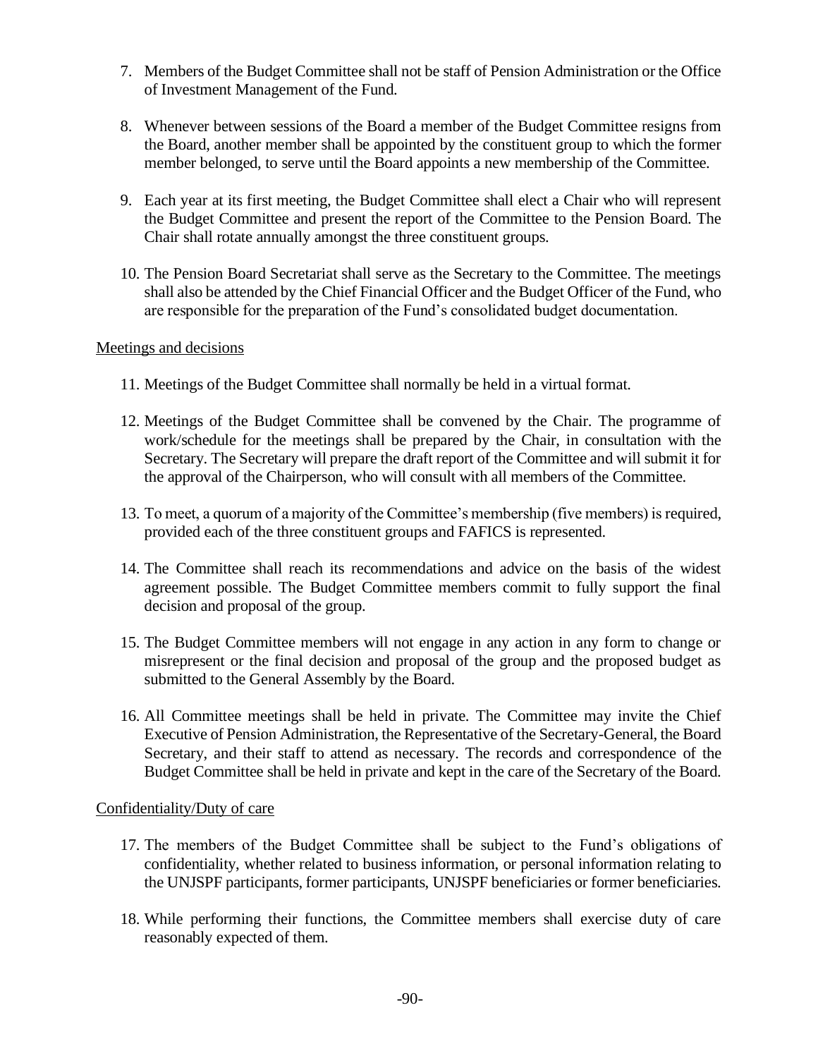7. Members of the Budget Committee shall not be staff of Pension Administration or the Office of Investment Management of the Fund.

8. Whenever between sessions of the Board a member of the Budget Committee resigns from the Board, another member shall be appointed by the constituent group to which the former member belonged, to serve until the Board appoints a new membership of the Committee.

9. Each year at its first meeting, the Budget Committee shall elect a Chair who will represent the Budget Committee and present the report of the Committee to the Pension Board. The Chair shall rotate annually amongst the three constituent groups.

10. The Pension Board Secretariat shall serve as the Secretary to the Committee. The meetings shall also be attended by the Chief Financial Officer and the Budget Officer of the Fund, who are responsible for the preparation of the Fund's consolidated budget documentation.

<u>Meetings and decisions</u>

11. Meetings of the Budget Committee shall normally be held in a virtual format.

12. Meetings of the Budget Committee shall be convened by the Chair. The programme of work/schedule for the meetings shall be prepared by the Chair, in consultation with the Secretary. The Secretary will prepare the draft report of the Committee and will submit it for the approval of the Chairperson, who will consult with all members of the Committee.

13. To meet, a quorum of a majority of the Committee's membership (five members) is required, provided each of the three constituent groups and FAFICS is represented.

14. The Committee shall reach its recommendations and advice on the basis of the widest agreement possible. The Budget Committee members commit to fully support the final decision and proposal of the group.

15. The Budget Committee members will not engage in any action in any form to change or misrepresent or the final decision and proposal of the group and the proposed budget as submitted to the General Assembly by the Board.

16. All Committee meetings shall be held in private. The Committee may invite the Chief Executive of Pension Administration, the Representative of the Secretary-General, the Board Secretary, and their staff to attend as necessary. The records and correspondence of the Budget Committee shall be held in private and kept in the care of the Secretary of the Board.

<u>Confidentiality/Duty of care</u>

17. The members of the Budget Committee shall be subject to the Fund's obligations of confidentiality, whether related to business information, or personal information relating to the UNJSPF participants, former participants, UNJSPF beneficiaries or former beneficiaries.

18. While performing their functions, the Committee members shall exercise duty of care reasonably expected of them.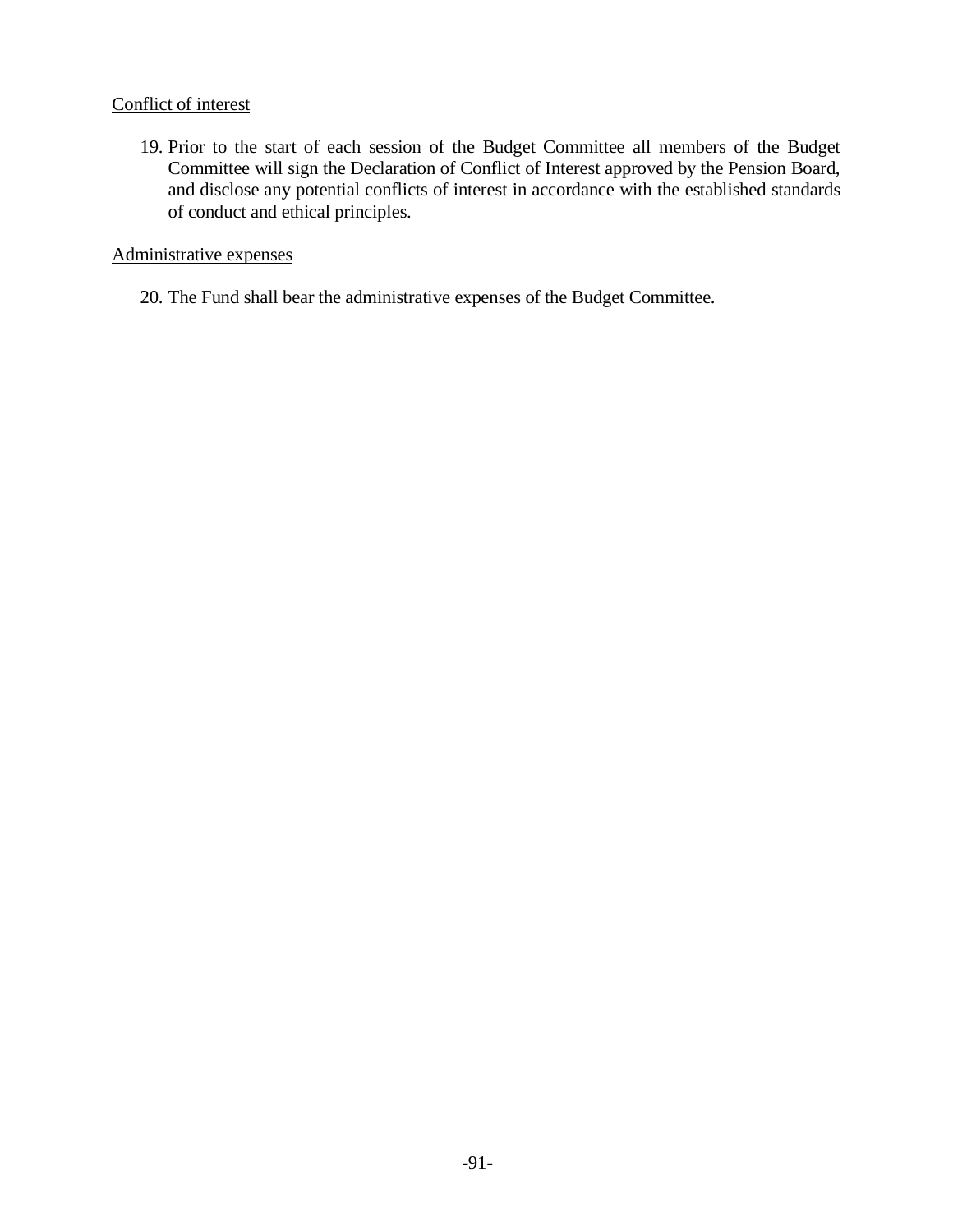<u>Conflict of interest</u>

19. Prior to the start of each session of the Budget Committee all members of the Budget Committee will sign the Declaration of Conflict of Interest approved by the Pension Board, and disclose any potential conflicts of interest in accordance with the established standards of conduct and ethical principles.

<u>Administrative expenses</u>

20. The Fund shall bear the administrative expenses of the Budget Committee.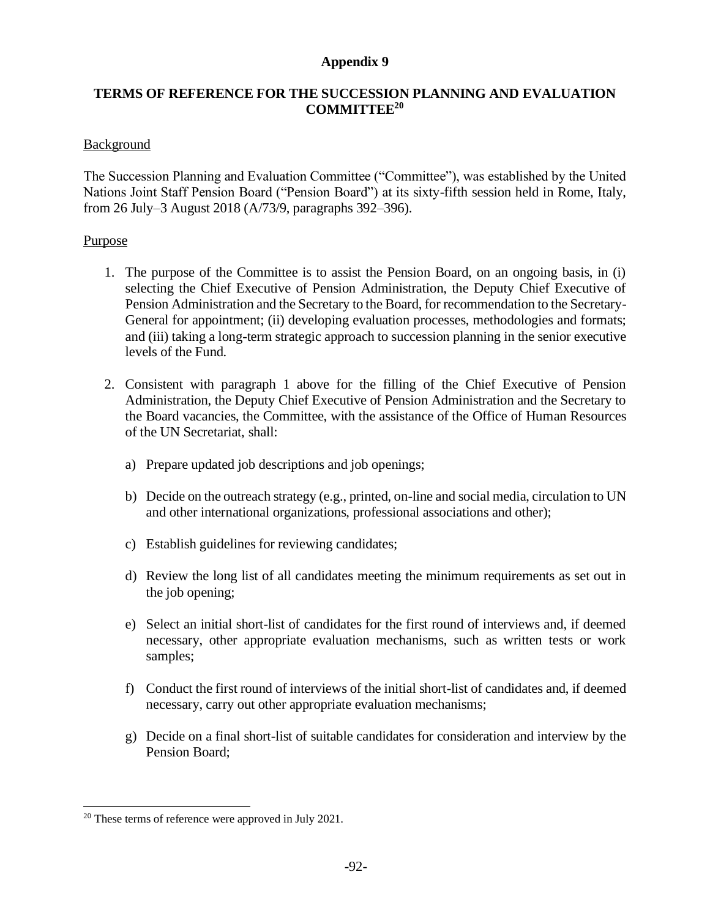## Appendix 9

## TERMS OF REFERENCE FOR THE SUCCESSION PLANNING AND EVALUATION COMMITTEE[20]

Background

The Succession Planning and Evaluation Committee ("Committee"), was established by the United Nations Joint Staff Pension Board ("Pension Board") at its sixty-fifth session held in Rome, Italy, from 26 July–3 August 2018 (A/73/9, paragraphs 392–396).

Purpose

1. The purpose of the Committee is to assist the Pension Board, on an ongoing basis, in (i) selecting the Chief Executive of Pension Administration, the Deputy Chief Executive of Pension Administration and the Secretary to the Board, for recommendation to the Secretary-General for appointment; (ii) developing evaluation processes, methodologies and formats; and (iii) taking a long-term strategic approach to succession planning in the senior executive levels of the Fund.

2. Consistent with paragraph 1 above for the filling of the Chief Executive of Pension Administration, the Deputy Chief Executive of Pension Administration and the Secretary to the Board vacancies, the Committee, with the assistance of the Office of Human Resources of the UN Secretariat, shall:

   a) Prepare updated job descriptions and job openings;

   b) Decide on the outreach strategy (e.g., printed, on-line and social media, circulation to UN and other international organizations, professional associations and other);

   c) Establish guidelines for reviewing candidates;

   d) Review the long list of all candidates meeting the minimum requirements as set out in the job opening;

   e) Select an initial short-list of candidates for the first round of interviews and, if deemed necessary, other appropriate evaluation mechanisms, such as written tests or work samples;

   f) Conduct the first round of interviews of the initial short-list of candidates and, if deemed necessary, carry out other appropriate evaluation mechanisms;

   g) Decide on a final short-list of suitable candidates for consideration and interview by the Pension Board;

[20] These terms of reference were approved in July 2021.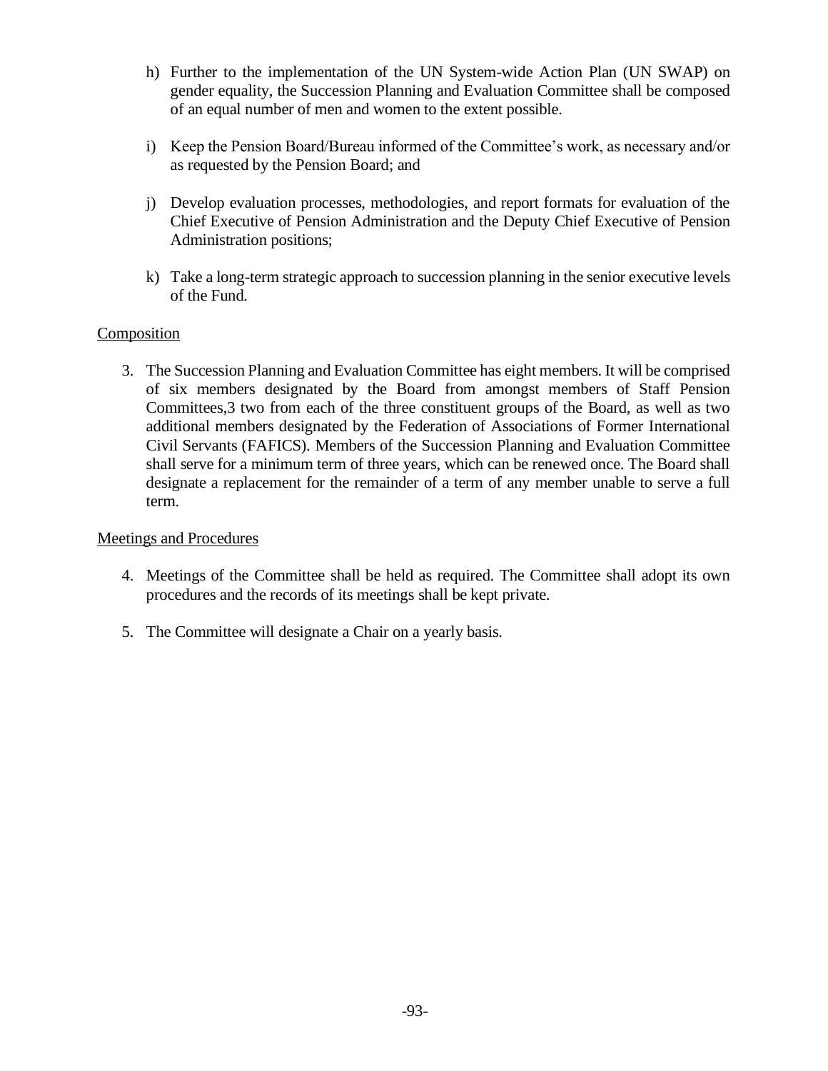h) Further to the implementation of the UN System-wide Action Plan (UN SWAP) on gender equality, the Succession Planning and Evaluation Committee shall be composed of an equal number of men and women to the extent possible.

i) Keep the Pension Board/Bureau informed of the Committee's work, as necessary and/or as requested by the Pension Board; and

j) Develop evaluation processes, methodologies, and report formats for evaluation of the Chief Executive of Pension Administration and the Deputy Chief Executive of Pension Administration positions;

k) Take a long-term strategic approach to succession planning in the senior executive levels of the Fund.

<u>Composition</u>

3. The Succession Planning and Evaluation Committee has eight members. It will be comprised of six members designated by the Board from amongst members of Staff Pension Committees,[3] two from each of the three constituent groups of the Board, as well as two additional members designated by the Federation of Associations of Former International Civil Servants (FAFICS). Members of the Succession Planning and Evaluation Committee shall serve for a minimum term of three years, which can be renewed once. The Board shall designate a replacement for the remainder of a term of any member unable to serve a full term.

<u>Meetings and Procedures</u>

4. Meetings of the Committee shall be held as required. The Committee shall adopt its own procedures and the records of its meetings shall be kept private.

5. The Committee will designate a Chair on a yearly basis.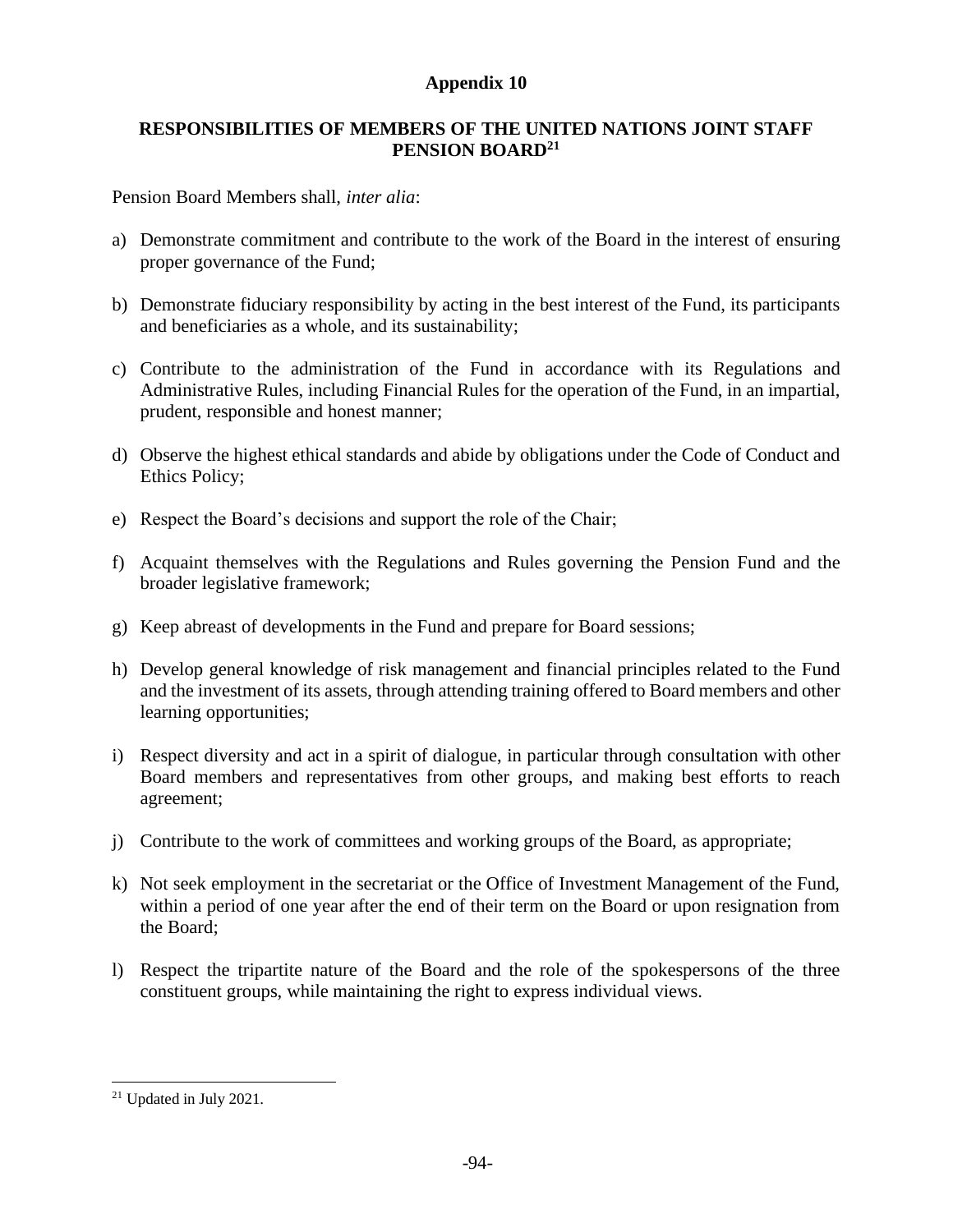## Appendix 10

### RESPONSIBILITIES OF MEMBERS OF THE UNITED NATIONS JOINT STAFF PENSION BOARD[21]

Pension Board Members shall, *inter alia*:

a) Demonstrate commitment and contribute to the work of the Board in the interest of ensuring proper governance of the Fund;

b) Demonstrate fiduciary responsibility by acting in the best interest of the Fund, its participants and beneficiaries as a whole, and its sustainability;

c) Contribute to the administration of the Fund in accordance with its Regulations and Administrative Rules, including Financial Rules for the operation of the Fund, in an impartial, prudent, responsible and honest manner;

d) Observe the highest ethical standards and abide by obligations under the Code of Conduct and Ethics Policy;

e) Respect the Board's decisions and support the role of the Chair;

f) Acquaint themselves with the Regulations and Rules governing the Pension Fund and the broader legislative framework;

g) Keep abreast of developments in the Fund and prepare for Board sessions;

h) Develop general knowledge of risk management and financial principles related to the Fund and the investment of its assets, through attending training offered to Board members and other learning opportunities;

i) Respect diversity and act in a spirit of dialogue, in particular through consultation with other Board members and representatives from other groups, and making best efforts to reach agreement;

j) Contribute to the work of committees and working groups of the Board, as appropriate;

k) Not seek employment in the secretariat or the Office of Investment Management of the Fund, within a period of one year after the end of their term on the Board or upon resignation from the Board;

l) Respect the tripartite nature of the Board and the role of the spokespersons of the three constituent groups, while maintaining the right to express individual views.

---

[21] Updated in July 2021.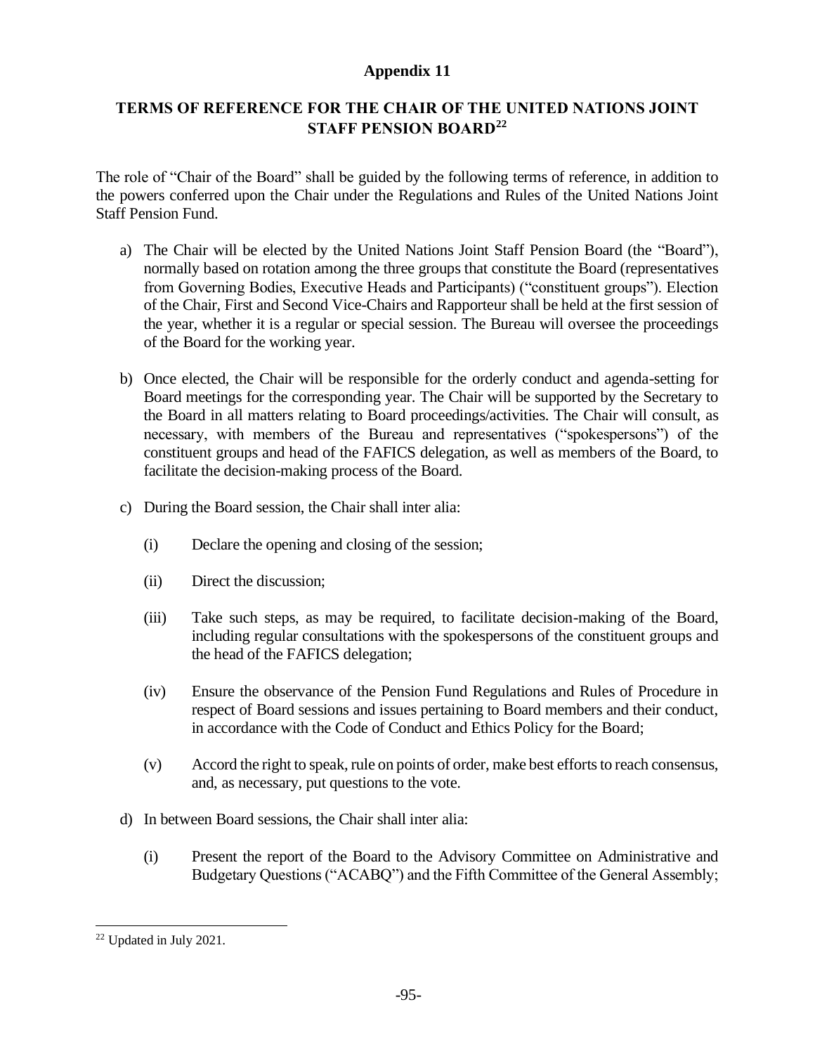# Appendix 11

## TERMS OF REFERENCE FOR THE CHAIR OF THE UNITED NATIONS JOINT STAFF PENSION BOARD[22]

The role of "Chair of the Board" shall be guided by the following terms of reference, in addition to the powers conferred upon the Chair under the Regulations and Rules of the United Nations Joint Staff Pension Fund.

a) The Chair will be elected by the United Nations Joint Staff Pension Board (the "Board"), normally based on rotation among the three groups that constitute the Board (representatives from Governing Bodies, Executive Heads and Participants) ("constituent groups"). Election of the Chair, First and Second Vice-Chairs and Rapporteur shall be held at the first session of the year, whether it is a regular or special session. The Bureau will oversee the proceedings of the Board for the working year.

b) Once elected, the Chair will be responsible for the orderly conduct and agenda-setting for Board meetings for the corresponding year. The Chair will be supported by the Secretary to the Board in all matters relating to Board proceedings/activities. The Chair will consult, as necessary, with members of the Bureau and representatives ("spokespersons") of the constituent groups and head of the FAFICS delegation, as well as members of the Board, to facilitate the decision-making process of the Board.

c) During the Board session, the Chair shall inter alia:

    (i) Declare the opening and closing of the session;

    (ii) Direct the discussion;

    (iii) Take such steps, as may be required, to facilitate decision-making of the Board, including regular consultations with the spokespersons of the constituent groups and the head of the FAFICS delegation;

    (iv) Ensure the observance of the Pension Fund Regulations and Rules of Procedure in respect of Board sessions and issues pertaining to Board members and their conduct, in accordance with the Code of Conduct and Ethics Policy for the Board;

    (v) Accord the right to speak, rule on points of order, make best efforts to reach consensus, and, as necessary, put questions to the vote.

d) In between Board sessions, the Chair shall inter alia:

    (i) Present the report of the Board to the Advisory Committee on Administrative and Budgetary Questions ("ACABQ") and the Fifth Committee of the General Assembly;

[22] Updated in July 2021.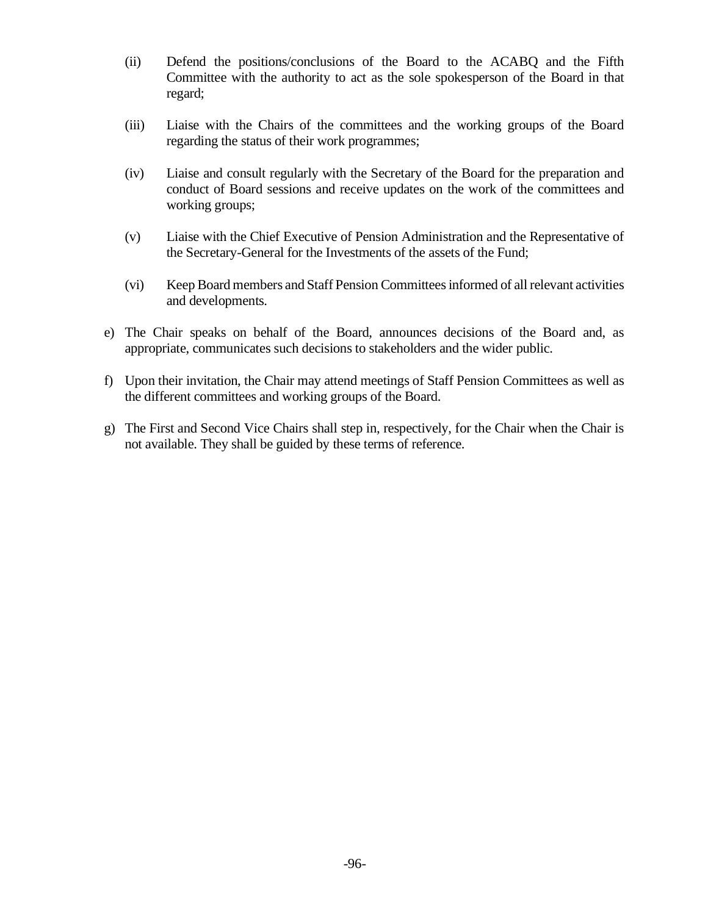(ii) Defend the positions/conclusions of the Board to the ACABQ and the Fifth Committee with the authority to act as the sole spokesperson of the Board in that regard;

(iii) Liaise with the Chairs of the committees and the working groups of the Board regarding the status of their work programmes;

(iv) Liaise and consult regularly with the Secretary of the Board for the preparation and conduct of Board sessions and receive updates on the work of the committees and working groups;

(v) Liaise with the Chief Executive of Pension Administration and the Representative of the Secretary-General for the Investments of the assets of the Fund;

(vi) Keep Board members and Staff Pension Committees informed of all relevant activities and developments.

e) The Chair speaks on behalf of the Board, announces decisions of the Board and, as appropriate, communicates such decisions to stakeholders and the wider public.

f) Upon their invitation, the Chair may attend meetings of Staff Pension Committees as well as the different committees and working groups of the Board.

g) The First and Second Vice Chairs shall step in, respectively, for the Chair when the Chair is not available. They shall be guided by these terms of reference.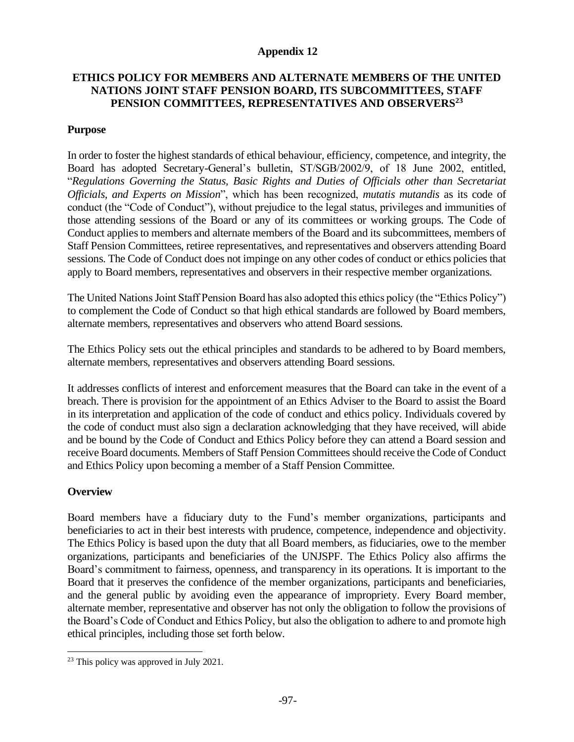# Appendix 12

## ETHICS POLICY FOR MEMBERS AND ALTERNATE MEMBERS OF THE UNITED NATIONS JOINT STAFF PENSION BOARD, ITS SUBCOMMITTEES, STAFF PENSION COMMITTEES, REPRESENTATIVES AND OBSERVERS[23]

### Purpose

In order to foster the highest standards of ethical behaviour, efficiency, competence, and integrity, the Board has adopted Secretary-General's bulletin, ST/SGB/2002/9, of 18 June 2002, entitled, "*Regulations Governing the Status, Basic Rights and Duties of Officials other than Secretariat Officials, and Experts on Mission*", which has been recognized, *mutatis mutandis* as its code of conduct (the "Code of Conduct"), without prejudice to the legal status, privileges and immunities of those attending sessions of the Board or any of its committees or working groups. The Code of Conduct applies to members and alternate members of the Board and its subcommittees, members of Staff Pension Committees, retiree representatives, and representatives and observers attending Board sessions. The Code of Conduct does not impinge on any other codes of conduct or ethics policies that apply to Board members, representatives and observers in their respective member organizations.

The United Nations Joint Staff Pension Board has also adopted this ethics policy (the "Ethics Policy") to complement the Code of Conduct so that high ethical standards are followed by Board members, alternate members, representatives and observers who attend Board sessions.

The Ethics Policy sets out the ethical principles and standards to be adhered to by Board members, alternate members, representatives and observers attending Board sessions.

It addresses conflicts of interest and enforcement measures that the Board can take in the event of a breach. There is provision for the appointment of an Ethics Adviser to the Board to assist the Board in its interpretation and application of the code of conduct and ethics policy. Individuals covered by the code of conduct must also sign a declaration acknowledging that they have received, will abide and be bound by the Code of Conduct and Ethics Policy before they can attend a Board session and receive Board documents. Members of Staff Pension Committees should receive the Code of Conduct and Ethics Policy upon becoming a member of a Staff Pension Committee.

### Overview

Board members have a fiduciary duty to the Fund's member organizations, participants and beneficiaries to act in their best interests with prudence, competence, independence and objectivity. The Ethics Policy is based upon the duty that all Board members, as fiduciaries, owe to the member organizations, participants and beneficiaries of the UNJSPF. The Ethics Policy also affirms the Board's commitment to fairness, openness, and transparency in its operations. It is important to the Board that it preserves the confidence of the member organizations, participants and beneficiaries, and the general public by avoiding even the appearance of impropriety. Every Board member, alternate member, representative and observer has not only the obligation to follow the provisions of the Board's Code of Conduct and Ethics Policy, but also the obligation to adhere to and promote high ethical principles, including those set forth below.

---

[23] This policy was approved in July 2021.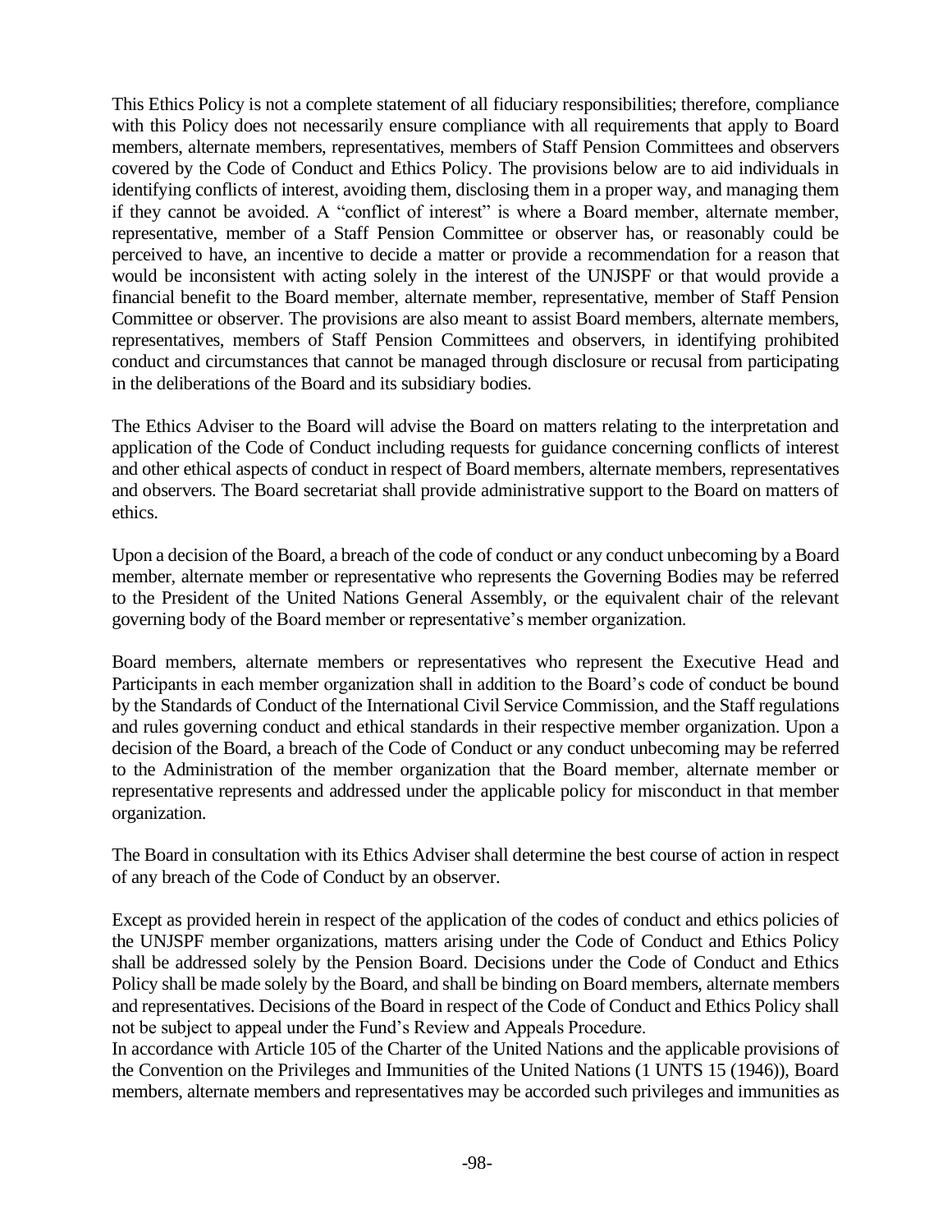This Ethics Policy is not a complete statement of all fiduciary responsibilities; therefore, compliance with this Policy does not necessarily ensure compliance with all requirements that apply to Board members, alternate members, representatives, members of Staff Pension Committees and observers covered by the Code of Conduct and Ethics Policy. The provisions below are to aid individuals in identifying conflicts of interest, avoiding them, disclosing them in a proper way, and managing them if they cannot be avoided. A "conflict of interest" is where a Board member, alternate member, representative, member of a Staff Pension Committee or observer has, or reasonably could be perceived to have, an incentive to decide a matter or provide a recommendation for a reason that would be inconsistent with acting solely in the interest of the UNJSPF or that would provide a financial benefit to the Board member, alternate member, representative, member of Staff Pension Committee or observer. The provisions are also meant to assist Board members, alternate members, representatives, members of Staff Pension Committees and observers, in identifying prohibited conduct and circumstances that cannot be managed through disclosure or recusal from participating in the deliberations of the Board and its subsidiary bodies.

The Ethics Adviser to the Board will advise the Board on matters relating to the interpretation and application of the Code of Conduct including requests for guidance concerning conflicts of interest and other ethical aspects of conduct in respect of Board members, alternate members, representatives and observers. The Board secretariat shall provide administrative support to the Board on matters of ethics.

Upon a decision of the Board, a breach of the code of conduct or any conduct unbecoming by a Board member, alternate member or representative who represents the Governing Bodies may be referred to the President of the United Nations General Assembly, or the equivalent chair of the relevant governing body of the Board member or representative's member organization.

Board members, alternate members or representatives who represent the Executive Head and Participants in each member organization shall in addition to the Board's code of conduct be bound by the Standards of Conduct of the International Civil Service Commission, and the Staff regulations and rules governing conduct and ethical standards in their respective member organization. Upon a decision of the Board, a breach of the Code of Conduct or any conduct unbecoming may be referred to the Administration of the member organization that the Board member, alternate member or representative represents and addressed under the applicable policy for misconduct in that member organization.

The Board in consultation with its Ethics Adviser shall determine the best course of action in respect of any breach of the Code of Conduct by an observer.

Except as provided herein in respect of the application of the codes of conduct and ethics policies of the UNJSPF member organizations, matters arising under the Code of Conduct and Ethics Policy shall be addressed solely by the Pension Board. Decisions under the Code of Conduct and Ethics Policy shall be made solely by the Board, and shall be binding on Board members, alternate members and representatives. Decisions of the Board in respect of the Code of Conduct and Ethics Policy shall not be subject to appeal under the Fund's Review and Appeals Procedure.

In accordance with Article 105 of the Charter of the United Nations and the applicable provisions of the Convention on the Privileges and Immunities of the United Nations (1 UNTS 15 (1946)), Board members, alternate members and representatives may be accorded such privileges and immunities as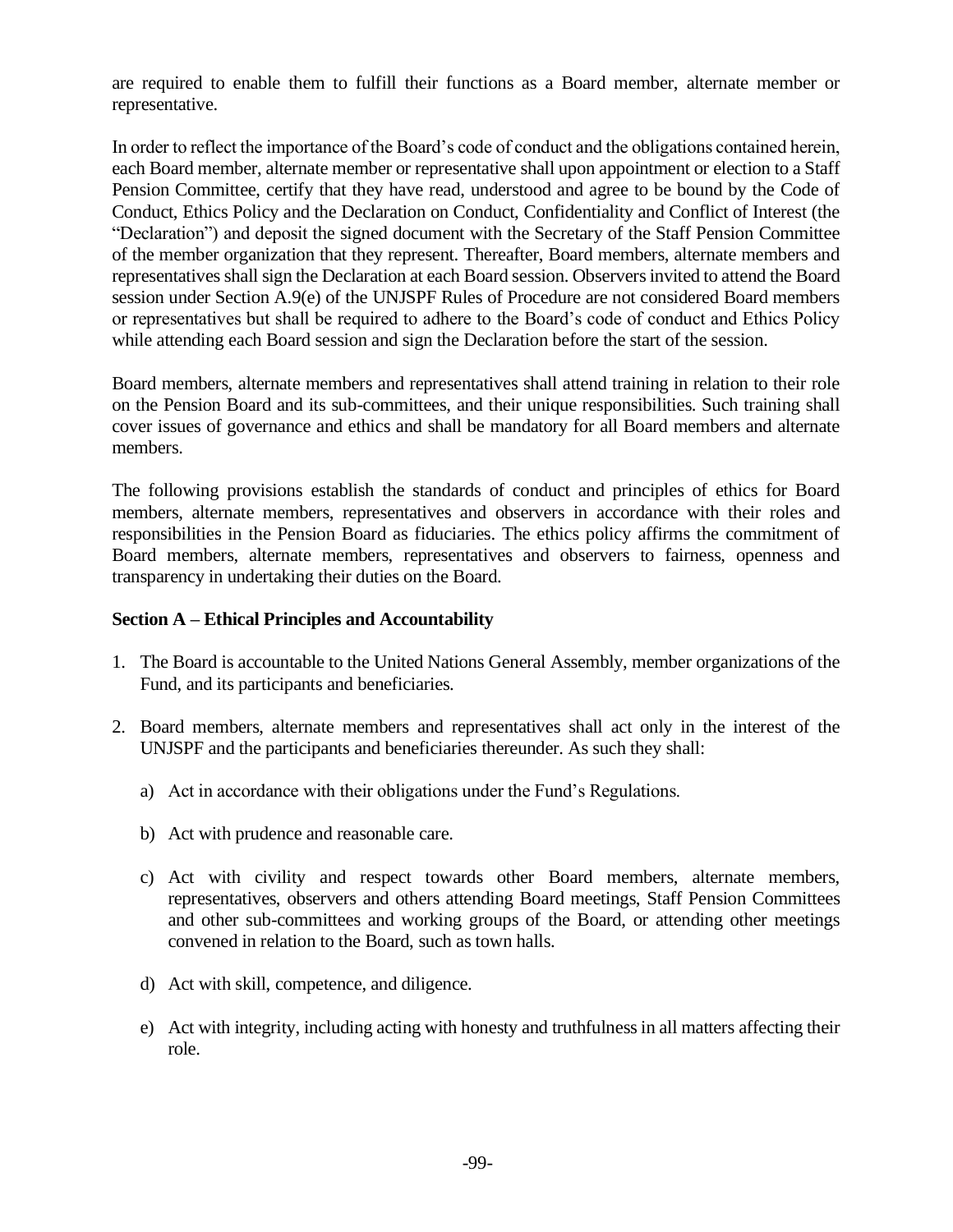are required to enable them to fulfill their functions as a Board member, alternate member or representative.

In order to reflect the importance of the Board's code of conduct and the obligations contained herein, each Board member, alternate member or representative shall upon appointment or election to a Staff Pension Committee, certify that they have read, understood and agree to be bound by the Code of Conduct, Ethics Policy and the Declaration on Conduct, Confidentiality and Conflict of Interest (the "Declaration") and deposit the signed document with the Secretary of the Staff Pension Committee of the member organization that they represent. Thereafter, Board members, alternate members and representatives shall sign the Declaration at each Board session. Observers invited to attend the Board session under Section A.9(e) of the UNJSPF Rules of Procedure are not considered Board members or representatives but shall be required to adhere to the Board's code of conduct and Ethics Policy while attending each Board session and sign the Declaration before the start of the session.

Board members, alternate members and representatives shall attend training in relation to their role on the Pension Board and its sub-committees, and their unique responsibilities. Such training shall cover issues of governance and ethics and shall be mandatory for all Board members and alternate members.

The following provisions establish the standards of conduct and principles of ethics for Board members, alternate members, representatives and observers in accordance with their roles and responsibilities in the Pension Board as fiduciaries. The ethics policy affirms the commitment of Board members, alternate members, representatives and observers to fairness, openness and transparency in undertaking their duties on the Board.

**Section A – Ethical Principles and Accountability**

1. The Board is accountable to the United Nations General Assembly, member organizations of the Fund, and its participants and beneficiaries.

2. Board members, alternate members and representatives shall act only in the interest of the UNJSPF and the participants and beneficiaries thereunder. As such they shall:

   a) Act in accordance with their obligations under the Fund's Regulations.

   b) Act with prudence and reasonable care.

   c) Act with civility and respect towards other Board members, alternate members, representatives, observers and others attending Board meetings, Staff Pension Committees and other sub-committees and working groups of the Board, or attending other meetings convened in relation to the Board, such as town halls.

   d) Act with skill, competence, and diligence.

   e) Act with integrity, including acting with honesty and truthfulness in all matters affecting their role.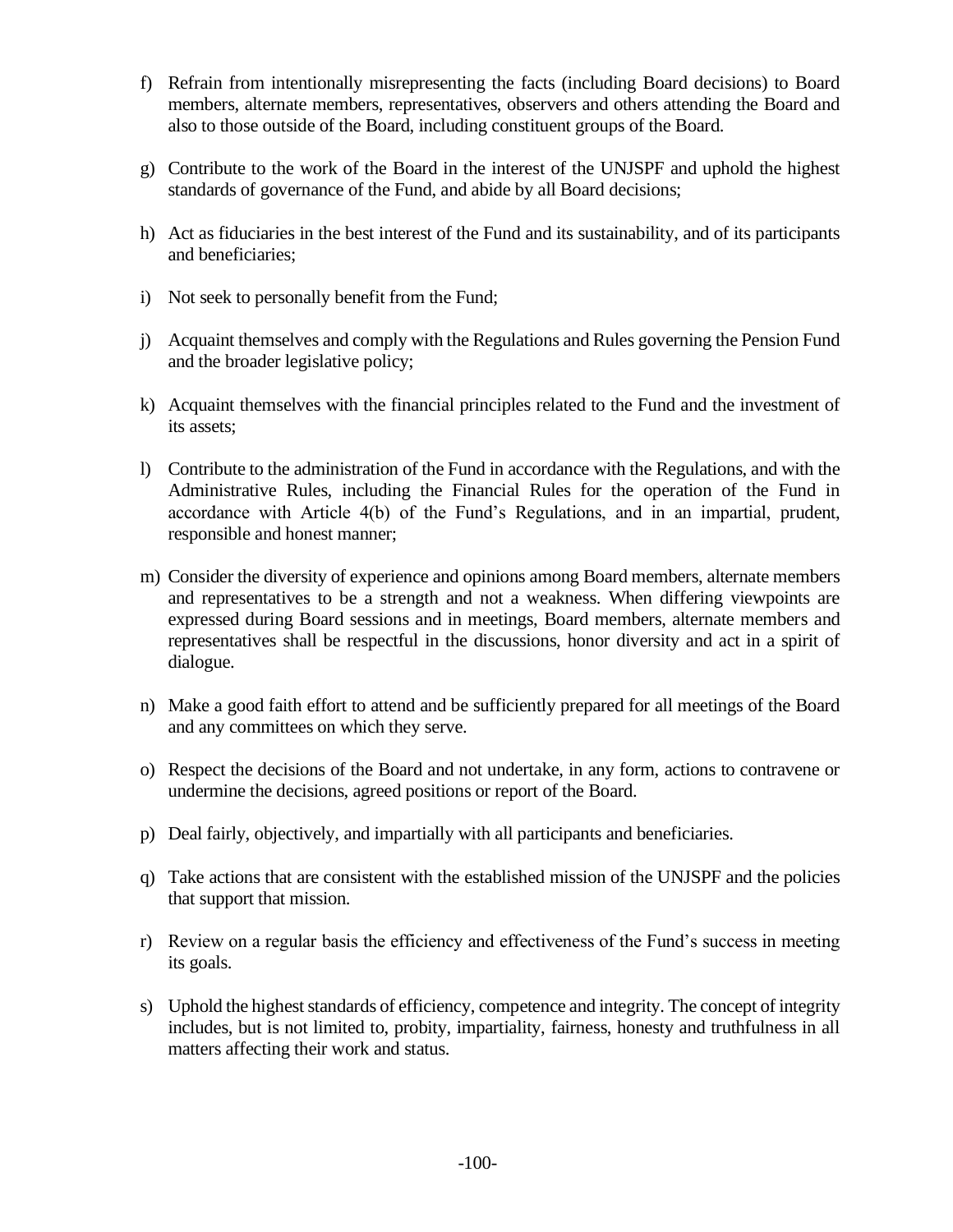f) Refrain from intentionally misrepresenting the facts (including Board decisions) to Board members, alternate members, representatives, observers and others attending the Board and also to those outside of the Board, including constituent groups of the Board.

g) Contribute to the work of the Board in the interest of the UNJSPF and uphold the highest standards of governance of the Fund, and abide by all Board decisions;

h) Act as fiduciaries in the best interest of the Fund and its sustainability, and of its participants and beneficiaries;

i) Not seek to personally benefit from the Fund;

j) Acquaint themselves and comply with the Regulations and Rules governing the Pension Fund and the broader legislative policy;

k) Acquaint themselves with the financial principles related to the Fund and the investment of its assets;

l) Contribute to the administration of the Fund in accordance with the Regulations, and with the Administrative Rules, including the Financial Rules for the operation of the Fund in accordance with Article 4(b) of the Fund's Regulations, and in an impartial, prudent, responsible and honest manner;

m) Consider the diversity of experience and opinions among Board members, alternate members and representatives to be a strength and not a weakness. When differing viewpoints are expressed during Board sessions and in meetings, Board members, alternate members and representatives shall be respectful in the discussions, honor diversity and act in a spirit of dialogue.

n) Make a good faith effort to attend and be sufficiently prepared for all meetings of the Board and any committees on which they serve.

o) Respect the decisions of the Board and not undertake, in any form, actions to contravene or undermine the decisions, agreed positions or report of the Board.

p) Deal fairly, objectively, and impartially with all participants and beneficiaries.

q) Take actions that are consistent with the established mission of the UNJSPF and the policies that support that mission.

r) Review on a regular basis the efficiency and effectiveness of the Fund's success in meeting its goals.

s) Uphold the highest standards of efficiency, competence and integrity. The concept of integrity includes, but is not limited to, probity, impartiality, fairness, honesty and truthfulness in all matters affecting their work and status.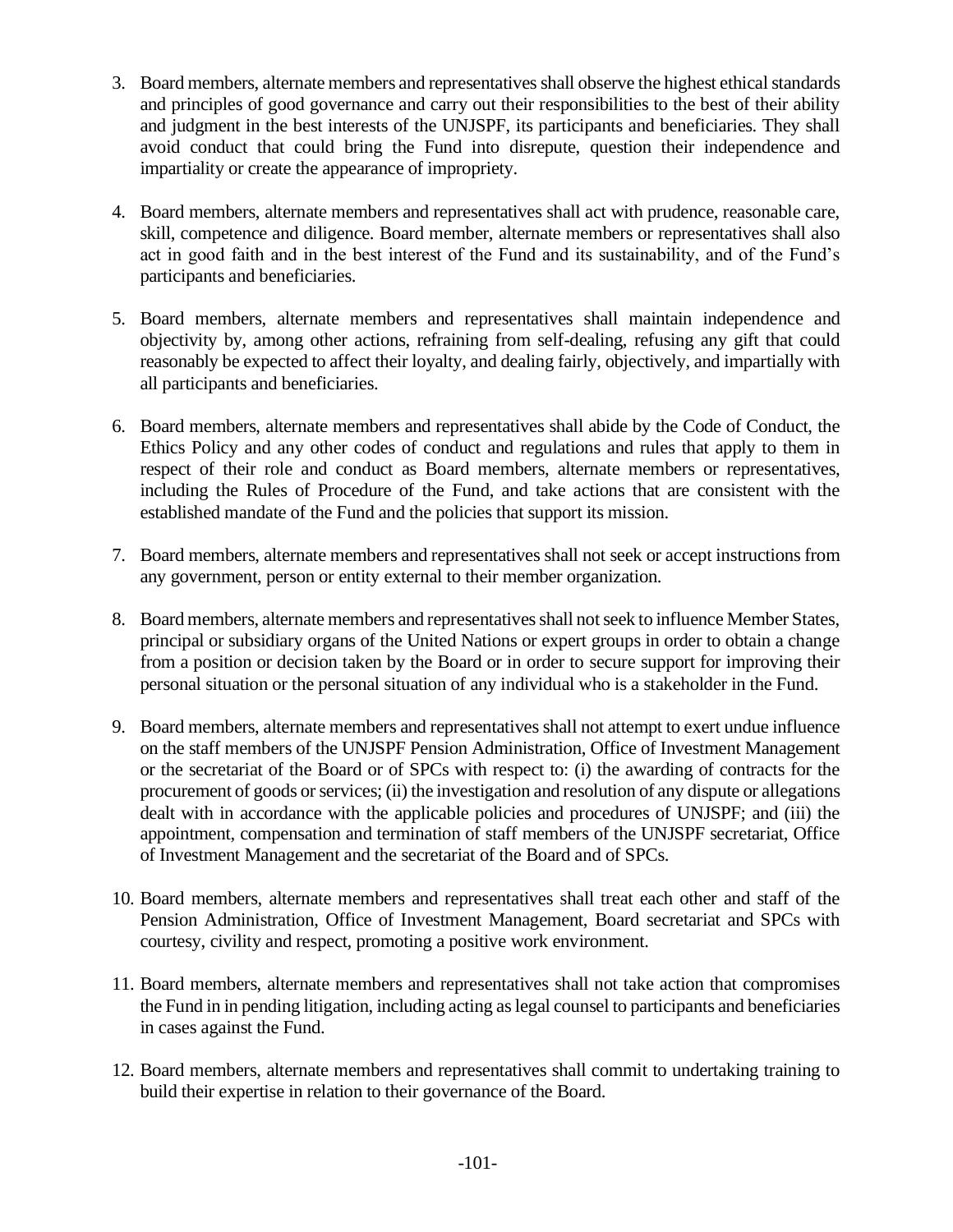3. Board members, alternate members and representatives shall observe the highest ethical standards and principles of good governance and carry out their responsibilities to the best of their ability and judgment in the best interests of the UNJSPF, its participants and beneficiaries. They shall avoid conduct that could bring the Fund into disrepute, question their independence and impartiality or create the appearance of impropriety.

4. Board members, alternate members and representatives shall act with prudence, reasonable care, skill, competence and diligence. Board member, alternate members or representatives shall also act in good faith and in the best interest of the Fund and its sustainability, and of the Fund's participants and beneficiaries.

5. Board members, alternate members and representatives shall maintain independence and objectivity by, among other actions, refraining from self-dealing, refusing any gift that could reasonably be expected to affect their loyalty, and dealing fairly, objectively, and impartially with all participants and beneficiaries.

6. Board members, alternate members and representatives shall abide by the Code of Conduct, the Ethics Policy and any other codes of conduct and regulations and rules that apply to them in respect of their role and conduct as Board members, alternate members or representatives, including the Rules of Procedure of the Fund, and take actions that are consistent with the established mandate of the Fund and the policies that support its mission.

7. Board members, alternate members and representatives shall not seek or accept instructions from any government, person or entity external to their member organization.

8. Board members, alternate members and representatives shall not seek to influence Member States, principal or subsidiary organs of the United Nations or expert groups in order to obtain a change from a position or decision taken by the Board or in order to secure support for improving their personal situation or the personal situation of any individual who is a stakeholder in the Fund.

9. Board members, alternate members and representatives shall not attempt to exert undue influence on the staff members of the UNJSPF Pension Administration, Office of Investment Management or the secretariat of the Board or of SPCs with respect to: (i) the awarding of contracts for the procurement of goods or services; (ii) the investigation and resolution of any dispute or allegations dealt with in accordance with the applicable policies and procedures of UNJSPF; and (iii) the appointment, compensation and termination of staff members of the UNJSPF secretariat, Office of Investment Management and the secretariat of the Board and of SPCs.

10. Board members, alternate members and representatives shall treat each other and staff of the Pension Administration, Office of Investment Management, Board secretariat and SPCs with courtesy, civility and respect, promoting a positive work environment.

11. Board members, alternate members and representatives shall not take action that compromises the Fund in in pending litigation, including acting as legal counsel to participants and beneficiaries in cases against the Fund.

12. Board members, alternate members and representatives shall commit to undertaking training to build their expertise in relation to their governance of the Board.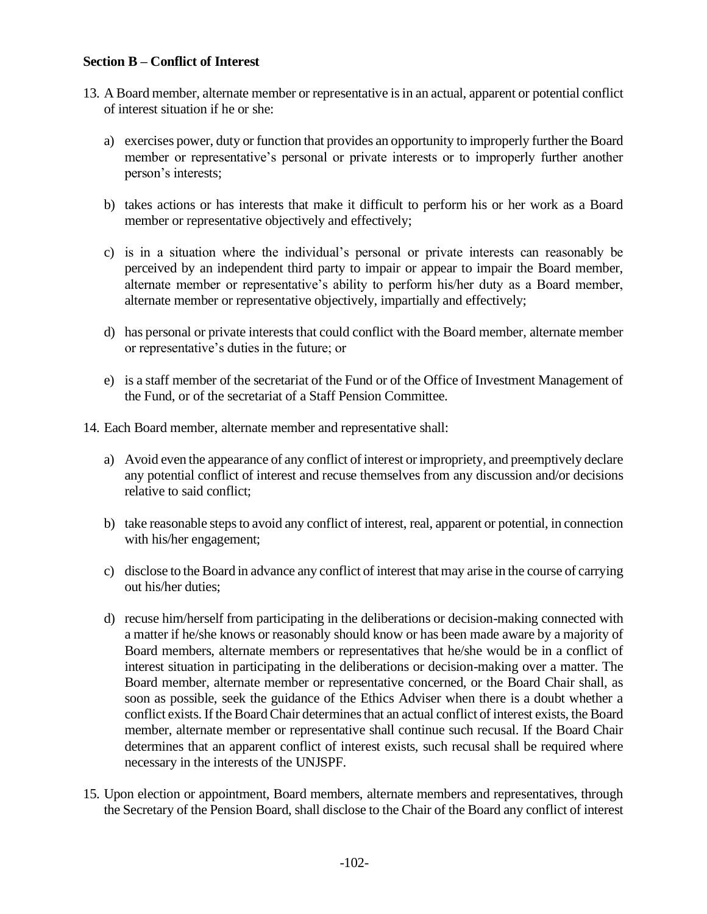**Section B – Conflict of Interest**

13. A Board member, alternate member or representative is in an actual, apparent or potential conflict of interest situation if he or she:

    a) exercises power, duty or function that provides an opportunity to improperly further the Board member or representative's personal or private interests or to improperly further another person's interests;

    b) takes actions or has interests that make it difficult to perform his or her work as a Board member or representative objectively and effectively;

    c) is in a situation where the individual's personal or private interests can reasonably be perceived by an independent third party to impair or appear to impair the Board member, alternate member or representative's ability to perform his/her duty as a Board member, alternate member or representative objectively, impartially and effectively;

    d) has personal or private interests that could conflict with the Board member, alternate member or representative's duties in the future; or

    e) is a staff member of the secretariat of the Fund or of the Office of Investment Management of the Fund, or of the secretariat of a Staff Pension Committee.

14. Each Board member, alternate member and representative shall:

    a) Avoid even the appearance of any conflict of interest or impropriety, and preemptively declare any potential conflict of interest and recuse themselves from any discussion and/or decisions relative to said conflict;

    b) take reasonable steps to avoid any conflict of interest, real, apparent or potential, in connection with his/her engagement;

    c) disclose to the Board in advance any conflict of interest that may arise in the course of carrying out his/her duties;

    d) recuse him/herself from participating in the deliberations or decision-making connected with a matter if he/she knows or reasonably should know or has been made aware by a majority of Board members, alternate members or representatives that he/she would be in a conflict of interest situation in participating in the deliberations or decision-making over a matter. The Board member, alternate member or representative concerned, or the Board Chair shall, as soon as possible, seek the guidance of the Ethics Adviser when there is a doubt whether a conflict exists. If the Board Chair determines that an actual conflict of interest exists, the Board member, alternate member or representative shall continue such recusal. If the Board Chair determines that an apparent conflict of interest exists, such recusal shall be required where necessary in the interests of the UNJSPF.

15. Upon election or appointment, Board members, alternate members and representatives, through the Secretary of the Pension Board, shall disclose to the Chair of the Board any conflict of interest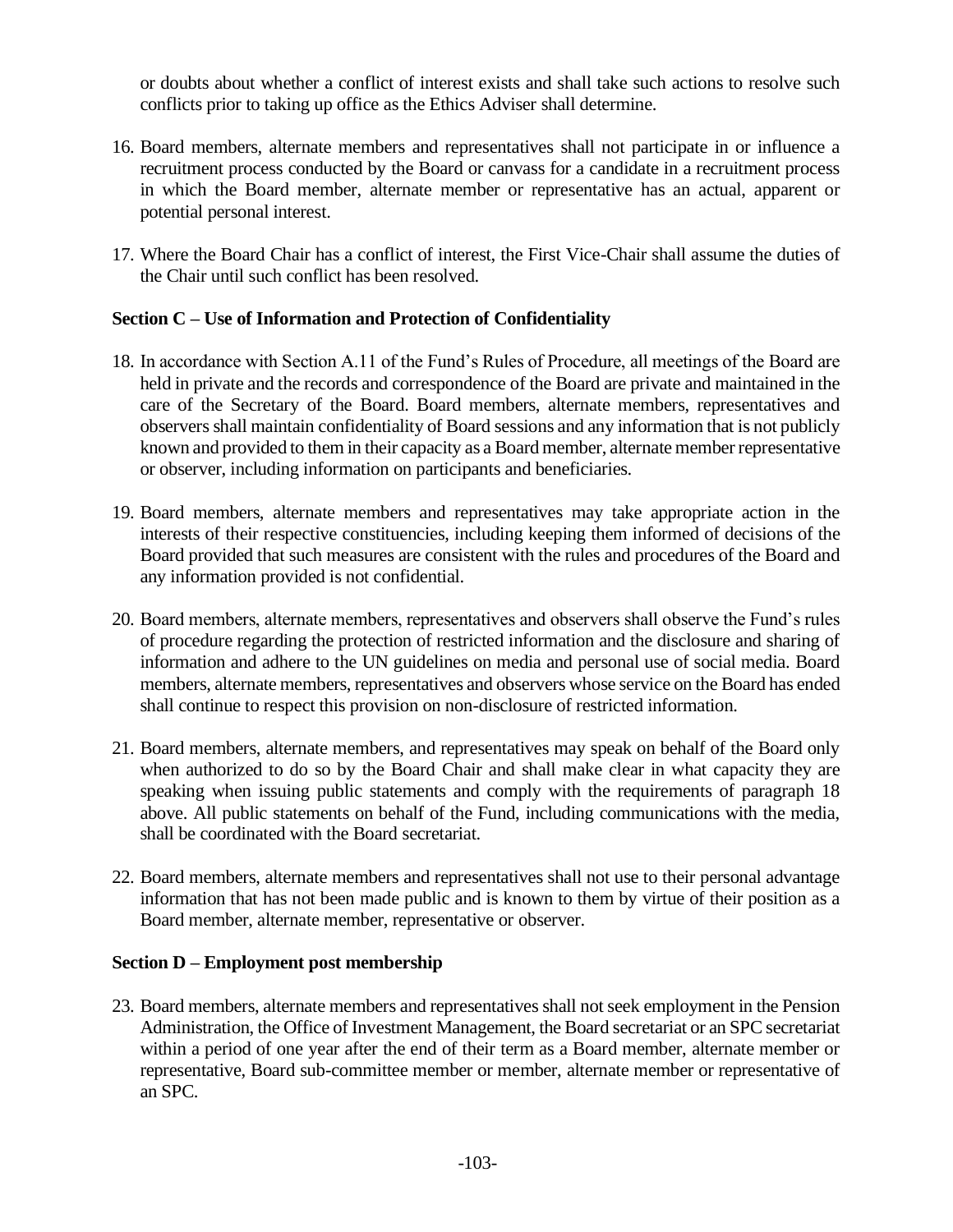or doubts about whether a conflict of interest exists and shall take such actions to resolve such conflicts prior to taking up office as the Ethics Adviser shall determine.

16. Board members, alternate members and representatives shall not participate in or influence a recruitment process conducted by the Board or canvass for a candidate in a recruitment process in which the Board member, alternate member or representative has an actual, apparent or potential personal interest.

17. Where the Board Chair has a conflict of interest, the First Vice-Chair shall assume the duties of the Chair until such conflict has been resolved.

**Section C – Use of Information and Protection of Confidentiality**

18. In accordance with Section A.11 of the Fund's Rules of Procedure, all meetings of the Board are held in private and the records and correspondence of the Board are private and maintained in the care of the Secretary of the Board. Board members, alternate members, representatives and observers shall maintain confidentiality of Board sessions and any information that is not publicly known and provided to them in their capacity as a Board member, alternate member representative or observer, including information on participants and beneficiaries.

19. Board members, alternate members and representatives may take appropriate action in the interests of their respective constituencies, including keeping them informed of decisions of the Board provided that such measures are consistent with the rules and procedures of the Board and any information provided is not confidential.

20. Board members, alternate members, representatives and observers shall observe the Fund's rules of procedure regarding the protection of restricted information and the disclosure and sharing of information and adhere to the UN guidelines on media and personal use of social media. Board members, alternate members, representatives and observers whose service on the Board has ended shall continue to respect this provision on non-disclosure of restricted information.

21. Board members, alternate members, and representatives may speak on behalf of the Board only when authorized to do so by the Board Chair and shall make clear in what capacity they are speaking when issuing public statements and comply with the requirements of paragraph 18 above. All public statements on behalf of the Fund, including communications with the media, shall be coordinated with the Board secretariat.

22. Board members, alternate members and representatives shall not use to their personal advantage information that has not been made public and is known to them by virtue of their position as a Board member, alternate member, representative or observer.

**Section D – Employment post membership**

23. Board members, alternate members and representatives shall not seek employment in the Pension Administration, the Office of Investment Management, the Board secretariat or an SPC secretariat within a period of one year after the end of their term as a Board member, alternate member or representative, Board sub-committee member or member, alternate member or representative of an SPC.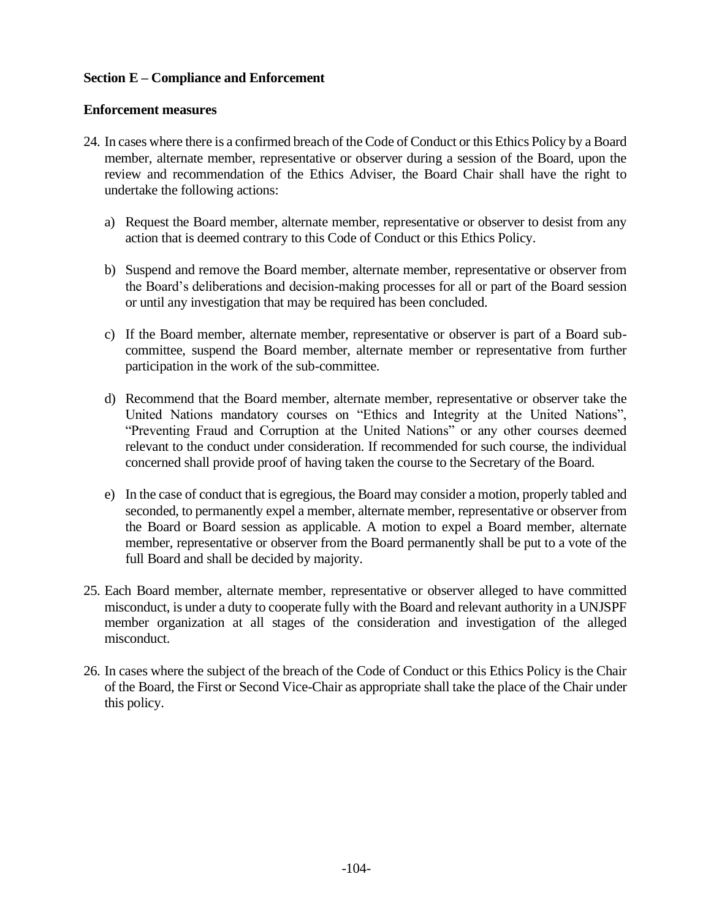**Section E – Compliance and Enforcement**

**Enforcement measures**

24. In cases where there is a confirmed breach of the Code of Conduct or this Ethics Policy by a Board member, alternate member, representative or observer during a session of the Board, upon the review and recommendation of the Ethics Adviser, the Board Chair shall have the right to undertake the following actions:

    a) Request the Board member, alternate member, representative or observer to desist from any action that is deemed contrary to this Code of Conduct or this Ethics Policy.

    b) Suspend and remove the Board member, alternate member, representative or observer from the Board's deliberations and decision-making processes for all or part of the Board session or until any investigation that may be required has been concluded.

    c) If the Board member, alternate member, representative or observer is part of a Board sub-committee, suspend the Board member, alternate member or representative from further participation in the work of the sub-committee.

    d) Recommend that the Board member, alternate member, representative or observer take the United Nations mandatory courses on "Ethics and Integrity at the United Nations", "Preventing Fraud and Corruption at the United Nations" or any other courses deemed relevant to the conduct under consideration. If recommended for such course, the individual concerned shall provide proof of having taken the course to the Secretary of the Board.

    e) In the case of conduct that is egregious, the Board may consider a motion, properly tabled and seconded, to permanently expel a member, alternate member, representative or observer from the Board or Board session as applicable. A motion to expel a Board member, alternate member, representative or observer from the Board permanently shall be put to a vote of the full Board and shall be decided by majority.

25. Each Board member, alternate member, representative or observer alleged to have committed misconduct, is under a duty to cooperate fully with the Board and relevant authority in a UNJSPF member organization at all stages of the consideration and investigation of the alleged misconduct.

26. In cases where the subject of the breach of the Code of Conduct or this Ethics Policy is the Chair of the Board, the First or Second Vice-Chair as appropriate shall take the place of the Chair under this policy.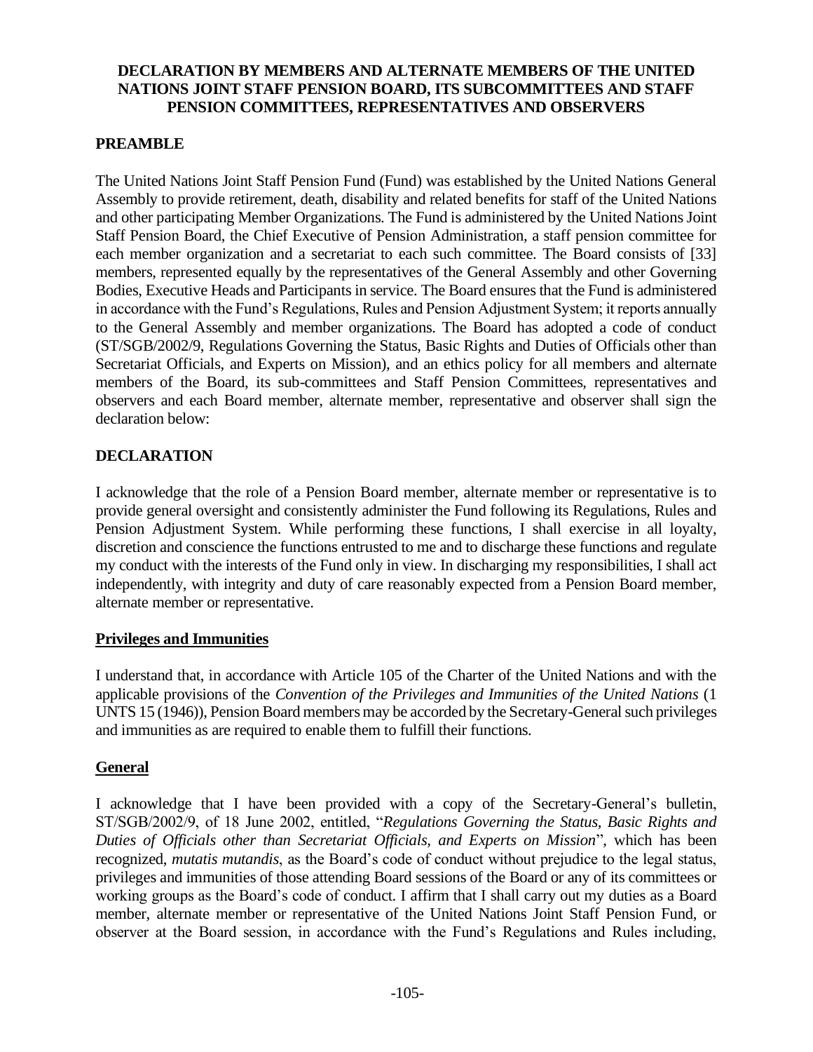**DECLARATION BY MEMBERS AND ALTERNATE MEMBERS OF THE UNITED NATIONS JOINT STAFF PENSION BOARD, ITS SUBCOMMITTEES AND STAFF PENSION COMMITTEES, REPRESENTATIVES AND OBSERVERS**

**PREAMBLE**

The United Nations Joint Staff Pension Fund (Fund) was established by the United Nations General Assembly to provide retirement, death, disability and related benefits for staff of the United Nations and other participating Member Organizations. The Fund is administered by the United Nations Joint Staff Pension Board, the Chief Executive of Pension Administration, a staff pension committee for each member organization and a secretariat to each such committee. The Board consists of [33] members, represented equally by the representatives of the General Assembly and other Governing Bodies, Executive Heads and Participants in service. The Board ensures that the Fund is administered in accordance with the Fund's Regulations, Rules and Pension Adjustment System; it reports annually to the General Assembly and member organizations. The Board has adopted a code of conduct (ST/SGB/2002/9, Regulations Governing the Status, Basic Rights and Duties of Officials other than Secretariat Officials, and Experts on Mission), and an ethics policy for all members and alternate members of the Board, its sub-committees and Staff Pension Committees, representatives and observers and each Board member, alternate member, representative and observer shall sign the declaration below:

**DECLARATION**

I acknowledge that the role of a Pension Board member, alternate member or representative is to provide general oversight and consistently administer the Fund following its Regulations, Rules and Pension Adjustment System. While performing these functions, I shall exercise in all loyalty, discretion and conscience the functions entrusted to me and to discharge these functions and regulate my conduct with the interests of the Fund only in view. In discharging my responsibilities, I shall act independently, with integrity and duty of care reasonably expected from a Pension Board member, alternate member or representative.

**Privileges and Immunities**

I understand that, in accordance with Article 105 of the Charter of the United Nations and with the applicable provisions of the *Convention of the Privileges and Immunities of the United Nations* (1 UNTS 15 (1946)), Pension Board members may be accorded by the Secretary-General such privileges and immunities as are required to enable them to fulfill their functions.

**General**

I acknowledge that I have been provided with a copy of the Secretary-General's bulletin, ST/SGB/2002/9, of 18 June 2002, entitled, "*Regulations Governing the Status, Basic Rights and Duties of Officials other than Secretariat Officials, and Experts on Mission*", which has been recognized, *mutatis mutandis*, as the Board's code of conduct without prejudice to the legal status, privileges and immunities of those attending Board sessions of the Board or any of its committees or working groups as the Board's code of conduct. I affirm that I shall carry out my duties as a Board member, alternate member or representative of the United Nations Joint Staff Pension Fund, or observer at the Board session, in accordance with the Fund's Regulations and Rules including,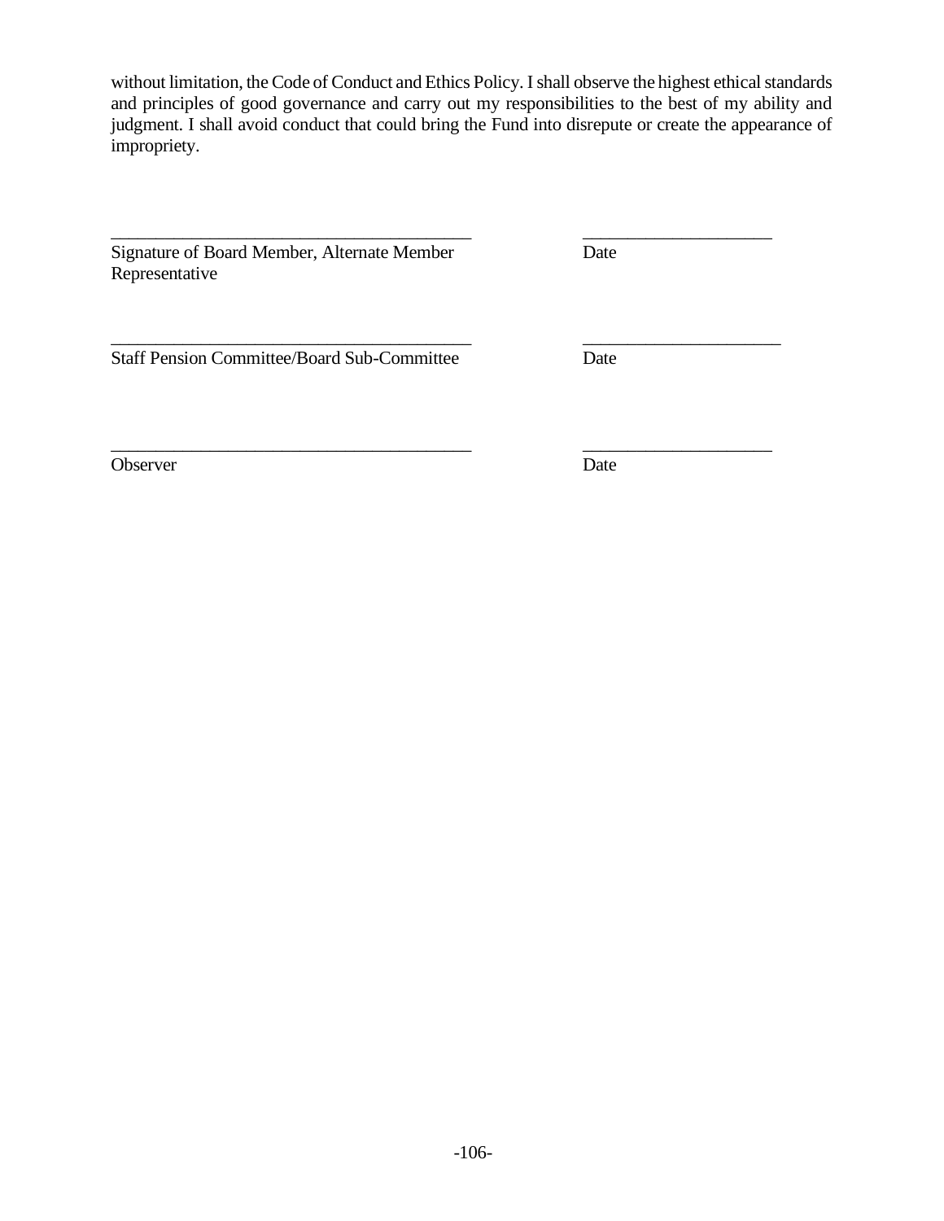without limitation, the Code of Conduct and Ethics Policy. I shall observe the highest ethical standards and principles of good governance and carry out my responsibilities to the best of my ability and judgment. I shall avoid conduct that could bring the Fund into disrepute or create the appearance of impropriety.

| | |
|---|---|
| ________________________________________ | ____________________ |
| Signature of Board Member, Alternate Member Representative | Date |
| ________________________________________ | ____________________ |
| Staff Pension Committee/Board Sub-Committee | Date |
| ________________________________________ | ____________________ |
| Observer | Date |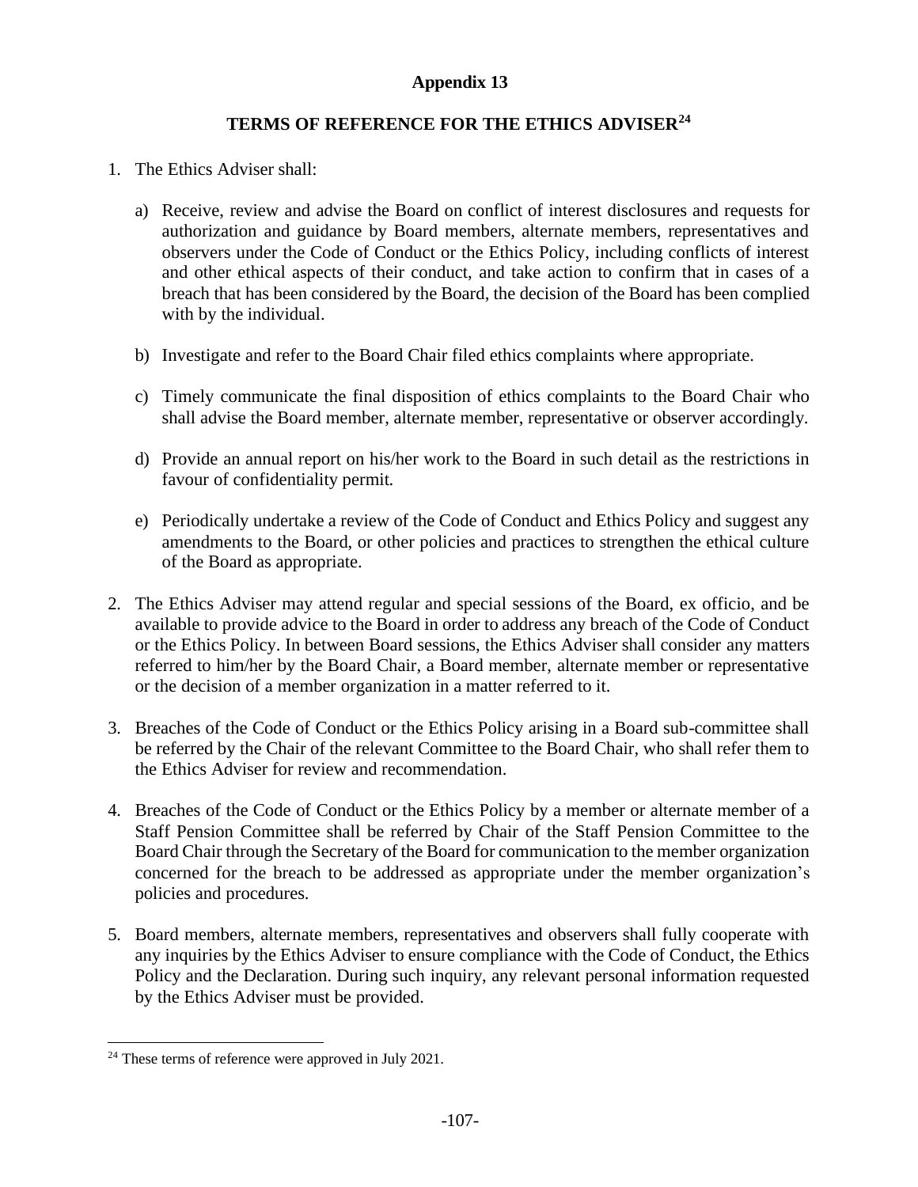# Appendix 13

## TERMS OF REFERENCE FOR THE ETHICS ADVISER[24]

1. The Ethics Adviser shall:

   a) Receive, review and advise the Board on conflict of interest disclosures and requests for authorization and guidance by Board members, alternate members, representatives and observers under the Code of Conduct or the Ethics Policy, including conflicts of interest and other ethical aspects of their conduct, and take action to confirm that in cases of a breach that has been considered by the Board, the decision of the Board has been complied with by the individual.

   b) Investigate and refer to the Board Chair filed ethics complaints where appropriate.

   c) Timely communicate the final disposition of ethics complaints to the Board Chair who shall advise the Board member, alternate member, representative or observer accordingly.

   d) Provide an annual report on his/her work to the Board in such detail as the restrictions in favour of confidentiality permit.

   e) Periodically undertake a review of the Code of Conduct and Ethics Policy and suggest any amendments to the Board, or other policies and practices to strengthen the ethical culture of the Board as appropriate.

2. The Ethics Adviser may attend regular and special sessions of the Board, ex officio, and be available to provide advice to the Board in order to address any breach of the Code of Conduct or the Ethics Policy. In between Board sessions, the Ethics Adviser shall consider any matters referred to him/her by the Board Chair, a Board member, alternate member or representative or the decision of a member organization in a matter referred to it.

3. Breaches of the Code of Conduct or the Ethics Policy arising in a Board sub-committee shall be referred by the Chair of the relevant Committee to the Board Chair, who shall refer them to the Ethics Adviser for review and recommendation.

4. Breaches of the Code of Conduct or the Ethics Policy by a member or alternate member of a Staff Pension Committee shall be referred by Chair of the Staff Pension Committee to the Board Chair through the Secretary of the Board for communication to the member organization concerned for the breach to be addressed as appropriate under the member organization's policies and procedures.

5. Board members, alternate members, representatives and observers shall fully cooperate with any inquiries by the Ethics Adviser to ensure compliance with the Code of Conduct, the Ethics Policy and the Declaration. During such inquiry, any relevant personal information requested by the Ethics Adviser must be provided.

---

[24] These terms of reference were approved in July 2021.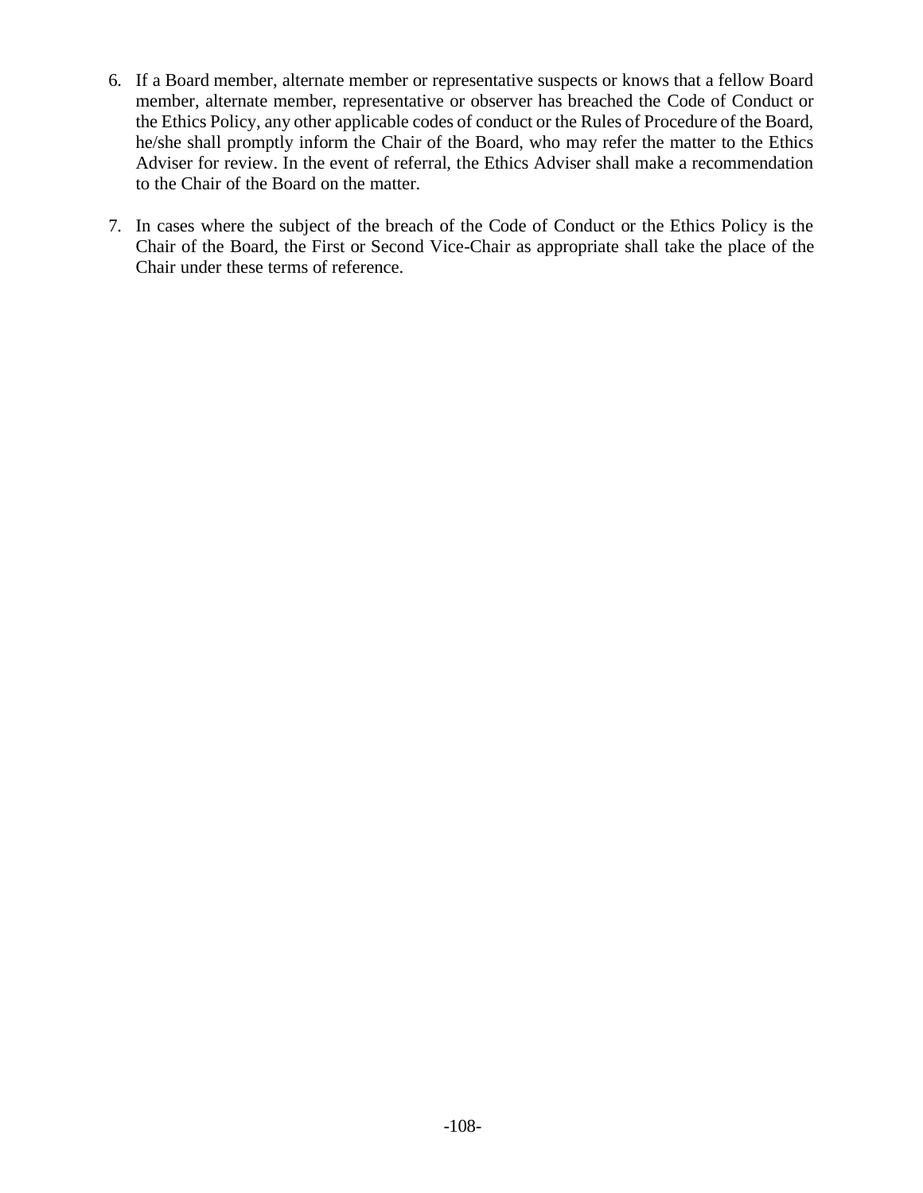6. If a Board member, alternate member or representative suspects or knows that a fellow Board member, alternate member, representative or observer has breached the Code of Conduct or the Ethics Policy, any other applicable codes of conduct or the Rules of Procedure of the Board, he/she shall promptly inform the Chair of the Board, who may refer the matter to the Ethics Adviser for review. In the event of referral, the Ethics Adviser shall make a recommendation to the Chair of the Board on the matter.

7. In cases where the subject of the breach of the Code of Conduct or the Ethics Policy is the Chair of the Board, the First or Second Vice-Chair as appropriate shall take the place of the Chair under these terms of reference.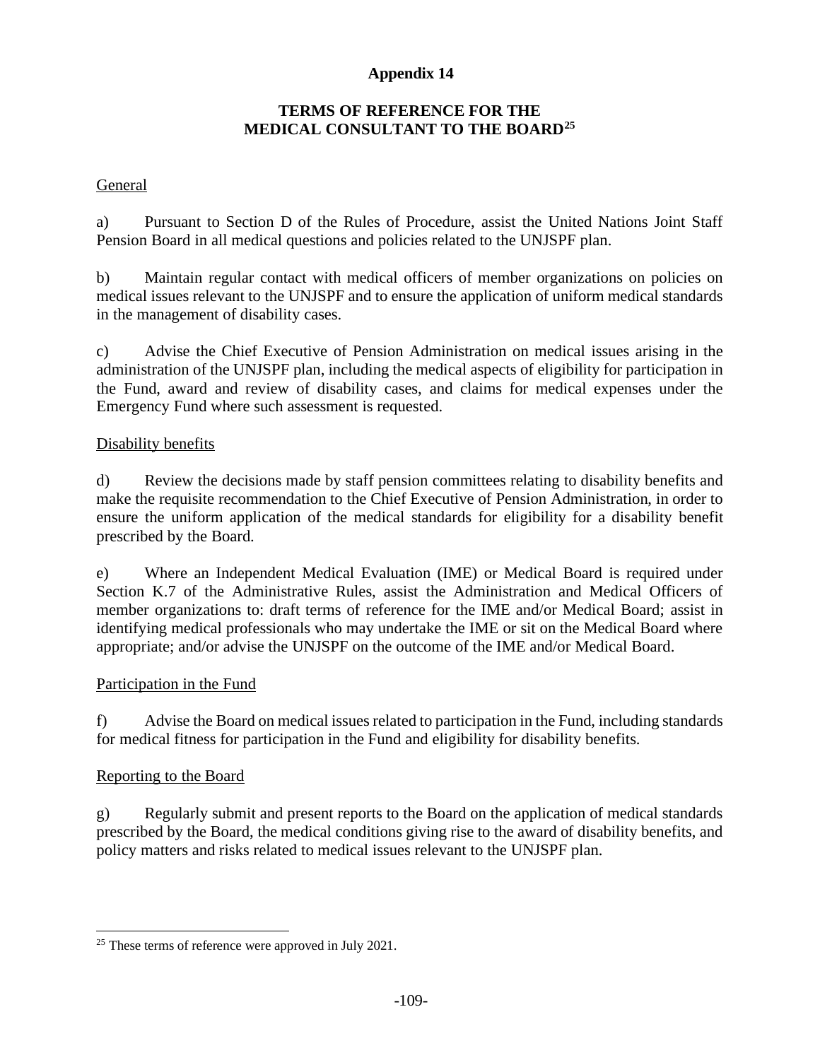# Appendix 14

## TERMS OF REFERENCE FOR THE MEDICAL CONSULTANT TO THE BOARD[25]

General

a) Pursuant to Section D of the Rules of Procedure, assist the United Nations Joint Staff Pension Board in all medical questions and policies related to the UNJSPF plan.

b) Maintain regular contact with medical officers of member organizations on policies on medical issues relevant to the UNJSPF and to ensure the application of uniform medical standards in the management of disability cases.

c) Advise the Chief Executive of Pension Administration on medical issues arising in the administration of the UNJSPF plan, including the medical aspects of eligibility for participation in the Fund, award and review of disability cases, and claims for medical expenses under the Emergency Fund where such assessment is requested.

Disability benefits

d) Review the decisions made by staff pension committees relating to disability benefits and make the requisite recommendation to the Chief Executive of Pension Administration, in order to ensure the uniform application of the medical standards for eligibility for a disability benefit prescribed by the Board.

e) Where an Independent Medical Evaluation (IME) or Medical Board is required under Section K.7 of the Administrative Rules, assist the Administration and Medical Officers of member organizations to: draft terms of reference for the IME and/or Medical Board; assist in identifying medical professionals who may undertake the IME or sit on the Medical Board where appropriate; and/or advise the UNJSPF on the outcome of the IME and/or Medical Board.

Participation in the Fund

f) Advise the Board on medical issues related to participation in the Fund, including standards for medical fitness for participation in the Fund and eligibility for disability benefits.

Reporting to the Board

g) Regularly submit and present reports to the Board on the application of medical standards prescribed by the Board, the medical conditions giving rise to the award of disability benefits, and policy matters and risks related to medical issues relevant to the UNJSPF plan.

---

[25] These terms of reference were approved in July 2021.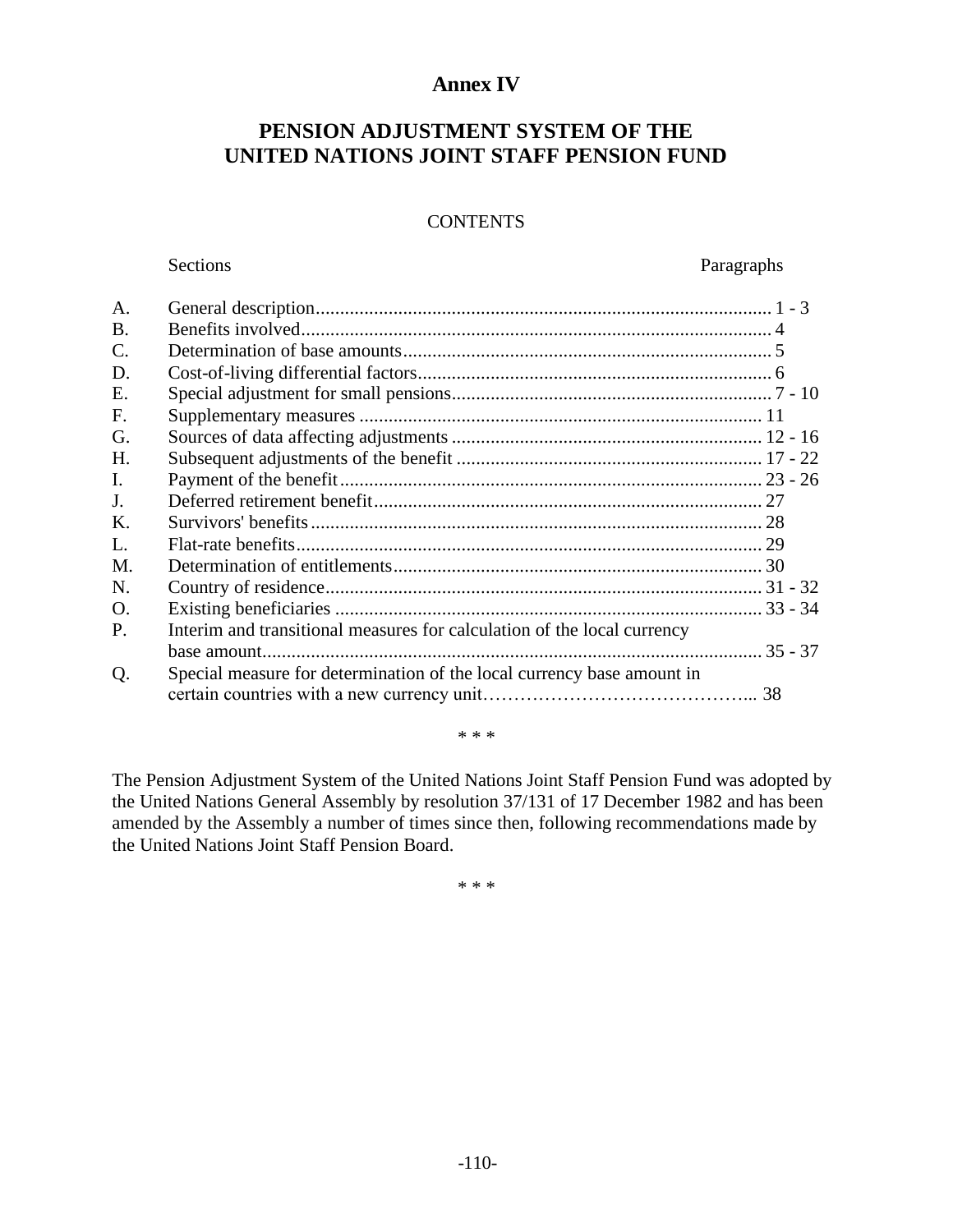# Annex IV

## PENSION ADJUSTMENT SYSTEM OF THE UNITED NATIONS JOINT STAFF PENSION FUND

CONTENTS

| | Sections | Paragraphs |
|---|---|---|
| A. | General description | 1 - 3 |
| B. | Benefits involved | 4 |
| C. | Determination of base amounts | 5 |
| D. | Cost-of-living differential factors | 6 |
| E. | Special adjustment for small pensions | 7 - 10 |
| F. | Supplementary measures | 11 |
| G. | Sources of data affecting adjustments | 12 - 16 |
| H. | Subsequent adjustments of the benefit | 17 - 22 |
| I. | Payment of the benefit | 23 - 26 |
| J. | Deferred retirement benefit | 27 |
| K. | Survivors' benefits | 28 |
| L. | Flat-rate benefits | 29 |
| M. | Determination of entitlements | 30 |
| N. | Country of residence | 31 - 32 |
| O. | Existing beneficiaries | 33 - 34 |
| P. | Interim and transitional measures for calculation of the local currency base amount | 35 - 37 |
| Q. | Special measure for determination of the local currency base amount in certain countries with a new currency unit | 38 |

\* \* \*

The Pension Adjustment System of the United Nations Joint Staff Pension Fund was adopted by the United Nations General Assembly by resolution 37/131 of 17 December 1982 and has been amended by the Assembly a number of times since then, following recommendations made by the United Nations Joint Staff Pension Board.

\* \* \*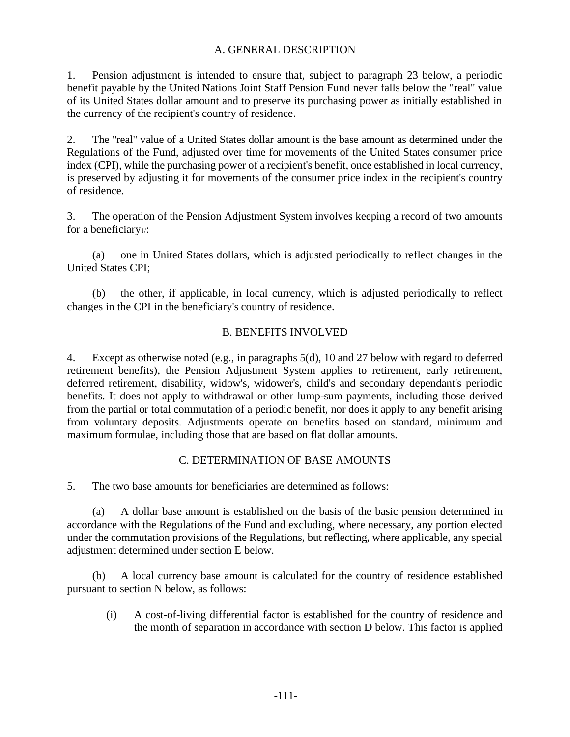## A. GENERAL DESCRIPTION

1. Pension adjustment is intended to ensure that, subject to paragraph 23 below, a periodic benefit payable by the United Nations Joint Staff Pension Fund never falls below the "real" value of its United States dollar amount and to preserve its purchasing power as initially established in the currency of the recipient's country of residence.

2. The "real" value of a United States dollar amount is the base amount as determined under the Regulations of the Fund, adjusted over time for movements of the United States consumer price index (CPI), while the purchasing power of a recipient's benefit, once established in local currency, is preserved by adjusting it for movements of the consumer price index in the recipient's country of residence.

3. The operation of the Pension Adjustment System involves keeping a record of two amounts for a beneficiary[1/]:

(a) one in United States dollars, which is adjusted periodically to reflect changes in the United States CPI;

(b) the other, if applicable, in local currency, which is adjusted periodically to reflect changes in the CPI in the beneficiary's country of residence.

## B. BENEFITS INVOLVED

4. Except as otherwise noted (e.g., in paragraphs 5(d), 10 and 27 below with regard to deferred retirement benefits), the Pension Adjustment System applies to retirement, early retirement, deferred retirement, disability, widow's, widower's, child's and secondary dependant's periodic benefits. It does not apply to withdrawal or other lump-sum payments, including those derived from the partial or total commutation of a periodic benefit, nor does it apply to any benefit arising from voluntary deposits. Adjustments operate on benefits based on standard, minimum and maximum formulae, including those that are based on flat dollar amounts.

## C. DETERMINATION OF BASE AMOUNTS

5. The two base amounts for beneficiaries are determined as follows:

(a) A dollar base amount is established on the basis of the basic pension determined in accordance with the Regulations of the Fund and excluding, where necessary, any portion elected under the commutation provisions of the Regulations, but reflecting, where applicable, any special adjustment determined under section E below.

(b) A local currency base amount is calculated for the country of residence established pursuant to section N below, as follows:

(i) A cost-of-living differential factor is established for the country of residence and the month of separation in accordance with section D below. This factor is applied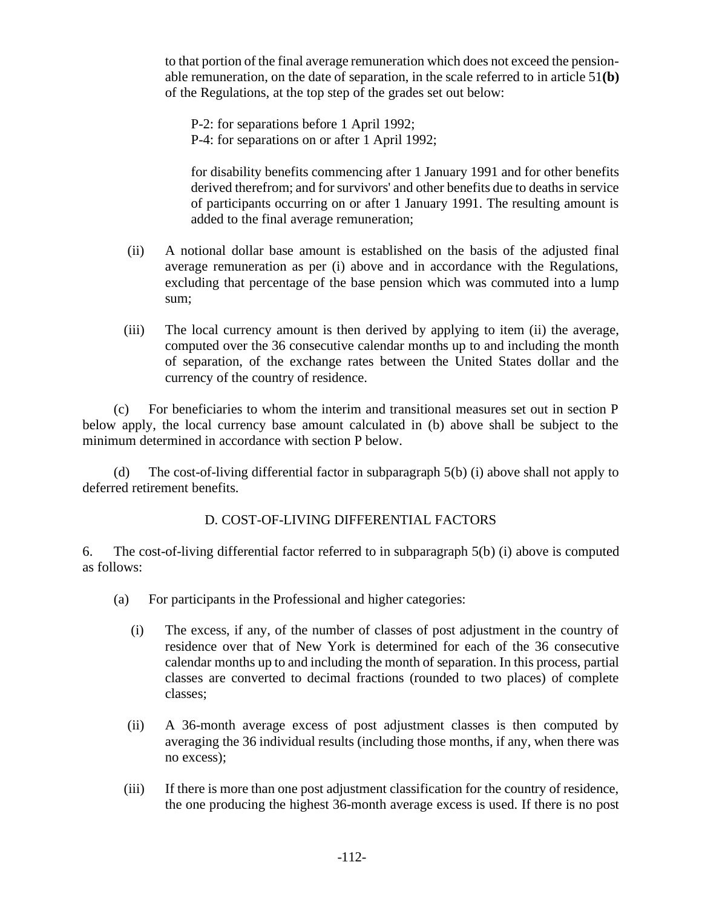to that portion of the final average remuneration which does not exceed the pensionable remuneration, on the date of separation, in the scale referred to in article 51**(b)** of the Regulations, at the top step of the grades set out below:

P-2: for separations before 1 April 1992;
P-4: for separations on or after 1 April 1992;

for disability benefits commencing after 1 January 1991 and for other benefits derived therefrom; and for survivors' and other benefits due to deaths in service of participants occurring on or after 1 January 1991. The resulting amount is added to the final average remuneration;

(ii) A notional dollar base amount is established on the basis of the adjusted final average remuneration as per (i) above and in accordance with the Regulations, excluding that percentage of the base pension which was commuted into a lump sum;

(iii) The local currency amount is then derived by applying to item (ii) the average, computed over the 36 consecutive calendar months up to and including the month of separation, of the exchange rates between the United States dollar and the currency of the country of residence.

(c) For beneficiaries to whom the interim and transitional measures set out in section P below apply, the local currency base amount calculated in (b) above shall be subject to the minimum determined in accordance with section P below.

(d) The cost-of-living differential factor in subparagraph 5(b) (i) above shall not apply to deferred retirement benefits.

## D. COST-OF-LIVING DIFFERENTIAL FACTORS

6. The cost-of-living differential factor referred to in subparagraph 5(b) (i) above is computed as follows:

(a) For participants in the Professional and higher categories:

(i) The excess, if any, of the number of classes of post adjustment in the country of residence over that of New York is determined for each of the 36 consecutive calendar months up to and including the month of separation. In this process, partial classes are converted to decimal fractions (rounded to two places) of complete classes;

(ii) A 36-month average excess of post adjustment classes is then computed by averaging the 36 individual results (including those months, if any, when there was no excess);

(iii) If there is more than one post adjustment classification for the country of residence, the one producing the highest 36-month average excess is used. If there is no post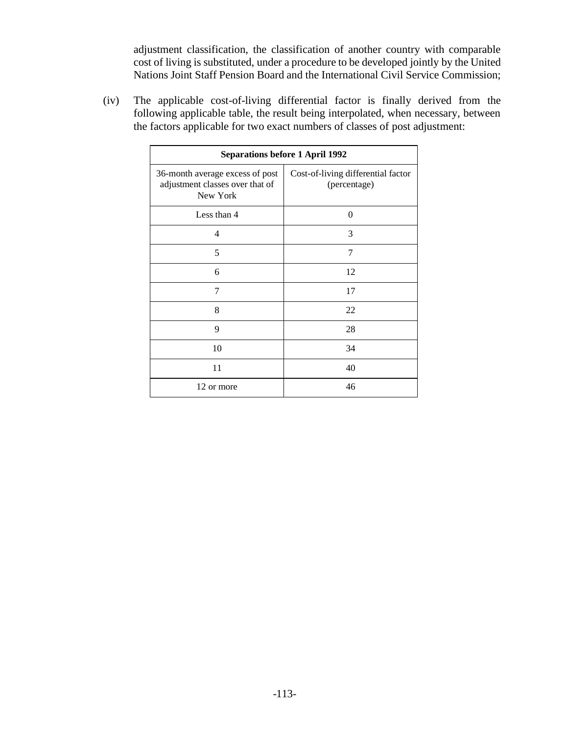adjustment classification, the classification of another country with comparable cost of living is substituted, under a procedure to be developed jointly by the United Nations Joint Staff Pension Board and the International Civil Service Commission;

(iv) The applicable cost-of-living differential factor is finally derived from the following applicable table, the result being interpolated, when necessary, between the factors applicable for two exact numbers of classes of post adjustment:

| **Separations before 1 April 1992** | |
|---|---|
| 36-month average excess of post adjustment classes over that of New York | Cost-of-living differential factor (percentage) |
| Less than 4 | 0 |
| 4 | 3 |
| 5 | 7 |
| 6 | 12 |
| 7 | 17 |
| 8 | 22 |
| 9 | 28 |
| 10 | 34 |
| 11 | 40 |
| 12 or more | 46 |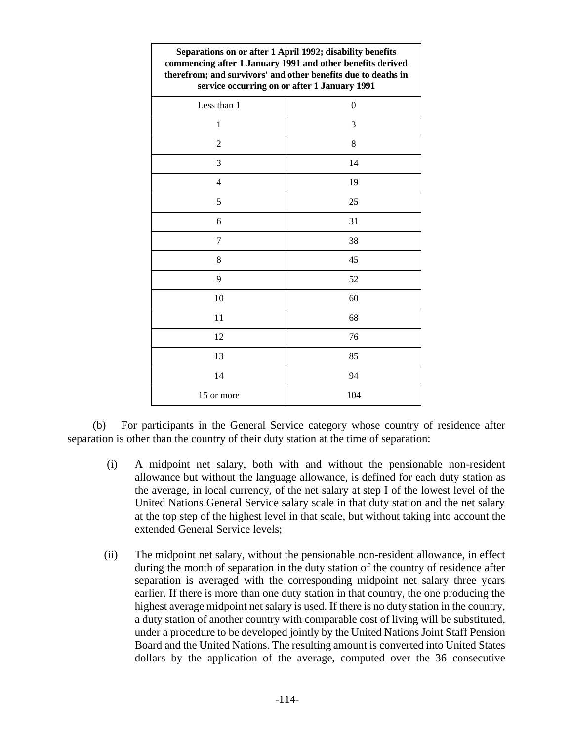| Separations on or after 1 April 1992; disability benefits commencing after 1 January 1991 and other benefits derived therefrom; and survivors' and other benefits due to deaths in service occurring on or after 1 January 1991 | |
|---|---|
| Less than 1 | 0 |
| 1 | 3 |
| 2 | 8 |
| 3 | 14 |
| 4 | 19 |
| 5 | 25 |
| 6 | 31 |
| 7 | 38 |
| 8 | 45 |
| 9 | 52 |
| 10 | 60 |
| 11 | 68 |
| 12 | 76 |
| 13 | 85 |
| 14 | 94 |
| 15 or more | 104 |

(b) For participants in the General Service category whose country of residence after separation is other than the country of their duty station at the time of separation:

(i) A midpoint net salary, both with and without the pensionable non-resident allowance but without the language allowance, is defined for each duty station as the average, in local currency, of the net salary at step I of the lowest level of the United Nations General Service salary scale in that duty station and the net salary at the top step of the highest level in that scale, but without taking into account the extended General Service levels;

(ii) The midpoint net salary, without the pensionable non-resident allowance, in effect during the month of separation in the duty station of the country of residence after separation is averaged with the corresponding midpoint net salary three years earlier. If there is more than one duty station in that country, the one producing the highest average midpoint net salary is used. If there is no duty station in the country, a duty station of another country with comparable cost of living will be substituted, under a procedure to be developed jointly by the United Nations Joint Staff Pension Board and the United Nations. The resulting amount is converted into United States dollars by the application of the average, computed over the 36 consecutive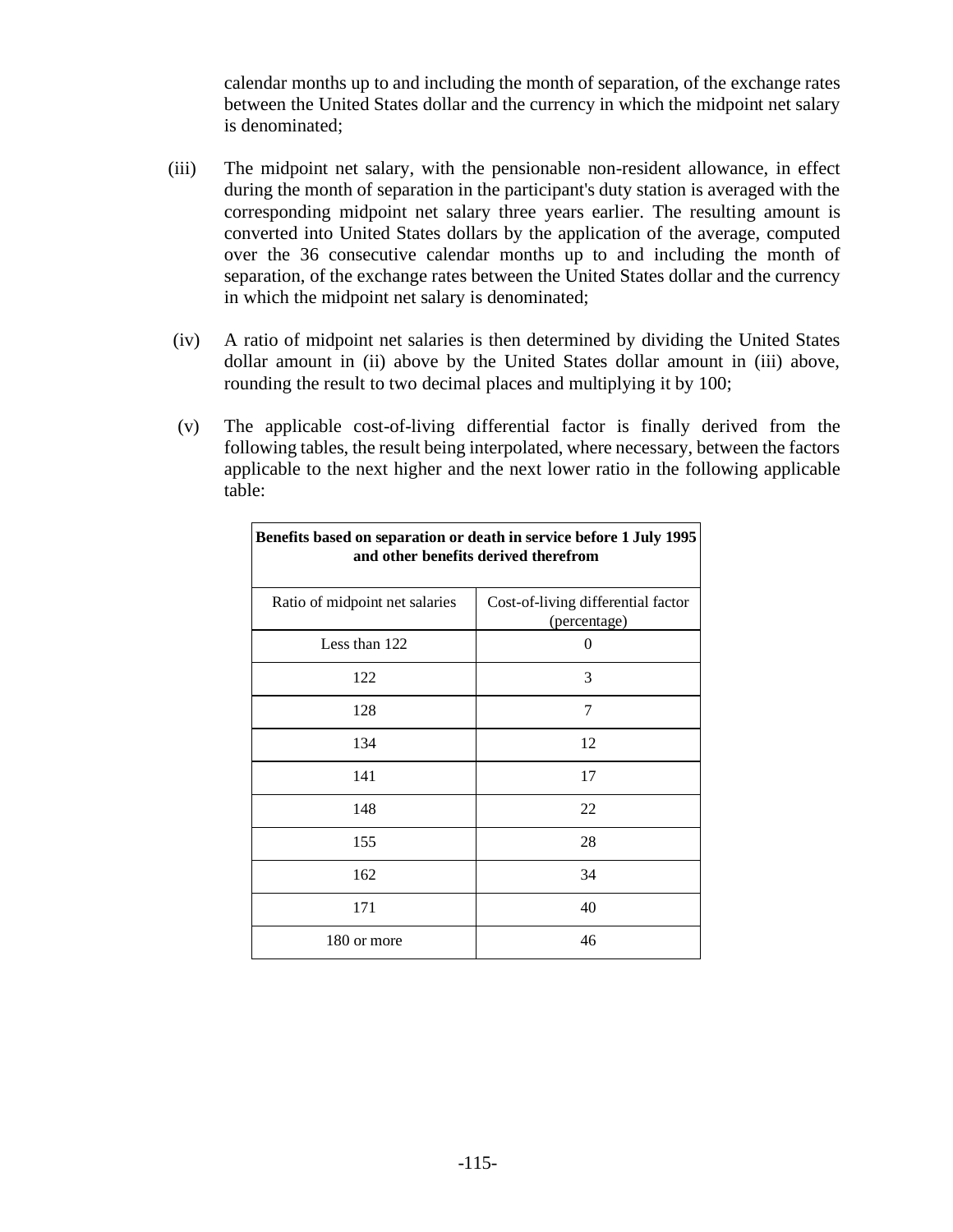calendar months up to and including the month of separation, of the exchange rates between the United States dollar and the currency in which the midpoint net salary is denominated;

(iii) The midpoint net salary, with the pensionable non-resident allowance, in effect during the month of separation in the participant's duty station is averaged with the corresponding midpoint net salary three years earlier. The resulting amount is converted into United States dollars by the application of the average, computed over the 36 consecutive calendar months up to and including the month of separation, of the exchange rates between the United States dollar and the currency in which the midpoint net salary is denominated;

(iv) A ratio of midpoint net salaries is then determined by dividing the United States dollar amount in (ii) above by the United States dollar amount in (iii) above, rounding the result to two decimal places and multiplying it by 100;

(v) The applicable cost-of-living differential factor is finally derived from the following tables, the result being interpolated, where necessary, between the factors applicable to the next higher and the next lower ratio in the following applicable table:

| **Benefits based on separation or death in service before 1 July 1995 and other benefits derived therefrom** | |
|---|---|
| Ratio of midpoint net salaries | Cost-of-living differential factor (percentage) |
| Less than 122 | 0 |
| 122 | 3 |
| 128 | 7 |
| 134 | 12 |
| 141 | 17 |
| 148 | 22 |
| 155 | 28 |
| 162 | 34 |
| 171 | 40 |
| 180 or more | 46 |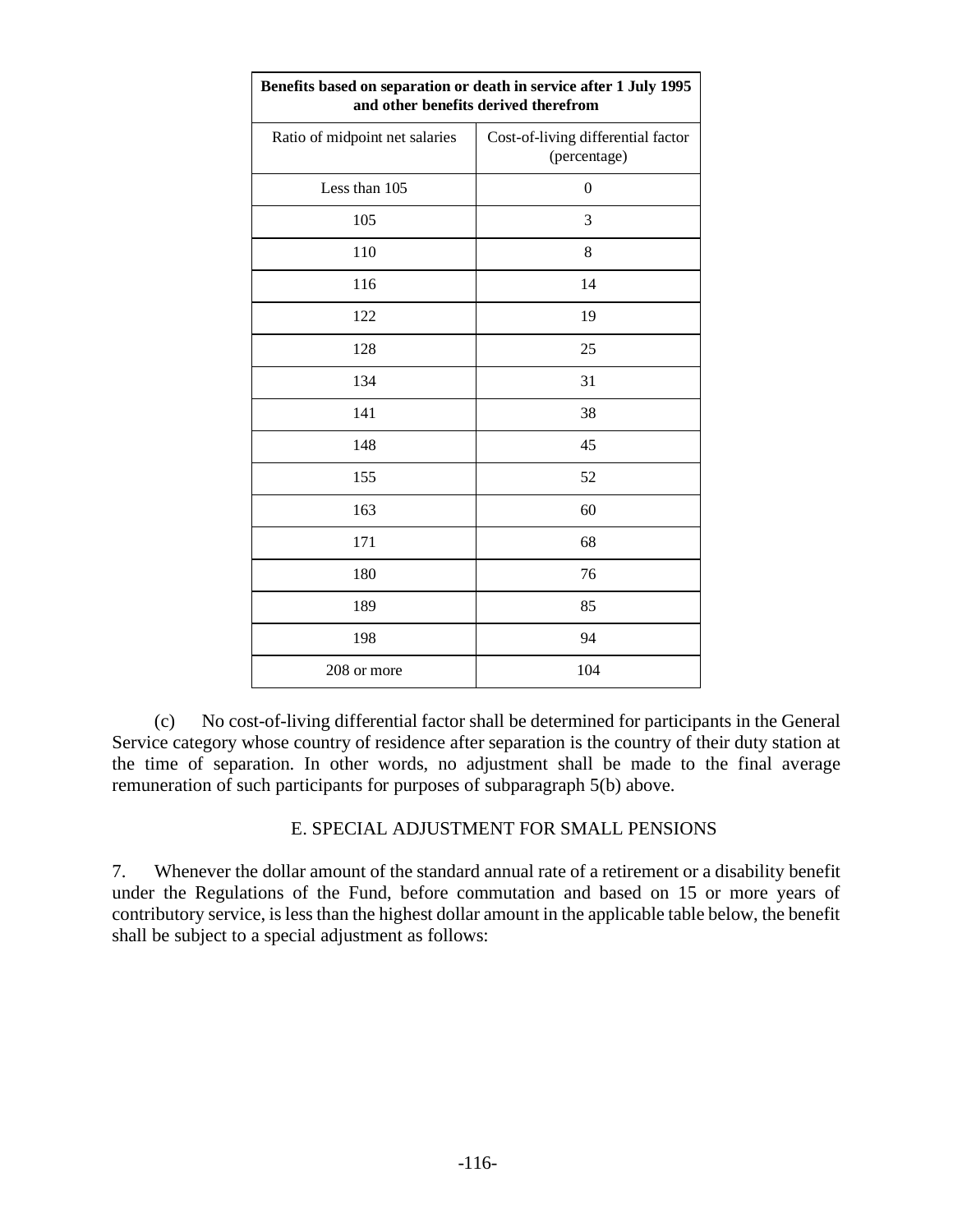| Benefits based on separation or death in service after 1 July 1995 and other benefits derived therefrom | |
|---|---|
| Ratio of midpoint net salaries | Cost-of-living differential factor (percentage) |
| Less than 105 | 0 |
| 105 | 3 |
| 110 | 8 |
| 116 | 14 |
| 122 | 19 |
| 128 | 25 |
| 134 | 31 |
| 141 | 38 |
| 148 | 45 |
| 155 | 52 |
| 163 | 60 |
| 171 | 68 |
| 180 | 76 |
| 189 | 85 |
| 198 | 94 |
| 208 or more | 104 |

(c) No cost-of-living differential factor shall be determined for participants in the General Service category whose country of residence after separation is the country of their duty station at the time of separation. In other words, no adjustment shall be made to the final average remuneration of such participants for purposes of subparagraph 5(b) above.

## E. SPECIAL ADJUSTMENT FOR SMALL PENSIONS

7. Whenever the dollar amount of the standard annual rate of a retirement or a disability benefit under the Regulations of the Fund, before commutation and based on 15 or more years of contributory service, is less than the highest dollar amount in the applicable table below, the benefit shall be subject to a special adjustment as follows: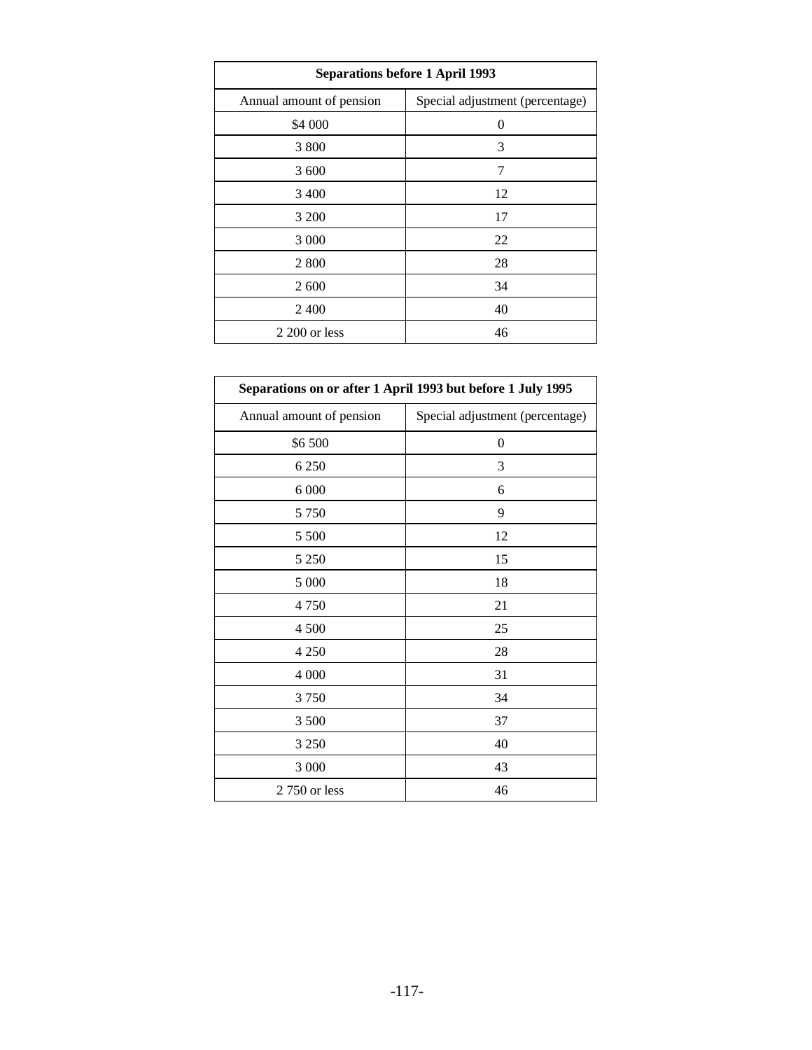| Separations before 1 April 1993 | |
|---|---|
| Annual amount of pension | Special adjustment (percentage) |
| $4 000 | 0 |
| 3 800 | 3 |
| 3 600 | 7 |
| 3 400 | 12 |
| 3 200 | 17 |
| 3 000 | 22 |
| 2 800 | 28 |
| 2 600 | 34 |
| 2 400 | 40 |
| 2 200 or less | 46 |

| Separations on or after 1 April 1993 but before 1 July 1995 | |
|---|---|
| Annual amount of pension | Special adjustment (percentage) |
| $6 500 | 0 |
| 6 250 | 3 |
| 6 000 | 6 |
| 5 750 | 9 |
| 5 500 | 12 |
| 5 250 | 15 |
| 5 000 | 18 |
| 4 750 | 21 |
| 4 500 | 25 |
| 4 250 | 28 |
| 4 000 | 31 |
| 3 750 | 34 |
| 3 500 | 37 |
| 3 250 | 40 |
| 3 000 | 43 |
| 2 750 or less | 46 |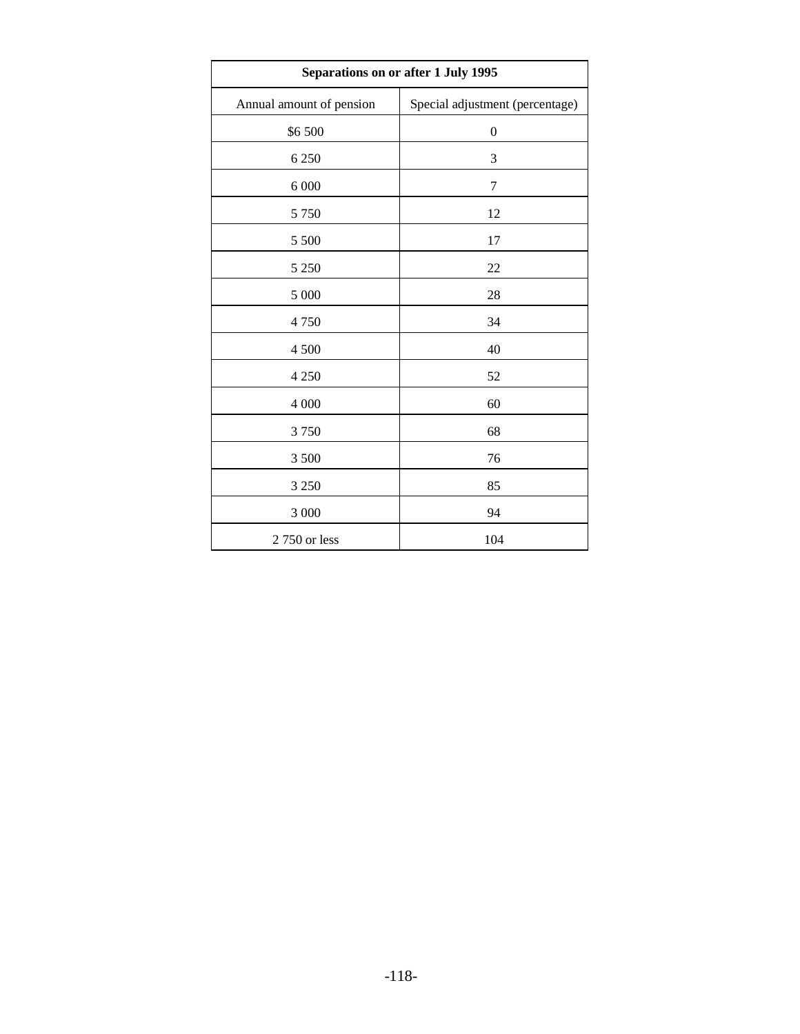| Separations on or after 1 July 1995 | |
|---|---|
| Annual amount of pension | Special adjustment (percentage) |
| $6 500 | 0 |
| 6 250 | 3 |
| 6 000 | 7 |
| 5 750 | 12 |
| 5 500 | 17 |
| 5 250 | 22 |
| 5 000 | 28 |
| 4 750 | 34 |
| 4 500 | 40 |
| 4 250 | 52 |
| 4 000 | 60 |
| 3 750 | 68 |
| 3 500 | 76 |
| 3 250 | 85 |
| 3 000 | 94 |
| 2 750 or less | 104 |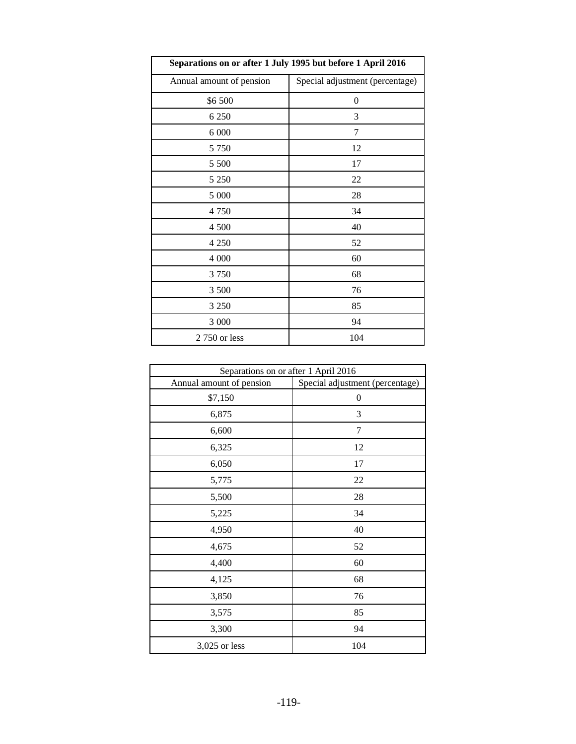| **Separations on or after 1 July 1995 but before 1 April 2016** | |
|---|---|
| Annual amount of pension | Special adjustment (percentage) |
| $6 500 | 0 |
| 6 250 | 3 |
| 6 000 | 7 |
| 5 750 | 12 |
| 5 500 | 17 |
| 5 250 | 22 |
| 5 000 | 28 |
| 4 750 | 34 |
| 4 500 | 40 |
| 4 250 | 52 |
| 4 000 | 60 |
| 3 750 | 68 |
| 3 500 | 76 |
| 3 250 | 85 |
| 3 000 | 94 |
| 2 750 or less | 104 |

| Separations on or after 1 April 2016 | |
|---|---|
| Annual amount of pension | Special adjustment (percentage) |
| $7,150 | 0 |
| 6,875 | 3 |
| 6,600 | 7 |
| 6,325 | 12 |
| 6,050 | 17 |
| 5,775 | 22 |
| 5,500 | 28 |
| 5,225 | 34 |
| 4,950 | 40 |
| 4,675 | 52 |
| 4,400 | 60 |
| 4,125 | 68 |
| 3,850 | 76 |
| 3,575 | 85 |
| 3,300 | 94 |
| 3,025 or less | 104 |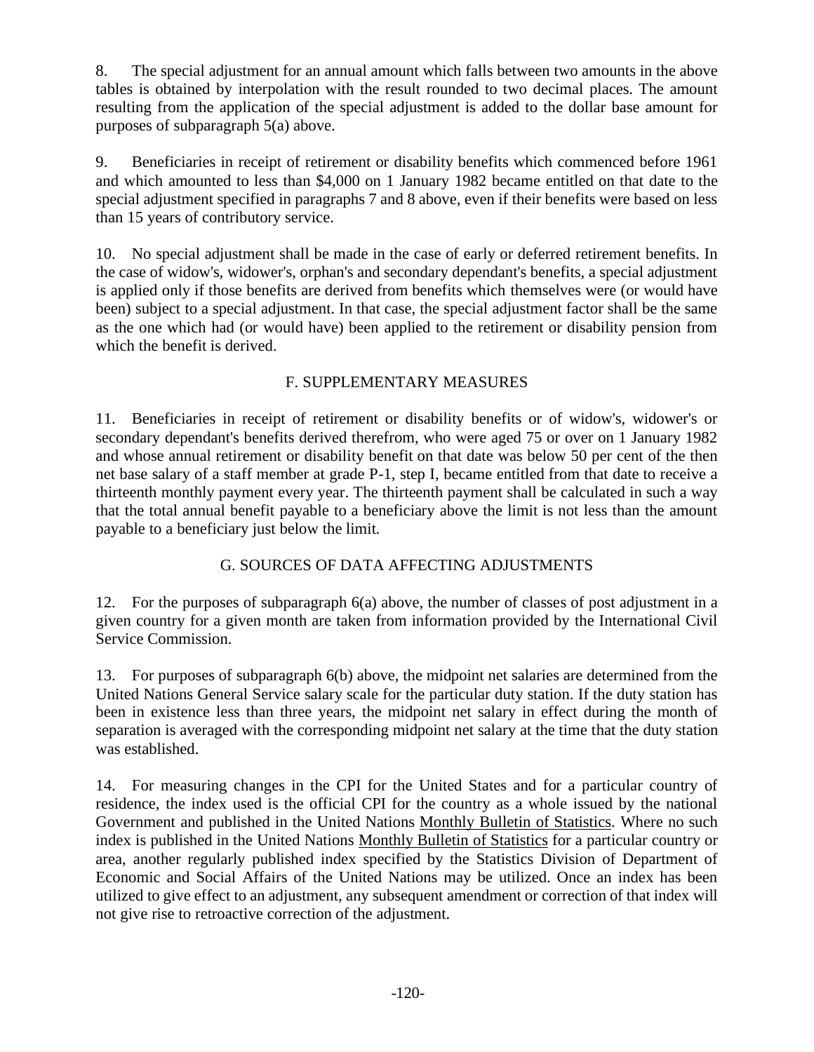8. The special adjustment for an annual amount which falls between two amounts in the above tables is obtained by interpolation with the result rounded to two decimal places. The amount resulting from the application of the special adjustment is added to the dollar base amount for purposes of subparagraph 5(a) above.

9. Beneficiaries in receipt of retirement or disability benefits which commenced before 1961 and which amounted to less than $4,000 on 1 January 1982 became entitled on that date to the special adjustment specified in paragraphs 7 and 8 above, even if their benefits were based on less than 15 years of contributory service.

10. No special adjustment shall be made in the case of early or deferred retirement benefits. In the case of widow's, widower's, orphan's and secondary dependant's benefits, a special adjustment is applied only if those benefits are derived from benefits which themselves were (or would have been) subject to a special adjustment. In that case, the special adjustment factor shall be the same as the one which had (or would have) been applied to the retirement or disability pension from which the benefit is derived.

## F. SUPPLEMENTARY MEASURES

11. Beneficiaries in receipt of retirement or disability benefits or of widow's, widower's or secondary dependant's benefits derived therefrom, who were aged 75 or over on 1 January 1982 and whose annual retirement or disability benefit on that date was below 50 per cent of the then net base salary of a staff member at grade P-1, step I, became entitled from that date to receive a thirteenth monthly payment every year. The thirteenth payment shall be calculated in such a way that the total annual benefit payable to a beneficiary above the limit is not less than the amount payable to a beneficiary just below the limit.

## G. SOURCES OF DATA AFFECTING ADJUSTMENTS

12. For the purposes of subparagraph 6(a) above, the number of classes of post adjustment in a given country for a given month are taken from information provided by the International Civil Service Commission.

13. For purposes of subparagraph 6(b) above, the midpoint net salaries are determined from the United Nations General Service salary scale for the particular duty station. If the duty station has been in existence less than three years, the midpoint net salary in effect during the month of separation is averaged with the corresponding midpoint net salary at the time that the duty station was established.

14. For measuring changes in the CPI for the United States and for a particular country of residence, the index used is the official CPI for the country as a whole issued by the national Government and published in the United Nations Monthly Bulletin of Statistics. Where no such index is published in the United Nations Monthly Bulletin of Statistics for a particular country or area, another regularly published index specified by the Statistics Division of Department of Economic and Social Affairs of the United Nations may be utilized. Once an index has been utilized to give effect to an adjustment, any subsequent amendment or correction of that index will not give rise to retroactive correction of the adjustment.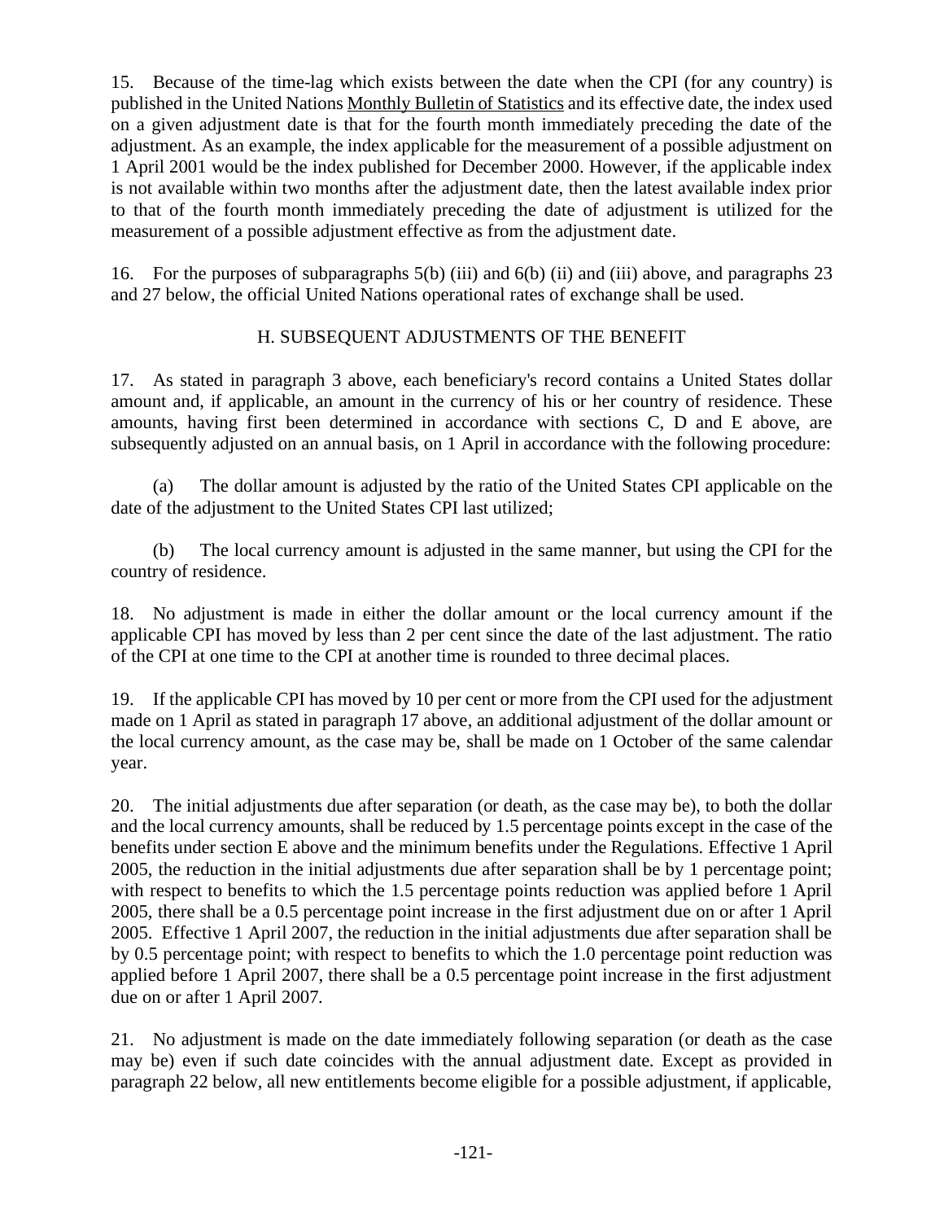15. Because of the time-lag which exists between the date when the CPI (for any country) is published in the United Nations Monthly Bulletin of Statistics and its effective date, the index used on a given adjustment date is that for the fourth month immediately preceding the date of the adjustment. As an example, the index applicable for the measurement of a possible adjustment on 1 April 2001 would be the index published for December 2000. However, if the applicable index is not available within two months after the adjustment date, then the latest available index prior to that of the fourth month immediately preceding the date of adjustment is utilized for the measurement of a possible adjustment effective as from the adjustment date.

16. For the purposes of subparagraphs 5(b) (iii) and 6(b) (ii) and (iii) above, and paragraphs 23 and 27 below, the official United Nations operational rates of exchange shall be used.

## H. SUBSEQUENT ADJUSTMENTS OF THE BENEFIT

17. As stated in paragraph 3 above, each beneficiary's record contains a United States dollar amount and, if applicable, an amount in the currency of his or her country of residence. These amounts, having first been determined in accordance with sections C, D and E above, are subsequently adjusted on an annual basis, on 1 April in accordance with the following procedure:

(a) The dollar amount is adjusted by the ratio of the United States CPI applicable on the date of the adjustment to the United States CPI last utilized;

(b) The local currency amount is adjusted in the same manner, but using the CPI for the country of residence.

18. No adjustment is made in either the dollar amount or the local currency amount if the applicable CPI has moved by less than 2 per cent since the date of the last adjustment. The ratio of the CPI at one time to the CPI at another time is rounded to three decimal places.

19. If the applicable CPI has moved by 10 per cent or more from the CPI used for the adjustment made on 1 April as stated in paragraph 17 above, an additional adjustment of the dollar amount or the local currency amount, as the case may be, shall be made on 1 October of the same calendar year.

20. The initial adjustments due after separation (or death, as the case may be), to both the dollar and the local currency amounts, shall be reduced by 1.5 percentage points except in the case of the benefits under section E above and the minimum benefits under the Regulations. Effective 1 April 2005, the reduction in the initial adjustments due after separation shall be by 1 percentage point; with respect to benefits to which the 1.5 percentage points reduction was applied before 1 April 2005, there shall be a 0.5 percentage point increase in the first adjustment due on or after 1 April 2005. Effective 1 April 2007, the reduction in the initial adjustments due after separation shall be by 0.5 percentage point; with respect to benefits to which the 1.0 percentage point reduction was applied before 1 April 2007, there shall be a 0.5 percentage point increase in the first adjustment due on or after 1 April 2007.

21. No adjustment is made on the date immediately following separation (or death as the case may be) even if such date coincides with the annual adjustment date. Except as provided in paragraph 22 below, all new entitlements become eligible for a possible adjustment, if applicable,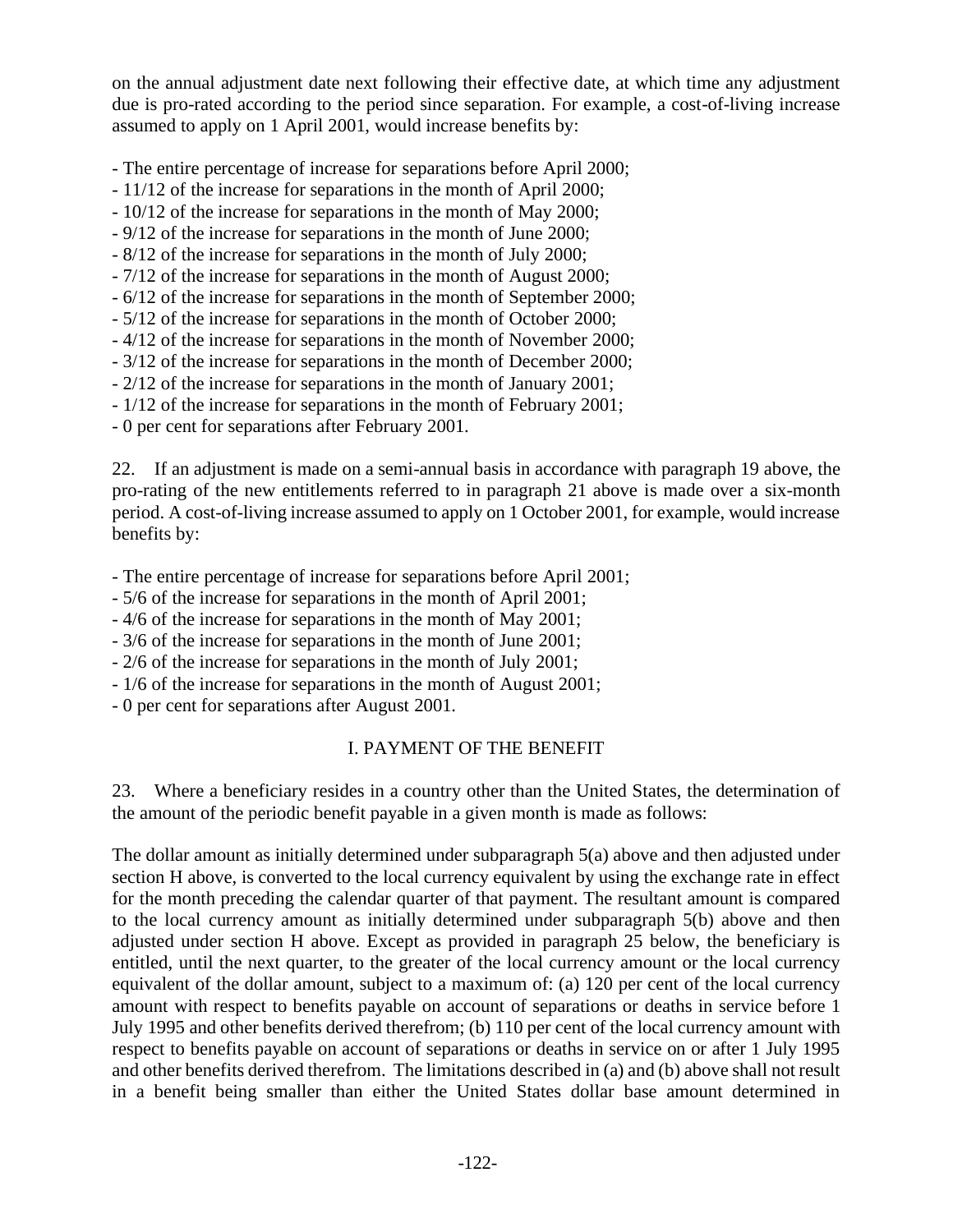on the annual adjustment date next following their effective date, at which time any adjustment due is pro-rated according to the period since separation. For example, a cost-of-living increase assumed to apply on 1 April 2001, would increase benefits by:

- The entire percentage of increase for separations before April 2000;
- 11/12 of the increase for separations in the month of April 2000;
- 10/12 of the increase for separations in the month of May 2000;
- 9/12 of the increase for separations in the month of June 2000;
- 8/12 of the increase for separations in the month of July 2000;
- 7/12 of the increase for separations in the month of August 2000;
- 6/12 of the increase for separations in the month of September 2000;
- 5/12 of the increase for separations in the month of October 2000;
- 4/12 of the increase for separations in the month of November 2000;
- 3/12 of the increase for separations in the month of December 2000;
- 2/12 of the increase for separations in the month of January 2001;
- 1/12 of the increase for separations in the month of February 2001;
- 0 per cent for separations after February 2001.

22. If an adjustment is made on a semi-annual basis in accordance with paragraph 19 above, the pro-rating of the new entitlements referred to in paragraph 21 above is made over a six-month period. A cost-of-living increase assumed to apply on 1 October 2001, for example, would increase benefits by:

- The entire percentage of increase for separations before April 2001;
- 5/6 of the increase for separations in the month of April 2001;
- 4/6 of the increase for separations in the month of May 2001;
- 3/6 of the increase for separations in the month of June 2001;
- 2/6 of the increase for separations in the month of July 2001;
- 1/6 of the increase for separations in the month of August 2001;
- 0 per cent for separations after August 2001.

## I. PAYMENT OF THE BENEFIT

23. Where a beneficiary resides in a country other than the United States, the determination of the amount of the periodic benefit payable in a given month is made as follows:

The dollar amount as initially determined under subparagraph 5(a) above and then adjusted under section H above, is converted to the local currency equivalent by using the exchange rate in effect for the month preceding the calendar quarter of that payment. The resultant amount is compared to the local currency amount as initially determined under subparagraph 5(b) above and then adjusted under section H above. Except as provided in paragraph 25 below, the beneficiary is entitled, until the next quarter, to the greater of the local currency amount or the local currency equivalent of the dollar amount, subject to a maximum of: (a) 120 per cent of the local currency amount with respect to benefits payable on account of separations or deaths in service before 1 July 1995 and other benefits derived therefrom; (b) 110 per cent of the local currency amount with respect to benefits payable on account of separations or deaths in service on or after 1 July 1995 and other benefits derived therefrom. The limitations described in (a) and (b) above shall not result in a benefit being smaller than either the United States dollar base amount determined in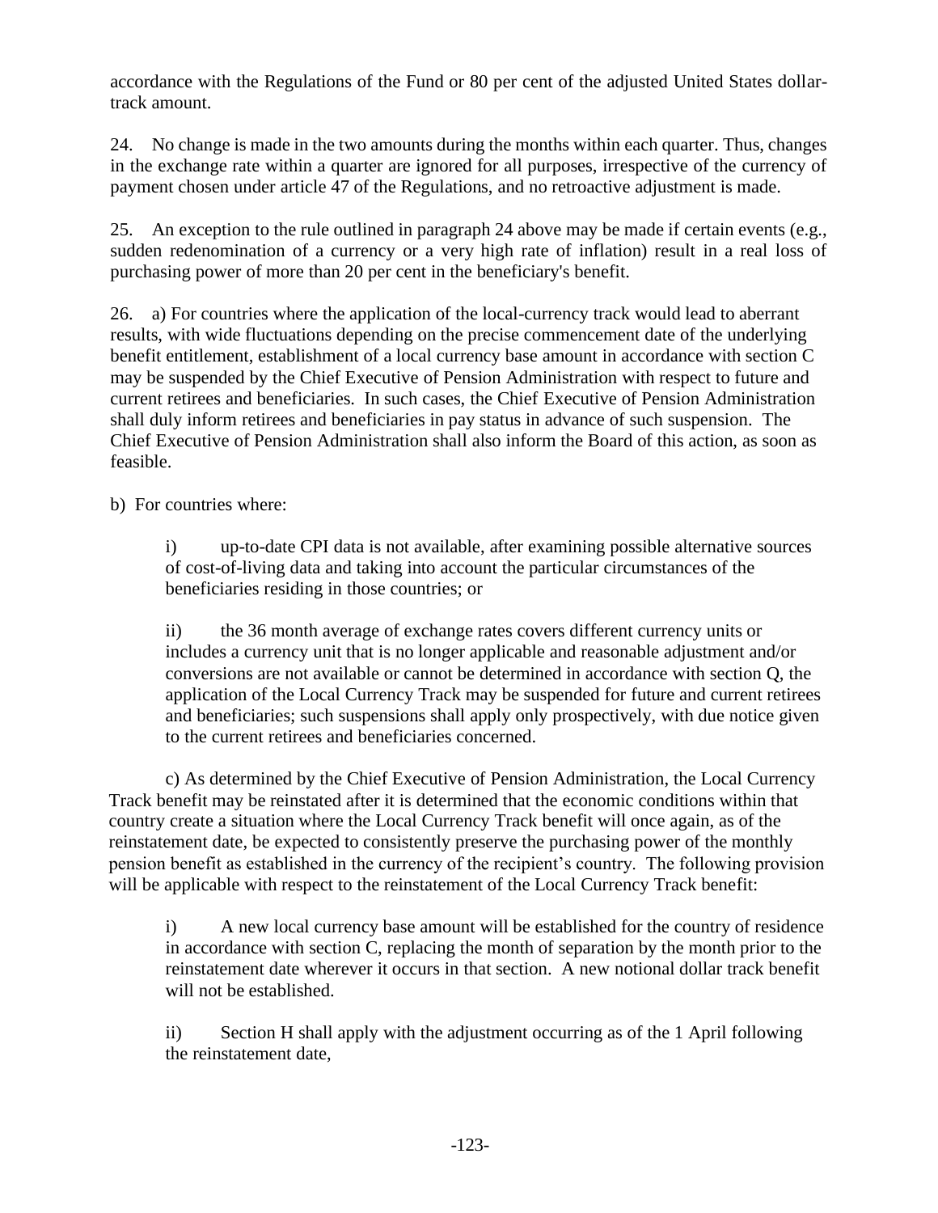accordance with the Regulations of the Fund or 80 per cent of the adjusted United States dollar-track amount.

24. No change is made in the two amounts during the months within each quarter. Thus, changes in the exchange rate within a quarter are ignored for all purposes, irrespective of the currency of payment chosen under article 47 of the Regulations, and no retroactive adjustment is made.

25. An exception to the rule outlined in paragraph 24 above may be made if certain events (e.g., sudden redenomination of a currency or a very high rate of inflation) result in a real loss of purchasing power of more than 20 per cent in the beneficiary's benefit.

26. a) For countries where the application of the local-currency track would lead to aberrant results, with wide fluctuations depending on the precise commencement date of the underlying benefit entitlement, establishment of a local currency base amount in accordance with section C may be suspended by the Chief Executive of Pension Administration with respect to future and current retirees and beneficiaries. In such cases, the Chief Executive of Pension Administration shall duly inform retirees and beneficiaries in pay status in advance of such suspension. The Chief Executive of Pension Administration shall also inform the Board of this action, as soon as feasible.

b) For countries where:

> i) up-to-date CPI data is not available, after examining possible alternative sources of cost-of-living data and taking into account the particular circumstances of the beneficiaries residing in those countries; or
>
> ii) the 36 month average of exchange rates covers different currency units or includes a currency unit that is no longer applicable and reasonable adjustment and/or conversions are not available or cannot be determined in accordance with section Q, the application of the Local Currency Track may be suspended for future and current retirees and beneficiaries; such suspensions shall apply only prospectively, with due notice given to the current retirees and beneficiaries concerned.

c) As determined by the Chief Executive of Pension Administration, the Local Currency Track benefit may be reinstated after it is determined that the economic conditions within that country create a situation where the Local Currency Track benefit will once again, as of the reinstatement date, be expected to consistently preserve the purchasing power of the monthly pension benefit as established in the currency of the recipient's country. The following provision will be applicable with respect to the reinstatement of the Local Currency Track benefit:

> i) A new local currency base amount will be established for the country of residence in accordance with section C, replacing the month of separation by the month prior to the reinstatement date wherever it occurs in that section. A new notional dollar track benefit will not be established.
>
> ii) Section H shall apply with the adjustment occurring as of the 1 April following the reinstatement date,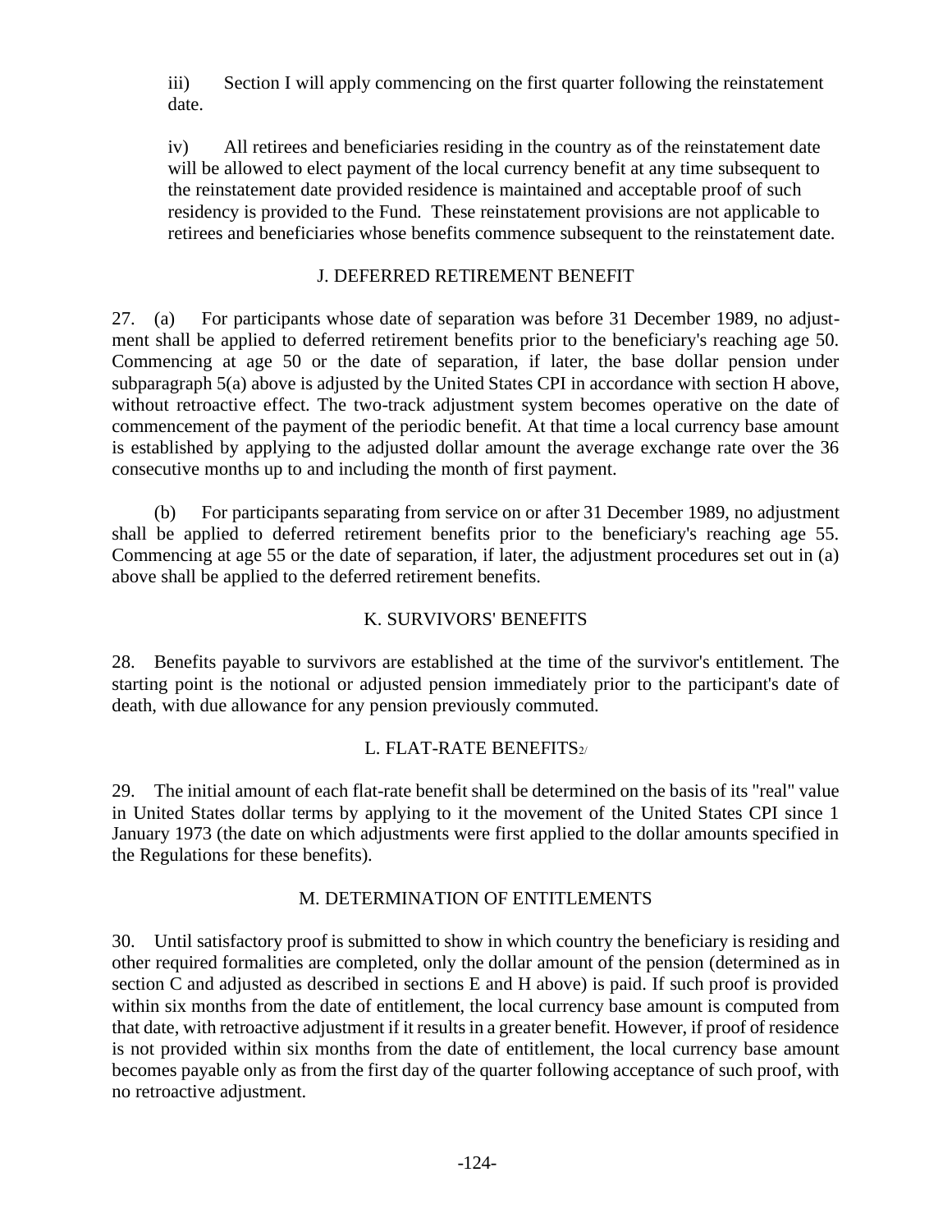iii) Section I will apply commencing on the first quarter following the reinstatement date.

iv) All retirees and beneficiaries residing in the country as of the reinstatement date will be allowed to elect payment of the local currency benefit at any time subsequent to the reinstatement date provided residence is maintained and acceptable proof of such residency is provided to the Fund. These reinstatement provisions are not applicable to retirees and beneficiaries whose benefits commence subsequent to the reinstatement date.

## J. DEFERRED RETIREMENT BENEFIT

27. (a) For participants whose date of separation was before 31 December 1989, no adjustment shall be applied to deferred retirement benefits prior to the beneficiary's reaching age 50. Commencing at age 50 or the date of separation, if later, the base dollar pension under subparagraph 5(a) above is adjusted by the United States CPI in accordance with section H above, without retroactive effect. The two-track adjustment system becomes operative on the date of commencement of the payment of the periodic benefit. At that time a local currency base amount is established by applying to the adjusted dollar amount the average exchange rate over the 36 consecutive months up to and including the month of first payment.

(b) For participants separating from service on or after 31 December 1989, no adjustment shall be applied to deferred retirement benefits prior to the beneficiary's reaching age 55. Commencing at age 55 or the date of separation, if later, the adjustment procedures set out in (a) above shall be applied to the deferred retirement benefits.

## K. SURVIVORS' BENEFITS

28. Benefits payable to survivors are established at the time of the survivor's entitlement. The starting point is the notional or adjusted pension immediately prior to the participant's date of death, with due allowance for any pension previously commuted.

## L. FLAT-RATE BENEFITS[2/]

29. The initial amount of each flat-rate benefit shall be determined on the basis of its "real" value in United States dollar terms by applying to it the movement of the United States CPI since 1 January 1973 (the date on which adjustments were first applied to the dollar amounts specified in the Regulations for these benefits).

## M. DETERMINATION OF ENTITLEMENTS

30. Until satisfactory proof is submitted to show in which country the beneficiary is residing and other required formalities are completed, only the dollar amount of the pension (determined as in section C and adjusted as described in sections E and H above) is paid. If such proof is provided within six months from the date of entitlement, the local currency base amount is computed from that date, with retroactive adjustment if it results in a greater benefit. However, if proof of residence is not provided within six months from the date of entitlement, the local currency base amount becomes payable only as from the first day of the quarter following acceptance of such proof, with no retroactive adjustment.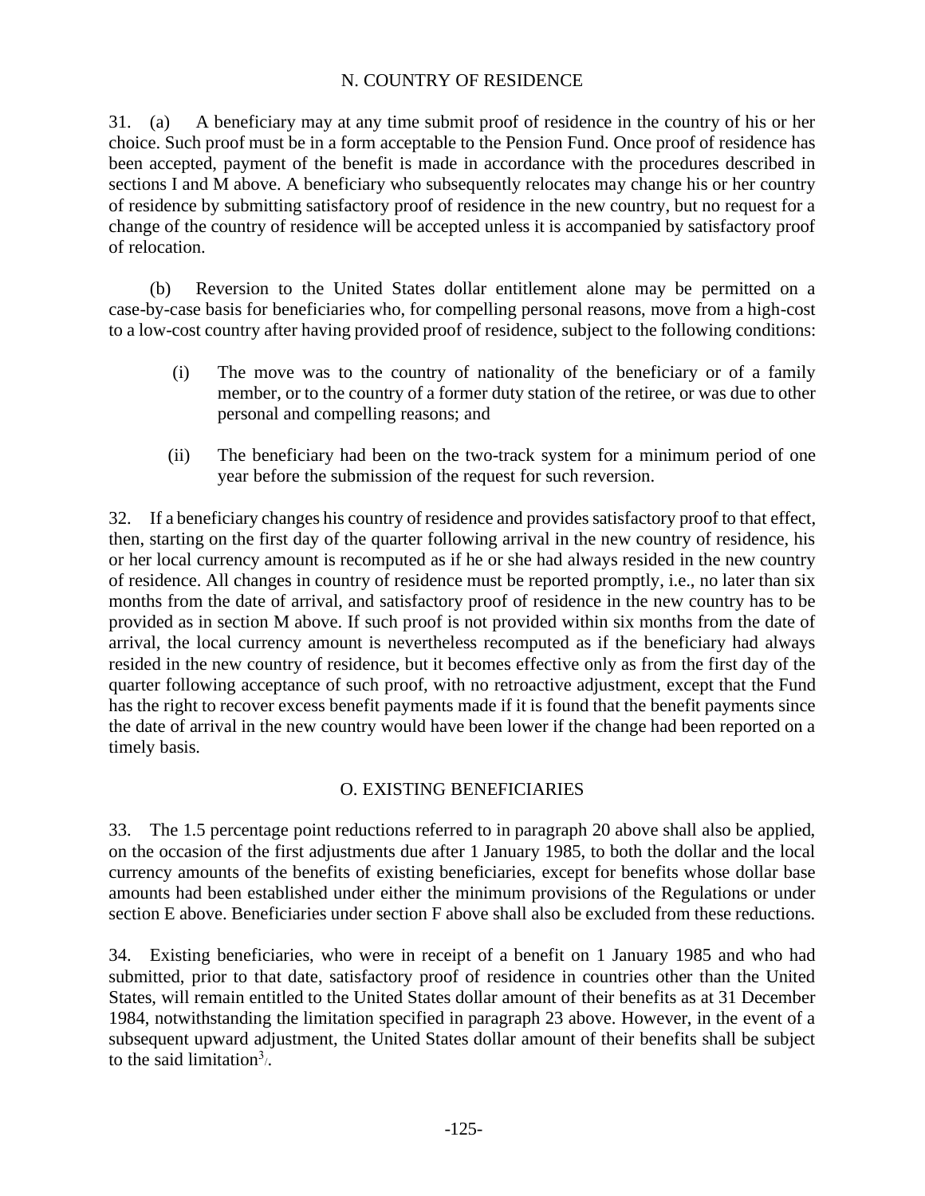## N. COUNTRY OF RESIDENCE

31. (a) A beneficiary may at any time submit proof of residence in the country of his or her choice. Such proof must be in a form acceptable to the Pension Fund. Once proof of residence has been accepted, payment of the benefit is made in accordance with the procedures described in sections I and M above. A beneficiary who subsequently relocates may change his or her country of residence by submitting satisfactory proof of residence in the new country, but no request for a change of the country of residence will be accepted unless it is accompanied by satisfactory proof of relocation.

(b) Reversion to the United States dollar entitlement alone may be permitted on a case-by-case basis for beneficiaries who, for compelling personal reasons, move from a high-cost to a low-cost country after having provided proof of residence, subject to the following conditions:

(i) The move was to the country of nationality of the beneficiary or of a family member, or to the country of a former duty station of the retiree, or was due to other personal and compelling reasons; and

(ii) The beneficiary had been on the two-track system for a minimum period of one year before the submission of the request for such reversion.

32. If a beneficiary changes his country of residence and provides satisfactory proof to that effect, then, starting on the first day of the quarter following arrival in the new country of residence, his or her local currency amount is recomputed as if he or she had always resided in the new country of residence. All changes in country of residence must be reported promptly, i.e., no later than six months from the date of arrival, and satisfactory proof of residence in the new country has to be provided as in section M above. If such proof is not provided within six months from the date of arrival, the local currency amount is nevertheless recomputed as if the beneficiary had always resided in the new country of residence, but it becomes effective only as from the first day of the quarter following acceptance of such proof, with no retroactive adjustment, except that the Fund has the right to recover excess benefit payments made if it is found that the benefit payments since the date of arrival in the new country would have been lower if the change had been reported on a timely basis.

## O. EXISTING BENEFICIARIES

33. The 1.5 percentage point reductions referred to in paragraph 20 above shall also be applied, on the occasion of the first adjustments due after 1 January 1985, to both the dollar and the local currency amounts of the benefits of existing beneficiaries, except for benefits whose dollar base amounts had been established under either the minimum provisions of the Regulations or under section E above. Beneficiaries under section F above shall also be excluded from these reductions.

34. Existing beneficiaries, who were in receipt of a benefit on 1 January 1985 and who had submitted, prior to that date, satisfactory proof of residence in countries other than the United States, will remain entitled to the United States dollar amount of their benefits as at 31 December 1984, notwithstanding the limitation specified in paragraph 23 above. However, in the event of a subsequent upward adjustment, the United States dollar amount of their benefits shall be subject to the said limitation[3].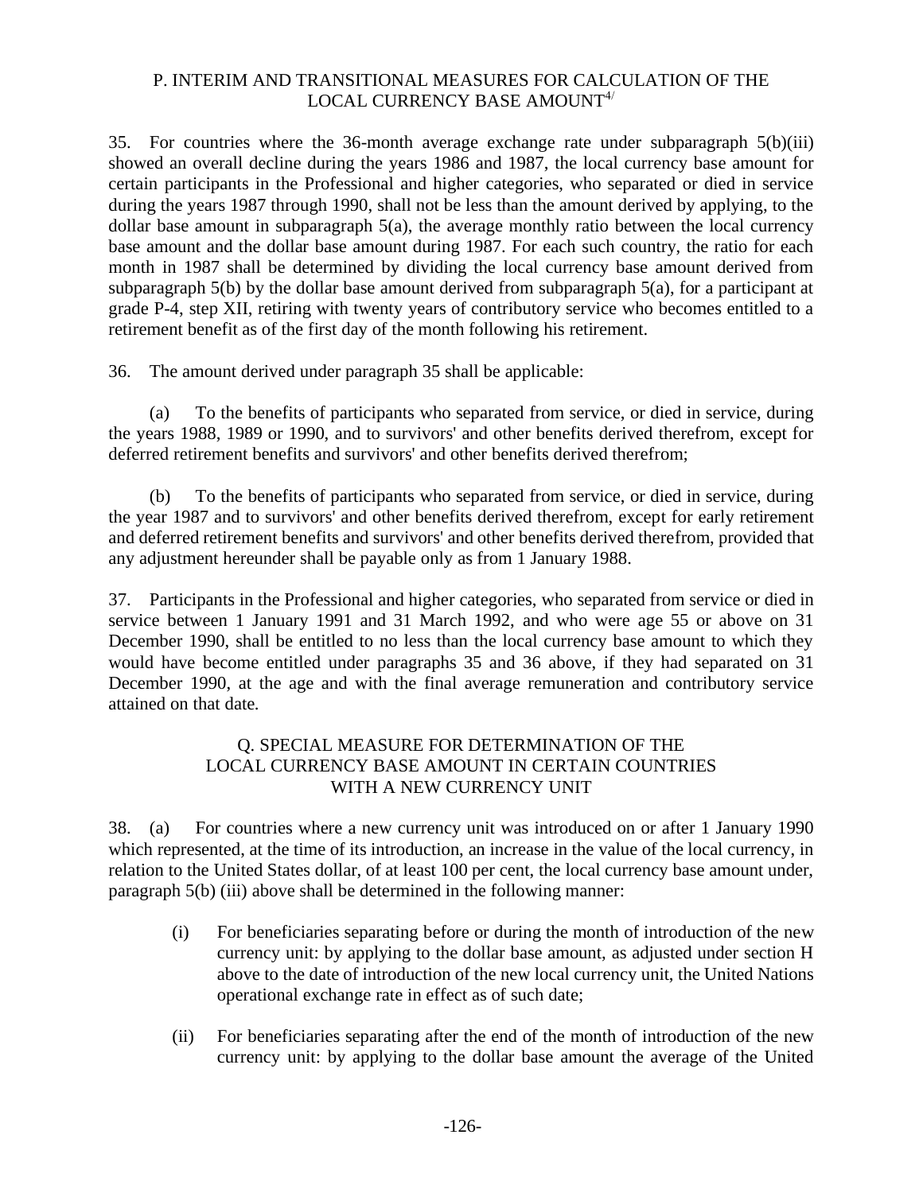## P. INTERIM AND TRANSITIONAL MEASURES FOR CALCULATION OF THE LOCAL CURRENCY BASE AMOUNT[4/]

35. For countries where the 36-month average exchange rate under subparagraph 5(b)(iii) showed an overall decline during the years 1986 and 1987, the local currency base amount for certain participants in the Professional and higher categories, who separated or died in service during the years 1987 through 1990, shall not be less than the amount derived by applying, to the dollar base amount in subparagraph 5(a), the average monthly ratio between the local currency base amount and the dollar base amount during 1987. For each such country, the ratio for each month in 1987 shall be determined by dividing the local currency base amount derived from subparagraph 5(b) by the dollar base amount derived from subparagraph 5(a), for a participant at grade P-4, step XII, retiring with twenty years of contributory service who becomes entitled to a retirement benefit as of the first day of the month following his retirement.

36. The amount derived under paragraph 35 shall be applicable:

(a) To the benefits of participants who separated from service, or died in service, during the years 1988, 1989 or 1990, and to survivors' and other benefits derived therefrom, except for deferred retirement benefits and survivors' and other benefits derived therefrom;

(b) To the benefits of participants who separated from service, or died in service, during the year 1987 and to survivors' and other benefits derived therefrom, except for early retirement and deferred retirement benefits and survivors' and other benefits derived therefrom, provided that any adjustment hereunder shall be payable only as from 1 January 1988.

37. Participants in the Professional and higher categories, who separated from service or died in service between 1 January 1991 and 31 March 1992, and who were age 55 or above on 31 December 1990, shall be entitled to no less than the local currency base amount to which they would have become entitled under paragraphs 35 and 36 above, if they had separated on 31 December 1990, at the age and with the final average remuneration and contributory service attained on that date.

## Q. SPECIAL MEASURE FOR DETERMINATION OF THE LOCAL CURRENCY BASE AMOUNT IN CERTAIN COUNTRIES WITH A NEW CURRENCY UNIT

38. (a) For countries where a new currency unit was introduced on or after 1 January 1990 which represented, at the time of its introduction, an increase in the value of the local currency, in relation to the United States dollar, of at least 100 per cent, the local currency base amount under, paragraph 5(b) (iii) above shall be determined in the following manner:

(i) For beneficiaries separating before or during the month of introduction of the new currency unit: by applying to the dollar base amount, as adjusted under section H above to the date of introduction of the new local currency unit, the United Nations operational exchange rate in effect as of such date;

(ii) For beneficiaries separating after the end of the month of introduction of the new currency unit: by applying to the dollar base amount the average of the United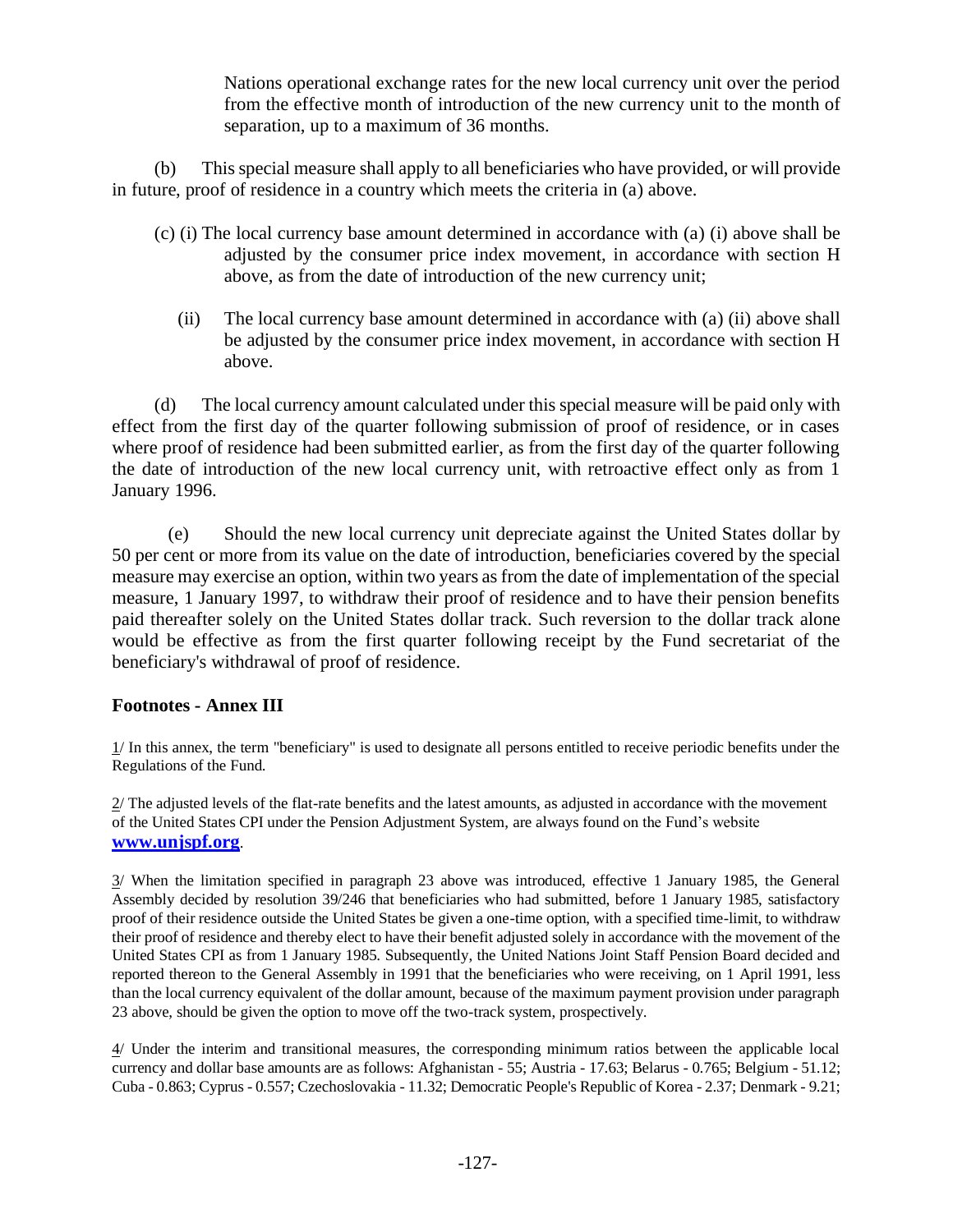Nations operational exchange rates for the new local currency unit over the period from the effective month of introduction of the new currency unit to the month of separation, up to a maximum of 36 months.

(b) This special measure shall apply to all beneficiaries who have provided, or will provide in future, proof of residence in a country which meets the criteria in (a) above.

(c) (i) The local currency base amount determined in accordance with (a) (i) above shall be adjusted by the consumer price index movement, in accordance with section H above, as from the date of introduction of the new currency unit;

(ii) The local currency base amount determined in accordance with (a) (ii) above shall be adjusted by the consumer price index movement, in accordance with section H above.

(d) The local currency amount calculated under this special measure will be paid only with effect from the first day of the quarter following submission of proof of residence, or in cases where proof of residence had been submitted earlier, as from the first day of the quarter following the date of introduction of the new local currency unit, with retroactive effect only as from 1 January 1996.

(e) Should the new local currency unit depreciate against the United States dollar by 50 per cent or more from its value on the date of introduction, beneficiaries covered by the special measure may exercise an option, within two years as from the date of implementation of the special measure, 1 January 1997, to withdraw their proof of residence and to have their pension benefits paid thereafter solely on the United States dollar track. Such reversion to the dollar track alone would be effective as from the first quarter following receipt by the Fund secretariat of the beneficiary's withdrawal of proof of residence.

### Footnotes - Annex III

1/ In this annex, the term "beneficiary" is used to designate all persons entitled to receive periodic benefits under the Regulations of the Fund.

2/ The adjusted levels of the flat-rate benefits and the latest amounts, as adjusted in accordance with the movement of the United States CPI under the Pension Adjustment System, are always found on the Fund's website **www.unjspf.org**.

3/ When the limitation specified in paragraph 23 above was introduced, effective 1 January 1985, the General Assembly decided by resolution 39/246 that beneficiaries who had submitted, before 1 January 1985, satisfactory proof of their residence outside the United States be given a one-time option, with a specified time-limit, to withdraw their proof of residence and thereby elect to have their benefit adjusted solely in accordance with the movement of the United States CPI as from 1 January 1985. Subsequently, the United Nations Joint Staff Pension Board decided and reported thereon to the General Assembly in 1991 that the beneficiaries who were receiving, on 1 April 1991, less than the local currency equivalent of the dollar amount, because of the maximum payment provision under paragraph 23 above, should be given the option to move off the two-track system, prospectively.

4/ Under the interim and transitional measures, the corresponding minimum ratios between the applicable local currency and dollar base amounts are as follows: Afghanistan - 55; Austria - 17.63; Belarus - 0.765; Belgium - 51.12; Cuba - 0.863; Cyprus - 0.557; Czechoslovakia - 11.32; Democratic People's Republic of Korea - 2.37; Denmark - 9.21;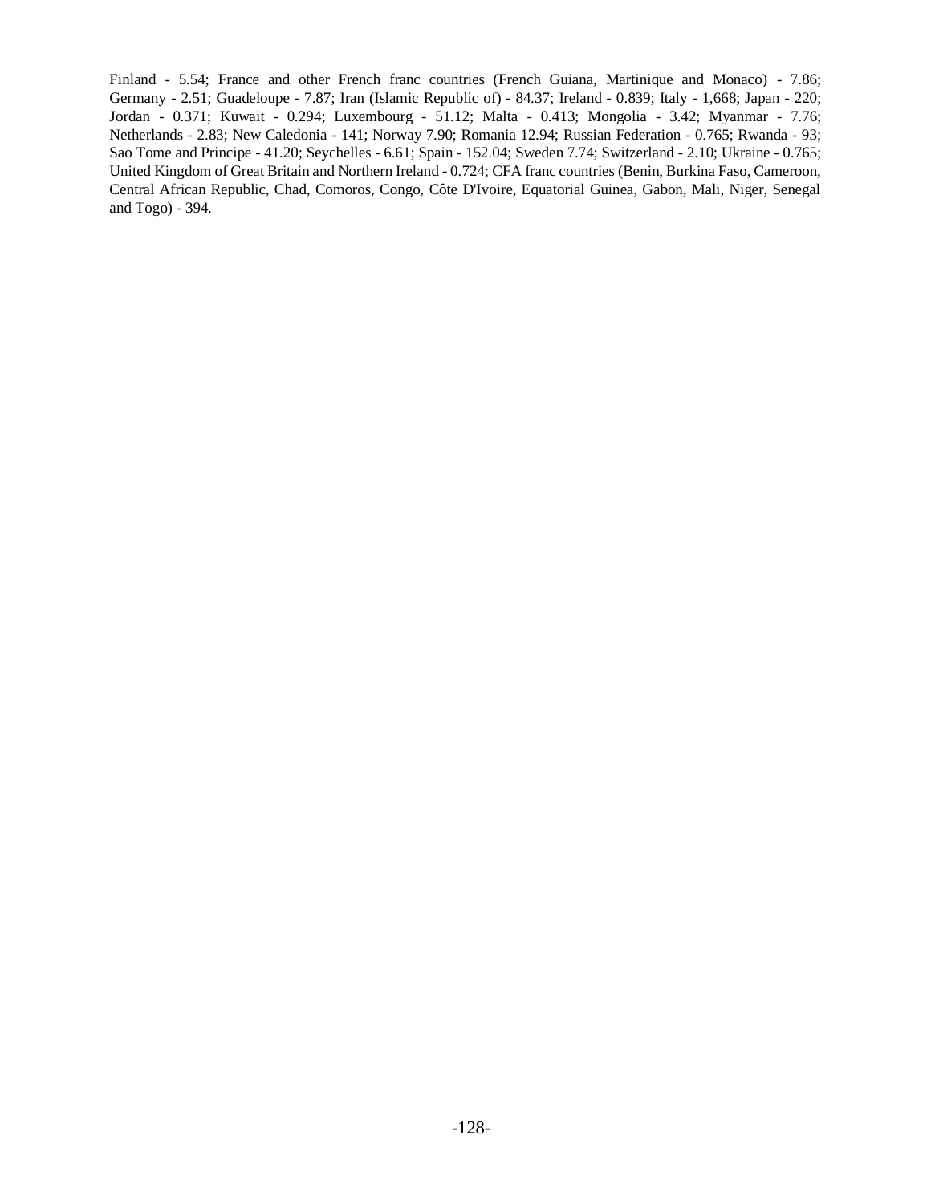Finland - 5.54; France and other French franc countries (French Guiana, Martinique and Monaco) - 7.86; Germany - 2.51; Guadeloupe - 7.87; Iran (Islamic Republic of) - 84.37; Ireland - 0.839; Italy - 1,668; Japan - 220; Jordan - 0.371; Kuwait - 0.294; Luxembourg - 51.12; Malta - 0.413; Mongolia - 3.42; Myanmar - 7.76; Netherlands - 2.83; New Caledonia - 141; Norway 7.90; Romania 12.94; Russian Federation - 0.765; Rwanda - 93; Sao Tome and Principe - 41.20; Seychelles - 6.61; Spain - 152.04; Sweden 7.74; Switzerland - 2.10; Ukraine - 0.765; United Kingdom of Great Britain and Northern Ireland - 0.724; CFA franc countries (Benin, Burkina Faso, Cameroon, Central African Republic, Chad, Comoros, Congo, Côte D'Ivoire, Equatorial Guinea, Gabon, Mali, Niger, Senegal and Togo) - 394.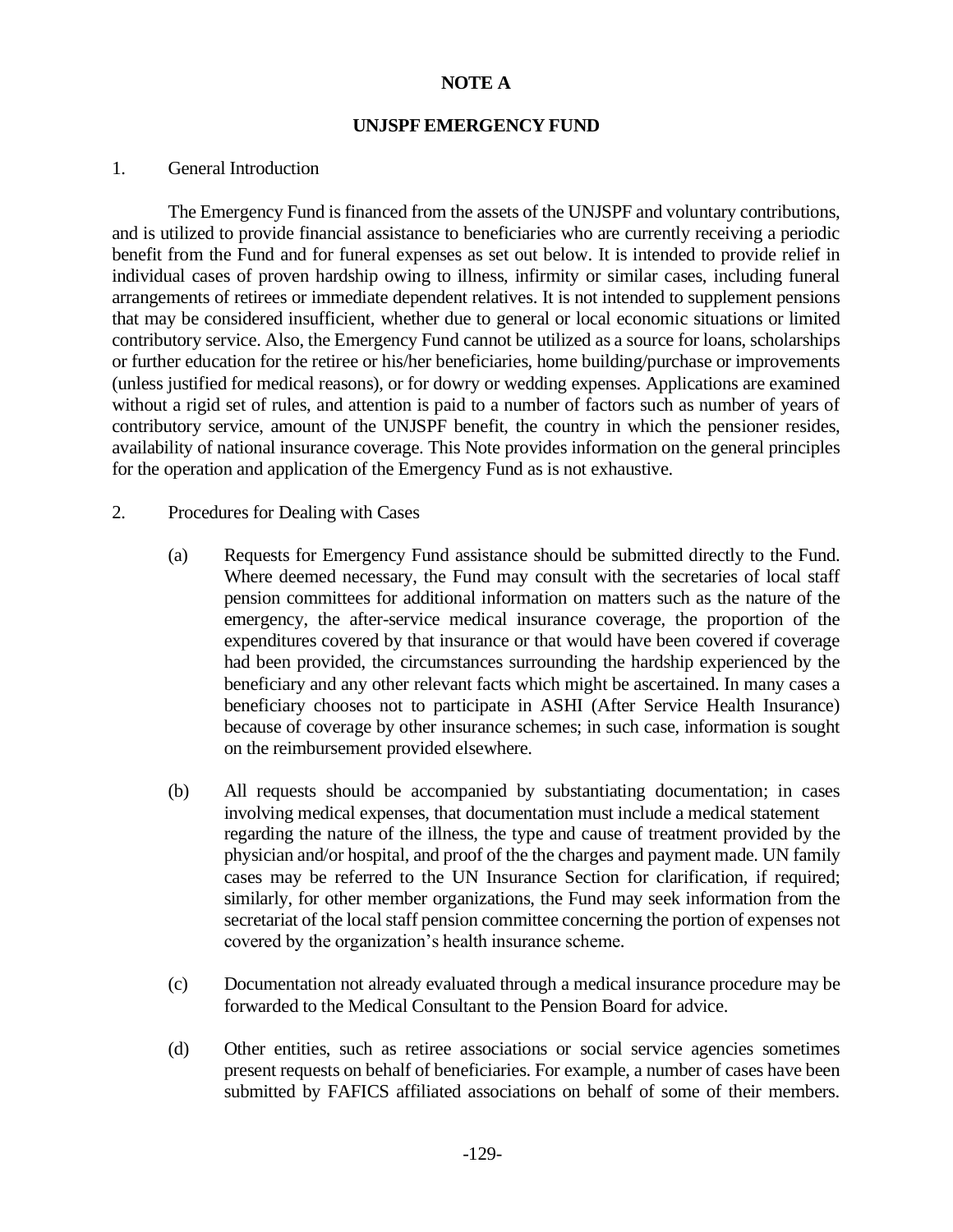**NOTE A**

**UNJSPF EMERGENCY FUND**

1. General Introduction

The Emergency Fund is financed from the assets of the UNJSPF and voluntary contributions, and is utilized to provide financial assistance to beneficiaries who are currently receiving a periodic benefit from the Fund and for funeral expenses as set out below. It is intended to provide relief in individual cases of proven hardship owing to illness, infirmity or similar cases, including funeral arrangements of retirees or immediate dependent relatives. It is not intended to supplement pensions that may be considered insufficient, whether due to general or local economic situations or limited contributory service. Also, the Emergency Fund cannot be utilized as a source for loans, scholarships or further education for the retiree or his/her beneficiaries, home building/purchase or improvements (unless justified for medical reasons), or for dowry or wedding expenses. Applications are examined without a rigid set of rules, and attention is paid to a number of factors such as number of years of contributory service, amount of the UNJSPF benefit, the country in which the pensioner resides, availability of national insurance coverage. This Note provides information on the general principles for the operation and application of the Emergency Fund as is not exhaustive.

2. Procedures for Dealing with Cases

(a) Requests for Emergency Fund assistance should be submitted directly to the Fund. Where deemed necessary, the Fund may consult with the secretaries of local staff pension committees for additional information on matters such as the nature of the emergency, the after-service medical insurance coverage, the proportion of the expenditures covered by that insurance or that would have been covered if coverage had been provided, the circumstances surrounding the hardship experienced by the beneficiary and any other relevant facts which might be ascertained. In many cases a beneficiary chooses not to participate in ASHI (After Service Health Insurance) because of coverage by other insurance schemes; in such case, information is sought on the reimbursement provided elsewhere.

(b) All requests should be accompanied by substantiating documentation; in cases involving medical expenses, that documentation must include a medical statement regarding the nature of the illness, the type and cause of treatment provided by the physician and/or hospital, and proof of the the charges and payment made. UN family cases may be referred to the UN Insurance Section for clarification, if required; similarly, for other member organizations, the Fund may seek information from the secretariat of the local staff pension committee concerning the portion of expenses not covered by the organization's health insurance scheme.

(c) Documentation not already evaluated through a medical insurance procedure may be forwarded to the Medical Consultant to the Pension Board for advice.

(d) Other entities, such as retiree associations or social service agencies sometimes present requests on behalf of beneficiaries. For example, a number of cases have been submitted by FAFICS affiliated associations on behalf of some of their members.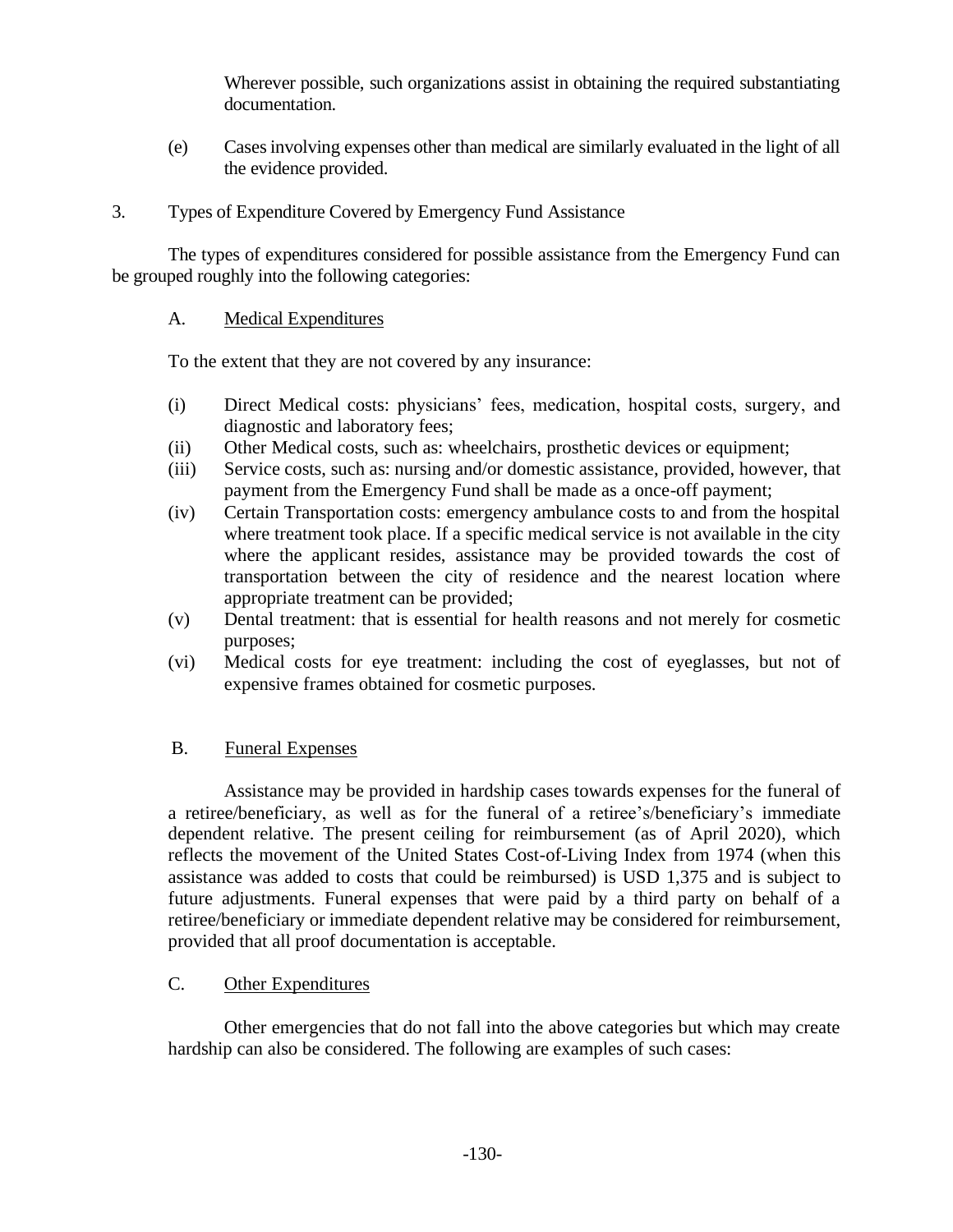Wherever possible, such organizations assist in obtaining the required substantiating documentation.

(e) Cases involving expenses other than medical are similarly evaluated in the light of all the evidence provided.

3. Types of Expenditure Covered by Emergency Fund Assistance

The types of expenditures considered for possible assistance from the Emergency Fund can be grouped roughly into the following categories:

A. <u>Medical Expenditures</u>

To the extent that they are not covered by any insurance:

(i) Direct Medical costs: physicians' fees, medication, hospital costs, surgery, and diagnostic and laboratory fees;
(ii) Other Medical costs, such as: wheelchairs, prosthetic devices or equipment;
(iii) Service costs, such as: nursing and/or domestic assistance, provided, however, that payment from the Emergency Fund shall be made as a once-off payment;
(iv) Certain Transportation costs: emergency ambulance costs to and from the hospital where treatment took place. If a specific medical service is not available in the city where the applicant resides, assistance may be provided towards the cost of transportation between the city of residence and the nearest location where appropriate treatment can be provided;
(v) Dental treatment: that is essential for health reasons and not merely for cosmetic purposes;
(vi) Medical costs for eye treatment: including the cost of eyeglasses, but not of expensive frames obtained for cosmetic purposes.

B. <u>Funeral Expenses</u>

Assistance may be provided in hardship cases towards expenses for the funeral of a retiree/beneficiary, as well as for the funeral of a retiree's/beneficiary's immediate dependent relative. The present ceiling for reimbursement (as of April 2020), which reflects the movement of the United States Cost-of-Living Index from 1974 (when this assistance was added to costs that could be reimbursed) is USD 1,375 and is subject to future adjustments. Funeral expenses that were paid by a third party on behalf of a retiree/beneficiary or immediate dependent relative may be considered for reimbursement, provided that all proof documentation is acceptable.

C. <u>Other Expenditures</u>

Other emergencies that do not fall into the above categories but which may create hardship can also be considered. The following are examples of such cases: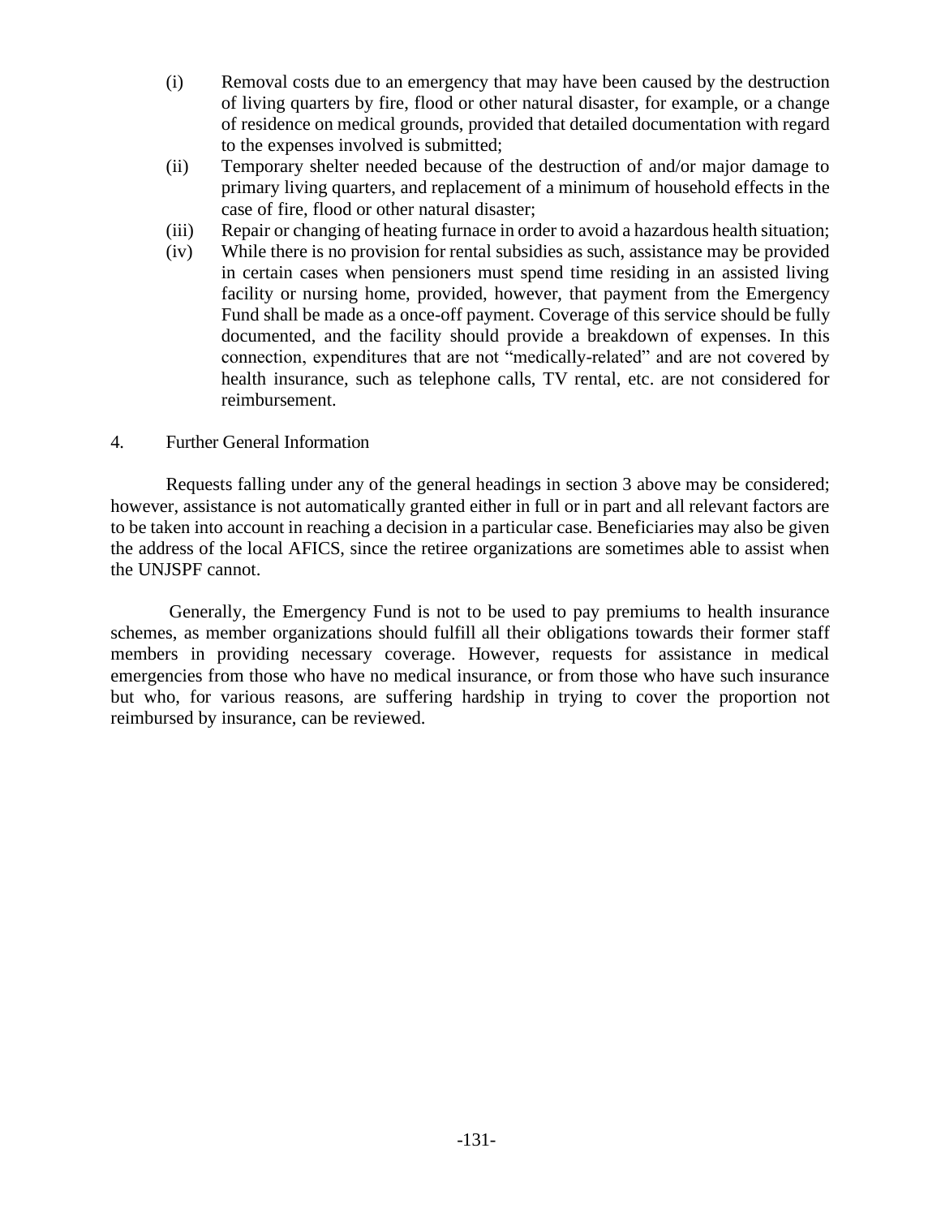(i) Removal costs due to an emergency that may have been caused by the destruction of living quarters by fire, flood or other natural disaster, for example, or a change of residence on medical grounds, provided that detailed documentation with regard to the expenses involved is submitted;

(ii) Temporary shelter needed because of the destruction of and/or major damage to primary living quarters, and replacement of a minimum of household effects in the case of fire, flood or other natural disaster;

(iii) Repair or changing of heating furnace in order to avoid a hazardous health situation;

(iv) While there is no provision for rental subsidies as such, assistance may be provided in certain cases when pensioners must spend time residing in an assisted living facility or nursing home, provided, however, that payment from the Emergency Fund shall be made as a once-off payment. Coverage of this service should be fully documented, and the facility should provide a breakdown of expenses. In this connection, expenditures that are not "medically-related" and are not covered by health insurance, such as telephone calls, TV rental, etc. are not considered for reimbursement.

## 4. Further General Information

Requests falling under any of the general headings in section 3 above may be considered; however, assistance is not automatically granted either in full or in part and all relevant factors are to be taken into account in reaching a decision in a particular case. Beneficiaries may also be given the address of the local AFICS, since the retiree organizations are sometimes able to assist when the UNJSPF cannot.

Generally, the Emergency Fund is not to be used to pay premiums to health insurance schemes, as member organizations should fulfill all their obligations towards their former staff members in providing necessary coverage. However, requests for assistance in medical emergencies from those who have no medical insurance, or from those who have such insurance but who, for various reasons, are suffering hardship in trying to cover the proportion not reimbursed by insurance, can be reviewed.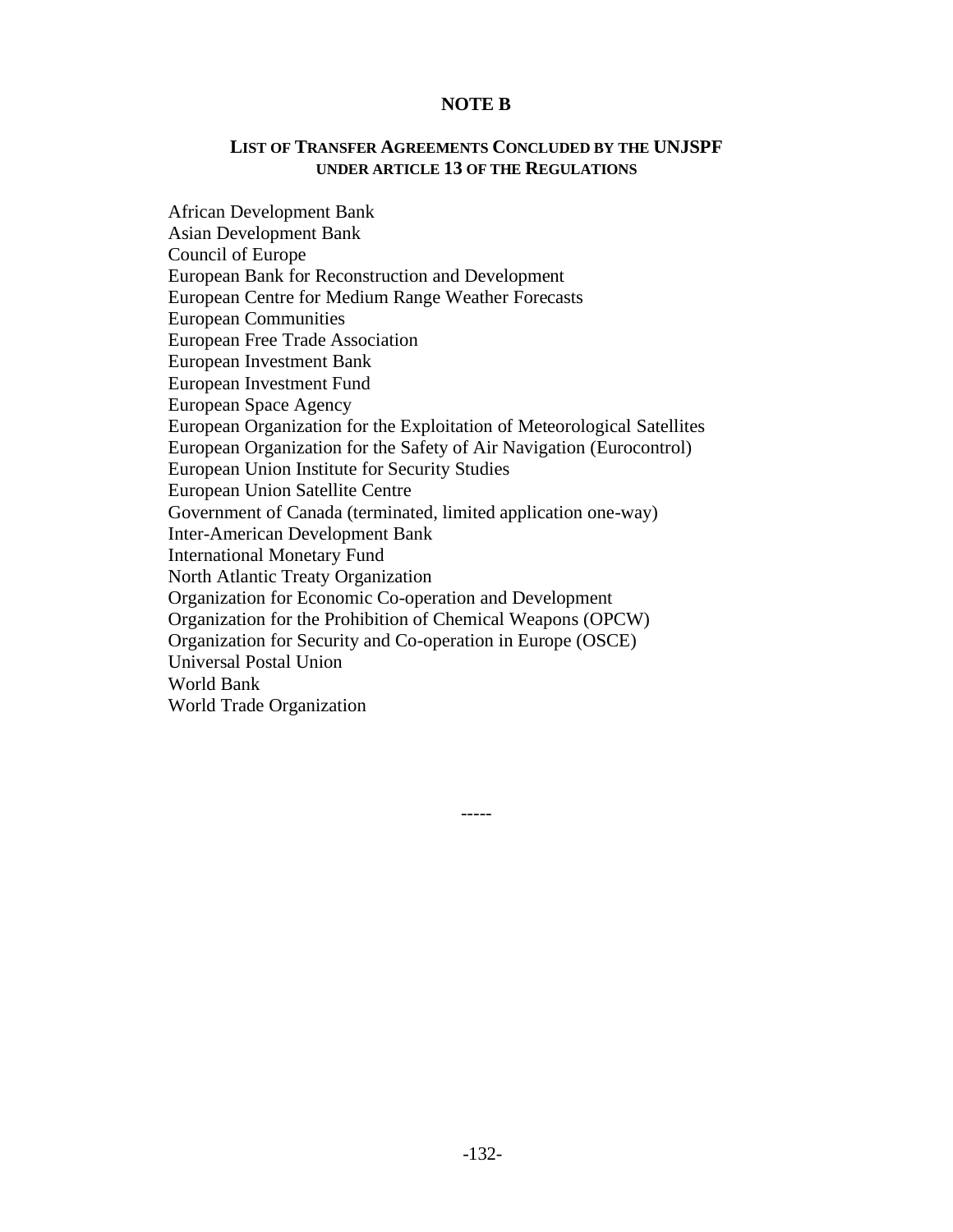## NOTE B

### LIST OF TRANSFER AGREEMENTS CONCLUDED BY THE UNJSPF UNDER ARTICLE 13 OF THE REGULATIONS

African Development Bank
Asian Development Bank
Council of Europe
European Bank for Reconstruction and Development
European Centre for Medium Range Weather Forecasts
European Communities
European Free Trade Association
European Investment Bank
European Investment Fund
European Space Agency
European Organization for the Exploitation of Meteorological Satellites
European Organization for the Safety of Air Navigation (Eurocontrol)
European Union Institute for Security Studies
European Union Satellite Centre
Government of Canada (terminated, limited application one-way)
Inter-American Development Bank
International Monetary Fund
North Atlantic Treaty Organization
Organization for Economic Co-operation and Development
Organization for the Prohibition of Chemical Weapons (OPCW)
Organization for Security and Co-operation in Europe (OSCE)
Universal Postal Union
World Bank
World Trade Organization

-----